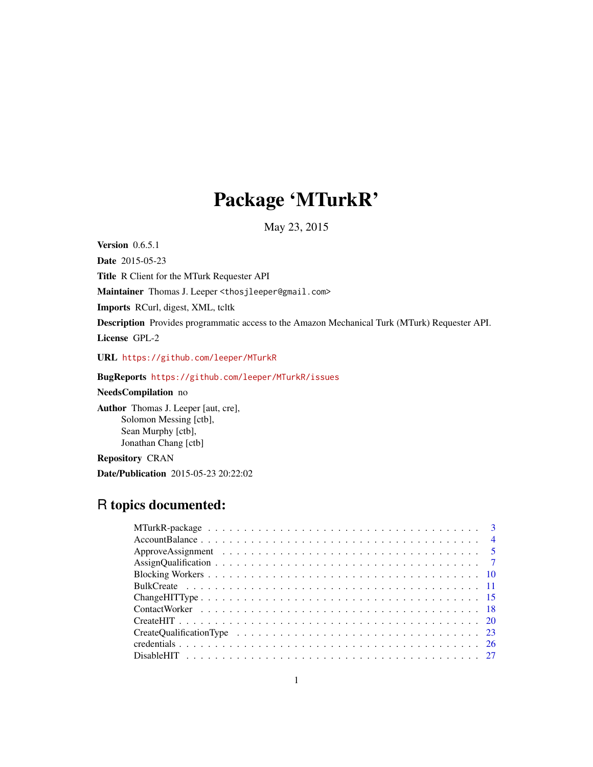# Package 'MTurkR'

May 23, 2015

**Version** 0.6.5.1

**Date** 2015-05-23

**Title** R Client for the MTurk Requester API

**Maintainer** Thomas J. Leeper <thosjleeper@gmail.com>

**Imports** RCurl, digest, XML, tcltk

**Description** Provides programmatic access to the Amazon Mechanical Turk (MTurk) Requester API.

**License** GPL-2

**URL** https://github.com/leeper/MTurkR

**BugReports** https://github.com/leeper/MTurkR/issues

**NeedsCompilation** no

**Author** Thomas J. Leeper [aut, cre],
Solomon Messing [ctb],
Sean Murphy [ctb],
Jonathan Chang [ctb]

**Repository** CRAN

**Date/Publication** 2015-05-23 20:22:02

## R topics documented:

| | |
|---|---|
| MTurkR-package | 3 |
| AccountBalance | 4 |
| ApproveAssignment | 5 |
| AssignQualification | 7 |
| Blocking Workers | 10 |
| BulkCreate | 11 |
| ChangeHITType | 15 |
| ContactWorker | 18 |
| CreateHIT | 20 |
| CreateQualificationType | 23 |
| credentials | 26 |
| DisableHIT | 27 |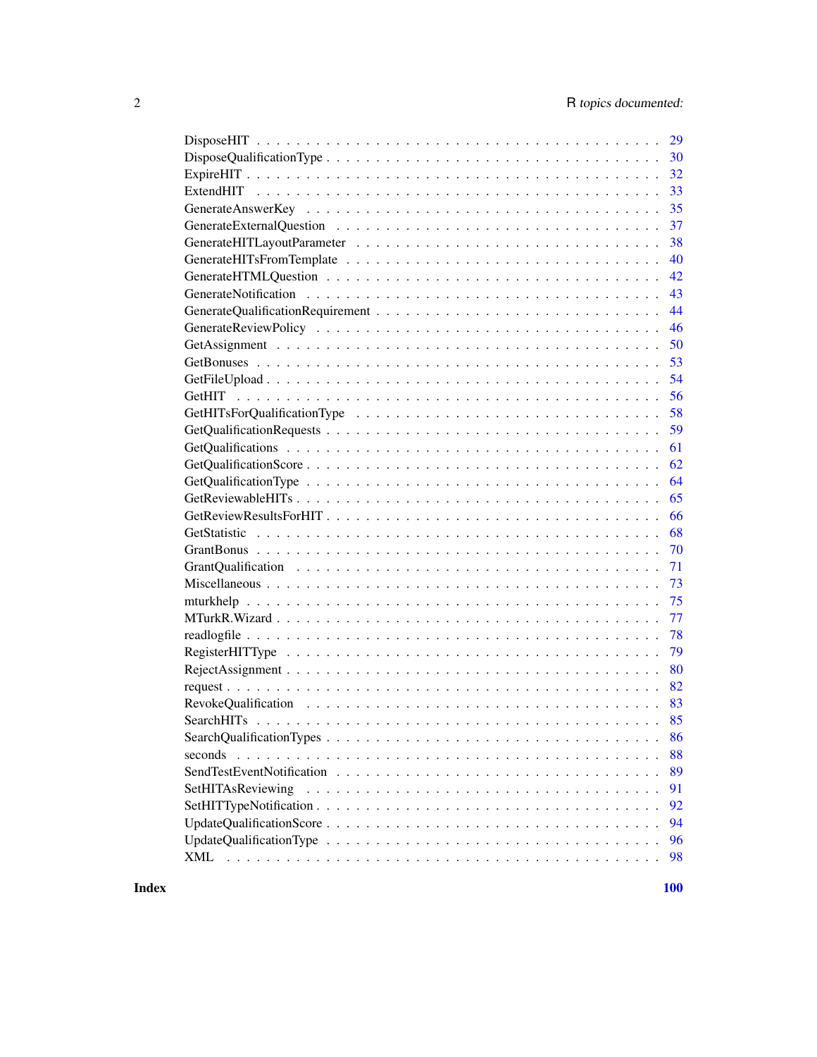| | |
|---|---|
| DisposeHIT | 29 |
| DisposeQualificationType | 30 |
| ExpireHIT | 32 |
| ExtendHIT | 33 |
| GenerateAnswerKey | 35 |
| GenerateExternalQuestion | 37 |
| GenerateHITLayoutParameter | 38 |
| GenerateHITsFromTemplate | 40 |
| GenerateHTMLQuestion | 42 |
| GenerateNotification | 43 |
| GenerateQualificationRequirement | 44 |
| GenerateReviewPolicy | 46 |
| GetAssignment | 50 |
| GetBonuses | 53 |
| GetFileUpload | 54 |
| GetHIT | 56 |
| GetHITsForQualificationType | 58 |
| GetQualificationRequests | 59 |
| GetQualifications | 61 |
| GetQualificationScore | 62 |
| GetQualificationType | 64 |
| GetReviewableHITs | 65 |
| GetReviewResultsForHIT | 66 |
| GetStatistic | 68 |
| GrantBonus | 70 |
| GrantQualification | 71 |
| Miscellaneous | 73 |
| mturkhelp | 75 |
| MTurkR.Wizard | 77 |
| readlogfile | 78 |
| RegisterHITType | 79 |
| RejectAssignment | 80 |
| request | 82 |
| RevokeQualification | 83 |
| SearchHITs | 85 |
| SearchQualificationTypes | 86 |
| seconds | 88 |
| SendTestEventNotification | 89 |
| SetHITAsReviewing | 91 |
| SetHITTypeNotification | 92 |
| UpdateQualificationScore | 94 |
| UpdateQualificationType | 96 |
| XML | 98 |

**Index** **100**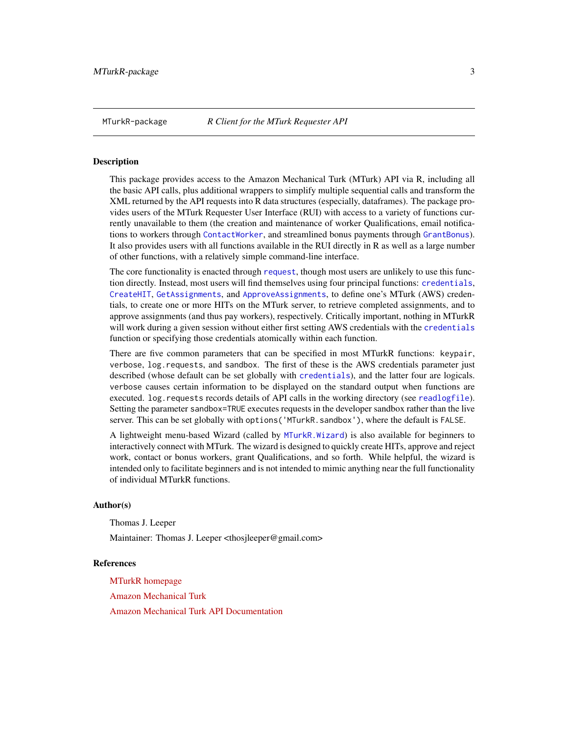MTurkR-package *R Client for the MTurk Requester API*

## Description

This package provides access to the Amazon Mechanical Turk (MTurk) API via R, including all the basic API calls, plus additional wrappers to simplify multiple sequential calls and transform the XML returned by the API requests into R data structures (especially, dataframes). The package provides users of the MTurk Requester User Interface (RUI) with access to a variety of functions currently unavailable to them (the creation and maintenance of worker Qualifications, email notifications to workers through `ContactWorker`, and streamlined bonus payments through `GrantBonus`). It also provides users with all functions available in the RUI directly in R as well as a large number of other functions, with a relatively simple command-line interface.

The core functionality is enacted through `request`, though most users are unlikely to use this function directly. Instead, most users will find themselves using four principal functions: `credentials`, `CreateHIT`, `GetAssignments`, and `ApproveAssignments`, to define one's MTurk (AWS) credentials, to create one or more HITs on the MTurk server, to retrieve completed assignments, and to approve assignments (and thus pay workers), respectively. Critically important, nothing in MTurkR will work during a given session without either first setting AWS credentials with the `credentials` function or specifying those credentials atomically within each function.

There are five common parameters that can be specified in most MTurkR functions: `keypair`, `verbose`, `log.requests`, and `sandbox`. The first of these is the AWS credentials parameter just described (whose default can be set globally with `credentials`), and the latter four are logicals. `verbose` causes certain information to be displayed on the standard output when functions are executed. `log.requests` records details of API calls in the working directory (see `readlogfile`). Setting the parameter `sandbox=TRUE` executes requests in the developer sandbox rather than the live server. This can be set globally with `options('MTurkR.sandbox')`, where the default is `FALSE`.

A lightweight menu-based Wizard (called by `MTurkR.Wizard`) is also available for beginners to interactively connect with MTurk. The wizard is designed to quickly create HITs, approve and reject work, contact or bonus workers, grant Qualifications, and so forth. While helpful, the wizard is intended only to facilitate beginners and is not intended to mimic anything near the full functionality of individual MTurkR functions.

## Author(s)

Thomas J. Leeper

Maintainer: Thomas J. Leeper <thosjleeper@gmail.com>

## References

MTurkR homepage

Amazon Mechanical Turk

Amazon Mechanical Turk API Documentation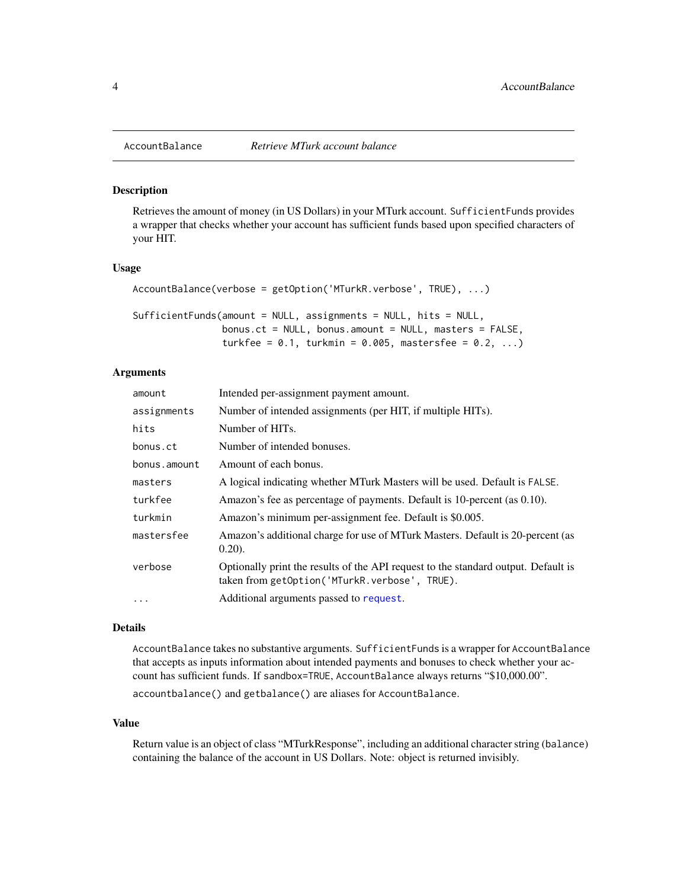# AccountBalance — *Retrieve MTurk account balance*

## Description

Retrieves the amount of money (in US Dollars) in your MTurk account. `SufficientFunds` provides a wrapper that checks whether your account has sufficient funds based upon specified characters of your HIT.

## Usage

```
AccountBalance(verbose = getOption('MTurkR.verbose', TRUE), ...)

SufficientFunds(amount = NULL, assignments = NULL, hits = NULL,
                bonus.ct = NULL, bonus.amount = NULL, masters = FALSE,
                turkfee = 0.1, turkmin = 0.005, mastersfee = 0.2, ...)
```

## Arguments

| Argument | Description |
|---|---|
| `amount` | Intended per-assignment payment amount. |
| `assignments` | Number of intended assignments (per HIT, if multiple HITs). |
| `hits` | Number of HITs. |
| `bonus.ct` | Number of intended bonuses. |
| `bonus.amount` | Amount of each bonus. |
| `masters` | A logical indicating whether MTurk Masters will be used. Default is `FALSE`. |
| `turkfee` | Amazon's fee as percentage of payments. Default is 10-percent (as 0.10). |
| `turkmin` | Amazon's minimum per-assignment fee. Default is $0.005. |
| `mastersfee` | Amazon's additional charge for use of MTurk Masters. Default is 20-percent (as 0.20). |
| `verbose` | Optionally print the results of the API request to the standard output. Default is taken from `getOption('MTurkR.verbose', TRUE)`. |
| `...` | Additional arguments passed to `request`. |

## Details

`AccountBalance` takes no substantive arguments. `SufficientFunds` is a wrapper for `AccountBalance` that accepts as inputs information about intended payments and bonuses to check whether your account has sufficient funds. If `sandbox=TRUE`, `AccountBalance` always returns "$10,000.00".

`accountbalance()` and `getbalance()` are aliases for `AccountBalance`.

## Value

Return value is an object of class "MTurkResponse", including an additional character string (`balance`) containing the balance of the account in US Dollars. Note: object is returned invisibly.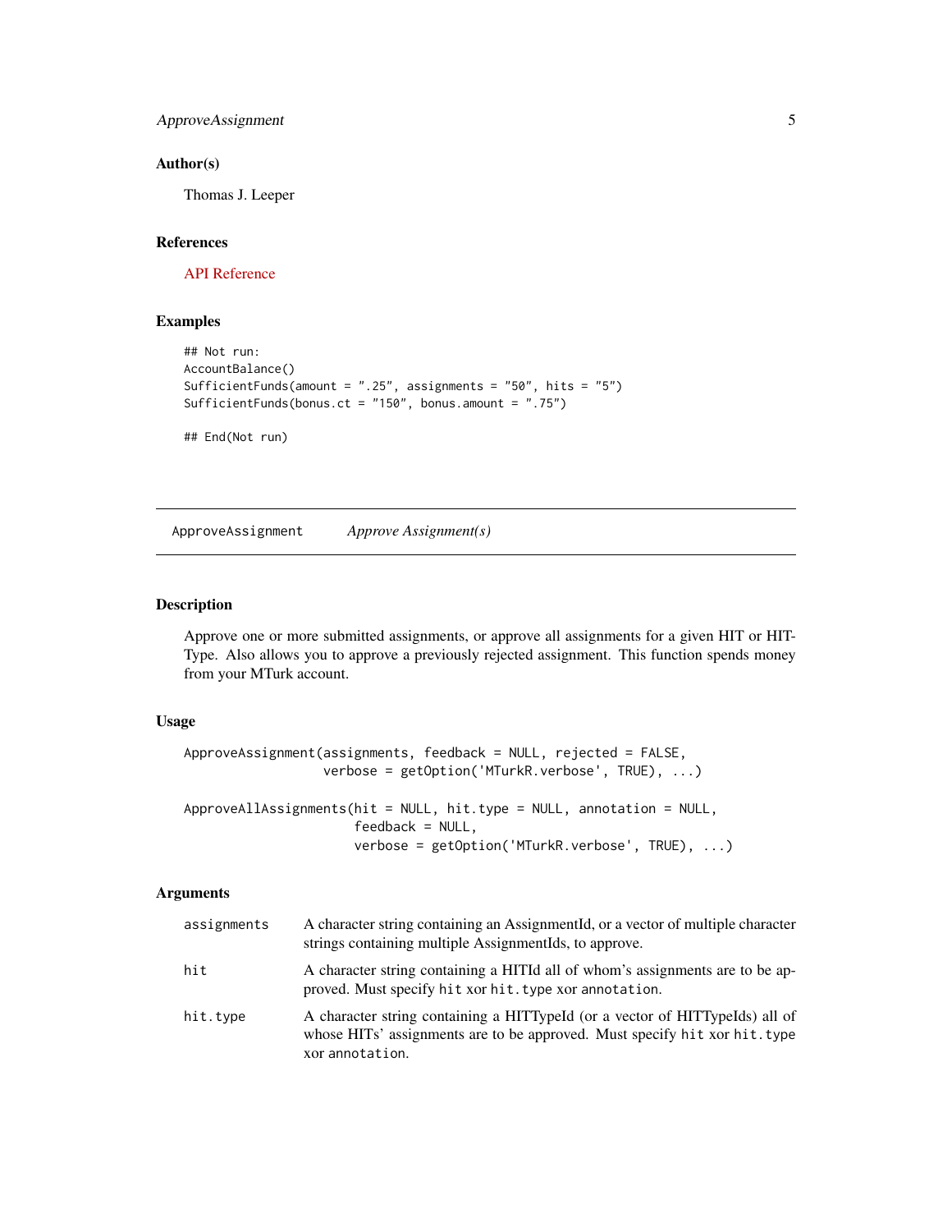### Author(s)

Thomas J. Leeper

### References

API Reference

### Examples

```
## Not run:
AccountBalance()
SufficientFunds(amount = ".25", assignments = "50", hits = "5")
SufficientFunds(bonus.ct = "150", bonus.amount = ".75")

## End(Not run)
```

---

## ApproveAssignment *Approve Assignment(s)*

---

### Description

Approve one or more submitted assignments, or approve all assignments for a given HIT or HIT-Type. Also allows you to approve a previously rejected assignment. This function spends money from your MTurk account.

### Usage

```
ApproveAssignment(assignments, feedback = NULL, rejected = FALSE,
                  verbose = getOption('MTurkR.verbose', TRUE), ...)

ApproveAllAssignments(hit = NULL, hit.type = NULL, annotation = NULL,
                      feedback = NULL,
                      verbose = getOption('MTurkR.verbose', TRUE), ...)
```

### Arguments

| | |
|---|---|
| `assignments` | A character string containing an AssignmentId, or a vector of multiple character strings containing multiple AssignmentIds, to approve. |
| `hit` | A character string containing a HITId all of whom's assignments are to be approved. Must specify `hit` xor `hit.type` xor `annotation`. |
| `hit.type` | A character string containing a HITTypeId (or a vector of HITTypeIds) all of whose HITs' assignments are to be approved. Must specify `hit` xor `hit.type` xor `annotation`. |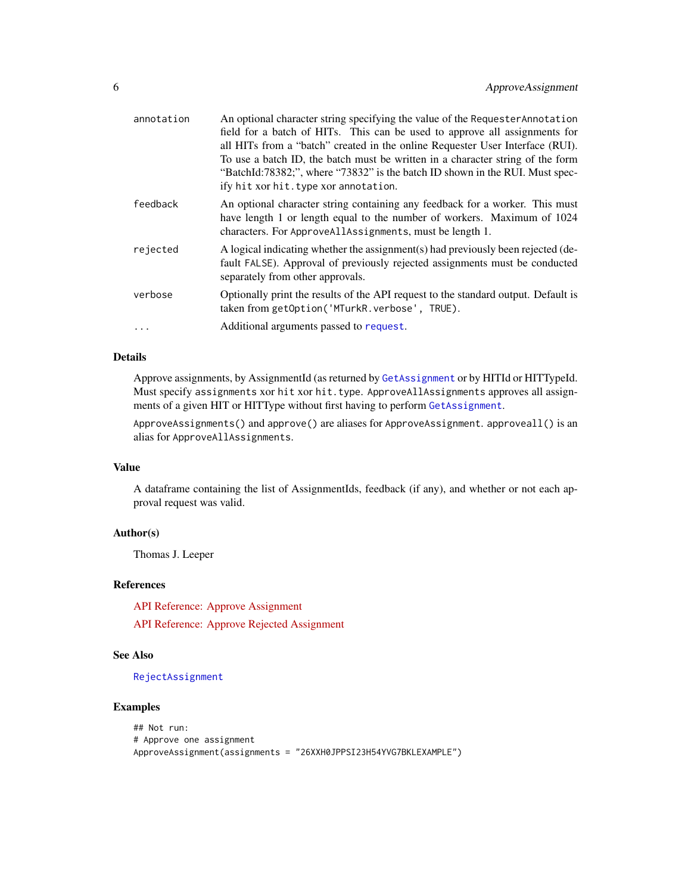| | |
|---|---|
| annotation | An optional character string specifying the value of the `RequesterAnnotation` field for a batch of HITs. This can be used to approve all assignments for all HITs from a "batch" created in the online Requester User Interface (RUI). To use a batch ID, the batch must be written in a character string of the form "BatchId:78382;", where "73832" is the batch ID shown in the RUI. Must specify `hit` xor `hit.type` xor `annotation`. |
| feedback | An optional character string containing any feedback for a worker. This must have length 1 or length equal to the number of workers. Maximum of 1024 characters. For `ApproveAllAssignments`, must be length 1. |
| rejected | A logical indicating whether the assignment(s) had previously been rejected (default `FALSE`). Approval of previously rejected assignments must be conducted separately from other approvals. |
| verbose | Optionally print the results of the API request to the standard output. Default is taken from `getOption('MTurkR.verbose', TRUE)`. |
| ... | Additional arguments passed to `request`. |

## Details

Approve assignments, by AssignmentId (as returned by `GetAssignment` or by HITId or HITTypeId. Must specify `assignments` xor `hit` xor `hit.type`. `ApproveAllAssignments` approves all assignments of a given HIT or HITType without first having to perform `GetAssignment`.

`ApproveAssignments()` and `approve()` are aliases for `ApproveAssignment`. `approveall()` is an alias for `ApproveAllAssignments`.

## Value

A dataframe containing the list of AssignmentIds, feedback (if any), and whether or not each approval request was valid.

## Author(s)

Thomas J. Leeper

## References

API Reference: Approve Assignment

API Reference: Approve Rejected Assignment

## See Also

`RejectAssignment`

## Examples

```
## Not run:
# Approve one assignment
ApproveAssignment(assignments = "26XXH0JPPSI23H54YVG7BKLEXAMPLE")
```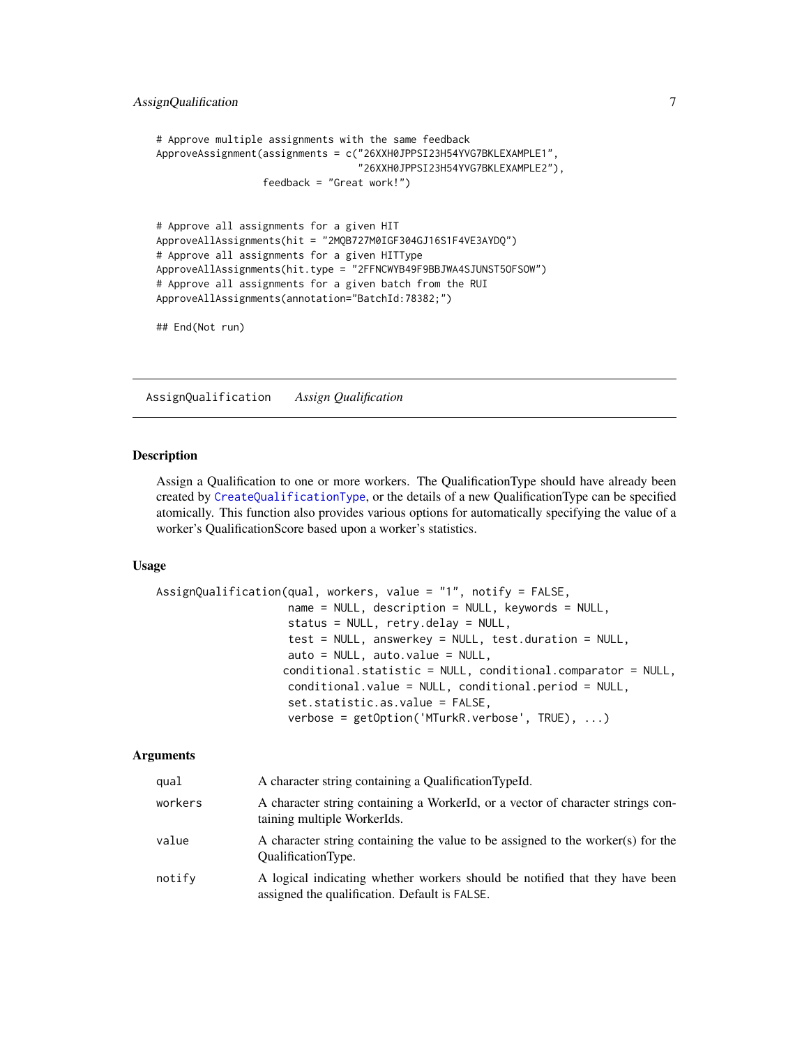```
# Approve multiple assignments with the same feedback
ApproveAssignment(assignments = c("26XXH0JPPSI23H54YVG7BKLEXAMPLE1",
                                  "26XXH0JPPSI23H54YVG7BKLEXAMPLE2"),
                  feedback = "Great work!")


# Approve all assignments for a given HIT
ApproveAllAssignments(hit = "2MQB727M0IGF304GJ16S1F4VE3AYDQ")
# Approve all assignments for a given HITType
ApproveAllAssignments(hit.type = "2FFNCWYB49F9BBJWA4SJUNST5OFSOW")
# Approve all assignments for a given batch from the RUI
ApproveAllAssignments(annotation="BatchId:78382;")

## End(Not run)
```

## AssignQualification    *Assign Qualification*

### Description

Assign a Qualification to one or more workers. The QualificationType should have already been created by `CreateQualificationType`, or the details of a new QualificationType can be specified atomically. This function also provides various options for automatically specifying the value of a worker's QualificationScore based upon a worker's statistics.

### Usage

```
AssignQualification(qual, workers, value = "1", notify = FALSE,
                    name = NULL, description = NULL, keywords = NULL,
                    status = NULL, retry.delay = NULL,
                    test = NULL, answerkey = NULL, test.duration = NULL,
                    auto = NULL, auto.value = NULL,
                   conditional.statistic = NULL, conditional.comparator = NULL,
                    conditional.value = NULL, conditional.period = NULL,
                    set.statistic.as.value = FALSE,
                    verbose = getOption('MTurkR.verbose', TRUE), ...)
```

### Arguments

| | |
|---|---|
| `qual` | A character string containing a QualificationTypeId. |
| `workers` | A character string containing a WorkerId, or a vector of character strings containing multiple WorkerIds. |
| `value` | A character string containing the value to be assigned to the worker(s) for the QualificationType. |
| `notify` | A logical indicating whether workers should be notified that they have been assigned the qualification. Default is `FALSE`. |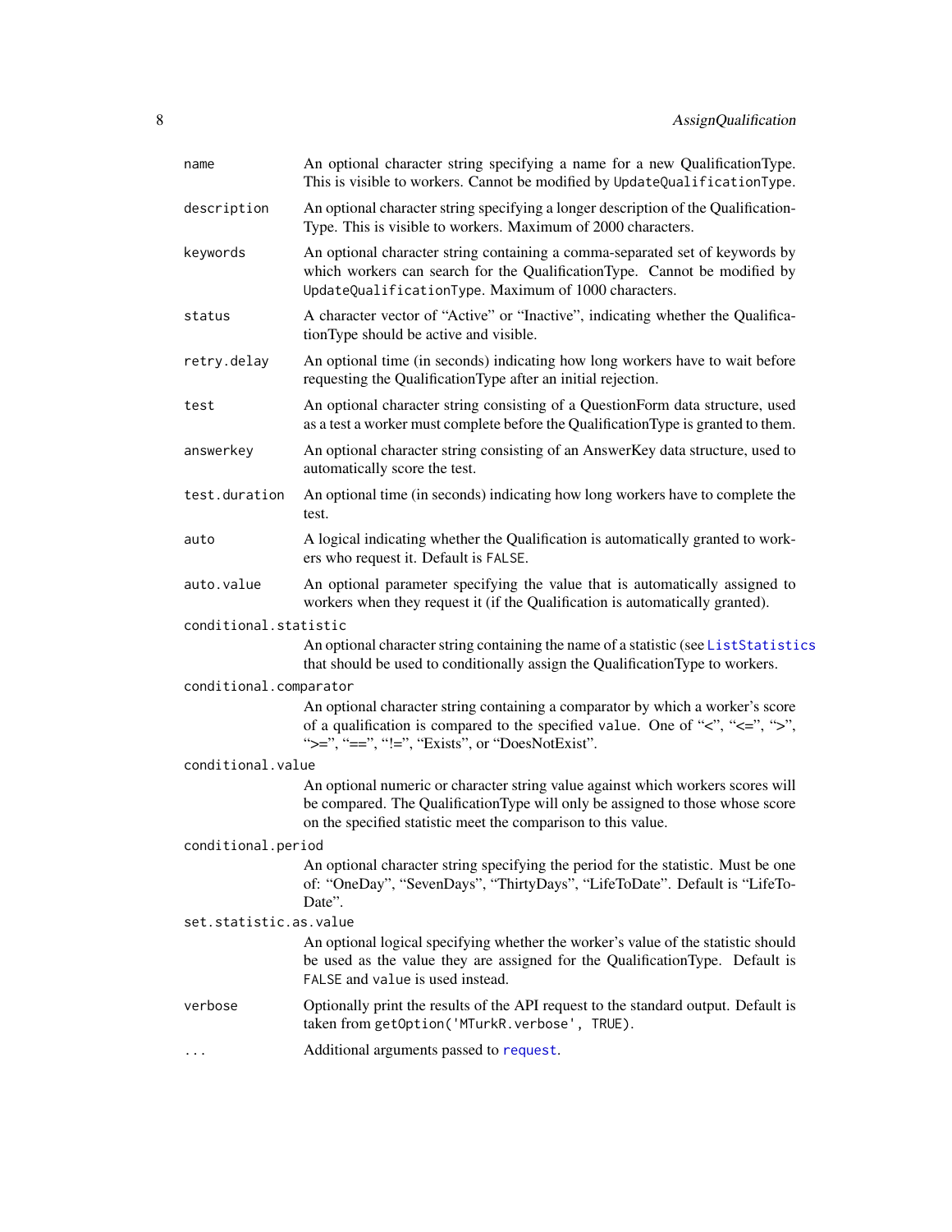| | |
|---|---|
| `name` | An optional character string specifying a name for a new QualificationType. This is visible to workers. Cannot be modified by `UpdateQualificationType`. |
| `description` | An optional character string specifying a longer description of the QualificationType. This is visible to workers. Maximum of 2000 characters. |
| `keywords` | An optional character string containing a comma-separated set of keywords by which workers can search for the QualificationType. Cannot be modified by `UpdateQualificationType`. Maximum of 1000 characters. |
| `status` | A character vector of "Active" or "Inactive", indicating whether the QualificationType should be active and visible. |
| `retry.delay` | An optional time (in seconds) indicating how long workers have to wait before requesting the QualificationType after an initial rejection. |
| `test` | An optional character string consisting of a QuestionForm data structure, used as a test a worker must complete before the QualificationType is granted to them. |
| `answerkey` | An optional character string consisting of an AnswerKey data structure, used to automatically score the test. |
| `test.duration` | An optional time (in seconds) indicating how long workers have to complete the test. |
| `auto` | A logical indicating whether the Qualification is automatically granted to workers who request it. Default is `FALSE`. |
| `auto.value` | An optional parameter specifying the value that is automatically assigned to workers when they request it (if the Qualification is automatically granted). |
| `conditional.statistic` | An optional character string containing the name of a statistic (see `ListStatistics` that should be used to conditionally assign the QualificationType to workers. |
| `conditional.comparator` | An optional character string containing a comparator by which a worker's score of a qualification is compared to the specified `value`. One of "<", "<=", ">", ">=", "==", "!=", "Exists", or "DoesNotExist". |
| `conditional.value` | An optional numeric or character string value against which workers scores will be compared. The QualificationType will only be assigned to those whose score on the specified statistic meet the comparison to this value. |
| `conditional.period` | An optional character string specifying the period for the statistic. Must be one of: "OneDay", "SevenDays", "ThirtyDays", "LifeToDate". Default is "LifeToDate". |
| `set.statistic.as.value` | An optional logical specifying whether the worker's value of the statistic should be used as the value they are assigned for the QualificationType. Default is `FALSE` and `value` is used instead. |
| `verbose` | Optionally print the results of the API request to the standard output. Default is taken from `getOption('MTurkR.verbose', TRUE)`. |
| `...` | Additional arguments passed to `request`. |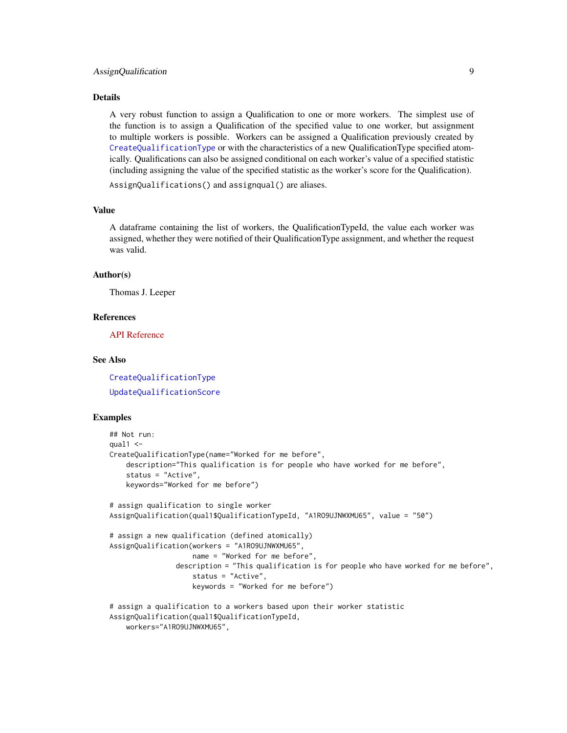## Details

A very robust function to assign a Qualification to one or more workers. The simplest use of the function is to assign a Qualification of the specified value to one worker, but assignment to multiple workers is possible. Workers can be assigned a Qualification previously created by `CreateQualificationType` or with the characteristics of a new QualificationType specified atomically. Qualifications can also be assigned conditional on each worker's value of a specified statistic (including assigning the value of the specified statistic as the worker's score for the Qualification).

`AssignQualifications()` and `assignqual()` are aliases.

## Value

A dataframe containing the list of workers, the QualificationTypeId, the value each worker was assigned, whether they were notified of their QualificationType assignment, and whether the request was valid.

## Author(s)

Thomas J. Leeper

## References

API Reference

## See Also

`CreateQualificationType`

`UpdateQualificationScore`

## Examples

```
## Not run:
qual1 <-
CreateQualificationType(name="Worked for me before",
    description="This qualification is for people who have worked for me before",
    status = "Active",
    keywords="Worked for me before")

# assign qualification to single worker
AssignQualification(qual1$QualificationTypeId, "A1RO9UJNWXMU65", value = "50")

# assign a new qualification (defined atomically)
AssignQualification(workers = "A1RO9UJNWXMU65",
                    name = "Worked for me before",
                description = "This qualification is for people who have worked for me before",
                    status = "Active",
                    keywords = "Worked for me before")

# assign a qualification to a workers based upon their worker statistic
AssignQualification(qual1$QualificationTypeId,
    workers="A1RO9UJNWXMU65",
```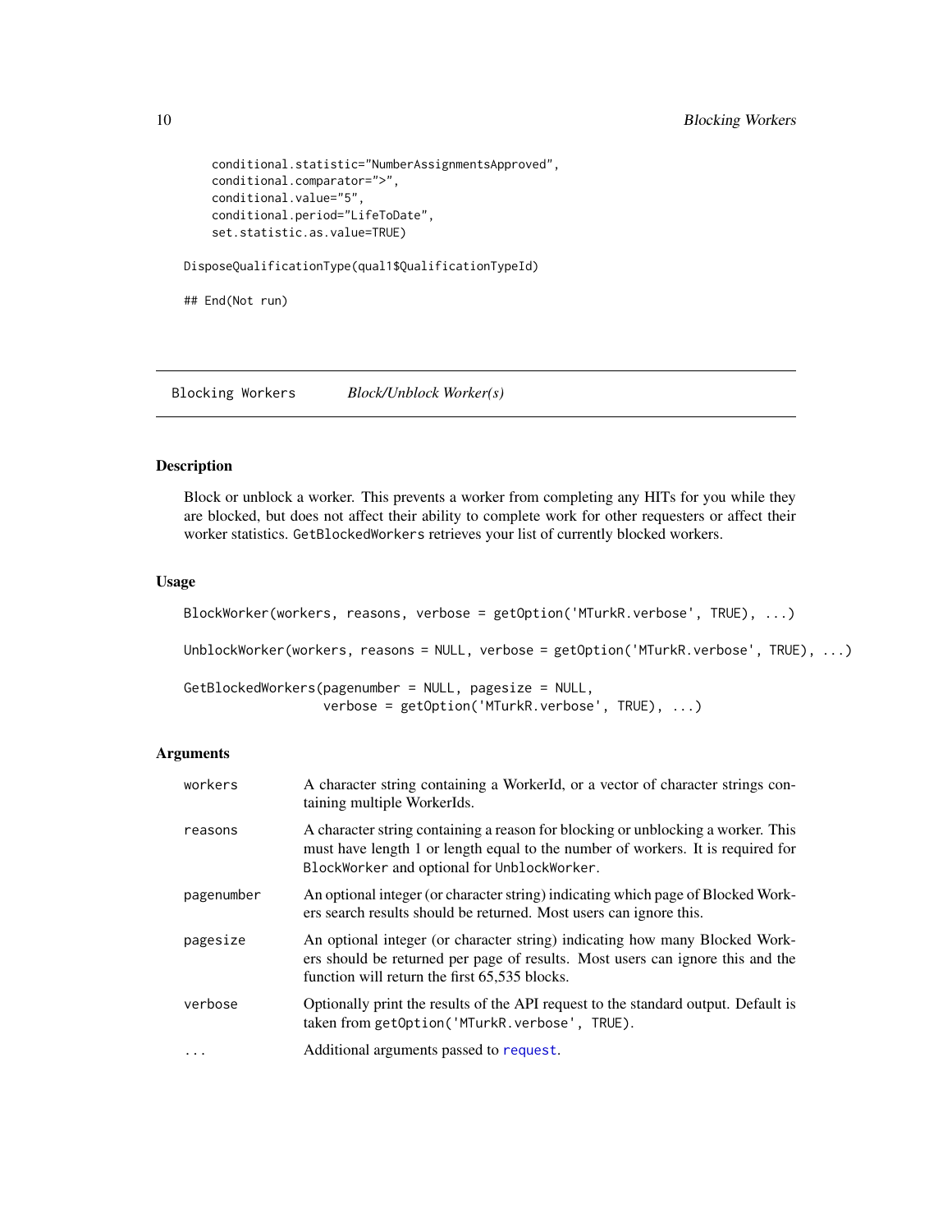```
    conditional.statistic="NumberAssignmentsApproved",
    conditional.comparator=">",
    conditional.value="5",
    conditional.period="LifeToDate",
    set.statistic.as.value=TRUE)

DisposeQualificationType(qual1$QualificationTypeId)

## End(Not run)
```

---

## Blocking Workers *Block/Unblock Worker(s)*

### Description

Block or unblock a worker. This prevents a worker from completing any HITs for you while they are blocked, but does not affect their ability to complete work for other requesters or affect their worker statistics. `GetBlockedWorkers` retrieves your list of currently blocked workers.

### Usage

```
BlockWorker(workers, reasons, verbose = getOption('MTurkR.verbose', TRUE), ...)

UnblockWorker(workers, reasons = NULL, verbose = getOption('MTurkR.verbose', TRUE), ...)

GetBlockedWorkers(pagenumber = NULL, pagesize = NULL,
                  verbose = getOption('MTurkR.verbose', TRUE), ...)
```

### Arguments

| | |
|---|---|
| `workers` | A character string containing a WorkerId, or a vector of character strings containing multiple WorkerIds. |
| `reasons` | A character string containing a reason for blocking or unblocking a worker. This must have length 1 or length equal to the number of workers. It is required for `BlockWorker` and optional for `UnblockWorker`. |
| `pagenumber` | An optional integer (or character string) indicating which page of Blocked Workers search results should be returned. Most users can ignore this. |
| `pagesize` | An optional integer (or character string) indicating how many Blocked Workers should be returned per page of results. Most users can ignore this and the function will return the first 65,535 blocks. |
| `verbose` | Optionally print the results of the API request to the standard output. Default is taken from `getOption('MTurkR.verbose', TRUE)`. |
| `...` | Additional arguments passed to `request`. |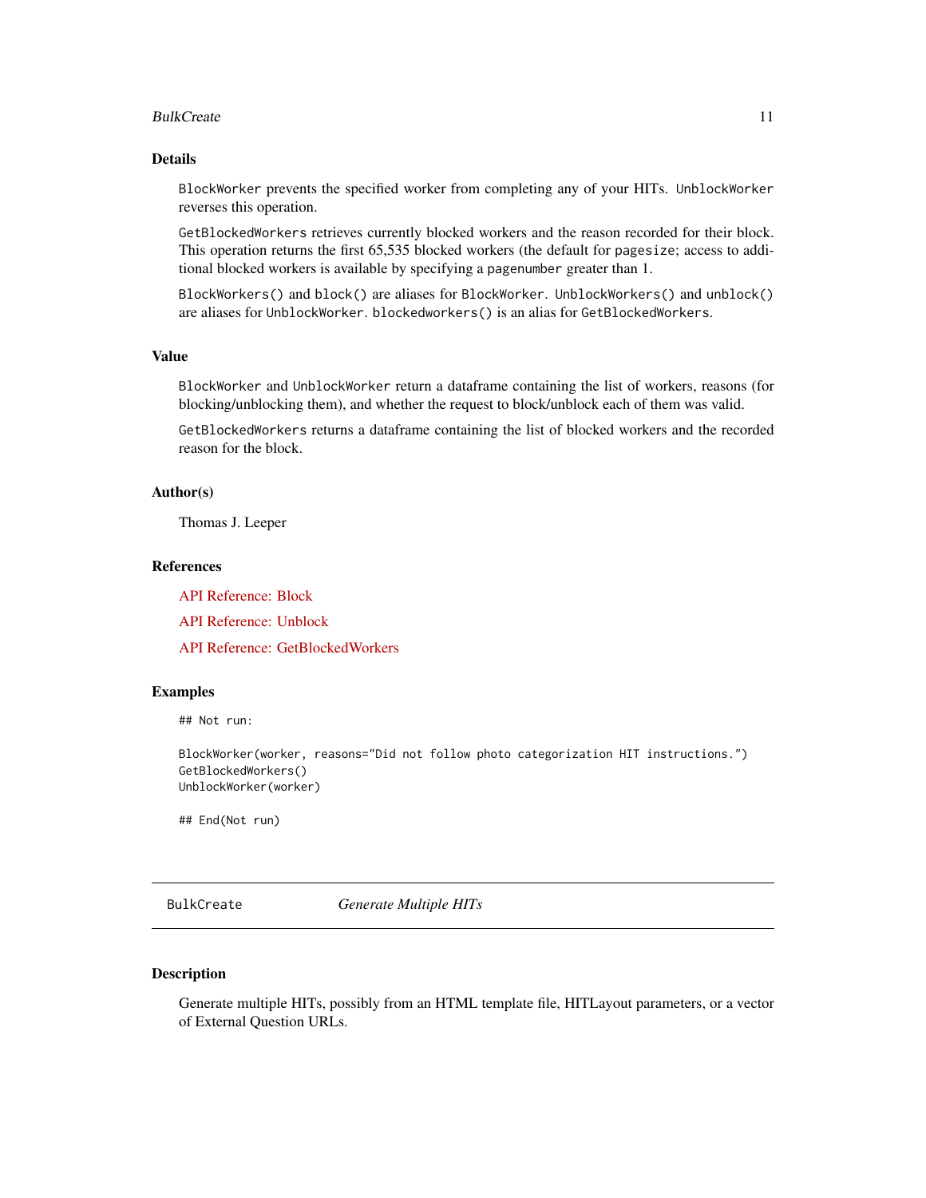### Details

`BlockWorker` prevents the specified worker from completing any of your HITs. `UnblockWorker` reverses this operation.

`GetBlockedWorkers` retrieves currently blocked workers and the reason recorded for their block. This operation returns the first 65,535 blocked workers (the default for `pagesize`; access to additional blocked workers is available by specifying a `pagenumber` greater than 1.

`BlockWorkers()` and `block()` are aliases for `BlockWorker`. `UnblockWorkers()` and `unblock()` are aliases for `UnblockWorker`. `blockedworkers()` is an alias for `GetBlockedWorkers`.

### Value

`BlockWorker` and `UnblockWorker` return a dataframe containing the list of workers, reasons (for blocking/unblocking them), and whether the request to block/unblock each of them was valid.

`GetBlockedWorkers` returns a dataframe containing the list of blocked workers and the recorded reason for the block.

### Author(s)

Thomas J. Leeper

### References

API Reference: Block

API Reference: Unblock

API Reference: GetBlockedWorkers

### Examples

```
## Not run:

BlockWorker(worker, reasons="Did not follow photo categorization HIT instructions.")
GetBlockedWorkers()
UnblockWorker(worker)

## End(Not run)
```

---

## BulkCreate    *Generate Multiple HITs*

---

### Description

Generate multiple HITs, possibly from an HTML template file, HITLayout parameters, or a vector of External Question URLs.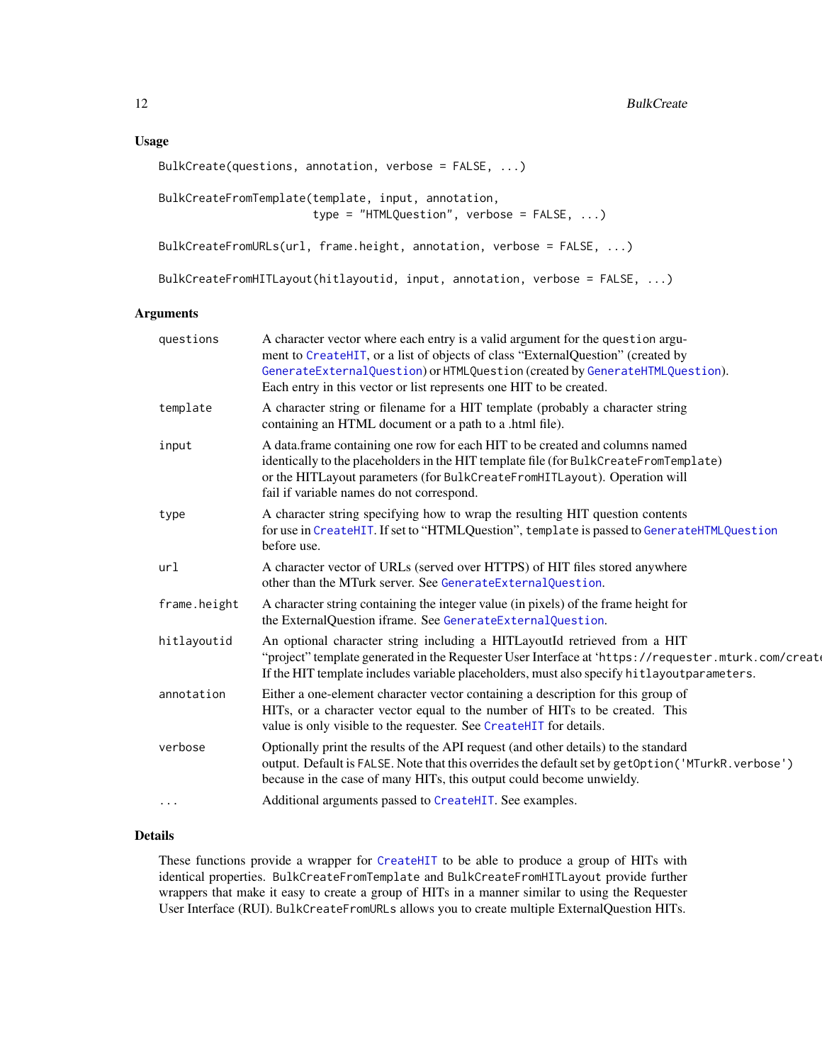### Usage

```
BulkCreate(questions, annotation, verbose = FALSE, ...)

BulkCreateFromTemplate(template, input, annotation,
                       type = "HTMLQuestion", verbose = FALSE, ...)

BulkCreateFromURLs(url, frame.height, annotation, verbose = FALSE, ...)

BulkCreateFromHITLayout(hitlayoutid, input, annotation, verbose = FALSE, ...)
```

### Arguments

| | |
|---|---|
| `questions` | A character vector where each entry is a valid argument for the `question` argument to `CreateHIT`, or a list of objects of class "ExternalQuestion" (created by `GenerateExternalQuestion`) or `HTMLQuestion` (created by `GenerateHTMLQuestion`). Each entry in this vector or list represents one HIT to be created. |
| `template` | A character string or filename for a HIT template (probably a character string containing an HTML document or a path to a .html file). |
| `input` | A data.frame containing one row for each HIT to be created and columns named identically to the placeholders in the HIT template file (for `BulkCreateFromTemplate`) or the HITLayout parameters (for `BulkCreateFromHITLayout`). Operation will fail if variable names do not correspond. |
| `type` | A character string specifying how to wrap the resulting HIT question contents for use in `CreateHIT`. If set to "HTMLQuestion", `template` is passed to `GenerateHTMLQuestion` before use. |
| `url` | A character vector of URLs (served over HTTPS) of HIT files stored anywhere other than the MTurk server. See `GenerateExternalQuestion`. |
| `frame.height` | A character string containing the integer value (in pixels) of the frame height for the ExternalQuestion iframe. See `GenerateExternalQuestion`. |
| `hitlayoutid` | An optional character string including a HITLayoutId retrieved from a HIT "project" template generated in the Requester User Interface at '`https://requester.mturk.com/create`'. If the HIT template includes variable placeholders, must also specify `hitlayoutparameters`. |
| `annotation` | Either a one-element character vector containing a description for this group of HITs, or a character vector equal to the number of HITs to be created. This value is only visible to the requester. See `CreateHIT` for details. |
| `verbose` | Optionally print the results of the API request (and other details) to the standard output. Default is `FALSE`. Note that this overrides the default set by `getOption('MTurkR.verbose')` because in the case of many HITs, this output could become unwieldy. |
| `...` | Additional arguments passed to `CreateHIT`. See examples. |

### Details

These functions provide a wrapper for `CreateHIT` to be able to produce a group of HITs with identical properties. `BulkCreateFromTemplate` and `BulkCreateFromHITLayout` provide further wrappers that make it easy to create a group of HITs in a manner similar to using the Requester User Interface (RUI). `BulkCreateFromURLs` allows you to create multiple ExternalQuestion HITs.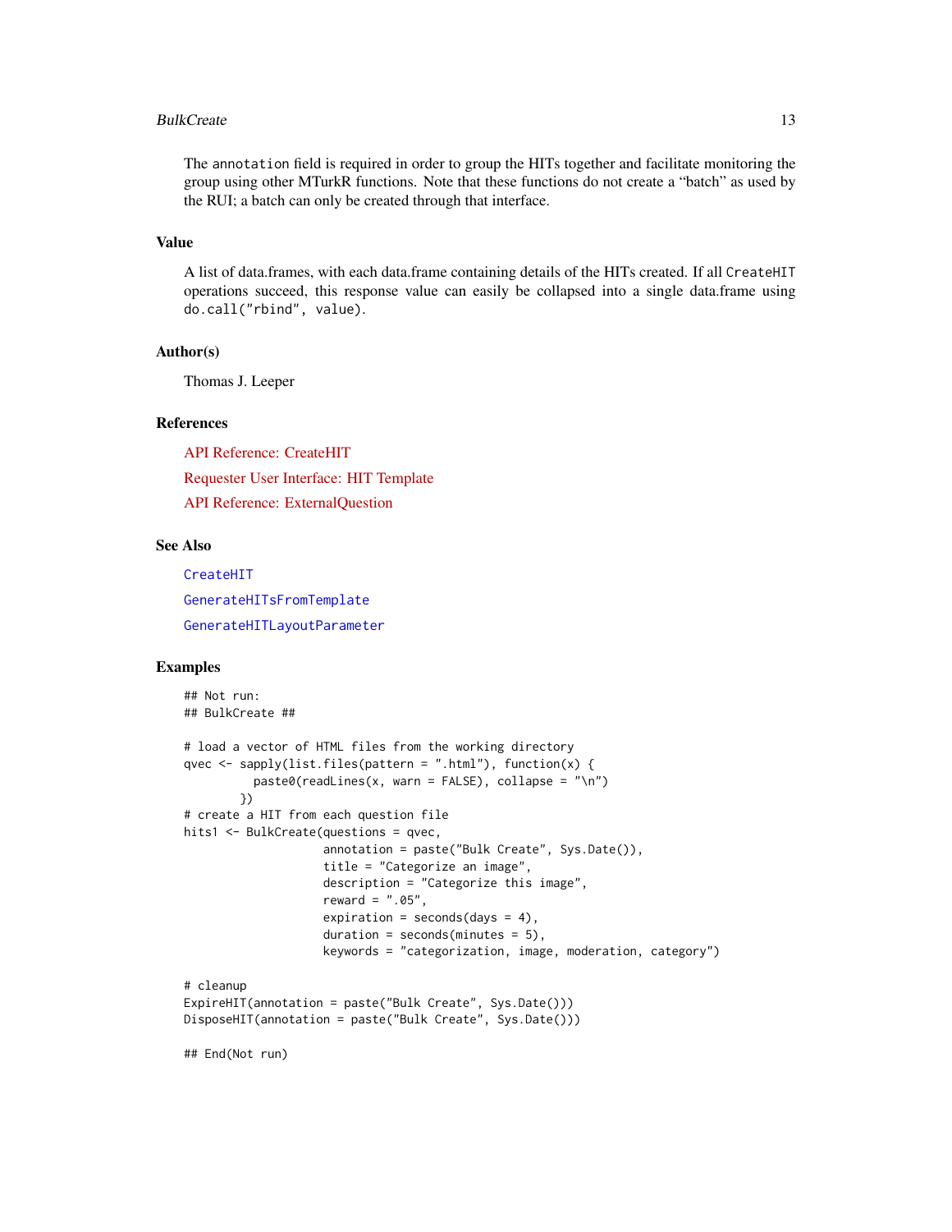The `annotation` field is required in order to group the HITs together and facilitate monitoring the group using other MTurkR functions. Note that these functions do not create a "batch" as used by the RUI; a batch can only be created through that interface.

## Value

A list of data.frames, with each data.frame containing details of the HITs created. If all `CreateHIT` operations succeed, this response value can easily be collapsed into a single data.frame using `do.call("rbind", value)`.

## Author(s)

Thomas J. Leeper

## References

API Reference: CreateHIT

Requester User Interface: HIT Template

API Reference: ExternalQuestion

## See Also

`CreateHIT`

`GenerateHITsFromTemplate`

`GenerateHITLayoutParameter`

## Examples

```
## Not run:
## BulkCreate ##

# load a vector of HTML files from the working directory
qvec <- sapply(list.files(pattern = ".html"), function(x) {
          paste0(readLines(x, warn = FALSE), collapse = "\n")
        })
# create a HIT from each question file
hits1 <- BulkCreate(questions = qvec,
                    annotation = paste("Bulk Create", Sys.Date()),
                    title = "Categorize an image",
                    description = "Categorize this image",
                    reward = ".05",
                    expiration = seconds(days = 4),
                    duration = seconds(minutes = 5),
                    keywords = "categorization, image, moderation, category")

# cleanup
ExpireHIT(annotation = paste("Bulk Create", Sys.Date()))
DisposeHIT(annotation = paste("Bulk Create", Sys.Date()))

## End(Not run)
```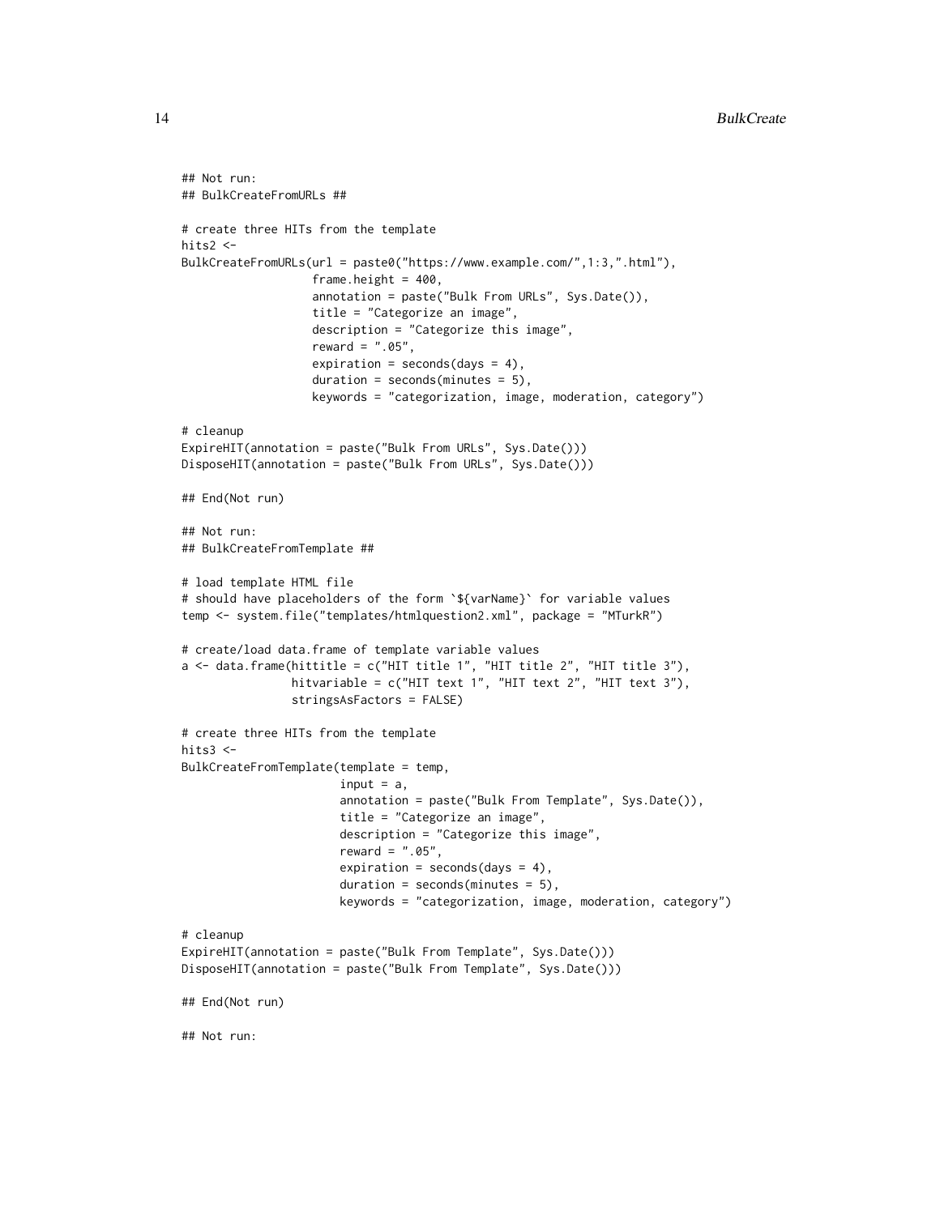```
## Not run:
## BulkCreateFromURLs ##

# create three HITs from the template
hits2 <-
BulkCreateFromURLs(url = paste0("https://www.example.com/",1:3,".html"),
                   frame.height = 400,
                   annotation = paste("Bulk From URLs", Sys.Date()),
                   title = "Categorize an image",
                   description = "Categorize this image",
                   reward = ".05",
                   expiration = seconds(days = 4),
                   duration = seconds(minutes = 5),
                   keywords = "categorization, image, moderation, category")

# cleanup
ExpireHIT(annotation = paste("Bulk From URLs", Sys.Date()))
DisposeHIT(annotation = paste("Bulk From URLs", Sys.Date()))

## End(Not run)

## Not run:
## BulkCreateFromTemplate ##

# load template HTML file
# should have placeholders of the form `${varName}` for variable values
temp <- system.file("templates/htmlquestion2.xml", package = "MTurkR")

# create/load data.frame of template variable values
a <- data.frame(hittitle = c("HIT title 1", "HIT title 2", "HIT title 3"),
                hitvariable = c("HIT text 1", "HIT text 2", "HIT text 3"),
                stringsAsFactors = FALSE)

# create three HITs from the template
hits3 <-
BulkCreateFromTemplate(template = temp,
                       input = a,
                       annotation = paste("Bulk From Template", Sys.Date()),
                       title = "Categorize an image",
                       description = "Categorize this image",
                       reward = ".05",
                       expiration = seconds(days = 4),
                       duration = seconds(minutes = 5),
                       keywords = "categorization, image, moderation, category")

# cleanup
ExpireHIT(annotation = paste("Bulk From Template", Sys.Date()))
DisposeHIT(annotation = paste("Bulk From Template", Sys.Date()))

## End(Not run)

## Not run:
```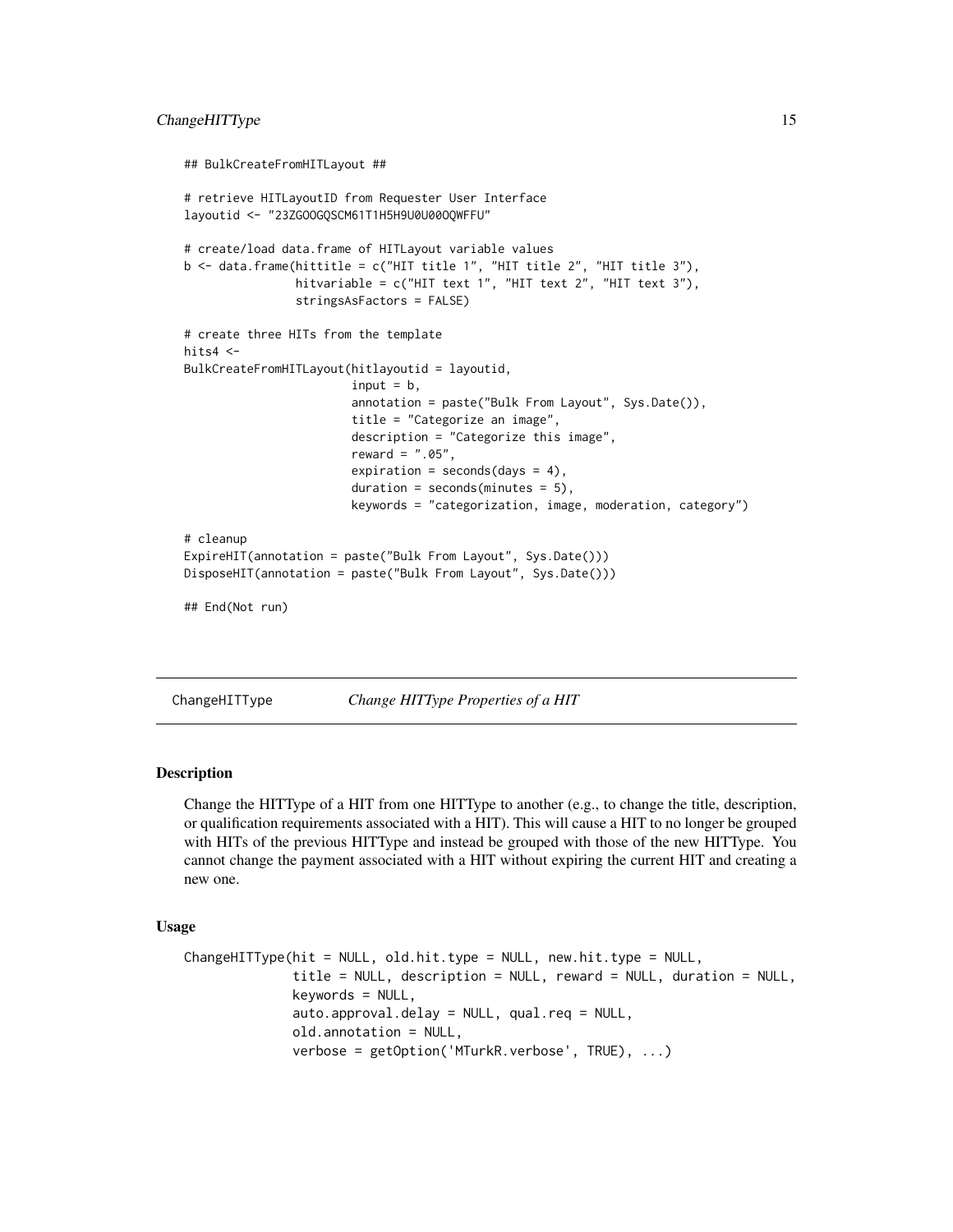```
## BulkCreateFromHITLayout ##

# retrieve HITLayoutID from Requester User Interface
layoutid <- "23ZGOOGQSCM61T1H5H9U0U00OQWFFU"

# create/load data.frame of HITLayout variable values
b <- data.frame(hittitle = c("HIT title 1", "HIT title 2", "HIT title 3"),
                hitvariable = c("HIT text 1", "HIT text 2", "HIT text 3"),
                stringsAsFactors = FALSE)

# create three HITs from the template
hits4 <-
BulkCreateFromHITLayout(hitlayoutid = layoutid,
                        input = b,
                        annotation = paste("Bulk From Layout", Sys.Date()),
                        title = "Categorize an image",
                        description = "Categorize this image",
                        reward = ".05",
                        expiration = seconds(days = 4),
                        duration = seconds(minutes = 5),
                        keywords = "categorization, image, moderation, category")

# cleanup
ExpireHIT(annotation = paste("Bulk From Layout", Sys.Date()))
DisposeHIT(annotation = paste("Bulk From Layout", Sys.Date()))

## End(Not run)
```

---

# ChangeHITType *Change HITType Properties of a HIT*

## Description

Change the HITType of a HIT from one HITType to another (e.g., to change the title, description, or qualification requirements associated with a HIT). This will cause a HIT to no longer be grouped with HITs of the previous HITType and instead be grouped with those of the new HITType. You cannot change the payment associated with a HIT without expiring the current HIT and creating a new one.

## Usage

```
ChangeHITType(hit = NULL, old.hit.type = NULL, new.hit.type = NULL,
              title = NULL, description = NULL, reward = NULL, duration = NULL,
              keywords = NULL,
              auto.approval.delay = NULL, qual.req = NULL,
              old.annotation = NULL,
              verbose = getOption('MTurkR.verbose', TRUE), ...)
```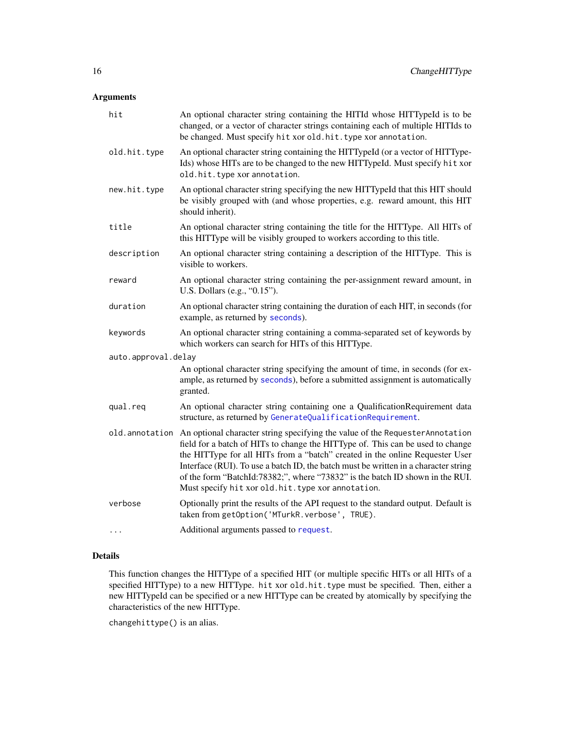### Arguments

| | |
|---|---|
| `hit` | An optional character string containing the HITId whose HITTypeId is to be changed, or a vector of character strings containing each of multiple HITIds to be changed. Must specify `hit` xor `old.hit.type` xor `annotation`. |
| `old.hit.type` | An optional character string containing the HITTypeId (or a vector of HITTypeIds) whose HITs are to be changed to the new HITTypeId. Must specify `hit` xor `old.hit.type` xor `annotation`. |
| `new.hit.type` | An optional character string specifying the new HITTypeId that this HIT should be visibly grouped with (and whose properties, e.g. reward amount, this HIT should inherit). |
| `title` | An optional character string containing the title for the HITType. All HITs of this HITType will be visibly grouped to workers according to this title. |
| `description` | An optional character string containing a description of the HITType. This is visible to workers. |
| `reward` | An optional character string containing the per-assignment reward amount, in U.S. Dollars (e.g., "0.15"). |
| `duration` | An optional character string containing the duration of each HIT, in seconds (for example, as returned by `seconds`). |
| `keywords` | An optional character string containing a comma-separated set of keywords by which workers can search for HITs of this HITType. |
| `auto.approval.delay` | An optional character string specifying the amount of time, in seconds (for example, as returned by `seconds`), before a submitted assignment is automatically granted. |
| `qual.req` | An optional character string containing one a QualificationRequirement data structure, as returned by `GenerateQualificationRequirement`. |
| `old.annotation` | An optional character string specifying the value of the `RequesterAnnotation` field for a batch of HITs to change the HITType of. This can be used to change the HITType for all HITs from a "batch" created in the online Requester User Interface (RUI). To use a batch ID, the batch must be written in a character string of the form "BatchId:78382;", where "73832" is the batch ID shown in the RUI. Must specify `hit` xor `old.hit.type` xor `annotation`. |
| `verbose` | Optionally print the results of the API request to the standard output. Default is taken from `getOption('MTurkR.verbose', TRUE)`. |
| `...` | Additional arguments passed to `request`. |

### Details

This function changes the HITType of a specified HIT (or multiple specific HITs or all HITs of a specified HITType) to a new HITType. `hit` xor `old.hit.type` must be specified. Then, either a new HITTypeId can be specified or a new HITType can be created by atomically by specifying the characteristics of the new HITType.

`changehittype()` is an alias.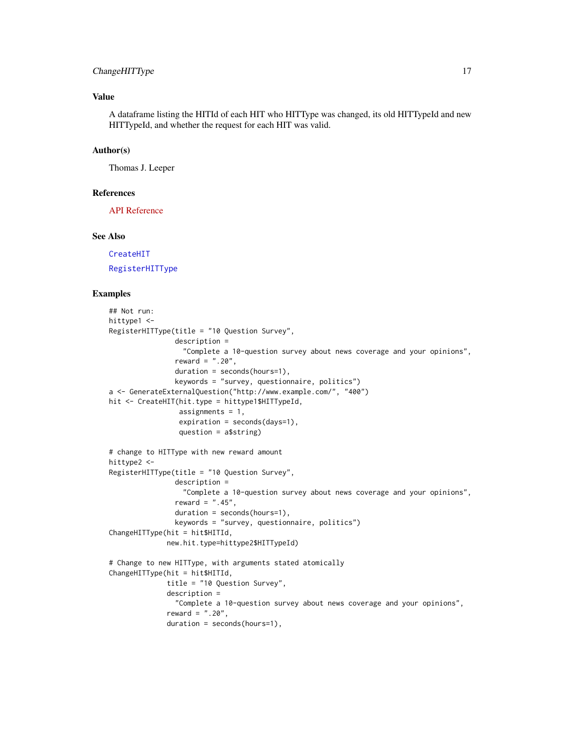## Value

A dataframe listing the HITId of each HIT who HITType was changed, its old HITTypeId and new HITTypeId, and whether the request for each HIT was valid.

## Author(s)

Thomas J. Leeper

## References

API Reference

## See Also

CreateHIT

RegisterHITType

## Examples

```
## Not run:
hittype1 <-
RegisterHITType(title = "10 Question Survey",
                description =
                  "Complete a 10-question survey about news coverage and your opinions",
                reward = ".20",
                duration = seconds(hours=1),
                keywords = "survey, questionnaire, politics")
a <- GenerateExternalQuestion("http://www.example.com/", "400")
hit <- CreateHIT(hit.type = hittype1$HITTypeId,
                 assignments = 1,
                 expiration = seconds(days=1),
                 question = a$string)

# change to HITType with new reward amount
hittype2 <-
RegisterHITType(title = "10 Question Survey",
                description =
                  "Complete a 10-question survey about news coverage and your opinions",
                reward = ".45",
                duration = seconds(hours=1),
                keywords = "survey, questionnaire, politics")
ChangeHITType(hit = hit$HITId,
              new.hit.type=hittype2$HITTypeId)

# Change to new HITType, with arguments stated atomically
ChangeHITType(hit = hit$HITId,
              title = "10 Question Survey",
              description =
                "Complete a 10-question survey about news coverage and your opinions",
              reward = ".20",
              duration = seconds(hours=1),
```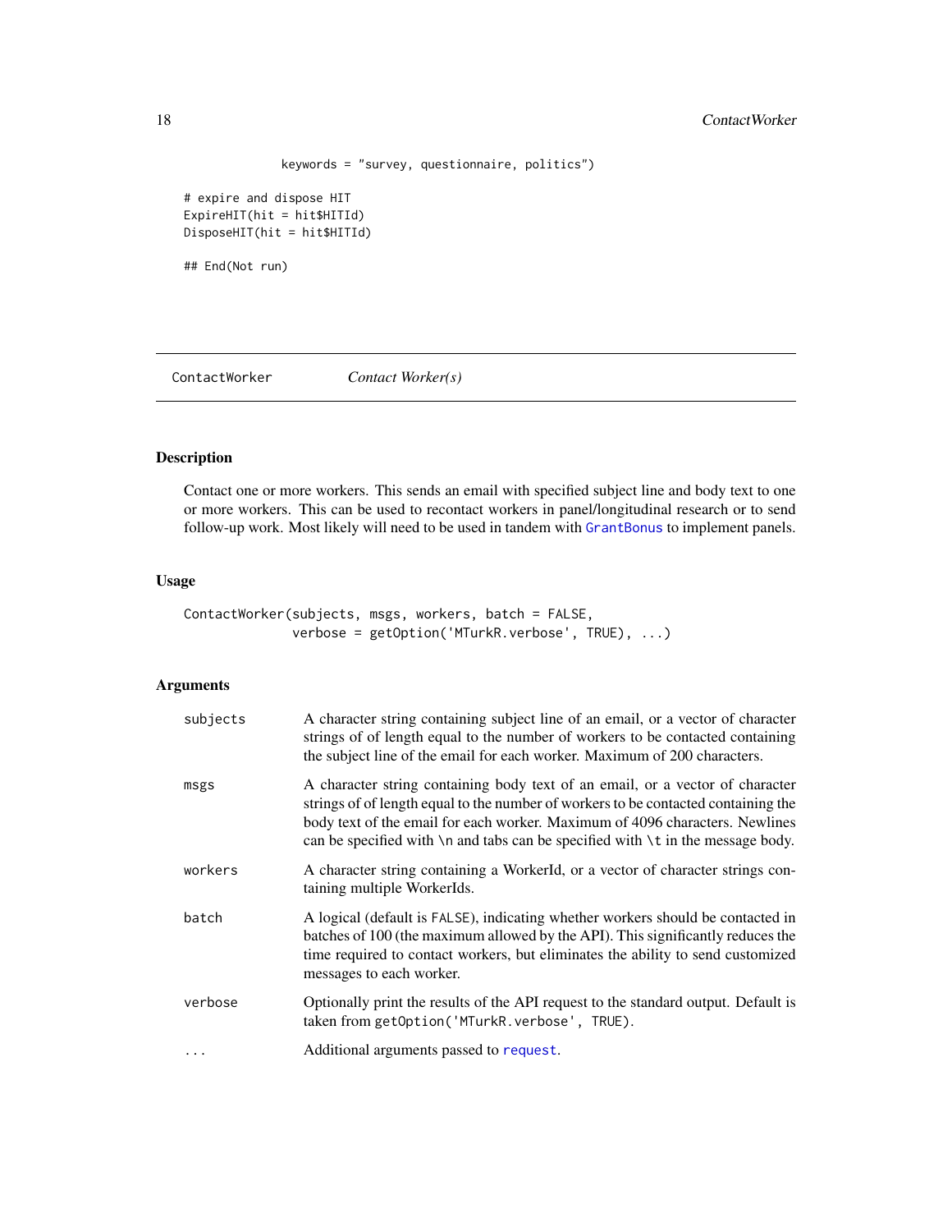```
              keywords = "survey, questionnaire, politics")

# expire and dispose HIT
ExpireHIT(hit = hit$HITId)
DisposeHIT(hit = hit$HITId)

## End(Not run)
```

---

## ContactWorker *Contact Worker(s)*

---

### Description

Contact one or more workers. This sends an email with specified subject line and body text to one or more workers. This can be used to recontact workers in panel/longitudinal research or to send follow-up work. Most likely will need to be used in tandem with `GrantBonus` to implement panels.

### Usage

```
ContactWorker(subjects, msgs, workers, batch = FALSE,
              verbose = getOption('MTurkR.verbose', TRUE), ...)
```

### Arguments

| | |
|---|---|
| `subjects` | A character string containing subject line of an email, or a vector of character strings of of length equal to the number of workers to be contacted containing the subject line of the email for each worker. Maximum of 200 characters. |
| `msgs` | A character string containing body text of an email, or a vector of character strings of of length equal to the number of workers to be contacted containing the body text of the email for each worker. Maximum of 4096 characters. Newlines can be specified with `\n` and tabs can be specified with `\t` in the message body. |
| `workers` | A character string containing a WorkerId, or a vector of character strings containing multiple WorkerIds. |
| `batch` | A logical (default is `FALSE`), indicating whether workers should be contacted in batches of 100 (the maximum allowed by the API). This significantly reduces the time required to contact workers, but eliminates the ability to send customized messages to each worker. |
| `verbose` | Optionally print the results of the API request to the standard output. Default is taken from `getOption('MTurkR.verbose', TRUE)`. |
| `...` | Additional arguments passed to `request`. |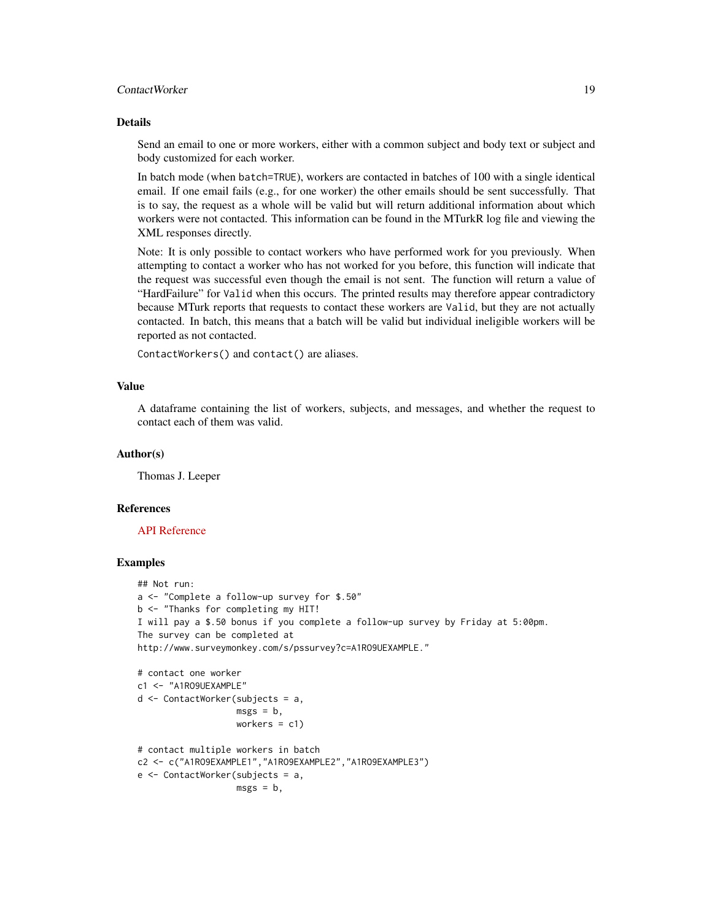## Details

Send an email to one or more workers, either with a common subject and body text or subject and body customized for each worker.

In batch mode (when `batch=TRUE`), workers are contacted in batches of 100 with a single identical email. If one email fails (e.g., for one worker) the other emails should be sent successfully. That is to say, the request as a whole will be valid but will return additional information about which workers were not contacted. This information can be found in the MTurkR log file and viewing the XML responses directly.

Note: It is only possible to contact workers who have performed work for you previously. When attempting to contact a worker who has not worked for you before, this function will indicate that the request was successful even though the email is not sent. The function will return a value of "HardFailure" for `Valid` when this occurs. The printed results may therefore appear contradictory because MTurk reports that requests to contact these workers are `Valid`, but they are not actually contacted. In batch, this means that a batch will be valid but individual ineligible workers will be reported as not contacted.

`ContactWorkers()` and `contact()` are aliases.

## Value

A dataframe containing the list of workers, subjects, and messages, and whether the request to contact each of them was valid.

## Author(s)

Thomas J. Leeper

## References

API Reference

## Examples

```
## Not run:
a <- "Complete a follow-up survey for $.50"
b <- "Thanks for completing my HIT!
I will pay a $.50 bonus if you complete a follow-up survey by Friday at 5:00pm.
The survey can be completed at
http://www.surveymonkey.com/s/pssurvey?c=A1RO9UEXAMPLE."

# contact one worker
c1 <- "A1RO9UEXAMPLE"
d <- ContactWorker(subjects = a,
                   msgs = b,
                   workers = c1)

# contact multiple workers in batch
c2 <- c("A1RO9EXAMPLE1","A1RO9EXAMPLE2","A1RO9EXAMPLE3")
e <- ContactWorker(subjects = a,
                   msgs = b,
```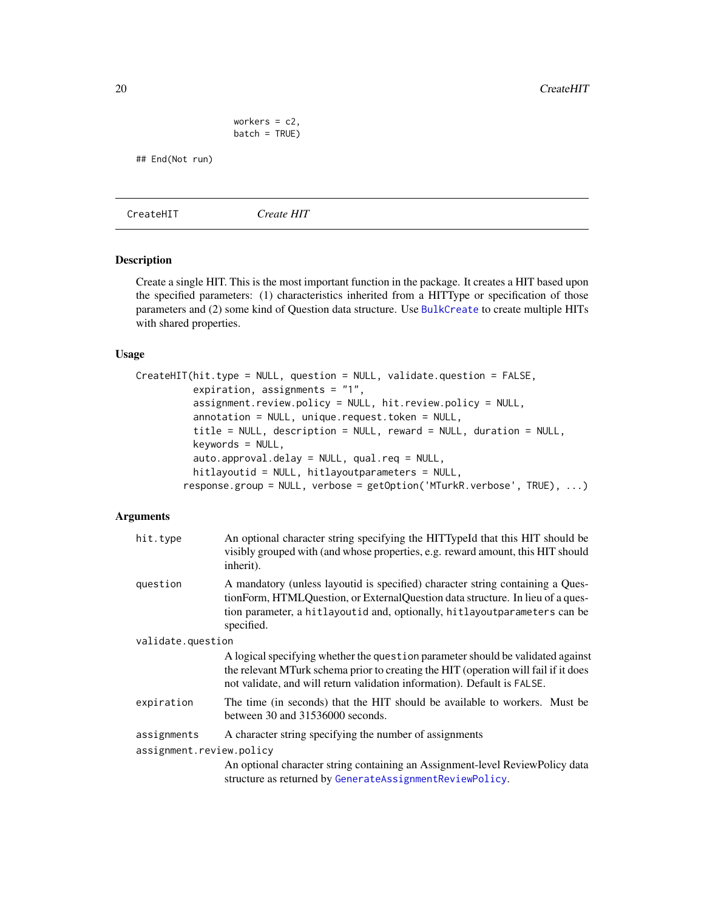```
                  workers = c2,
                  batch = TRUE)

## End(Not run)
```

---

CreateHIT *Create HIT*

---

### Description

Create a single HIT. This is the most important function in the package. It creates a HIT based upon the specified parameters: (1) characteristics inherited from a HITType or specification of those parameters and (2) some kind of Question data structure. Use BulkCreate to create multiple HITs with shared properties.

### Usage

```
CreateHIT(hit.type = NULL, question = NULL, validate.question = FALSE,
          expiration, assignments = "1",
          assignment.review.policy = NULL, hit.review.policy = NULL,
          annotation = NULL, unique.request.token = NULL,
          title = NULL, description = NULL, reward = NULL, duration = NULL,
          keywords = NULL,
          auto.approval.delay = NULL, qual.req = NULL,
          hitlayoutid = NULL, hitlayoutparameters = NULL,
        response.group = NULL, verbose = getOption('MTurkR.verbose', TRUE), ...)
```

### Arguments

`hit.type` An optional character string specifying the HITTypeId that this HIT should be visibly grouped with (and whose properties, e.g. reward amount, this HIT should inherit).

`question` A mandatory (unless layoutid is specified) character string containing a QuestionForm, HTMLQuestion, or ExternalQuestion data structure. In lieu of a question parameter, a `hitlayoutid` and, optionally, `hitlayoutparameters` can be specified.

`validate.question` A logical specifying whether the `question` parameter should be validated against the relevant MTurk schema prior to creating the HIT (operation will fail if it does not validate, and will return validation information). Default is `FALSE`.

`expiration` The time (in seconds) that the HIT should be available to workers. Must be between 30 and 31536000 seconds.

`assignments` A character string specifying the number of assignments

`assignment.review.policy` An optional character string containing an Assignment-level ReviewPolicy data structure as returned by GenerateAssignmentReviewPolicy.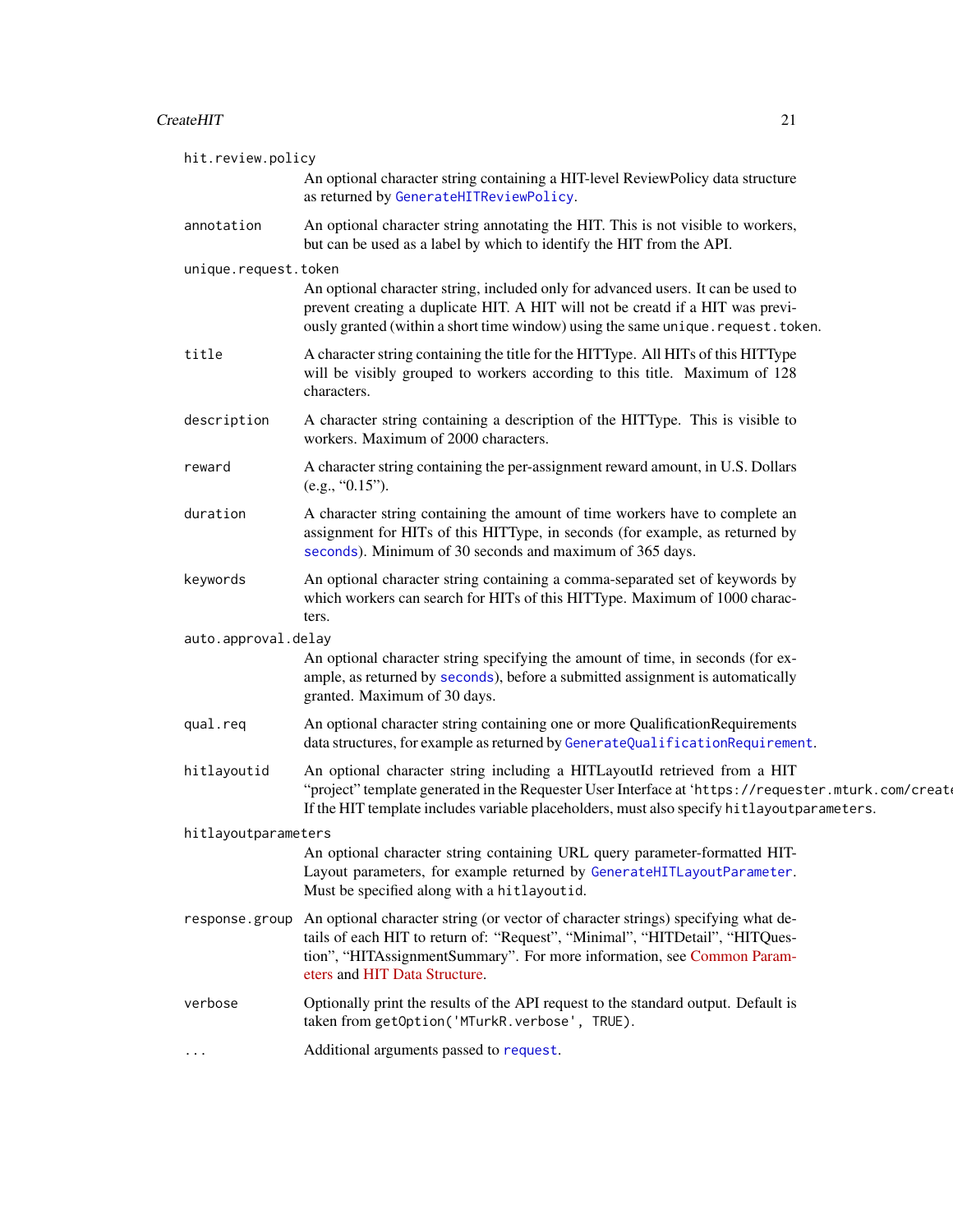`hit.review.policy`
: An optional character string containing a HIT-level ReviewPolicy data structure as returned by `GenerateHITReviewPolicy`.

`annotation`
: An optional character string annotating the HIT. This is not visible to workers, but can be used as a label by which to identify the HIT from the API.

`unique.request.token`
: An optional character string, included only for advanced users. It can be used to prevent creating a duplicate HIT. A HIT will not be creatd if a HIT was previously granted (within a short time window) using the same `unique.request.token`.

`title`
: A character string containing the title for the HITType. All HITs of this HITType will be visibly grouped to workers according to this title. Maximum of 128 characters.

`description`
: A character string containing a description of the HITType. This is visible to workers. Maximum of 2000 characters.

`reward`
: A character string containing the per-assignment reward amount, in U.S. Dollars (e.g., "0.15").

`duration`
: A character string containing the amount of time workers have to complete an assignment for HITs of this HITType, in seconds (for example, as returned by `seconds`). Minimum of 30 seconds and maximum of 365 days.

`keywords`
: An optional character string containing a comma-separated set of keywords by which workers can search for HITs of this HITType. Maximum of 1000 characters.

`auto.approval.delay`
: An optional character string specifying the amount of time, in seconds (for example, as returned by `seconds`), before a submitted assignment is automatically granted. Maximum of 30 days.

`qual.req`
: An optional character string containing one or more QualificationRequirements data structures, for example as returned by `GenerateQualificationRequirement`.

`hitlayoutid`
: An optional character string including a HITLayoutId retrieved from a HIT "project" template generated in the Requester User Interface at '`https://requester.mturk.com/create`'. If the HIT template includes variable placeholders, must also specify `hitlayoutparameters`.

`hitlayoutparameters`
: An optional character string containing URL query parameter-formatted HITLayout parameters, for example returned by `GenerateHITLayoutParameter`. Must be specified along with a `hitlayoutid`.

`response.group`
: An optional character string (or vector of character strings) specifying what details of each HIT to return of: "Request", "Minimal", "HITDetail", "HITQuestion", "HITAssignmentSummary". For more information, see Common Parameters and HIT Data Structure.

`verbose`
: Optionally print the results of the API request to the standard output. Default is taken from `getOption('MTurkR.verbose', TRUE)`.

`...`
: Additional arguments passed to `request`.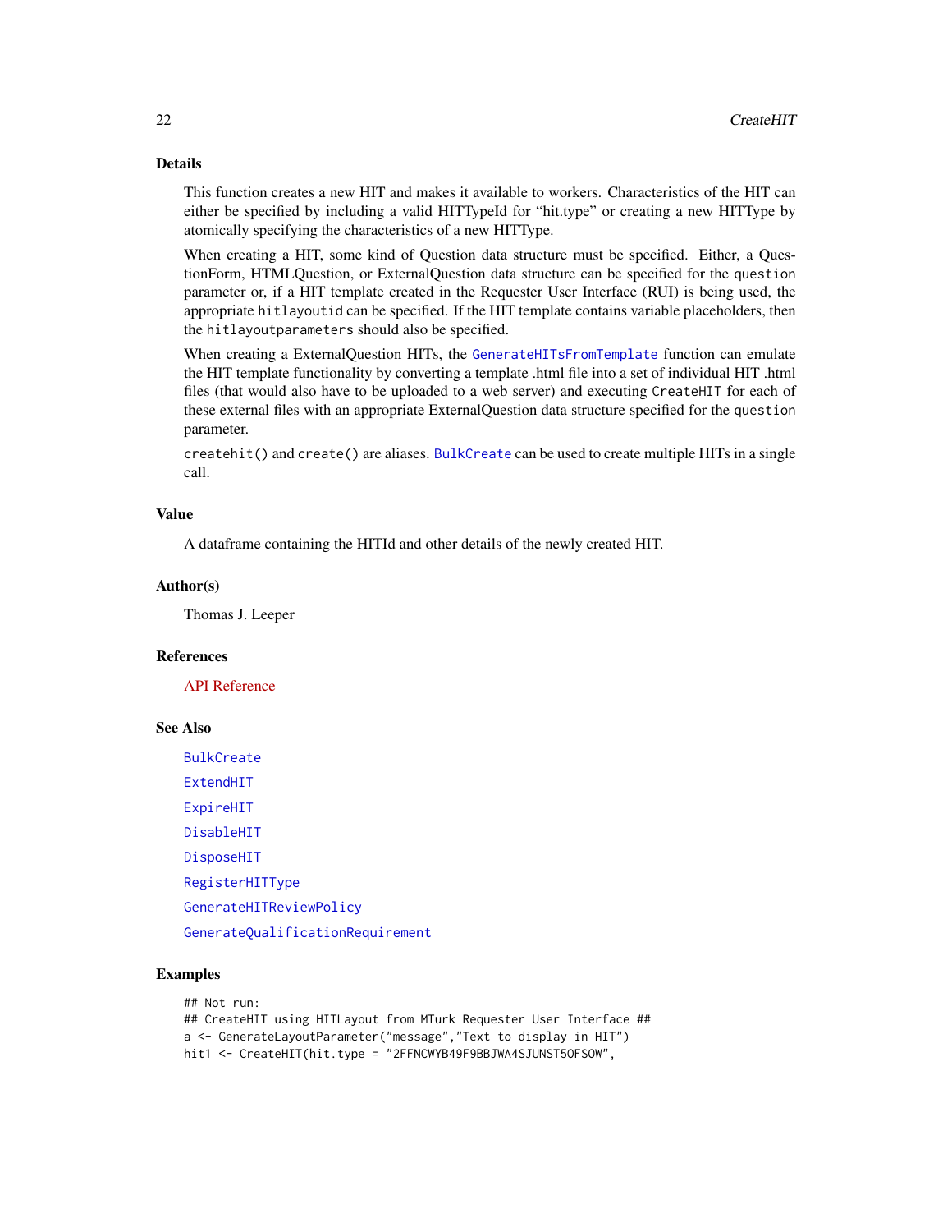### Details

This function creates a new HIT and makes it available to workers. Characteristics of the HIT can either be specified by including a valid HITTypeId for "hit.type" or creating a new HITType by atomically specifying the characteristics of a new HITType.

When creating a HIT, some kind of Question data structure must be specified. Either, a QuestionForm, HTMLQuestion, or ExternalQuestion data structure can be specified for the `question` parameter or, if a HIT template created in the Requester User Interface (RUI) is being used, the appropriate `hitlayoutid` can be specified. If the HIT template contains variable placeholders, then the `hitlayoutparameters` should also be specified.

When creating a ExternalQuestion HITs, the `GenerateHITsFromTemplate` function can emulate the HIT template functionality by converting a template .html file into a set of individual HIT .html files (that would also have to be uploaded to a web server) and executing `CreateHIT` for each of these external files with an appropriate ExternalQuestion data structure specified for the `question` parameter.

`createhit()` and `create()` are aliases. `BulkCreate` can be used to create multiple HITs in a single call.

### Value

A dataframe containing the HITId and other details of the newly created HIT.

### Author(s)

Thomas J. Leeper

### References

API Reference

### See Also

`BulkCreate`

`ExtendHIT`

`ExpireHIT`

`DisableHIT`

`DisposeHIT`

`RegisterHITType`

`GenerateHITReviewPolicy`

`GenerateQualificationRequirement`

### Examples

```
## Not run:
## CreateHIT using HITLayout from MTurk Requester User Interface ##
a <- GenerateLayoutParameter("message","Text to display in HIT")
hit1 <- CreateHIT(hit.type = "2FFNCWYB49F9BBJWA4SJUNST5OFSOW",
```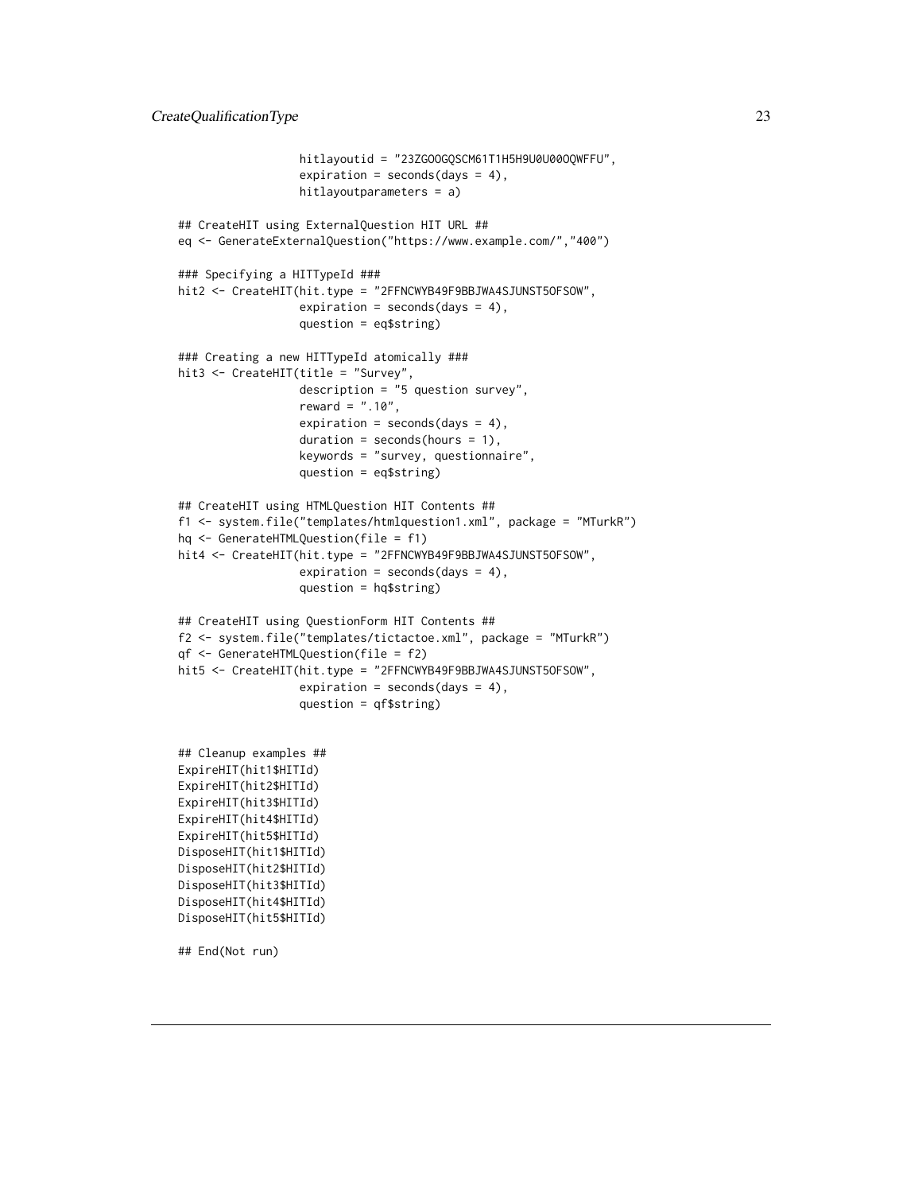```
                  hitlayoutid = "23ZGOOGQSCM61T1H5H9U0U00OQWFFU",
                  expiration = seconds(days = 4),
                  hitlayoutparameters = a)

## CreateHIT using ExternalQuestion HIT URL ##
eq <- GenerateExternalQuestion("https://www.example.com/","400")

### Specifying a HITTypeId ###
hit2 <- CreateHIT(hit.type = "2FFNCWYB49F9BBJWA4SJUNST5OFSOW",
                  expiration = seconds(days = 4),
                  question = eq$string)

### Creating a new HITTypeId atomically ###
hit3 <- CreateHIT(title = "Survey",
                  description = "5 question survey",
                  reward = ".10",
                  expiration = seconds(days = 4),
                  duration = seconds(hours = 1),
                  keywords = "survey, questionnaire",
                  question = eq$string)

## CreateHIT using HTMLQuestion HIT Contents ##
f1 <- system.file("templates/htmlquestion1.xml", package = "MTurkR")
hq <- GenerateHTMLQuestion(file = f1)
hit4 <- CreateHIT(hit.type = "2FFNCWYB49F9BBJWA4SJUNST5OFSOW",
                  expiration = seconds(days = 4),
                  question = hq$string)

## CreateHIT using QuestionForm HIT Contents ##
f2 <- system.file("templates/tictactoe.xml", package = "MTurkR")
qf <- GenerateHTMLQuestion(file = f2)
hit5 <- CreateHIT(hit.type = "2FFNCWYB49F9BBJWA4SJUNST5OFSOW",
                  expiration = seconds(days = 4),
                  question = qf$string)


## Cleanup examples ##
ExpireHIT(hit1$HITId)
ExpireHIT(hit2$HITId)
ExpireHIT(hit3$HITId)
ExpireHIT(hit4$HITId)
ExpireHIT(hit5$HITId)
DisposeHIT(hit1$HITId)
DisposeHIT(hit2$HITId)
DisposeHIT(hit3$HITId)
DisposeHIT(hit4$HITId)
DisposeHIT(hit5$HITId)

## End(Not run)
```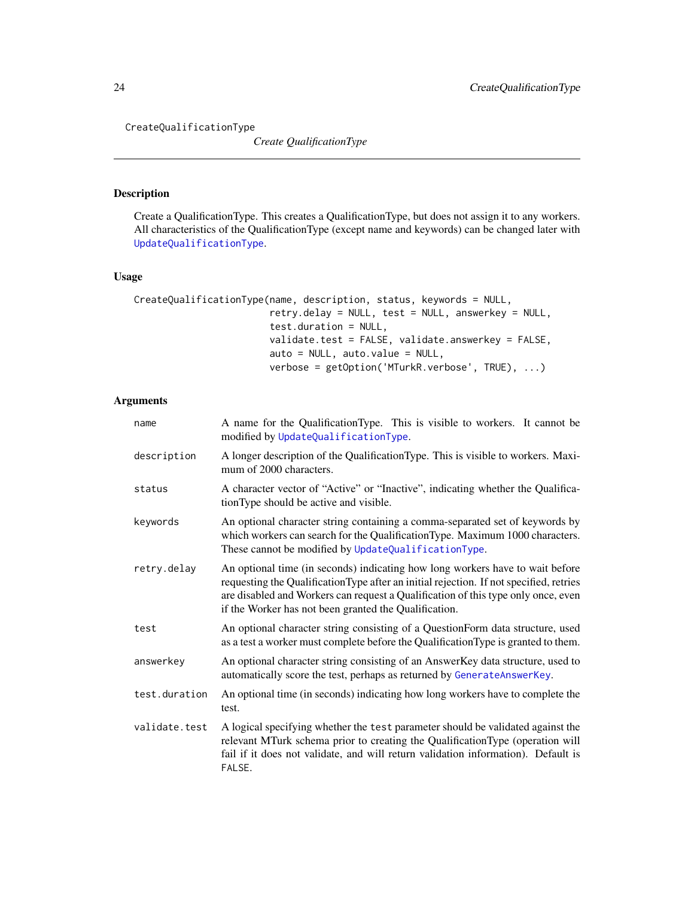CreateQualificationType

*Create QualificationType*

## Description

Create a QualificationType. This creates a QualificationType, but does not assign it to any workers. All characteristics of the QualificationType (except name and keywords) can be changed later with UpdateQualificationType.

## Usage

```
CreateQualificationType(name, description, status, keywords = NULL,
                        retry.delay = NULL, test = NULL, answerkey = NULL,
                        test.duration = NULL,
                        validate.test = FALSE, validate.answerkey = FALSE,
                        auto = NULL, auto.value = NULL,
                        verbose = getOption('MTurkR.verbose', TRUE), ...)
```

## Arguments

| | |
|---|---|
| `name` | A name for the QualificationType. This is visible to workers. It cannot be modified by UpdateQualificationType. |
| `description` | A longer description of the QualificationType. This is visible to workers. Maximum of 2000 characters. |
| `status` | A character vector of "Active" or "Inactive", indicating whether the QualificationType should be active and visible. |
| `keywords` | An optional character string containing a comma-separated set of keywords by which workers can search for the QualificationType. Maximum 1000 characters. These cannot be modified by UpdateQualificationType. |
| `retry.delay` | An optional time (in seconds) indicating how long workers have to wait before requesting the QualificationType after an initial rejection. If not specified, retries are disabled and Workers can request a Qualification of this type only once, even if the Worker has not been granted the Qualification. |
| `test` | An optional character string consisting of a QuestionForm data structure, used as a test a worker must complete before the QualificationType is granted to them. |
| `answerkey` | An optional character string consisting of an AnswerKey data structure, used to automatically score the test, perhaps as returned by GenerateAnswerKey. |
| `test.duration` | An optional time (in seconds) indicating how long workers have to complete the test. |
| `validate.test` | A logical specifying whether the `test` parameter should be validated against the relevant MTurk schema prior to creating the QualificationType (operation will fail if it does not validate, and will return validation information). Default is `FALSE`. |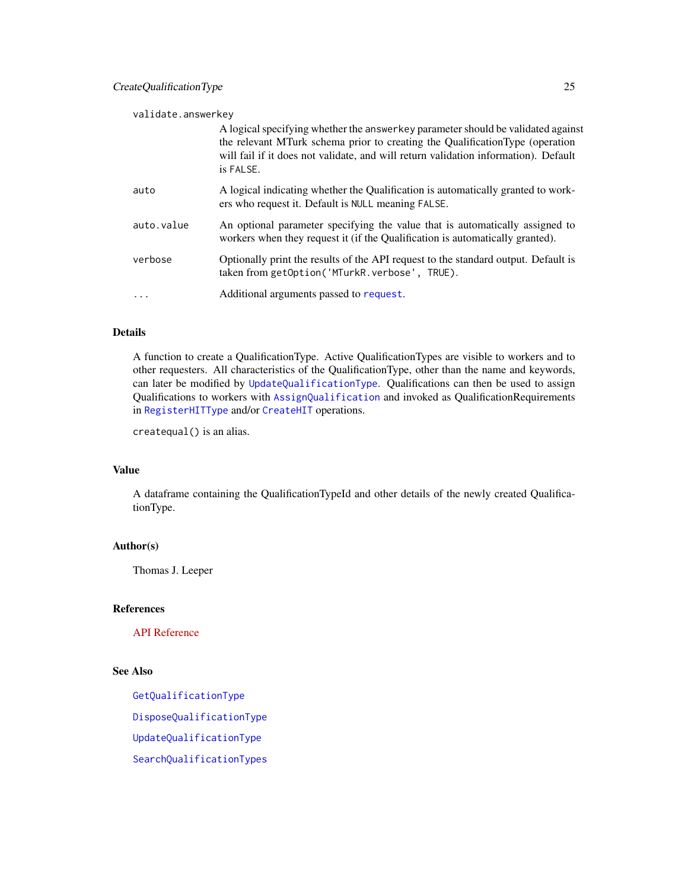`validate.answerkey`
: A logical specifying whether the `answerkey` parameter should be validated against the relevant MTurk schema prior to creating the QualificationType (operation will fail if it does not validate, and will return validation information). Default is `FALSE`.

`auto`
: A logical indicating whether the Qualification is automatically granted to workers who request it. Default is `NULL` meaning `FALSE`.

`auto.value`
: An optional parameter specifying the value that is automatically assigned to workers when they request it (if the Qualification is automatically granted).

`verbose`
: Optionally print the results of the API request to the standard output. Default is taken from `getOption('MTurkR.verbose', TRUE)`.

`...`
: Additional arguments passed to `request`.

### Details

A function to create a QualificationType. Active QualificationTypes are visible to workers and to other requesters. All characteristics of the QualificationType, other than the name and keywords, can later be modified by `UpdateQualificationType`. Qualifications can then be used to assign Qualifications to workers with `AssignQualification` and invoked as QualificationRequirements in `RegisterHITType` and/or `CreateHIT` operations.

`createqual()` is an alias.

### Value

A dataframe containing the QualificationTypeId and other details of the newly created QualificationType.

### Author(s)

Thomas J. Leeper

### References

API Reference

### See Also

`GetQualificationType`

`DisposeQualificationType`

`UpdateQualificationType`

`SearchQualificationTypes`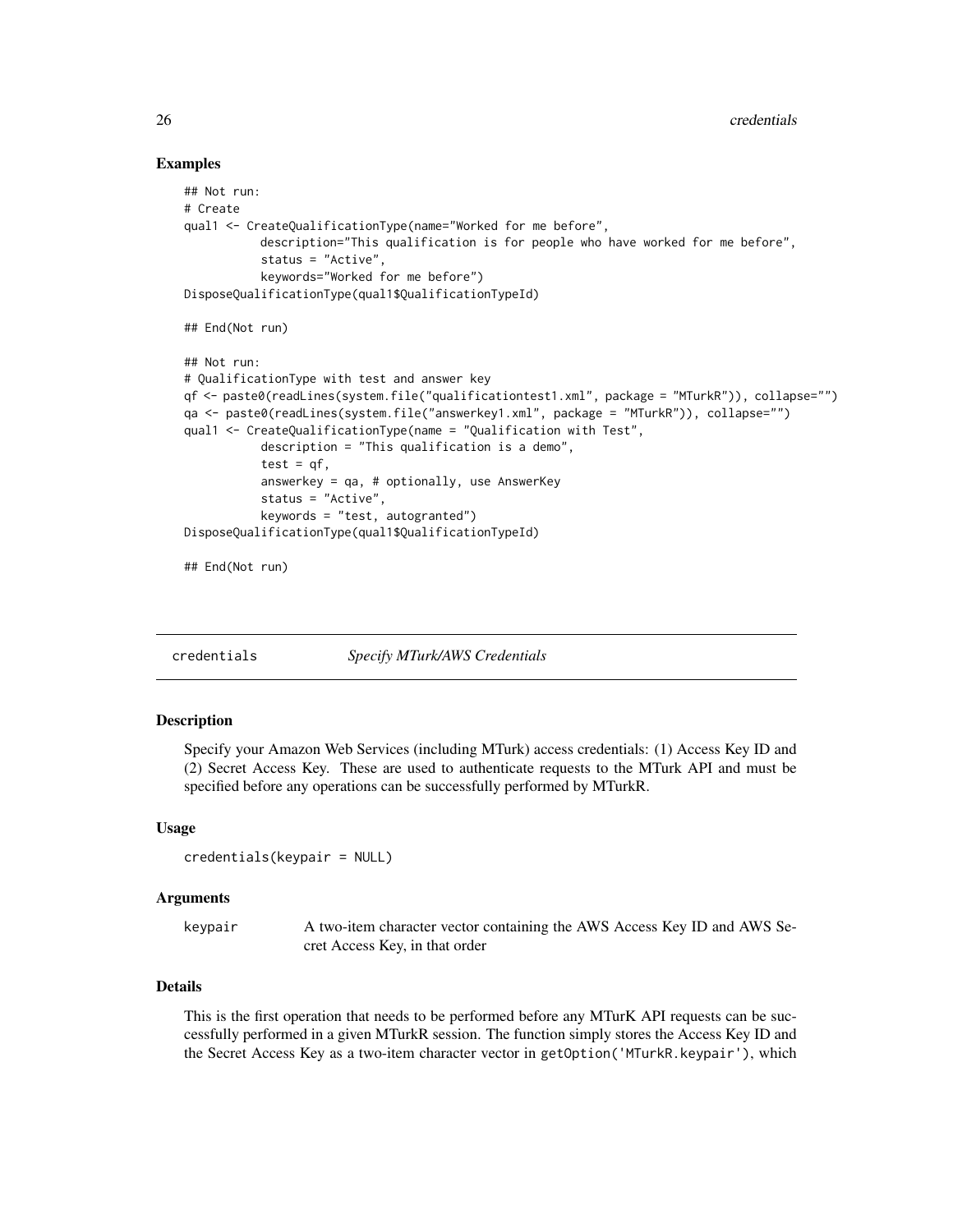### Examples

```
## Not run:
# Create
qual1 <- CreateQualificationType(name="Worked for me before",
           description="This qualification is for people who have worked for me before",
           status = "Active",
           keywords="Worked for me before")
DisposeQualificationType(qual1$QualificationTypeId)

## End(Not run)

## Not run:
# QualificationType with test and answer key
qf <- paste0(readLines(system.file("qualificationtest1.xml", package = "MTurkR")), collapse="")
qa <- paste0(readLines(system.file("answerkey1.xml", package = "MTurkR")), collapse="")
qual1 <- CreateQualificationType(name = "Qualification with Test",
           description = "This qualification is a demo",
           test = qf,
           answerkey = qa, # optionally, use AnswerKey
           status = "Active",
           keywords = "test, autogranted")
DisposeQualificationType(qual1$QualificationTypeId)

## End(Not run)
```

---

## credentials *Specify MTurk/AWS Credentials*

---

### Description

Specify your Amazon Web Services (including MTurk) access credentials: (1) Access Key ID and (2) Secret Access Key. These are used to authenticate requests to the MTurk API and must be specified before any operations can be successfully performed by MTurkR.

### Usage

```
credentials(keypair = NULL)
```

### Arguments

| | |
|---|---|
| keypair | A two-item character vector containing the AWS Access Key ID and AWS Secret Access Key, in that order |

### Details

This is the first operation that needs to be performed before any MTurK API requests can be successfully performed in a given MTurkR session. The function simply stores the Access Key ID and the Secret Access Key as a two-item character vector in `getOption('MTurkR.keypair')`, which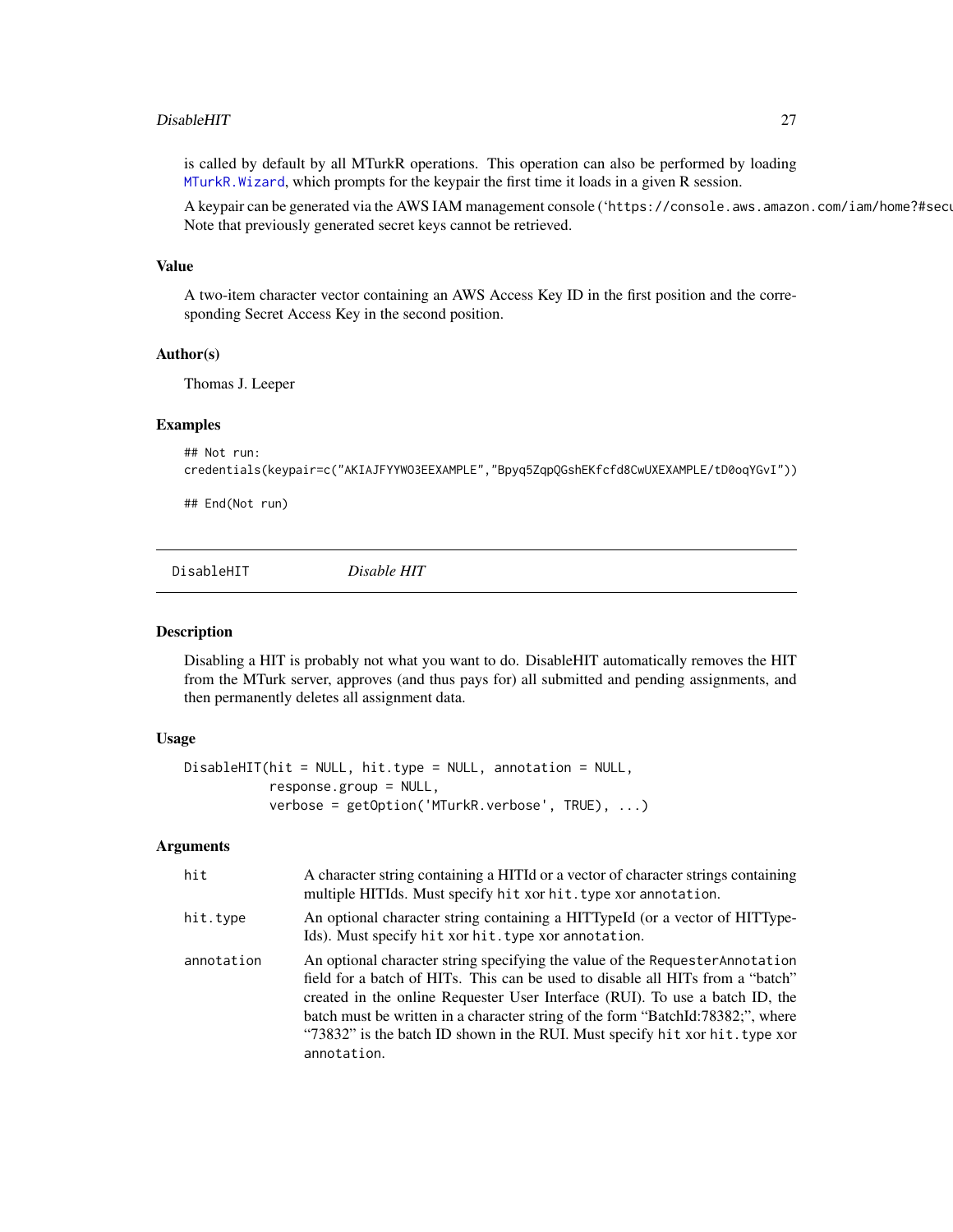is called by default by all MTurkR operations. This operation can also be performed by loading `MTurkR.Wizard`, which prompts for the keypair the first time it loads in a given R session.

A keypair can be generated via the AWS IAM management console (‘https://console.aws.amazon.com/iam/home?#secu
Note that previously generated secret keys cannot be retrieved.

### Value

A two-item character vector containing an AWS Access Key ID in the first position and the corresponding Secret Access Key in the second position.

### Author(s)

Thomas J. Leeper

### Examples

```
## Not run:
credentials(keypair=c("AKIAJFYYWO3EEXAMPLE","Bpyq5ZqpQGshEKfcfd8CwUXEXAMPLE/tD0oqYGvI"))

## End(Not run)
```

---

## DisableHIT — *Disable HIT*

### Description

Disabling a HIT is probably not what you want to do. DisableHIT automatically removes the HIT from the MTurk server, approves (and thus pays for) all submitted and pending assignments, and then permanently deletes all assignment data.

### Usage

```
DisableHIT(hit = NULL, hit.type = NULL, annotation = NULL,
           response.group = NULL,
           verbose = getOption('MTurkR.verbose', TRUE), ...)
```

### Arguments

| | |
|---|---|
| `hit` | A character string containing a HITId or a vector of character strings containing multiple HITIds. Must specify `hit` xor `hit.type` xor `annotation`. |
| `hit.type` | An optional character string containing a HITTypeId (or a vector of HITTypeIds). Must specify `hit` xor `hit.type` xor `annotation`. |
| `annotation` | An optional character string specifying the value of the `RequesterAnnotation` field for a batch of HITs. This can be used to disable all HITs from a “batch” created in the online Requester User Interface (RUI). To use a batch ID, the batch must be written in a character string of the form “BatchId:78382;”, where “73832” is the batch ID shown in the RUI. Must specify `hit` xor `hit.type` xor `annotation`. |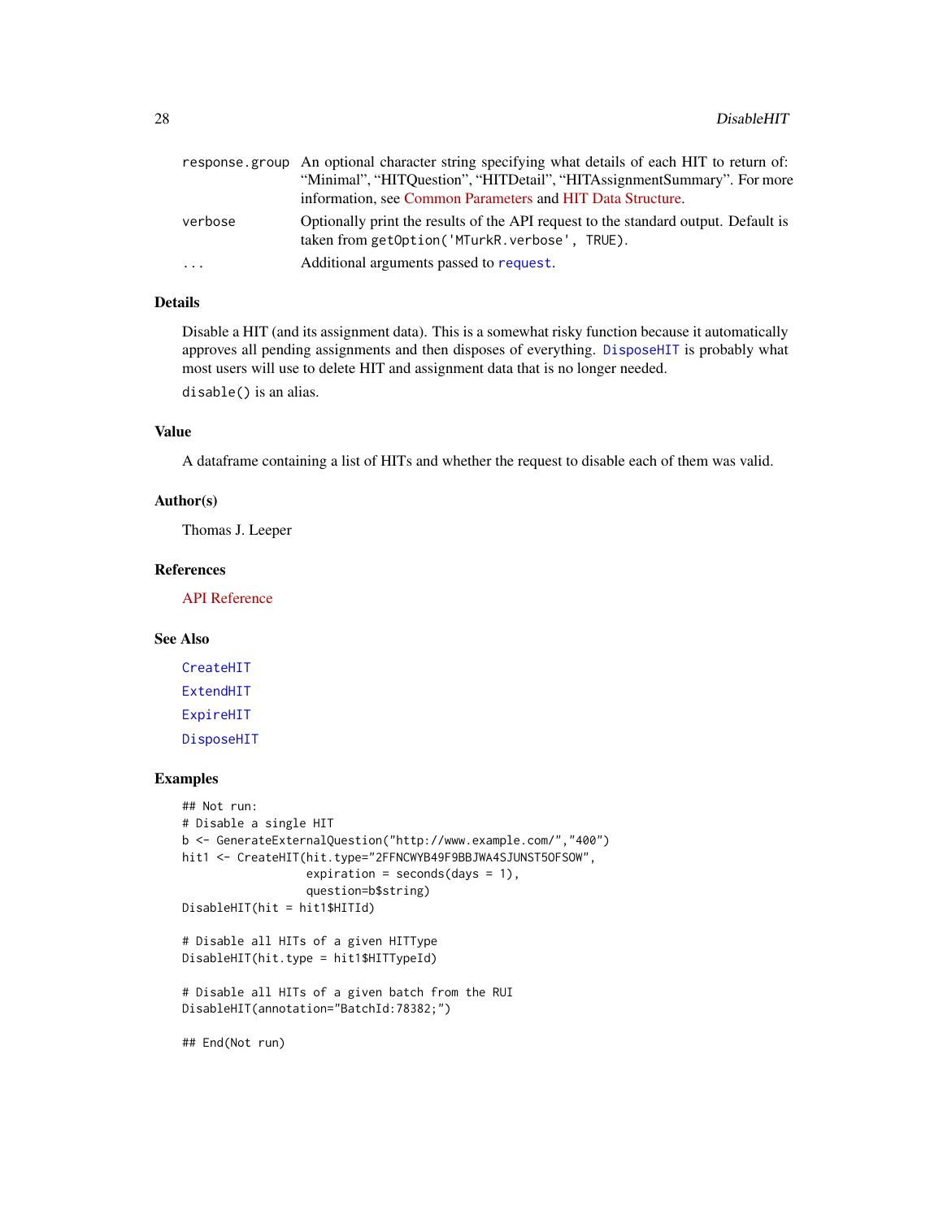| | |
|---|---|
| response.group | An optional character string specifying what details of each HIT to return of: "Minimal", "HITQuestion", "HITDetail", "HITAssignmentSummary". For more information, see Common Parameters and HIT Data Structure. |
| verbose | Optionally print the results of the API request to the standard output. Default is taken from getOption('MTurkR.verbose', TRUE). |
| ... | Additional arguments passed to request. |

### Details

Disable a HIT (and its assignment data). This is a somewhat risky function because it automatically approves all pending assignments and then disposes of everything. DisposeHIT is probably what most users will use to delete HIT and assignment data that is no longer needed.

disable() is an alias.

### Value

A dataframe containing a list of HITs and whether the request to disable each of them was valid.

### Author(s)

Thomas J. Leeper

### References

API Reference

### See Also

CreateHIT

ExtendHIT

ExpireHIT

DisposeHIT

### Examples

```
## Not run:
# Disable a single HIT
b <- GenerateExternalQuestion("http://www.example.com/","400")
hit1 <- CreateHIT(hit.type="2FFNCWYB49F9BBJWA4SJUNST5OFSOW",
                  expiration = seconds(days = 1),
                  question=b$string)
DisableHIT(hit = hit1$HITId)

# Disable all HITs of a given HITType
DisableHIT(hit.type = hit1$HITTypeId)

# Disable all HITs of a given batch from the RUI
DisableHIT(annotation="BatchId:78382;")

## End(Not run)
```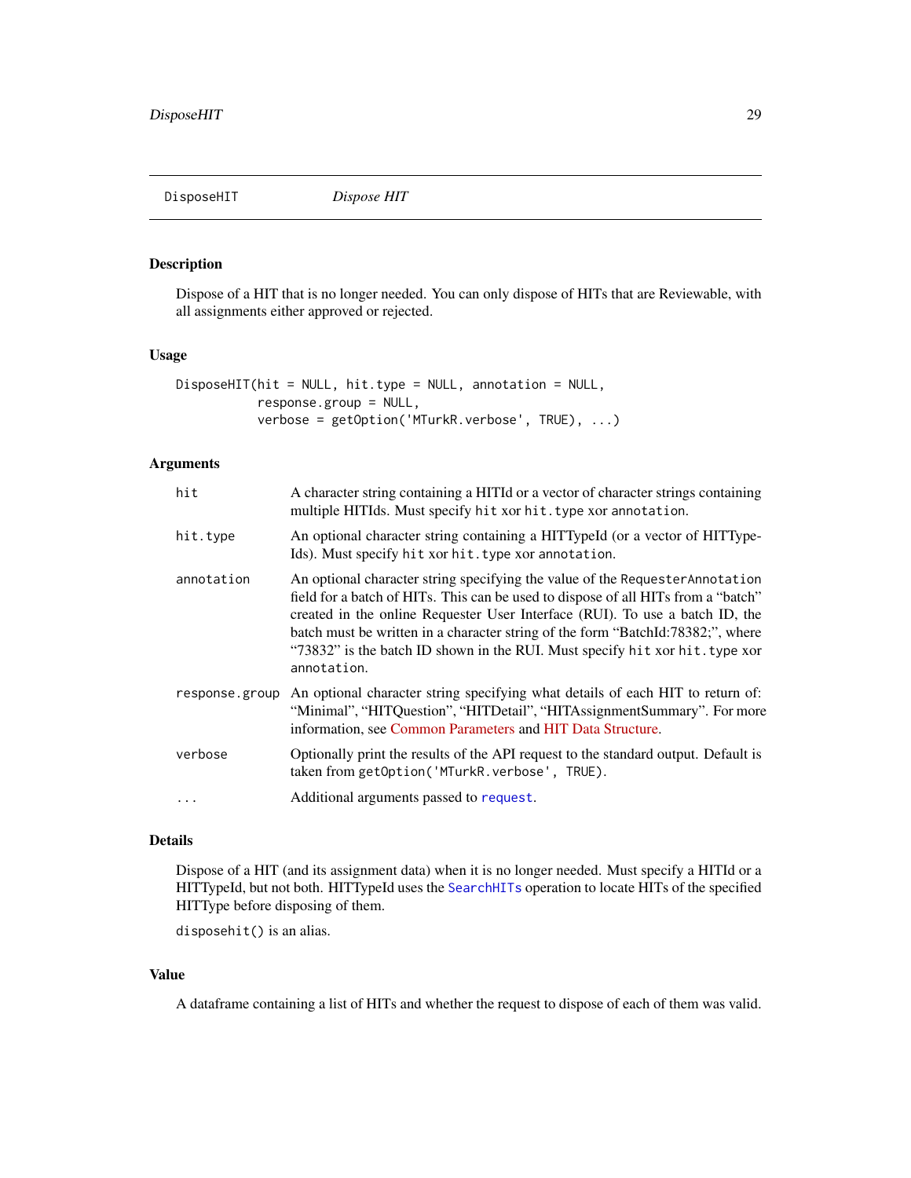## DisposeHIT *Dispose HIT*

### Description

Dispose of a HIT that is no longer needed. You can only dispose of HITs that are Reviewable, with all assignments either approved or rejected.

### Usage

```
DisposeHIT(hit = NULL, hit.type = NULL, annotation = NULL,
           response.group = NULL,
           verbose = getOption('MTurkR.verbose', TRUE), ...)
```

### Arguments

| | |
|---|---|
| `hit` | A character string containing a HITId or a vector of character strings containing multiple HITIds. Must specify `hit` xor `hit.type` xor `annotation`. |
| `hit.type` | An optional character string containing a HITTypeId (or a vector of HITTypeIds). Must specify `hit` xor `hit.type` xor `annotation`. |
| `annotation` | An optional character string specifying the value of the `RequesterAnnotation` field for a batch of HITs. This can be used to dispose of all HITs from a "batch" created in the online Requester User Interface (RUI). To use a batch ID, the batch must be written in a character string of the form "BatchId:78382;", where "73832" is the batch ID shown in the RUI. Must specify `hit` xor `hit.type` xor `annotation`. |
| `response.group` | An optional character string specifying what details of each HIT to return of: "Minimal", "HITQuestion", "HITDetail", "HITAssignmentSummary". For more information, see Common Parameters and HIT Data Structure. |
| `verbose` | Optionally print the results of the API request to the standard output. Default is taken from `getOption('MTurkR.verbose', TRUE)`. |
| `...` | Additional arguments passed to `request`. |

### Details

Dispose of a HIT (and its assignment data) when it is no longer needed. Must specify a HITId or a HITTypeId, but not both. HITTypeId uses the `SearchHITs` operation to locate HITs of the specified HITType before disposing of them.

`disposehit()` is an alias.

### Value

A dataframe containing a list of HITs and whether the request to dispose of each of them was valid.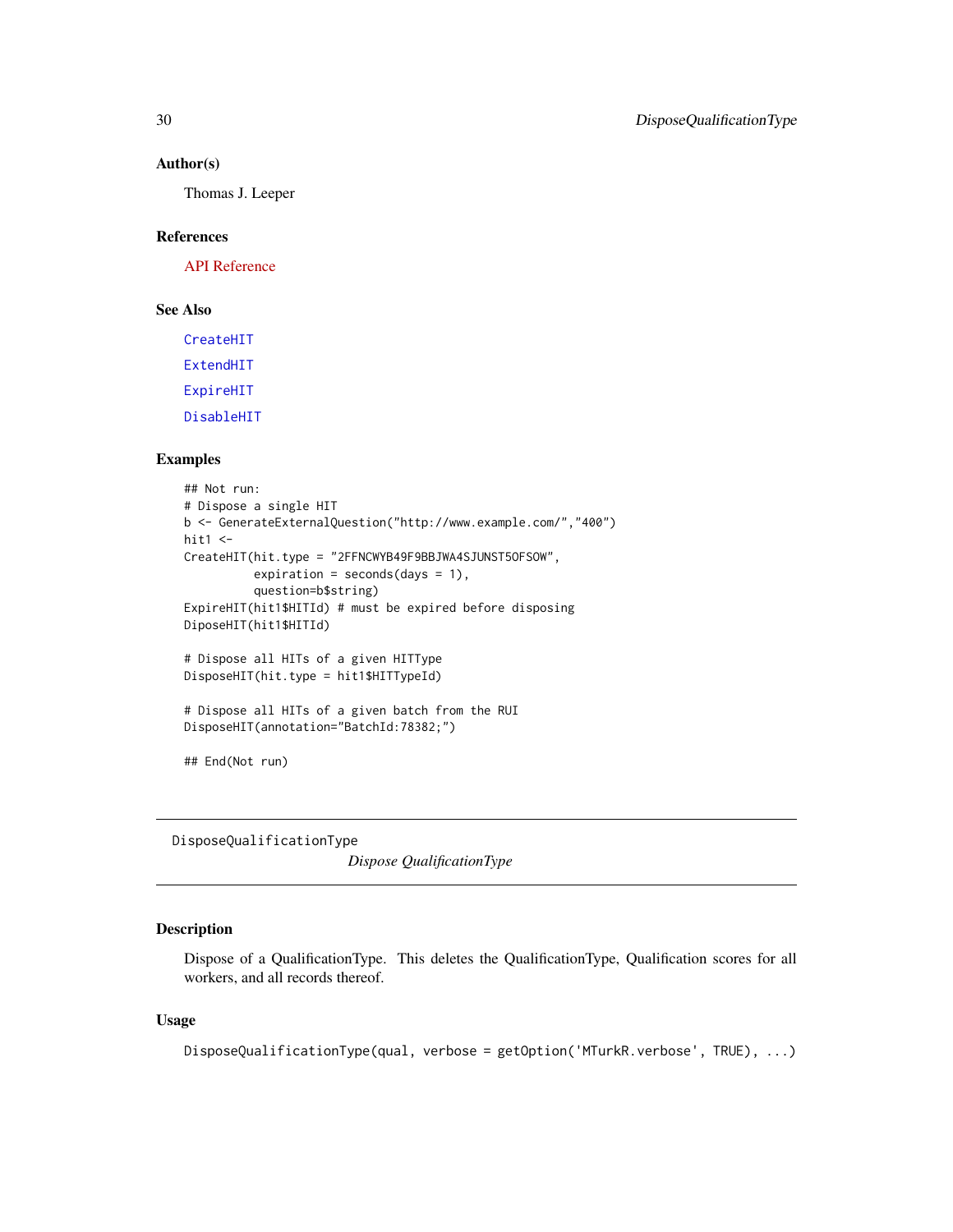### Author(s)

Thomas J. Leeper

### References

API Reference

### See Also

CreateHIT

ExtendHIT

ExpireHIT

DisableHIT

### Examples

```
## Not run:
# Dispose a single HIT
b <- GenerateExternalQuestion("http://www.example.com/","400")
hit1 <-
CreateHIT(hit.type = "2FFNCWYB49F9BBJWA4SJUNST5OFSOW",
          expiration = seconds(days = 1),
          question=b$string)
ExpireHIT(hit1$HITId) # must be expired before disposing
DiposeHIT(hit1$HITId)

# Dispose all HITs of a given HITType
DisposeHIT(hit.type = hit1$HITTypeId)

# Dispose all HITs of a given batch from the RUI
DisposeHIT(annotation="BatchId:78382;")

## End(Not run)
```

---

## DisposeQualificationType

*Dispose QualificationType*

---

### Description

Dispose of a QualificationType. This deletes the QualificationType, Qualification scores for all workers, and all records thereof.

### Usage

```
DisposeQualificationType(qual, verbose = getOption('MTurkR.verbose', TRUE), ...)
```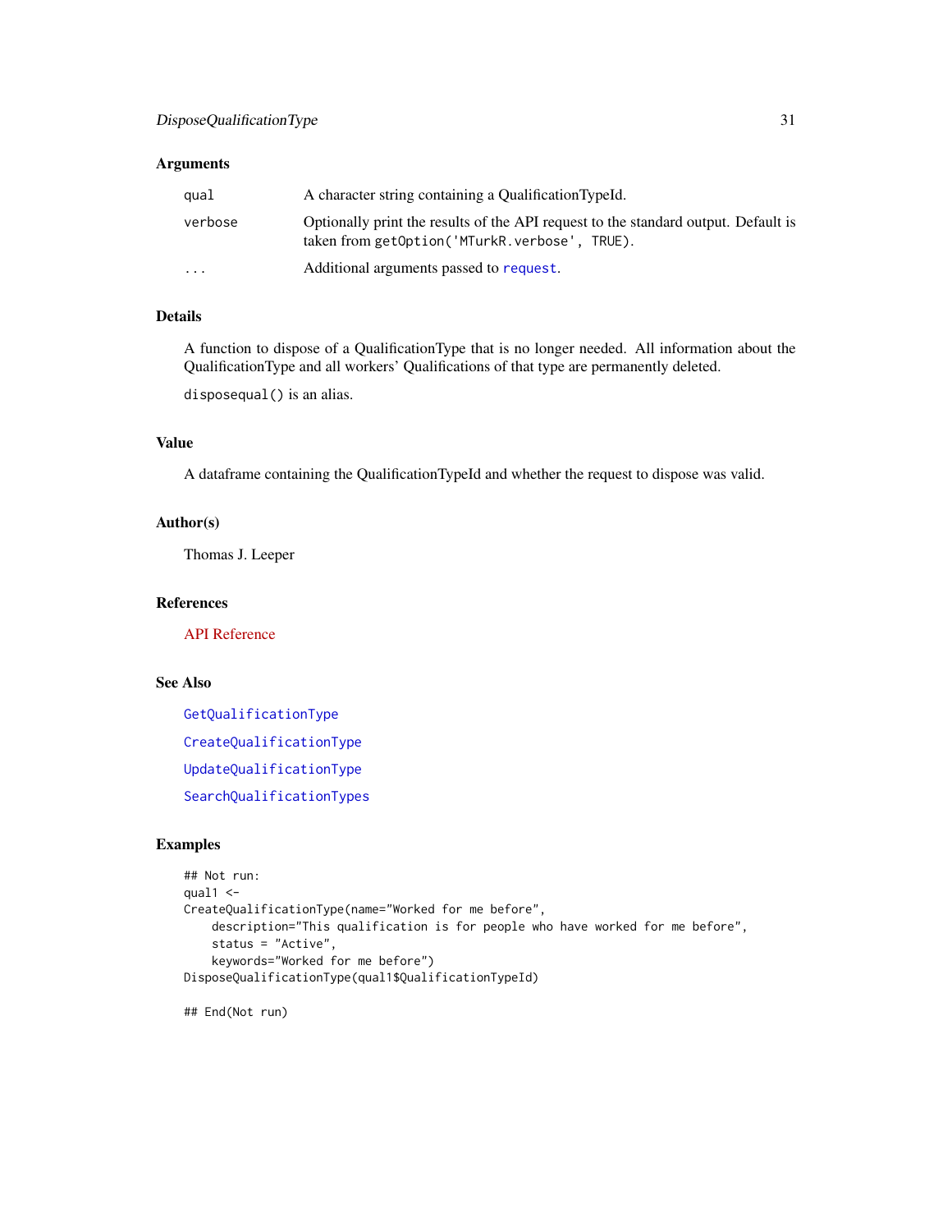### Arguments

| | |
|---|---|
| `qual` | A character string containing a QualificationTypeId. |
| `verbose` | Optionally print the results of the API request to the standard output. Default is taken from `getOption('MTurkR.verbose', TRUE)`. |
| `...` | Additional arguments passed to `request`. |

### Details

A function to dispose of a QualificationType that is no longer needed. All information about the QualificationType and all workers' Qualifications of that type are permanently deleted.

`disposequal()` is an alias.

### Value

A dataframe containing the QualificationTypeId and whether the request to dispose was valid.

### Author(s)

Thomas J. Leeper

### References

API Reference

### See Also

`GetQualificationType`

`CreateQualificationType`

`UpdateQualificationType`

`SearchQualificationTypes`

### Examples

```
## Not run:
qual1 <-
CreateQualificationType(name="Worked for me before",
    description="This qualification is for people who have worked for me before",
    status = "Active",
    keywords="Worked for me before")
DisposeQualificationType(qual1$QualificationTypeId)

## End(Not run)
```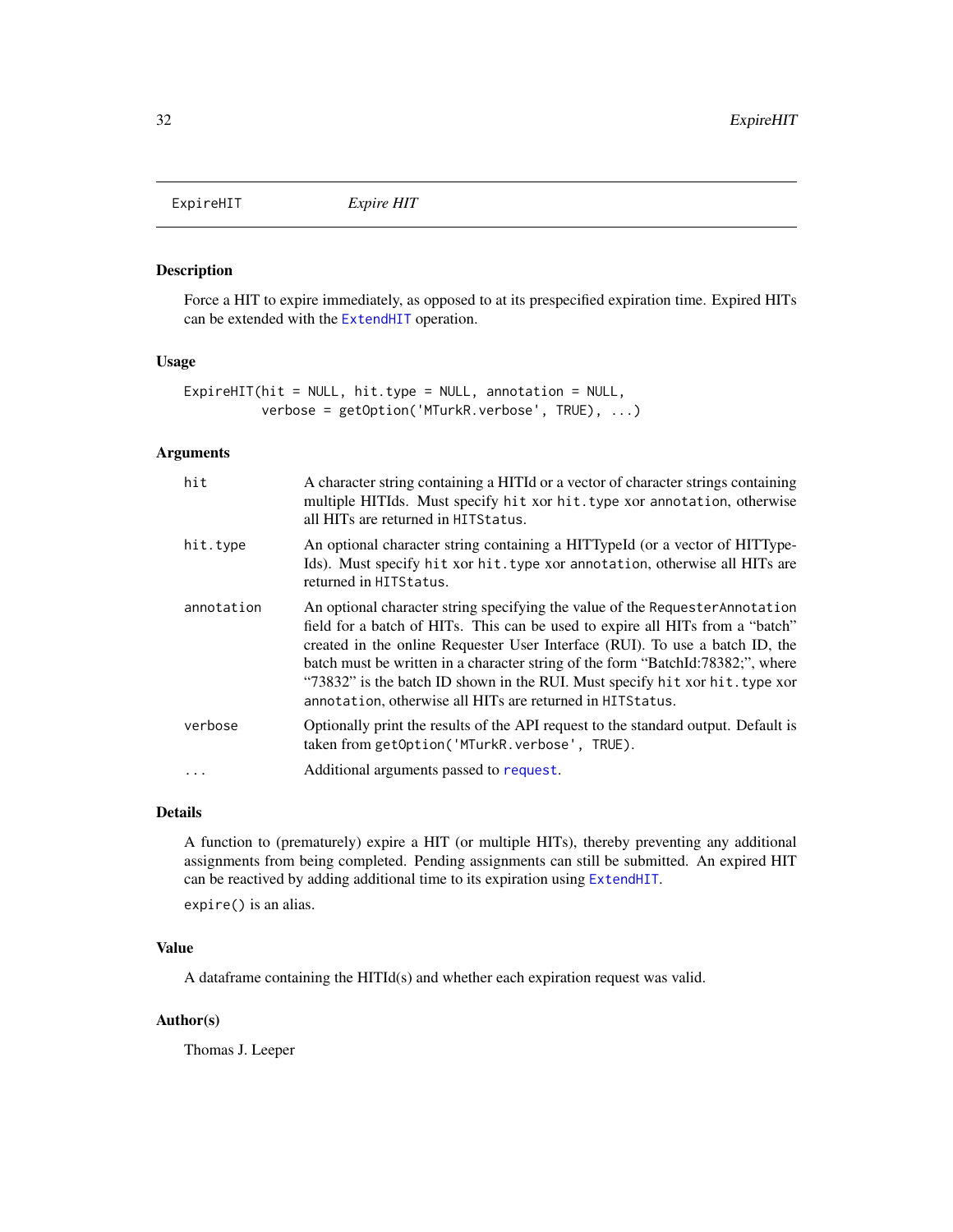# ExpireHIT — *Expire HIT*

## Description

Force a HIT to expire immediately, as opposed to at its prespecified expiration time. Expired HITs can be extended with the `ExtendHIT` operation.

## Usage

```
ExpireHIT(hit = NULL, hit.type = NULL, annotation = NULL,
          verbose = getOption('MTurkR.verbose', TRUE), ...)
```

## Arguments

| | |
|---|---|
| `hit` | A character string containing a HITId or a vector of character strings containing multiple HITIds. Must specify `hit` xor `hit.type` xor `annotation`, otherwise all HITs are returned in `HITStatus`. |
| `hit.type` | An optional character string containing a HITTypeId (or a vector of HITTypeIds). Must specify `hit` xor `hit.type` xor `annotation`, otherwise all HITs are returned in `HITStatus`. |
| `annotation` | An optional character string specifying the value of the `RequesterAnnotation` field for a batch of HITs. This can be used to expire all HITs from a "batch" created in the online Requester User Interface (RUI). To use a batch ID, the batch must be written in a character string of the form "BatchId:78382;", where "73832" is the batch ID shown in the RUI. Must specify `hit` xor `hit.type` xor `annotation`, otherwise all HITs are returned in `HITStatus`. |
| `verbose` | Optionally print the results of the API request to the standard output. Default is taken from `getOption('MTurkR.verbose', TRUE)`. |
| `...` | Additional arguments passed to `request`. |

## Details

A function to (prematurely) expire a HIT (or multiple HITs), thereby preventing any additional assignments from being completed. Pending assignments can still be submitted. An expired HIT can be reactived by adding additional time to its expiration using `ExtendHIT`.

`expire()` is an alias.

## Value

A dataframe containing the HITId(s) and whether each expiration request was valid.

## Author(s)

Thomas J. Leeper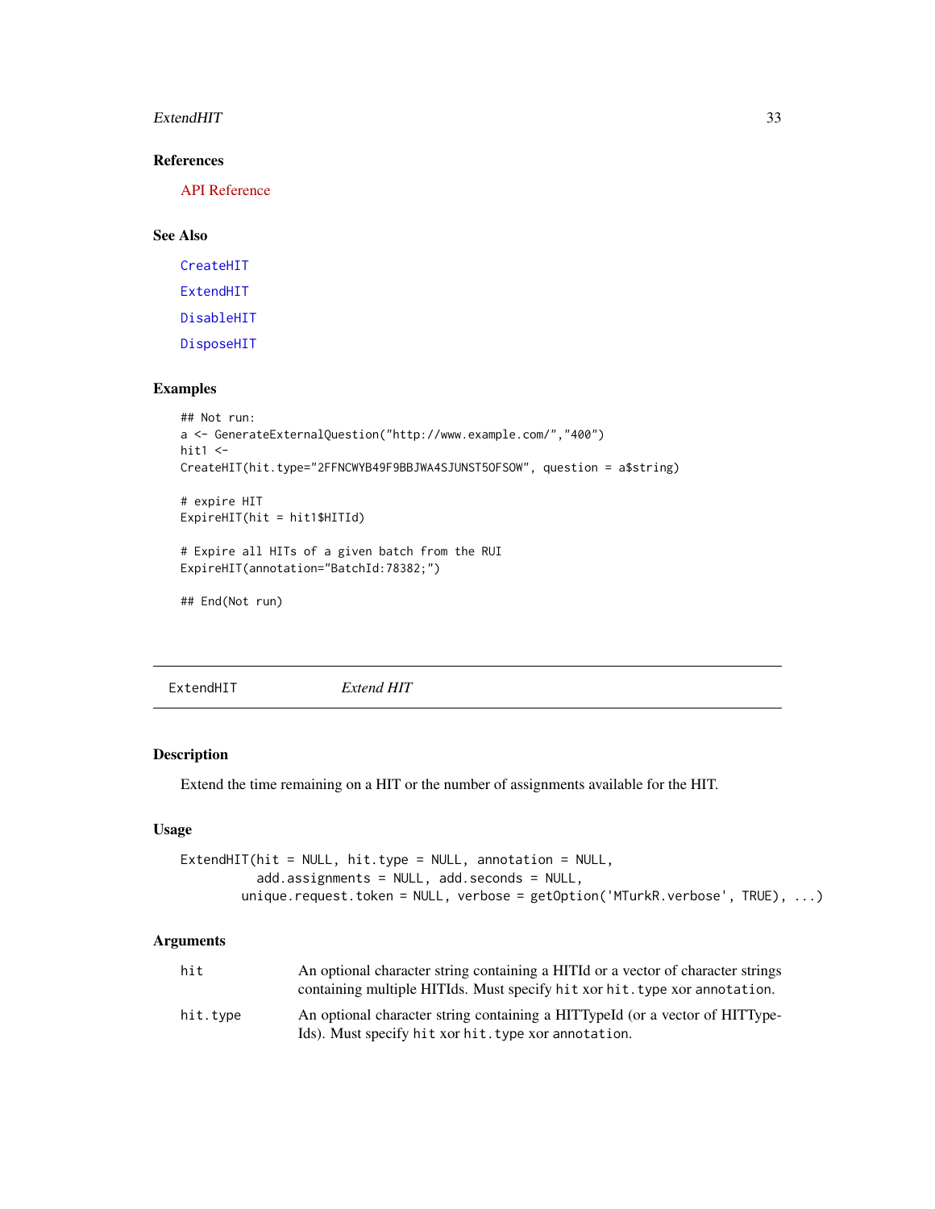## References

API Reference

## See Also

CreateHIT

ExtendHIT

DisableHIT

DisposeHIT

## Examples

```
## Not run:
a <- GenerateExternalQuestion("http://www.example.com/","400")
hit1 <-
CreateHIT(hit.type="2FFNCWYB49F9BBJWA4SJUNST5OFSOW", question = a$string)

# expire HIT
ExpireHIT(hit = hit1$HITId)

# Expire all HITs of a given batch from the RUI
ExpireHIT(annotation="BatchId:78382;")

## End(Not run)
```

---

# ExtendHIT *Extend HIT*

## Description

Extend the time remaining on a HIT or the number of assignments available for the HIT.

## Usage

```
ExtendHIT(hit = NULL, hit.type = NULL, annotation = NULL,
          add.assignments = NULL, add.seconds = NULL,
        unique.request.token = NULL, verbose = getOption('MTurkR.verbose', TRUE), ...)
```

## Arguments

| | |
|---|---|
| `hit` | An optional character string containing a HITId or a vector of character strings containing multiple HITIds. Must specify `hit` xor `hit.type` xor `annotation`. |
| `hit.type` | An optional character string containing a HITTypeId (or a vector of HITTypeIds). Must specify `hit` xor `hit.type` xor `annotation`. |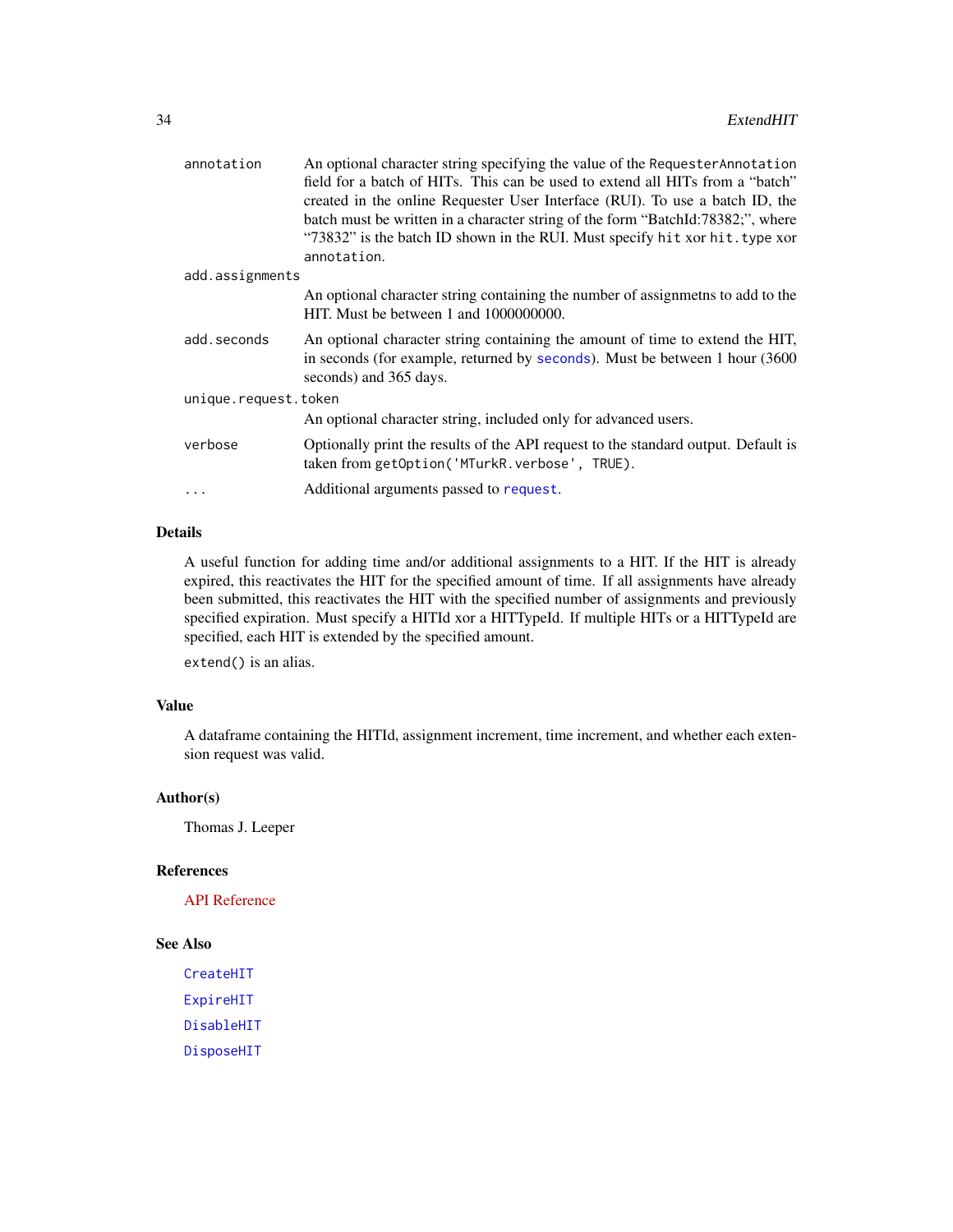| | |
|---|---|
| annotation | An optional character string specifying the value of the `RequesterAnnotation` field for a batch of HITs. This can be used to extend all HITs from a "batch" created in the online Requester User Interface (RUI). To use a batch ID, the batch must be written in a character string of the form "BatchId:78382;", where "73832" is the batch ID shown in the RUI. Must specify `hit` xor `hit.type` xor `annotation`. |
| add.assignments | An optional character string containing the number of assignmetns to add to the HIT. Must be between 1 and 1000000000. |
| add.seconds | An optional character string containing the amount of time to extend the HIT, in seconds (for example, returned by `seconds`). Must be between 1 hour (3600 seconds) and 365 days. |
| unique.request.token | An optional character string, included only for advanced users. |
| verbose | Optionally print the results of the API request to the standard output. Default is taken from `getOption('MTurkR.verbose', TRUE)`. |
| ... | Additional arguments passed to `request`. |

## Details

A useful function for adding time and/or additional assignments to a HIT. If the HIT is already expired, this reactivates the HIT for the specified amount of time. If all assignments have already been submitted, this reactivates the HIT with the specified number of assignments and previously specified expiration. Must specify a HITId xor a HITTypeId. If multiple HITs or a HITTypeId are specified, each HIT is extended by the specified amount.

`extend()` is an alias.

## Value

A dataframe containing the HITId, assignment increment, time increment, and whether each extension request was valid.

## Author(s)

Thomas J. Leeper

## References

API Reference

## See Also

`CreateHIT`

`ExpireHIT`

`DisableHIT`

`DisposeHIT`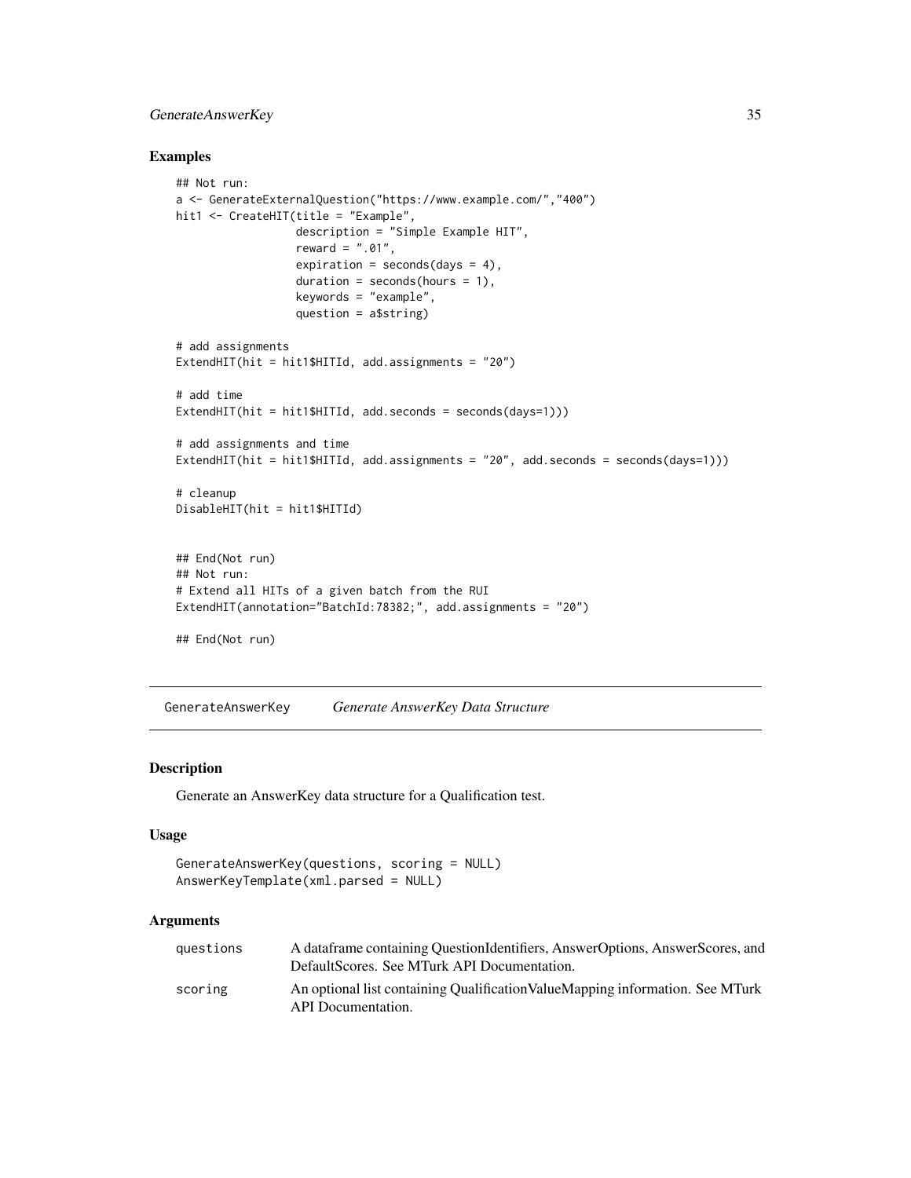### Examples

```
## Not run:
a <- GenerateExternalQuestion("https://www.example.com/","400")
hit1 <- CreateHIT(title = "Example",
                  description = "Simple Example HIT",
                  reward = ".01",
                  expiration = seconds(days = 4),
                  duration = seconds(hours = 1),
                  keywords = "example",
                  question = a$string)

# add assignments
ExtendHIT(hit = hit1$HITId, add.assignments = "20")

# add time
ExtendHIT(hit = hit1$HITId, add.seconds = seconds(days=1)))

# add assignments and time
ExtendHIT(hit = hit1$HITId, add.assignments = "20", add.seconds = seconds(days=1)))

# cleanup
DisableHIT(hit = hit1$HITId)


## End(Not run)
## Not run:
# Extend all HITs of a given batch from the RUI
ExtendHIT(annotation="BatchId:78382;", add.assignments = "20")

## End(Not run)
```

---

GenerateAnswerKey *Generate AnswerKey Data Structure*

---

### Description

Generate an AnswerKey data structure for a Qualification test.

### Usage

```
GenerateAnswerKey(questions, scoring = NULL)
AnswerKeyTemplate(xml.parsed = NULL)
```

### Arguments

| | |
|---|---|
| questions | A dataframe containing QuestionIdentifiers, AnswerOptions, AnswerScores, and DefaultScores. See MTurk API Documentation. |
| scoring | An optional list containing QualificationValueMapping information. See MTurk API Documentation. |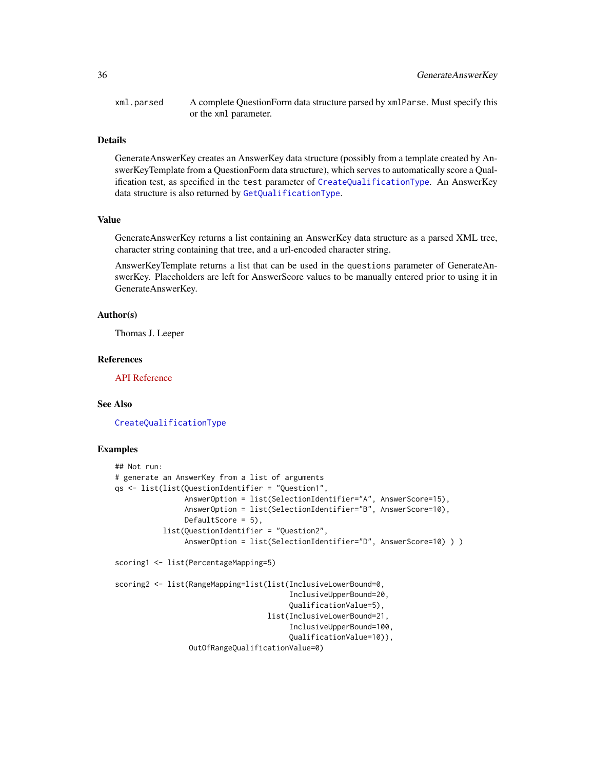xml.parsed    A complete QuestionForm data structure parsed by `xmlParse`. Must specify this or the `xml` parameter.

### Details

GenerateAnswerKey creates an AnswerKey data structure (possibly from a template created by AnswerKeyTemplate from a QuestionForm data structure), which serves to automatically score a Qualification test, as specified in the `test` parameter of `CreateQualificationType`. An AnswerKey data structure is also returned by `GetQualificationType`.

### Value

GenerateAnswerKey returns a list containing an AnswerKey data structure as a parsed XML tree, character string containing that tree, and a url-encoded character string.

AnswerKeyTemplate returns a list that can be used in the `questions` parameter of GenerateAnswerKey. Placeholders are left for AnswerScore values to be manually entered prior to using it in GenerateAnswerKey.

### Author(s)

Thomas J. Leeper

### References

API Reference

### See Also

`CreateQualificationType`

### Examples

```
## Not run:
# generate an AnswerKey from a list of arguments
qs <- list(list(QuestionIdentifier = "Question1",
                AnswerOption = list(SelectionIdentifier="A", AnswerScore=15),
                AnswerOption = list(SelectionIdentifier="B", AnswerScore=10),
                DefaultScore = 5),
           list(QuestionIdentifier = "Question2",
                AnswerOption = list(SelectionIdentifier="D", AnswerScore=10) ) )

scoring1 <- list(PercentageMapping=5)

scoring2 <- list(RangeMapping=list(list(InclusiveLowerBound=0,
                                        InclusiveUpperBound=20,
                                        QualificationValue=5),
                                   list(InclusiveLowerBound=21,
                                        InclusiveUpperBound=100,
                                        QualificationValue=10)),
                 OutOfRangeQualificationValue=0)
```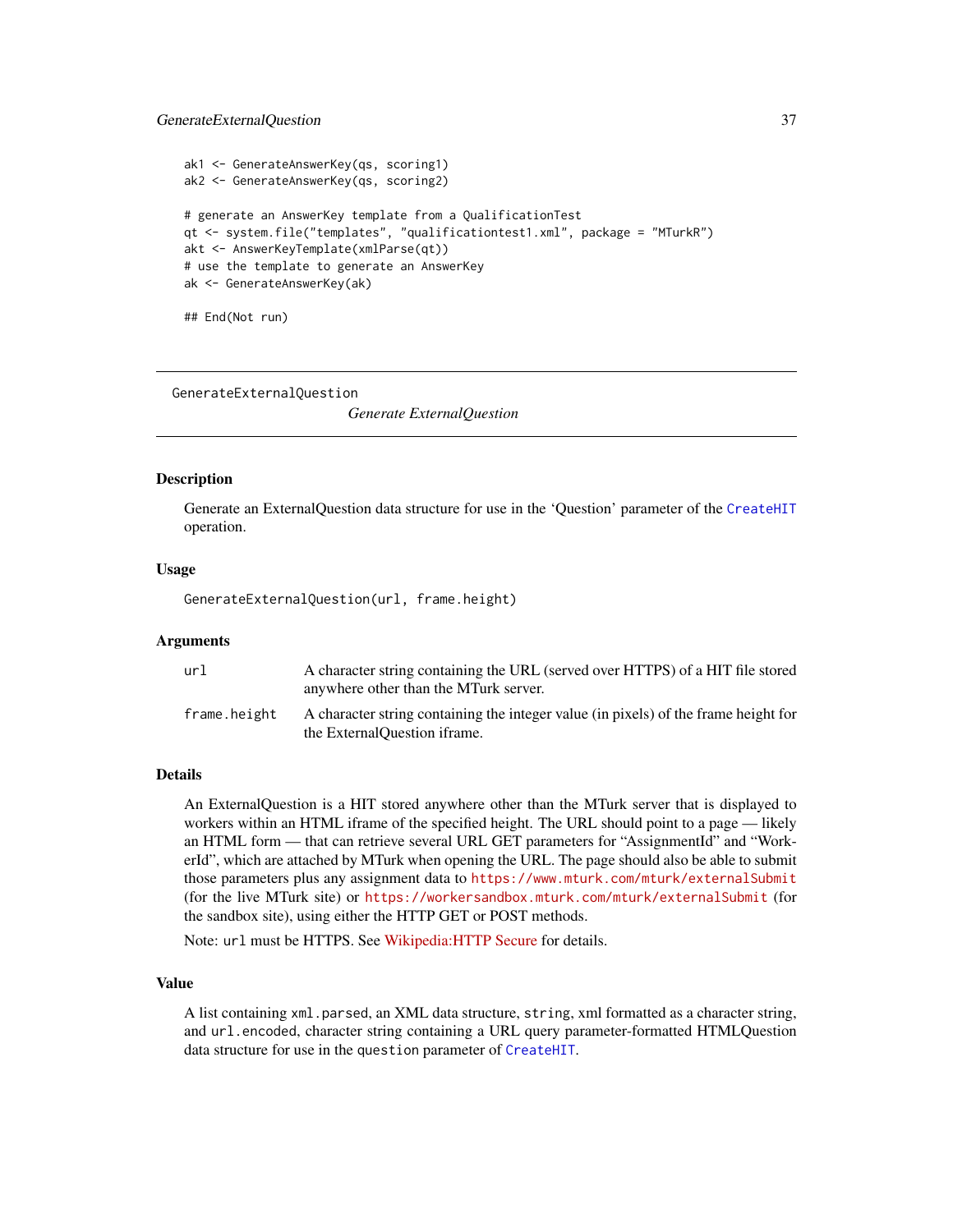```
ak1 <- GenerateAnswerKey(qs, scoring1)
ak2 <- GenerateAnswerKey(qs, scoring2)

# generate an AnswerKey template from a QualificationTest
qt <- system.file("templates", "qualificationtest1.xml", package = "MTurkR")
akt <- AnswerKeyTemplate(xmlParse(qt))
# use the template to generate an AnswerKey
ak <- GenerateAnswerKey(ak)

## End(Not run)
```

---

GenerateExternalQuestion

*Generate ExternalQuestion*

---

### Description

Generate an ExternalQuestion data structure for use in the 'Question' parameter of the CreateHIT operation.

### Usage

```
GenerateExternalQuestion(url, frame.height)
```

### Arguments

| | |
|---|---|
| url | A character string containing the URL (served over HTTPS) of a HIT file stored anywhere other than the MTurk server. |
| frame.height | A character string containing the integer value (in pixels) of the frame height for the ExternalQuestion iframe. |

### Details

An ExternalQuestion is a HIT stored anywhere other than the MTurk server that is displayed to workers within an HTML iframe of the specified height. The URL should point to a page — likely an HTML form — that can retrieve several URL GET parameters for "AssignmentId" and "WorkerId", which are attached by MTurk when opening the URL. The page should also be able to submit those parameters plus any assignment data to `https://www.mturk.com/mturk/externalSubmit` (for the live MTurk site) or `https://workersandbox.mturk.com/mturk/externalSubmit` (for the sandbox site), using either the HTTP GET or POST methods.

Note: `url` must be HTTPS. See Wikipedia:HTTP Secure for details.

### Value

A list containing `xml.parsed`, an XML data structure, `string`, xml formatted as a character string, and `url.encoded`, character string containing a URL query parameter-formatted HTMLQuestion data structure for use in the `question` parameter of CreateHIT.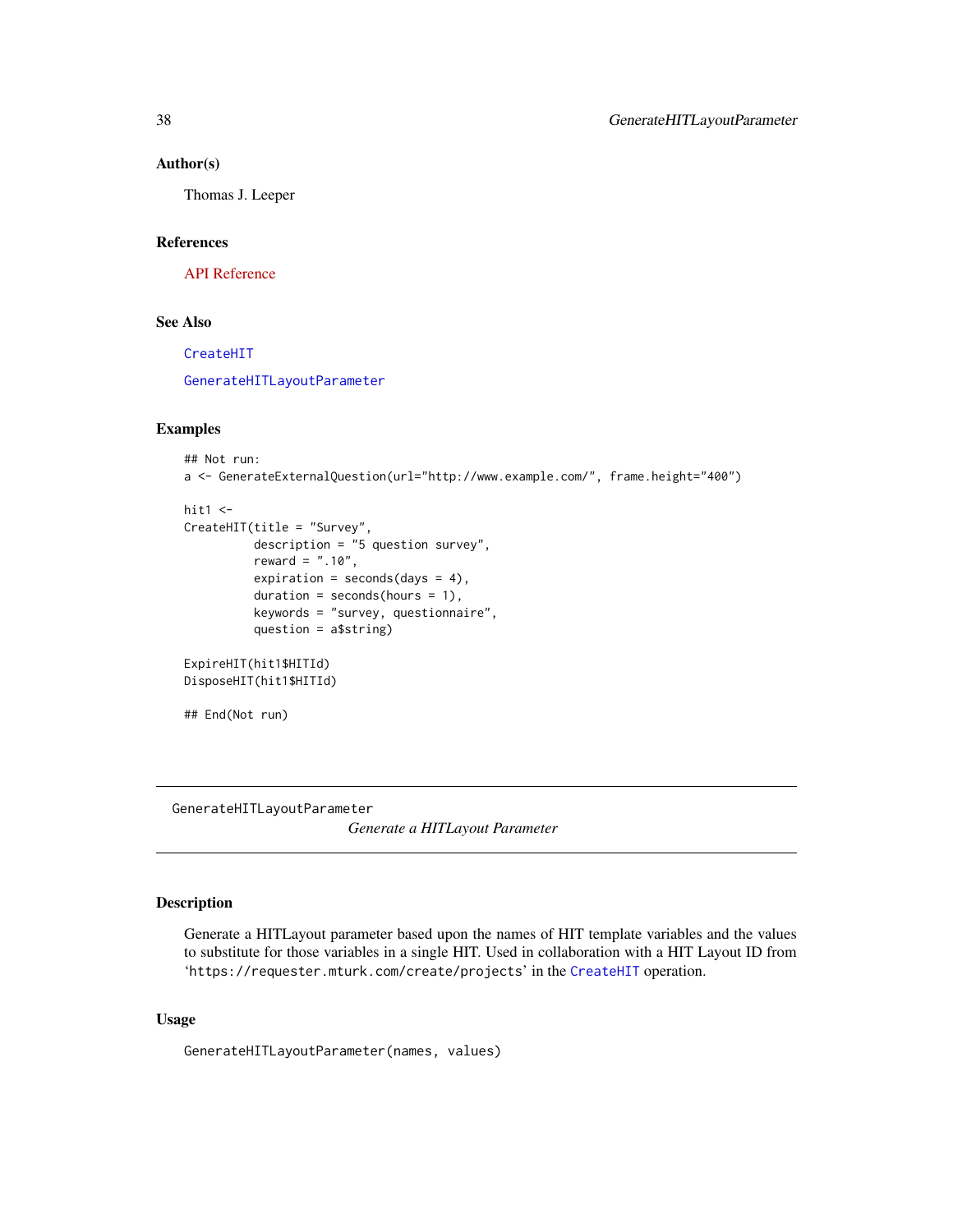### Author(s)

Thomas J. Leeper

### References

API Reference

### See Also

`CreateHIT`

`GenerateHITLayoutParameter`

### Examples

```
## Not run:
a <- GenerateExternalQuestion(url="http://www.example.com/", frame.height="400")

hit1 <-
CreateHIT(title = "Survey",
          description = "5 question survey",
          reward = ".10",
          expiration = seconds(days = 4),
          duration = seconds(hours = 1),
          keywords = "survey, questionnaire",
          question = a$string)

ExpireHIT(hit1$HITId)
DisposeHIT(hit1$HITId)

## End(Not run)
```

---

## GenerateHITLayoutParameter — *Generate a HITLayout Parameter*

---

### Description

Generate a HITLayout parameter based upon the names of HIT template variables and the values to substitute for those variables in a single HIT. Used in collaboration with a HIT Layout ID from '`https://requester.mturk.com/create/projects`' in the `CreateHIT` operation.

### Usage

```
GenerateHITLayoutParameter(names, values)
```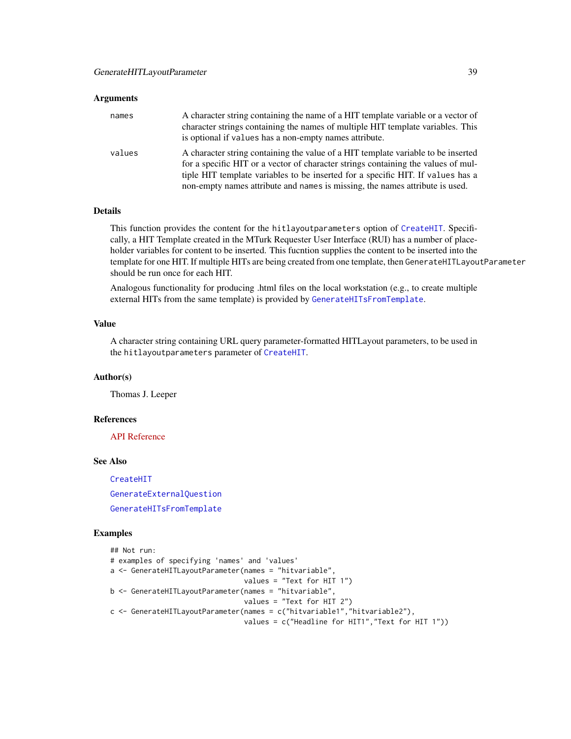### Arguments

| | |
|---|---|
| `names` | A character string containing the name of a HIT template variable or a vector of character strings containing the names of multiple HIT template variables. This is optional if `values` has a non-empty names attribute. |
| `values` | A character string containing the value of a HIT template variable to be inserted for a specific HIT or a vector of character strings containing the values of multiple HIT template variables to be inserted for a specific HIT. If `values` has a non-empty names attribute and `names` is missing, the names attribute is used. |

### Details

This function provides the content for the `hitlayoutparameters` option of `CreateHIT`. Specifically, a HIT Template created in the MTurk Requester User Interface (RUI) has a number of placeholder variables for content to be inserted. This fucntion supplies the content to be inserted into the template for one HIT. If multiple HITs are being created from one template, then `GenerateHITLayoutParameter` should be run once for each HIT.

Analogous functionality for producing .html files on the local workstation (e.g., to create multiple external HITs from the same template) is provided by `GenerateHITsFromTemplate`.

### Value

A character string containing URL query parameter-formatted HITLayout parameters, to be used in the `hitlayoutparameters` parameter of `CreateHIT`.

### Author(s)

Thomas J. Leeper

### References

API Reference

### See Also

`CreateHIT`

`GenerateExternalQuestion`

`GenerateHITsFromTemplate`

### Examples

```
## Not run:
# examples of specifying 'names' and 'values'
a <- GenerateHITLayoutParameter(names = "hitvariable",
                                values = "Text for HIT 1")
b <- GenerateHITLayoutParameter(names = "hitvariable",
                                values = "Text for HIT 2")
c <- GenerateHITLayoutParameter(names = c("hitvariable1","hitvariable2"),
                                values = c("Headline for HIT1","Text for HIT 1"))
```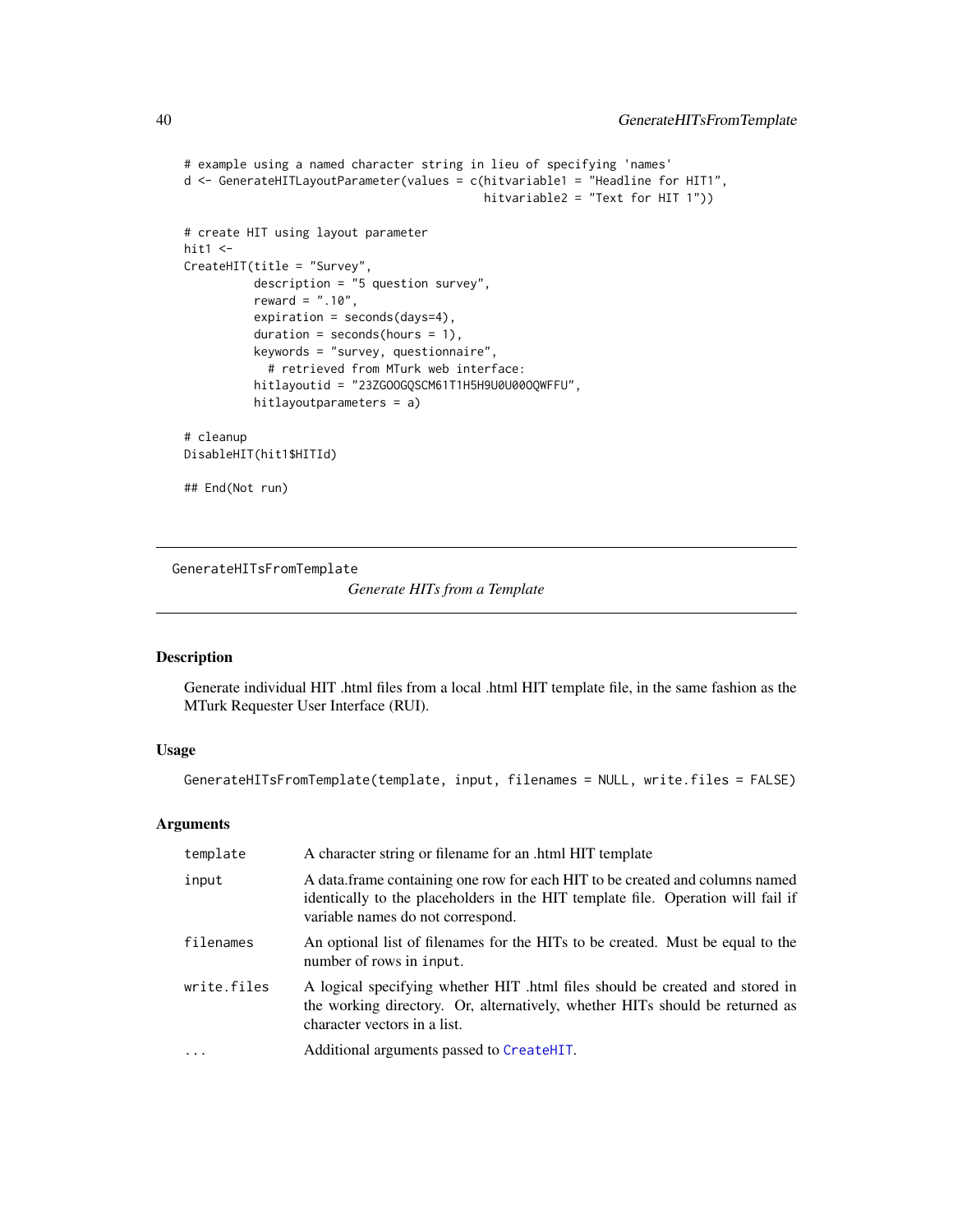```
# example using a named character string in lieu of specifying 'names'
d <- GenerateHITLayoutParameter(values = c(hitvariable1 = "Headline for HIT1",
                                           hitvariable2 = "Text for HIT 1"))

# create HIT using layout parameter
hit1 <-
CreateHIT(title = "Survey",
          description = "5 question survey",
          reward = ".10",
          expiration = seconds(days=4),
          duration = seconds(hours = 1),
          keywords = "survey, questionnaire",
            # retrieved from MTurk web interface:
          hitlayoutid = "23ZGOOGQSCM61T1H5H9U0U00OQWFFU",
          hitlayoutparameters = a)

# cleanup
DisableHIT(hit1$HITId)

## End(Not run)
```

---

GenerateHITsFromTemplate

*Generate HITs from a Template*

---

## Description

Generate individual HIT .html files from a local .html HIT template file, in the same fashion as the MTurk Requester User Interface (RUI).

## Usage

```
GenerateHITsFromTemplate(template, input, filenames = NULL, write.files = FALSE)
```

## Arguments

| | |
|---|---|
| `template` | A character string or filename for an .html HIT template |
| `input` | A data.frame containing one row for each HIT to be created and columns named identically to the placeholders in the HIT template file. Operation will fail if variable names do not correspond. |
| `filenames` | An optional list of filenames for the HITs to be created. Must be equal to the number of rows in `input`. |
| `write.files` | A logical specifying whether HIT .html files should be created and stored in the working directory. Or, alternatively, whether HITs should be returned as character vectors in a list. |
| `...` | Additional arguments passed to `CreateHIT`. |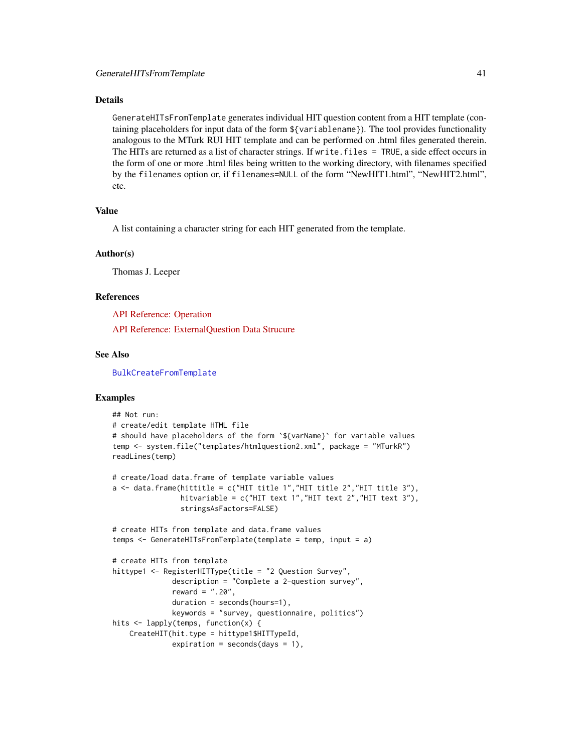## Details

`GenerateHITsFromTemplate` generates individual HIT question content from a HIT template (containing placeholders for input data of the form `${variablename}`). The tool provides functionality analogous to the MTurk RUI HIT template and can be performed on .html files generated therein. The HITs are returned as a list of character strings. If `write.files = TRUE`, a side effect occurs in the form of one or more .html files being written to the working directory, with filenames specified by the `filenames` option or, if `filenames=NULL` of the form "NewHIT1.html", "NewHIT2.html", etc.

## Value

A list containing a character string for each HIT generated from the template.

## Author(s)

Thomas J. Leeper

## References

API Reference: Operation

API Reference: ExternalQuestion Data Strucure

## See Also

`BulkCreateFromTemplate`

## Examples

```
## Not run:
# create/edit template HTML file
# should have placeholders of the form `${varName}` for variable values
temp <- system.file("templates/htmlquestion2.xml", package = "MTurkR")
readLines(temp)

# create/load data.frame of template variable values
a <- data.frame(hittitle = c("HIT title 1","HIT title 2","HIT title 3"),
                hitvariable = c("HIT text 1","HIT text 2","HIT text 3"),
                stringsAsFactors=FALSE)

# create HITs from template and data.frame values
temps <- GenerateHITsFromTemplate(template = temp, input = a)

# create HITs from template
hittype1 <- RegisterHITType(title = "2 Question Survey",
              description = "Complete a 2-question survey",
              reward = ".20",
              duration = seconds(hours=1),
              keywords = "survey, questionnaire, politics")
hits <- lapply(temps, function(x) {
    CreateHIT(hit.type = hittype1$HITTypeId,
              expiration = seconds(days = 1),
```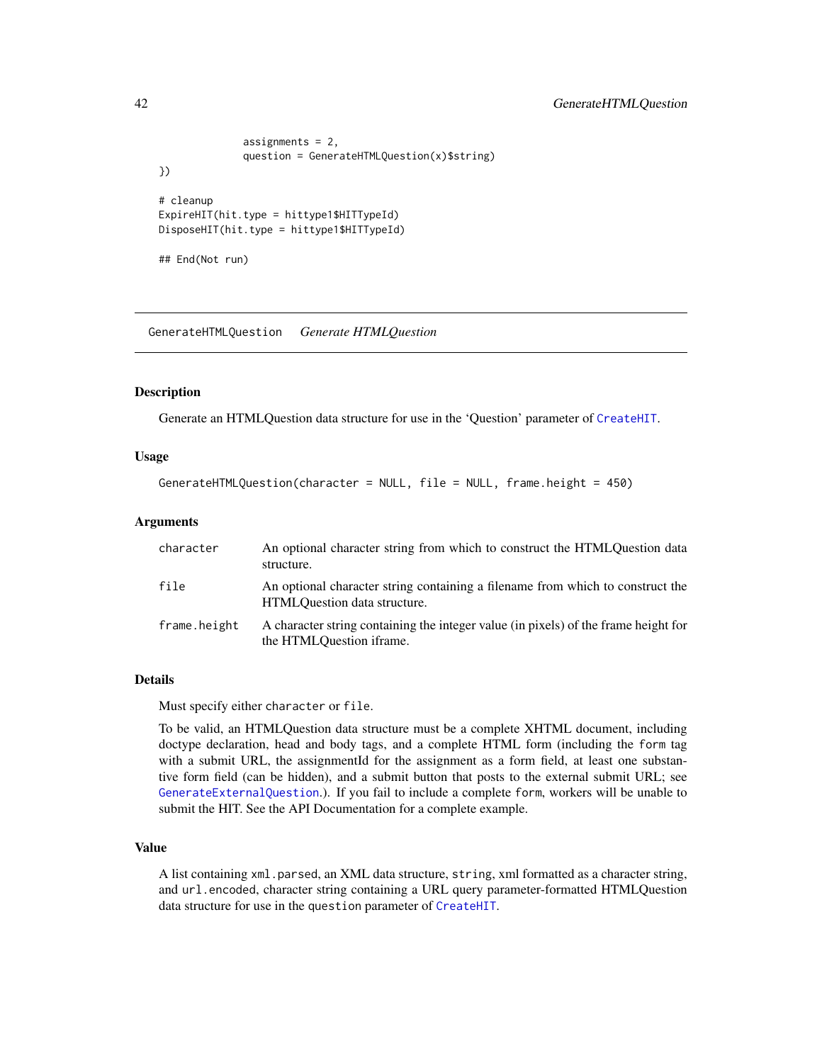```
              assignments = 2,
              question = GenerateHTMLQuestion(x)$string)
})

# cleanup
ExpireHIT(hit.type = hittype1$HITTypeId)
DisposeHIT(hit.type = hittype1$HITTypeId)

## End(Not run)
```

---

## GenerateHTMLQuestion — *Generate HTMLQuestion*

### Description

Generate an HTMLQuestion data structure for use in the 'Question' parameter of `CreateHIT`.

### Usage

```
GenerateHTMLQuestion(character = NULL, file = NULL, frame.height = 450)
```

### Arguments

| | |
|---|---|
| `character` | An optional character string from which to construct the HTMLQuestion data structure. |
| `file` | An optional character string containing a filename from which to construct the HTMLQuestion data structure. |
| `frame.height` | A character string containing the integer value (in pixels) of the frame height for the HTMLQuestion iframe. |

### Details

Must specify either `character` or `file`.

To be valid, an HTMLQuestion data structure must be a complete XHTML document, including doctype declaration, head and body tags, and a complete HTML form (including the `form` tag with a submit URL, the assignmentId for the assignment as a form field, at least one substantive form field (can be hidden), and a submit button that posts to the external submit URL; see `GenerateExternalQuestion`.). If you fail to include a complete `form`, workers will be unable to submit the HIT. See the API Documentation for a complete example.

### Value

A list containing `xml.parsed`, an XML data structure, `string`, xml formatted as a character string, and `url.encoded`, character string containing a URL query parameter-formatted HTMLQuestion data structure for use in the `question` parameter of `CreateHIT`.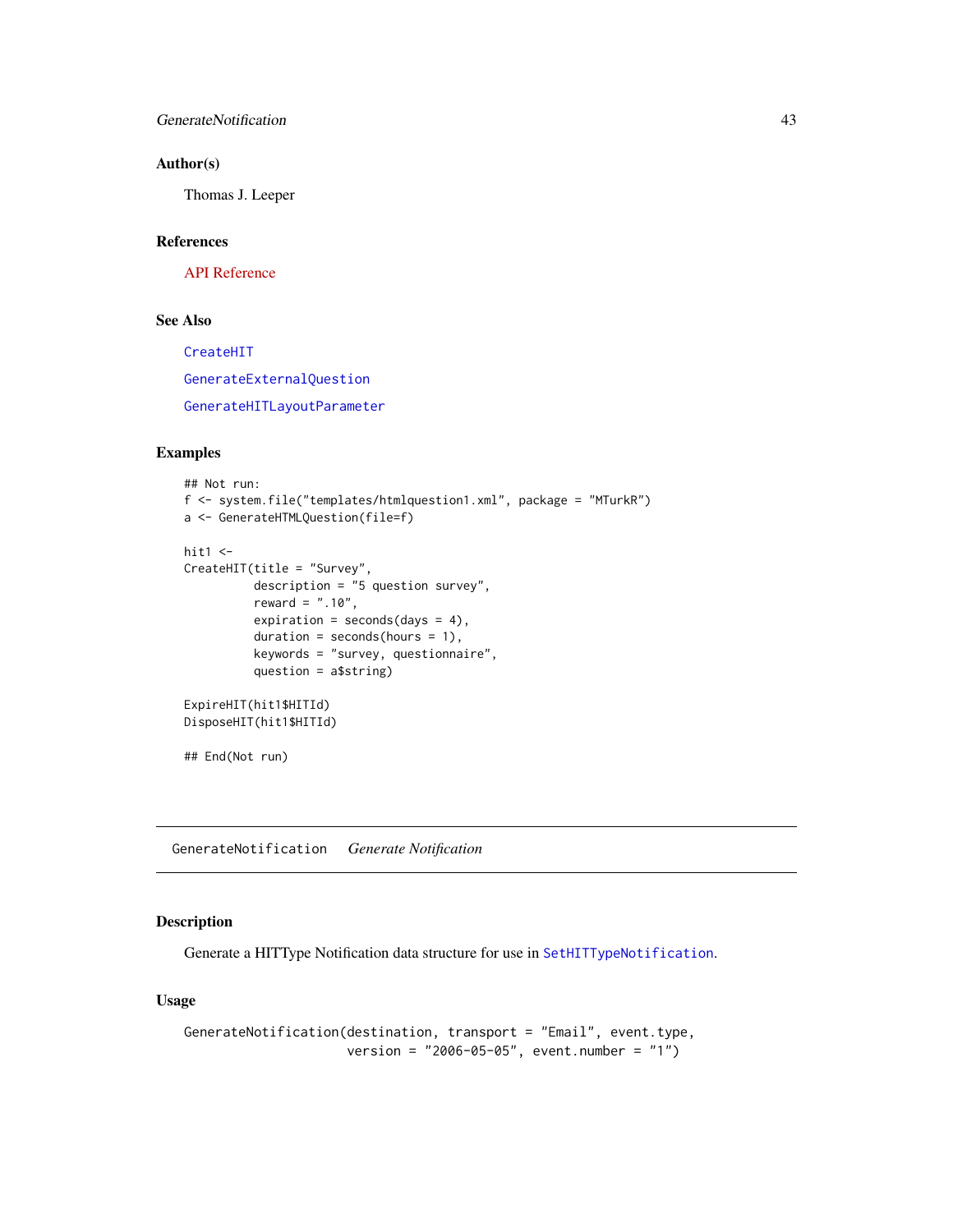## Author(s)

Thomas J. Leeper

## References

API Reference

## See Also

CreateHIT

GenerateExternalQuestion

GenerateHITLayoutParameter

## Examples

```
## Not run:
f <- system.file("templates/htmlquestion1.xml", package = "MTurkR")
a <- GenerateHTMLQuestion(file=f)

hit1 <-
CreateHIT(title = "Survey",
          description = "5 question survey",
          reward = ".10",
          expiration = seconds(days = 4),
          duration = seconds(hours = 1),
          keywords = "survey, questionnaire",
          question = a$string)

ExpireHIT(hit1$HITId)
DisposeHIT(hit1$HITId)

## End(Not run)
```

---

# GenerateNotification *Generate Notification*

## Description

Generate a HITType Notification data structure for use in `SetHITTypeNotification`.

## Usage

```
GenerateNotification(destination, transport = "Email", event.type,
                     version = "2006-05-05", event.number = "1")
```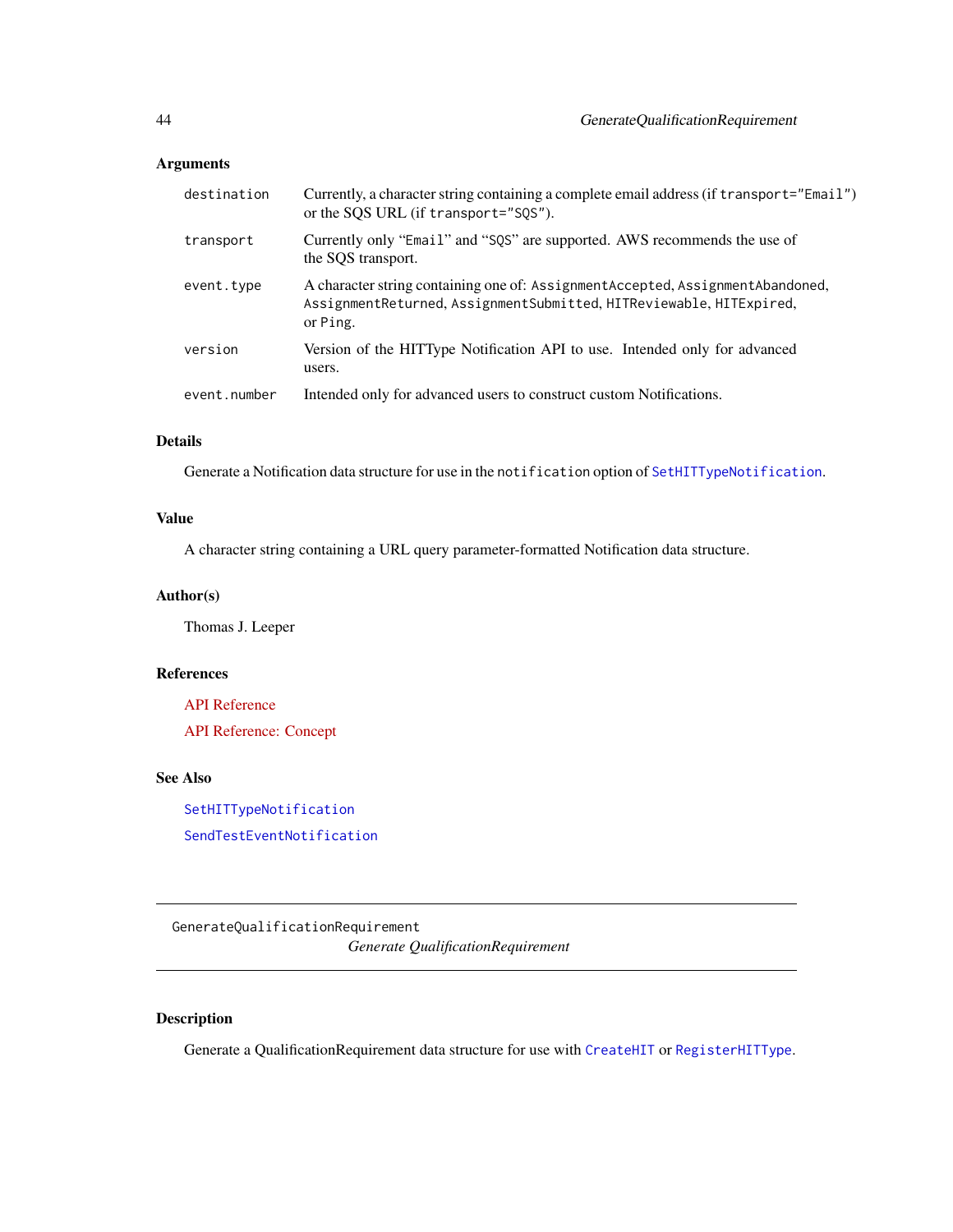### Arguments

| | |
|---|---|
| `destination` | Currently, a character string containing a complete email address (if `transport="Email"`) or the SQS URL (if `transport="SQS"`). |
| `transport` | Currently only "`Email`" and "`SQS`" are supported. AWS recommends the use of the SQS transport. |
| `event.type` | A character string containing one of: `AssignmentAccepted`, `AssignmentAbandoned`, `AssignmentReturned`, `AssignmentSubmitted`, `HITReviewable`, `HITExpired`, or `Ping`. |
| `version` | Version of the HITType Notification API to use. Intended only for advanced users. |
| `event.number` | Intended only for advanced users to construct custom Notifications. |

### Details

Generate a Notification data structure for use in the `notification` option of `SetHITTypeNotification`.

### Value

A character string containing a URL query parameter-formatted Notification data structure.

### Author(s)

Thomas J. Leeper

### References

API Reference

API Reference: Concept

### See Also

`SetHITTypeNotification`

`SendTestEventNotification`

---

## GenerateQualificationRequirement

*Generate QualificationRequirement*

---

### Description

Generate a QualificationRequirement data structure for use with `CreateHIT` or `RegisterHITType`.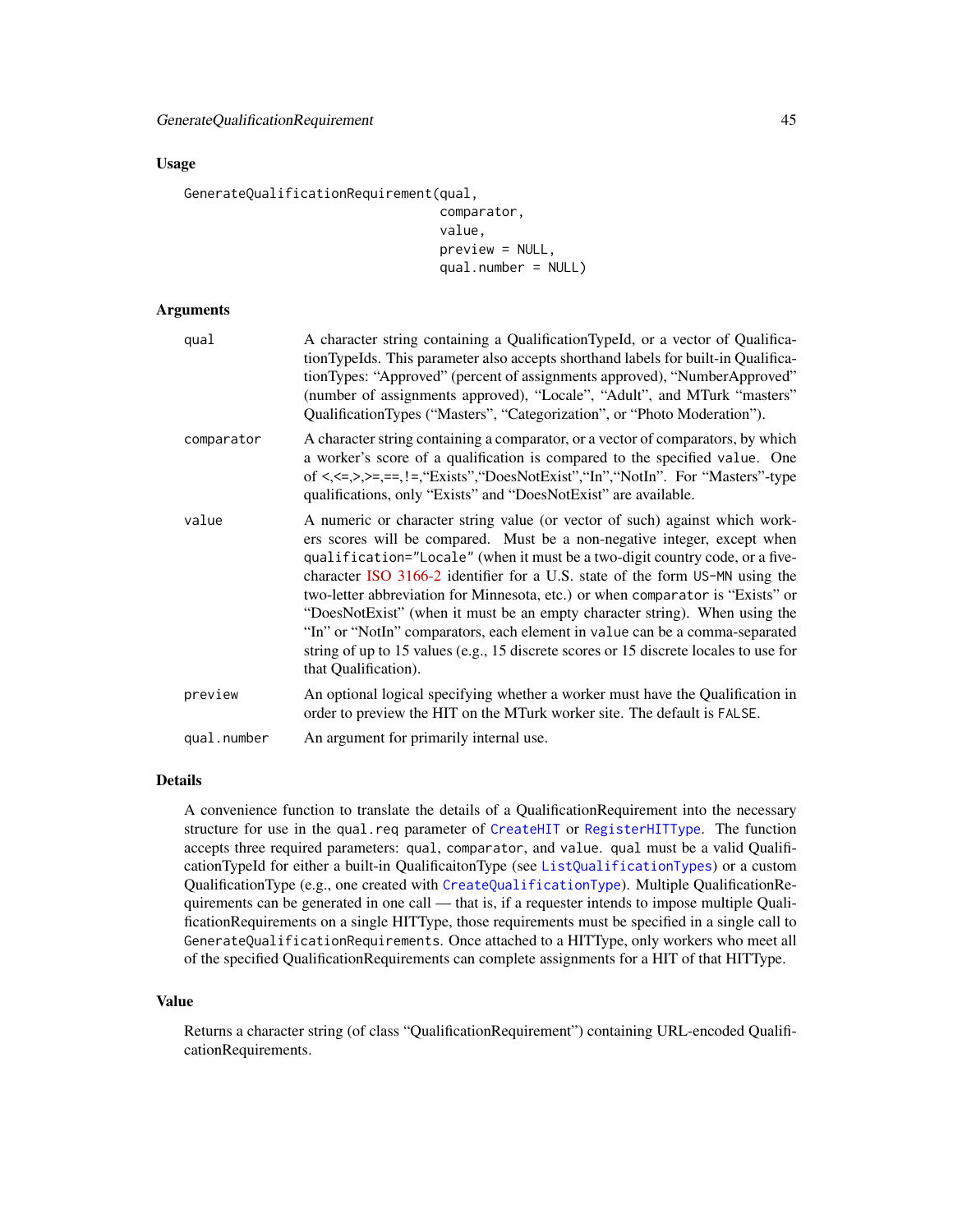## Usage

```
GenerateQualificationRequirement(qual,
                                 comparator,
                                 value,
                                 preview = NULL,
                                 qual.number = NULL)
```

## Arguments

| | |
|---|---|
| `qual` | A character string containing a QualificationTypeId, or a vector of QualificationTypeIds. This parameter also accepts shorthand labels for built-in QualificationTypes: "Approved" (percent of assignments approved), "NumberApproved" (number of assignments approved), "Locale", "Adult", and MTurk "masters" QualificationTypes ("Masters", "Categorization", or "Photo Moderation"). |
| `comparator` | A character string containing a comparator, or a vector of comparators, by which a worker's score of a qualification is compared to the specified `value`. One of <,<=,>,>=,==,!=,"Exists","DoesNotExist","In","NotIn". For "Masters"-type qualifications, only "Exists" and "DoesNotExist" are available. |
| `value` | A numeric or character string value (or vector of such) against which workers scores will be compared. Must be a non-negative integer, except when `qualification="Locale"` (when it must be a two-digit country code, or a five-character ISO 3166-2 identifier for a U.S. state of the form `US-MN` using the two-letter abbreviation for Minnesota, etc.) or when `comparator` is "Exists" or "DoesNotExist" (when it must be an empty character string). When using the "In" or "NotIn" comparators, each element in `value` can be a comma-separated string of up to 15 values (e.g., 15 discrete scores or 15 discrete locales to use for that Qualification). |
| `preview` | An optional logical specifying whether a worker must have the Qualification in order to preview the HIT on the MTurk worker site. The default is `FALSE`. |
| `qual.number` | An argument for primarily internal use. |

## Details

A convenience function to translate the details of a QualificationRequirement into the necessary structure for use in the `qual.req` parameter of `CreateHIT` or `RegisterHITType`. The function accepts three required parameters: `qual`, `comparator`, and `value`. `qual` must be a valid QualificationTypeId for either a built-in QualificaitonType (see `ListQualificationTypes`) or a custom QualificationType (e.g., one created with `CreateQualificationType`). Multiple QualificationRequirements can be generated in one call — that is, if a requester intends to impose multiple QualificationRequirements on a single HITType, those requirements must be specified in a single call to `GenerateQualificationRequirements`. Once attached to a HITType, only workers who meet all of the specified QualificationRequirements can complete assignments for a HIT of that HITType.

## Value

Returns a character string (of class "QualificationRequirement") containing URL-encoded QualificationRequirements.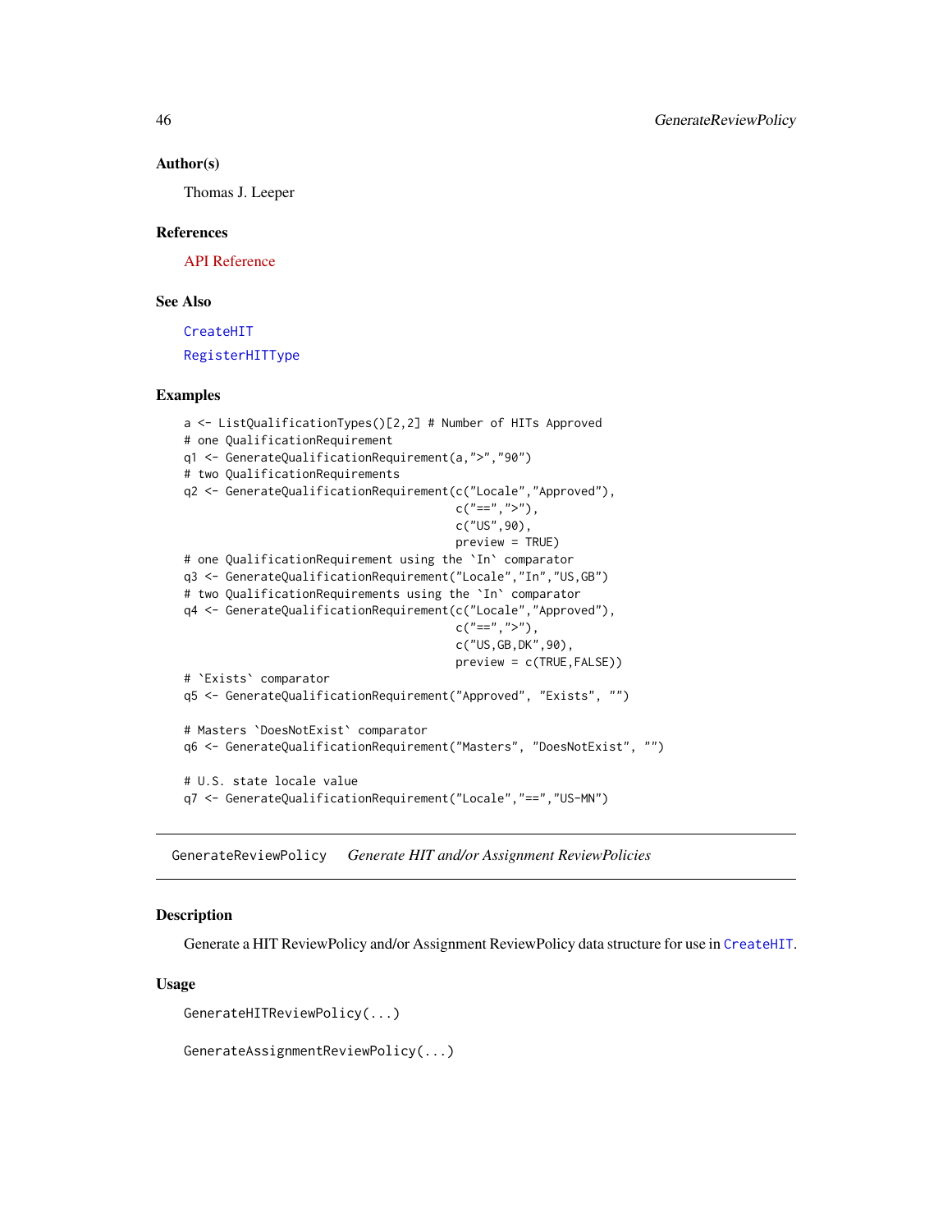### Author(s)

Thomas J. Leeper

### References

API Reference

### See Also

CreateHIT

RegisterHITType

### Examples

```
a <- ListQualificationTypes()[2,2] # Number of HITs Approved
# one QualificationRequirement
q1 <- GenerateQualificationRequirement(a,">","90")
# two QualificationRequirements
q2 <- GenerateQualificationRequirement(c("Locale","Approved"),
                                       c("==",">"),
                                       c("US",90),
                                       preview = TRUE)
# one QualificationRequirement using the `In` comparator
q3 <- GenerateQualificationRequirement("Locale","In","US,GB")
# two QualificationRequirements using the `In` comparator
q4 <- GenerateQualificationRequirement(c("Locale","Approved"),
                                       c("==",">"),
                                       c("US,GB,DK",90),
                                       preview = c(TRUE,FALSE))
# `Exists` comparator
q5 <- GenerateQualificationRequirement("Approved", "Exists", "")

# Masters `DoesNotExist` comparator
q6 <- GenerateQualificationRequirement("Masters", "DoesNotExist", "")

# U.S. state locale value
q7 <- GenerateQualificationRequirement("Locale","==","US-MN")
```

---

## GenerateReviewPolicy *Generate HIT and/or Assignment ReviewPolicies*

### Description

Generate a HIT ReviewPolicy and/or Assignment ReviewPolicy data structure for use in CreateHIT.

### Usage

```
GenerateHITReviewPolicy(...)

GenerateAssignmentReviewPolicy(...)
```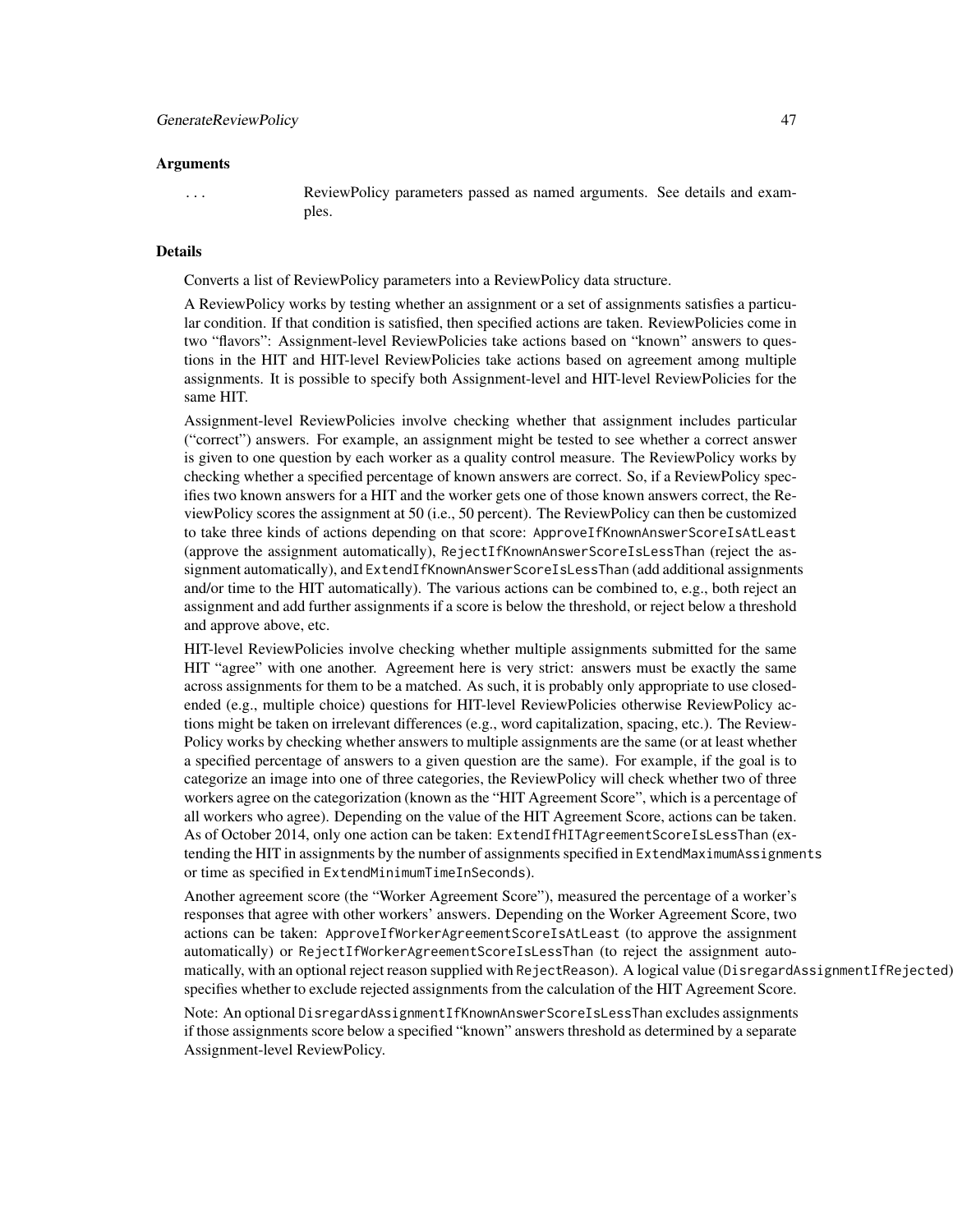## Arguments

... ReviewPolicy parameters passed as named arguments. See details and examples.

## Details

Converts a list of ReviewPolicy parameters into a ReviewPolicy data structure.

A ReviewPolicy works by testing whether an assignment or a set of assignments satisfies a particular condition. If that condition is satisfied, then specified actions are taken. ReviewPolicies come in two "flavors": Assignment-level ReviewPolicies take actions based on "known" answers to questions in the HIT and HIT-level ReviewPolicies take actions based on agreement among multiple assignments. It is possible to specify both Assignment-level and HIT-level ReviewPolicies for the same HIT.

Assignment-level ReviewPolicies involve checking whether that assignment includes particular ("correct") answers. For example, an assignment might be tested to see whether a correct answer is given to one question by each worker as a quality control measure. The ReviewPolicy works by checking whether a specified percentage of known answers are correct. So, if a ReviewPolicy specifies two known answers for a HIT and the worker gets one of those known answers correct, the ReviewPolicy scores the assignment at 50 (i.e., 50 percent). The ReviewPolicy can then be customized to take three kinds of actions depending on that score: `ApproveIfKnownAnswerScoreIsAtLeast` (approve the assignment automatically), `RejectIfKnownAnswerScoreIsLessThan` (reject the assignment automatically), and `ExtendIfKnownAnswerScoreIsLessThan` (add additional assignments and/or time to the HIT automatically). The various actions can be combined to, e.g., both reject an assignment and add further assignments if a score is below the threshold, or reject below a threshold and approve above, etc.

HIT-level ReviewPolicies involve checking whether multiple assignments submitted for the same HIT "agree" with one another. Agreement here is very strict: answers must be exactly the same across assignments for them to be a matched. As such, it is probably only appropriate to use closed-ended (e.g., multiple choice) questions for HIT-level ReviewPolicies otherwise ReviewPolicy actions might be taken on irrelevant differences (e.g., word capitalization, spacing, etc.). The ReviewPolicy works by checking whether answers to multiple assignments are the same (or at least whether a specified percentage of answers to a given question are the same). For example, if the goal is to categorize an image into one of three categories, the ReviewPolicy will check whether two of three workers agree on the categorization (known as the "HIT Agreement Score", which is a percentage of all workers who agree). Depending on the value of the HIT Agreement Score, actions can be taken. As of October 2014, only one action can be taken: `ExtendIfHITAgreementScoreIsLessThan` (extending the HIT in assignments by the number of assignments specified in `ExtendMaximumAssignments` or time as specified in `ExtendMinimumTimeInSeconds`).

Another agreement score (the "Worker Agreement Score"), measured the percentage of a worker's responses that agree with other workers' answers. Depending on the Worker Agreement Score, two actions can be taken: `ApproveIfWorkerAgreementScoreIsAtLeast` (to approve the assignment automatically) or `RejectIfWorkerAgreementScoreIsLessThan` (to reject the assignment automatically, with an optional reject reason supplied with `RejectReason`). A logical value (`DisregardAssignmentIfRejected`) specifies whether to exclude rejected assignments from the calculation of the HIT Agreement Score.

Note: An optional `DisregardAssignmentIfKnownAnswerScoreIsLessThan` excludes assignments if those assignments score below a specified "known" answers threshold as determined by a separate Assignment-level ReviewPolicy.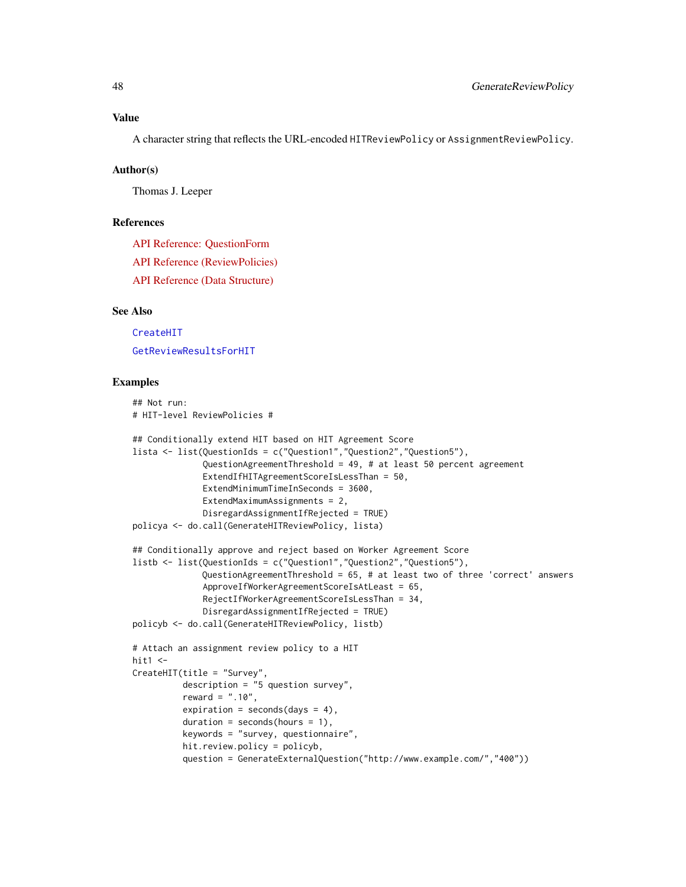### Value

A character string that reflects the URL-encoded `HITReviewPolicy` or `AssignmentReviewPolicy`.

### Author(s)

Thomas J. Leeper

### References

API Reference: QuestionForm

API Reference (ReviewPolicies)

API Reference (Data Structure)

### See Also

`CreateHIT`

`GetReviewResultsForHIT`

### Examples

```
## Not run:
# HIT-level ReviewPolicies #

## Conditionally extend HIT based on HIT Agreement Score
lista <- list(QuestionIds = c("Question1","Question2","Question5"),
              QuestionAgreementThreshold = 49, # at least 50 percent agreement
              ExtendIfHITAgreementScoreIsLessThan = 50,
              ExtendMinimumTimeInSeconds = 3600,
              ExtendMaximumAssignments = 2,
              DisregardAssignmentIfRejected = TRUE)
policya <- do.call(GenerateHITReviewPolicy, lista)

## Conditionally approve and reject based on Worker Agreement Score
listb <- list(QuestionIds = c("Question1","Question2","Question5"),
              QuestionAgreementThreshold = 65, # at least two of three 'correct' answers
              ApproveIfWorkerAgreementScoreIsAtLeast = 65,
              RejectIfWorkerAgreementScoreIsLessThan = 34,
              DisregardAssignmentIfRejected = TRUE)
policyb <- do.call(GenerateHITReviewPolicy, listb)

# Attach an assignment review policy to a HIT
hit1 <-
CreateHIT(title = "Survey",
          description = "5 question survey",
          reward = ".10",
          expiration = seconds(days = 4),
          duration = seconds(hours = 1),
          keywords = "survey, questionnaire",
          hit.review.policy = policyb,
          question = GenerateExternalQuestion("http://www.example.com/","400"))
```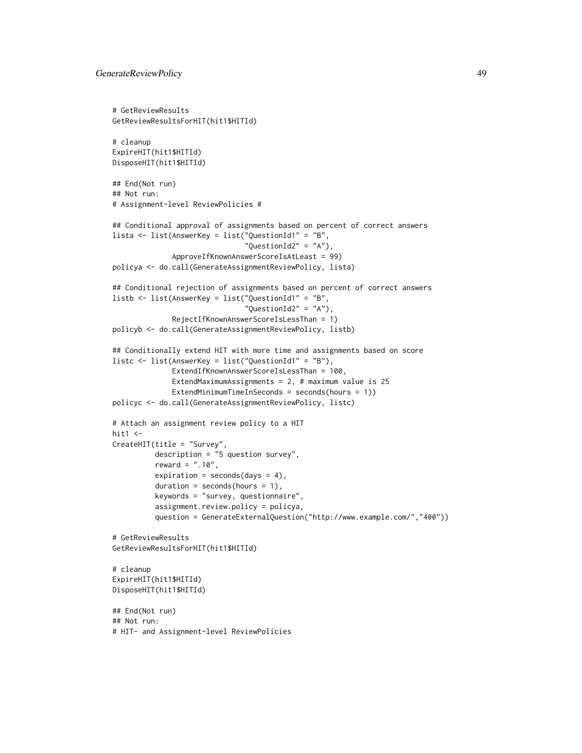```
# GetReviewResults
GetReviewResultsForHIT(hit1$HITId)

# cleanup
ExpireHIT(hit1$HITId)
DisposeHIT(hit1$HITId)

## End(Not run)
## Not run:
# Assignment-level ReviewPolicies #

## Conditional approval of assignments based on percent of correct answers
lista <- list(AnswerKey = list("QuestionId1" = "B",
                               "QuestionId2" = "A"),
              ApproveIfKnownAnswerScoreIsAtLeast = 99)
policya <- do.call(GenerateAssignmentReviewPolicy, lista)

## Conditional rejection of assignments based on percent of correct answers
listb <- list(AnswerKey = list("QuestionId1" = "B",
                               "QuestionId2" = "A"),
              RejectIfKnownAnswerScoreIsLessThan = 1)
policyb <- do.call(GenerateAssignmentReviewPolicy, listb)

## Conditionally extend HIT with more time and assignments based on score
listc <- list(AnswerKey = list("QuestionId1" = "B"),
              ExtendIfKnownAnswerScoreIsLessThan = 100,
              ExtendMaximumAssignments = 2, # maximum value is 25
              ExtendMinimumTimeInSeconds = seconds(hours = 1))
policyc <- do.call(GenerateAssignmentReviewPolicy, listc)

# Attach an assignment review policy to a HIT
hit1 <-
CreateHIT(title = "Survey",
          description = "5 question survey",
          reward = ".10",
          expiration = seconds(days = 4),
          duration = seconds(hours = 1),
          keywords = "survey, questionnaire",
          assignment.review.policy = policya,
          question = GenerateExternalQuestion("http://www.example.com/","400"))

# GetReviewResults
GetReviewResultsForHIT(hit1$HITId)

# cleanup
ExpireHIT(hit1$HITId)
DisposeHIT(hit1$HITId)

## End(Not run)
## Not run:
# HIT- and Assignment-level ReviewPolicies
```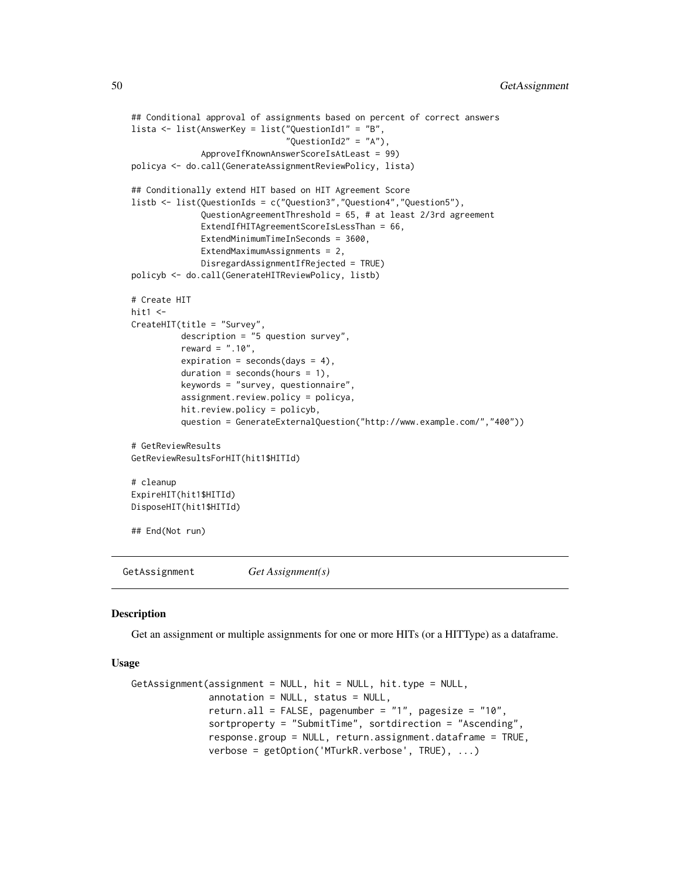```
## Conditional approval of assignments based on percent of correct answers
lista <- list(AnswerKey = list("QuestionId1" = "B",
                               "QuestionId2" = "A"),
              ApproveIfKnownAnswerScoreIsAtLeast = 99)
policya <- do.call(GenerateAssignmentReviewPolicy, lista)

## Conditionally extend HIT based on HIT Agreement Score
listb <- list(QuestionIds = c("Question3","Question4","Question5"),
              QuestionAgreementThreshold = 65, # at least 2/3rd agreement
              ExtendIfHITAgreementScoreIsLessThan = 66,
              ExtendMinimumTimeInSeconds = 3600,
              ExtendMaximumAssignments = 2,
              DisregardAssignmentIfRejected = TRUE)
policyb <- do.call(GenerateHITReviewPolicy, listb)

# Create HIT
hit1 <-
CreateHIT(title = "Survey",
          description = "5 question survey",
          reward = ".10",
          expiration = seconds(days = 4),
          duration = seconds(hours = 1),
          keywords = "survey, questionnaire",
          assignment.review.policy = policya,
          hit.review.policy = policyb,
          question = GenerateExternalQuestion("http://www.example.com/","400"))

# GetReviewResults
GetReviewResultsForHIT(hit1$HITId)

# cleanup
ExpireHIT(hit1$HITId)
DisposeHIT(hit1$HITId)

## End(Not run)
```

---

GetAssignment *Get Assignment(s)*

---

### Description

Get an assignment or multiple assignments for one or more HITs (or a HITType) as a dataframe.

### Usage

```
GetAssignment(assignment = NULL, hit = NULL, hit.type = NULL,
              annotation = NULL, status = NULL,
              return.all = FALSE, pagenumber = "1", pagesize = "10",
              sortproperty = "SubmitTime", sortdirection = "Ascending",
              response.group = NULL, return.assignment.dataframe = TRUE,
              verbose = getOption('MTurkR.verbose', TRUE), ...)
```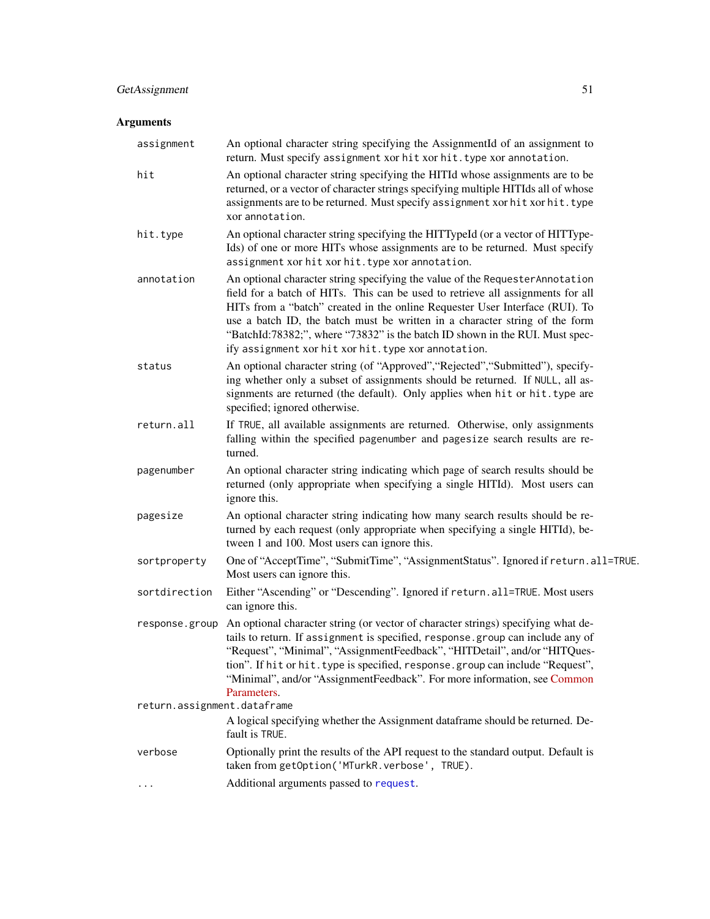## Arguments

**assignment** — An optional character string specifying the AssignmentId of an assignment to return. Must specify `assignment` xor `hit` xor `hit.type` xor `annotation`.

**hit** — An optional character string specifying the HITId whose assignments are to be returned, or a vector of character strings specifying multiple HITIds all of whose assignments are to be returned. Must specify `assignment` xor `hit` xor `hit.type` xor `annotation`.

**hit.type** — An optional character string specifying the HITTypeId (or a vector of HITTypeIds) of one or more HITs whose assignments are to be returned. Must specify `assignment` xor `hit` xor `hit.type` xor `annotation`.

**annotation** — An optional character string specifying the value of the `RequesterAnnotation` field for a batch of HITs. This can be used to retrieve all assignments for all HITs from a "batch" created in the online Requester User Interface (RUI). To use a batch ID, the batch must be written in a character string of the form "BatchId:78382;", where "73832" is the batch ID shown in the RUI. Must specify `assignment` xor `hit` xor `hit.type` xor `annotation`.

**status** — An optional character string (of "Approved","Rejected","Submitted"), specifying whether only a subset of assignments should be returned. If `NULL`, all assignments are returned (the default). Only applies when `hit` or `hit.type` are specified; ignored otherwise.

**return.all** — If `TRUE`, all available assignments are returned. Otherwise, only assignments falling within the specified `pagenumber` and `pagesize` search results are returned.

**pagenumber** — An optional character string indicating which page of search results should be returned (only appropriate when specifying a single HITId). Most users can ignore this.

**pagesize** — An optional character string indicating how many search results should be returned by each request (only appropriate when specifying a single HITId), between 1 and 100. Most users can ignore this.

**sortproperty** — One of "AcceptTime", "SubmitTime", "AssignmentStatus". Ignored if `return.all=TRUE`. Most users can ignore this.

**sortdirection** — Either "Ascending" or "Descending". Ignored if `return.all=TRUE`. Most users can ignore this.

**response.group** — An optional character string (or vector of character strings) specifying what details to return. If `assignment` is specified, `response.group` can include any of "Request", "Minimal", "AssignmentFeedback", "HITDetail", and/or "HITQuestion". If `hit` or `hit.type` is specified, `response.group` can include "Request", "Minimal", and/or "AssignmentFeedback". For more information, see Common Parameters.

**return.assignment.dataframe** — A logical specifying whether the Assignment dataframe should be returned. Default is `TRUE`.

**verbose** — Optionally print the results of the API request to the standard output. Default is taken from `getOption('MTurkR.verbose', TRUE)`.

**...** — Additional arguments passed to `request`.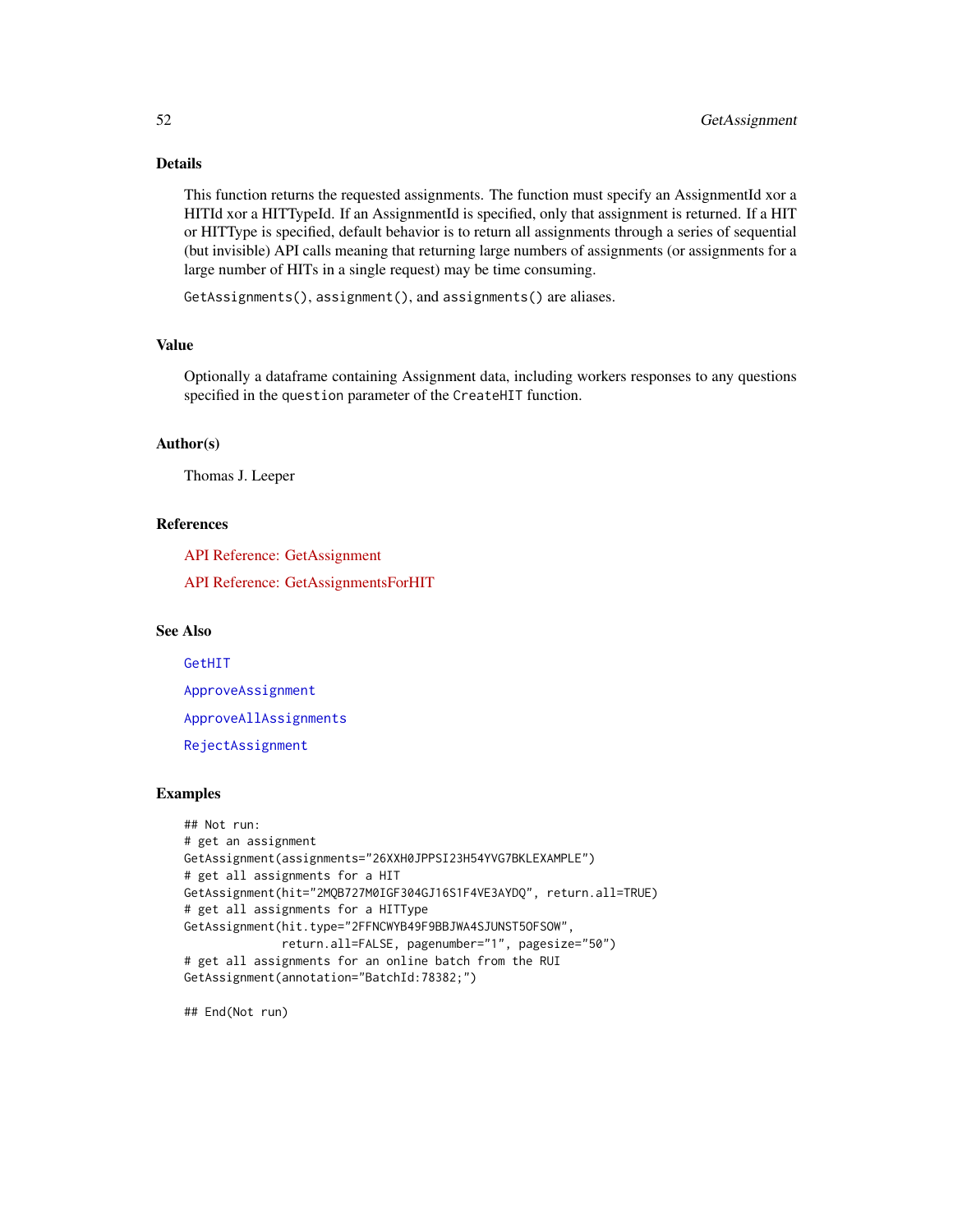### Details

This function returns the requested assignments. The function must specify an AssignmentId xor a HITId xor a HITTypeId. If an AssignmentId is specified, only that assignment is returned. If a HIT or HITType is specified, default behavior is to return all assignments through a series of sequential (but invisible) API calls meaning that returning large numbers of assignments (or assignments for a large number of HITs in a single request) may be time consuming.

`GetAssignments()`, `assignment()`, and `assignments()` are aliases.

### Value

Optionally a dataframe containing Assignment data, including workers responses to any questions specified in the `question` parameter of the `CreateHIT` function.

### Author(s)

Thomas J. Leeper

### References

API Reference: GetAssignment

API Reference: GetAssignmentsForHIT

### See Also

`GetHIT`

`ApproveAssignment`

`ApproveAllAssignments`

`RejectAssignment`

### Examples

```
## Not run:
# get an assignment
GetAssignment(assignments="26XXH0JPPSI23H54YVG7BKLEXAMPLE")
# get all assignments for a HIT
GetAssignment(hit="2MQB727M0IGF304GJ16S1F4VE3AYDQ", return.all=TRUE)
# get all assignments for a HITType
GetAssignment(hit.type="2FFNCWYB49F9BBJWA4SJUNST5OFSOW",
              return.all=FALSE, pagenumber="1", pagesize="50")
# get all assignments for an online batch from the RUI
GetAssignment(annotation="BatchId:78382;")

## End(Not run)
```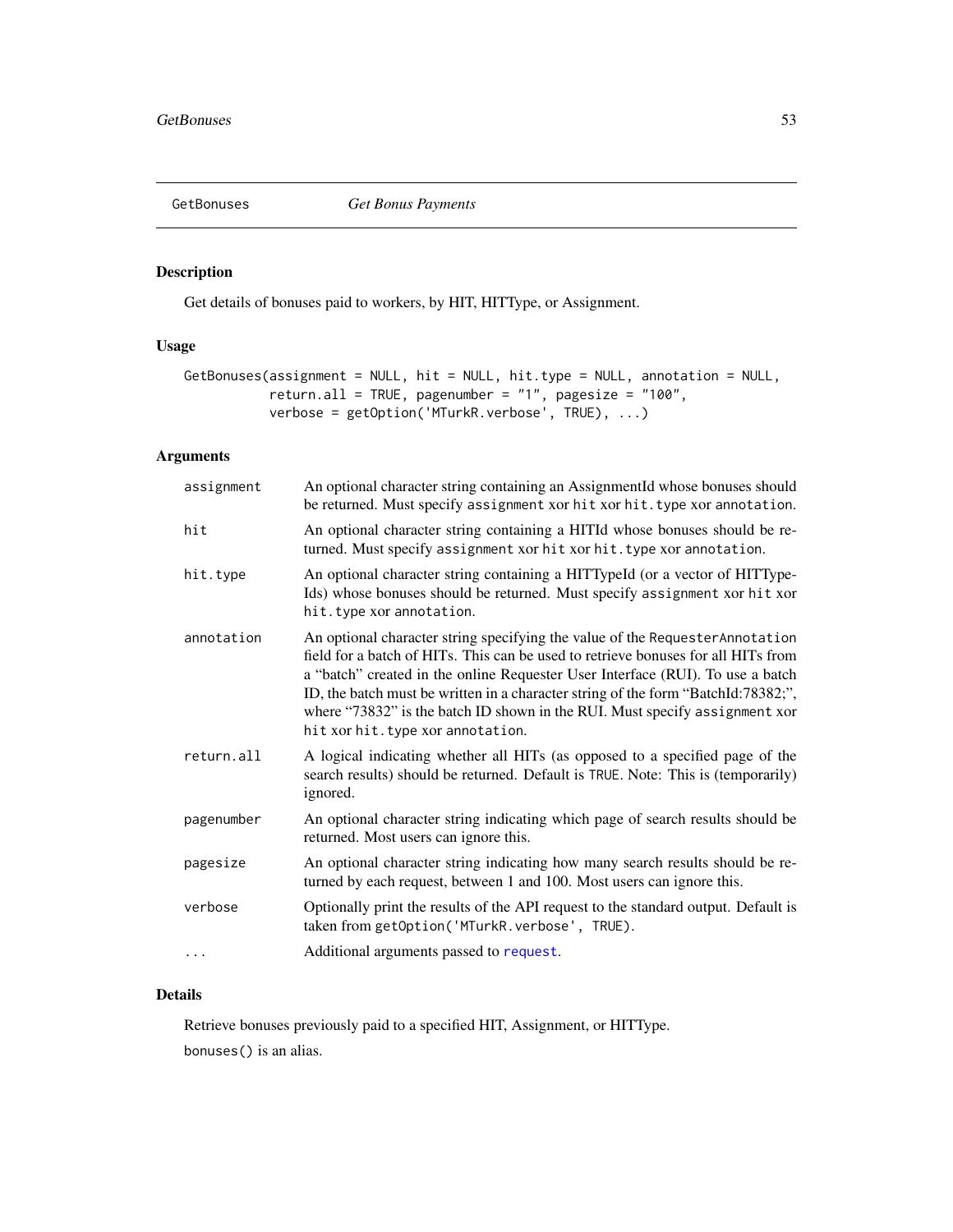GetBonuses *Get Bonus Payments*

## Description

Get details of bonuses paid to workers, by HIT, HITType, or Assignment.

## Usage

```
GetBonuses(assignment = NULL, hit = NULL, hit.type = NULL, annotation = NULL,
           return.all = TRUE, pagenumber = "1", pagesize = "100",
           verbose = getOption('MTurkR.verbose', TRUE), ...)
```

## Arguments

| | |
|---|---|
| assignment | An optional character string containing an AssignmentId whose bonuses should be returned. Must specify `assignment` xor `hit` xor `hit.type` xor `annotation`. |
| hit | An optional character string containing a HITId whose bonuses should be returned. Must specify `assignment` xor `hit` xor `hit.type` xor `annotation`. |
| hit.type | An optional character string containing a HITTypeId (or a vector of HITTypeIds) whose bonuses should be returned. Must specify `assignment` xor `hit` xor `hit.type` xor `annotation`. |
| annotation | An optional character string specifying the value of the `RequesterAnnotation` field for a batch of HITs. This can be used to retrieve bonuses for all HITs from a "batch" created in the online Requester User Interface (RUI). To use a batch ID, the batch must be written in a character string of the form "BatchId:78382;", where "73832" is the batch ID shown in the RUI. Must specify `assignment` xor `hit` xor `hit.type` xor `annotation`. |
| return.all | A logical indicating whether all HITs (as opposed to a specified page of the search results) should be returned. Default is `TRUE`. Note: This is (temporarily) ignored. |
| pagenumber | An optional character string indicating which page of search results should be returned. Most users can ignore this. |
| pagesize | An optional character string indicating how many search results should be returned by each request, between 1 and 100. Most users can ignore this. |
| verbose | Optionally print the results of the API request to the standard output. Default is taken from `getOption('MTurkR.verbose', TRUE)`. |
| ... | Additional arguments passed to `request`. |

## Details

Retrieve bonuses previously paid to a specified HIT, Assignment, or HITType.

`bonuses()` is an alias.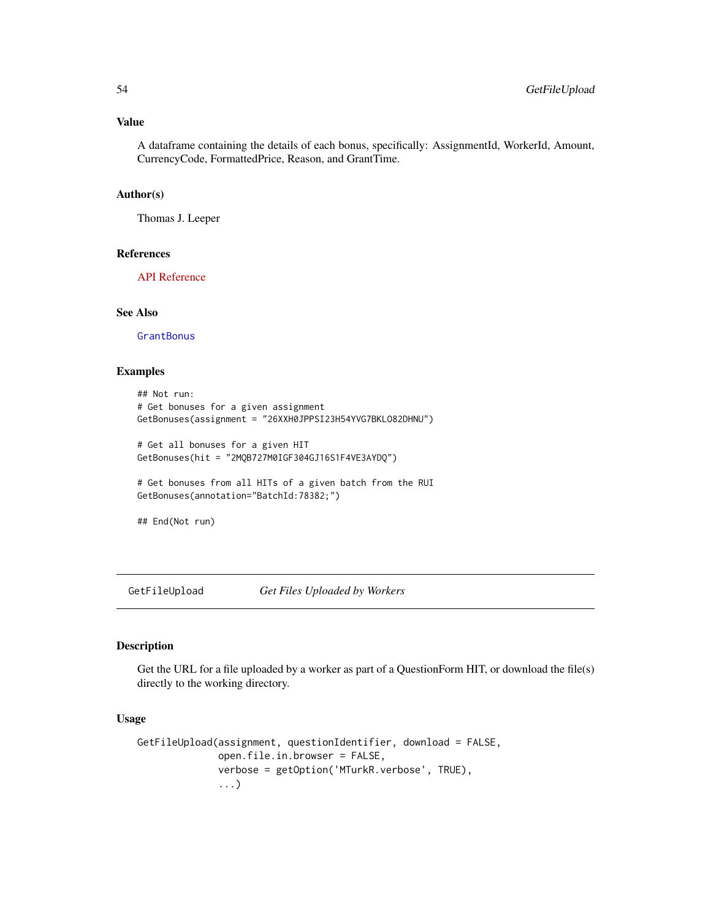### Value

A dataframe containing the details of each bonus, specifically: AssignmentId, WorkerId, Amount, CurrencyCode, FormattedPrice, Reason, and GrantTime.

### Author(s)

Thomas J. Leeper

### References

API Reference

### See Also

GrantBonus

### Examples

```
## Not run:
# Get bonuses for a given assignment
GetBonuses(assignment = "26XXH0JPPSI23H54YVG7BKLO82DHNU")

# Get all bonuses for a given HIT
GetBonuses(hit = "2MQB727M0IGF304GJ16S1F4VE3AYDQ")

# Get bonuses from all HITs of a given batch from the RUI
GetBonuses(annotation="BatchId:78382;")

## End(Not run)
```

---

## GetFileUpload — *Get Files Uploaded by Workers*

---

### Description

Get the URL for a file uploaded by a worker as part of a QuestionForm HIT, or download the file(s) directly to the working directory.

### Usage

```
GetFileUpload(assignment, questionIdentifier, download = FALSE,
              open.file.in.browser = FALSE,
              verbose = getOption('MTurkR.verbose', TRUE),
              ...)
```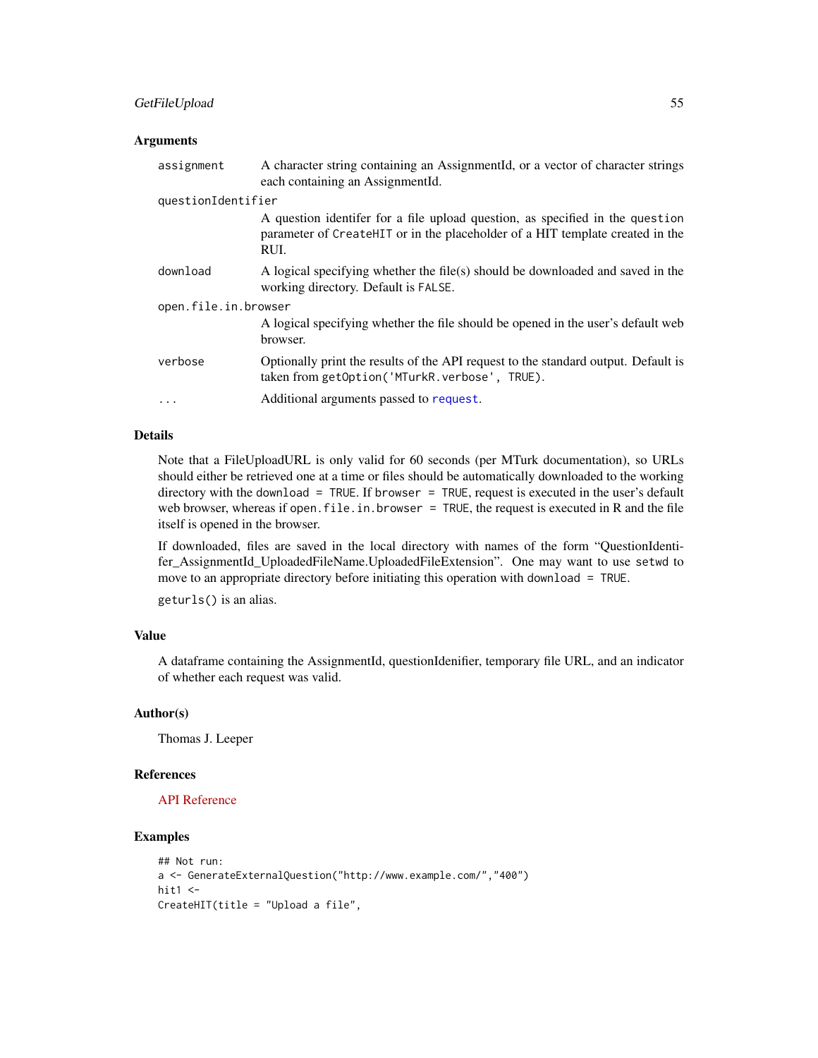### Arguments

| | |
|---|---|
| `assignment` | A character string containing an AssignmentId, or a vector of character strings each containing an AssignmentId. |
| `questionIdentifier` | A question identifer for a file upload question, as specified in the `question` parameter of `CreateHIT` or in the placeholder of a HIT template created in the RUI. |
| `download` | A logical specifying whether the file(s) should be downloaded and saved in the working directory. Default is `FALSE`. |
| `open.file.in.browser` | A logical specifying whether the file should be opened in the user's default web browser. |
| `verbose` | Optionally print the results of the API request to the standard output. Default is taken from `getOption('MTurkR.verbose', TRUE)`. |
| `...` | Additional arguments passed to `request`. |

### Details

Note that a FileUploadURL is only valid for 60 seconds (per MTurk documentation), so URLs should either be retrieved one at a time or files should be automatically downloaded to the working directory with the `download = TRUE`. If `browser = TRUE`, request is executed in the user's default web browser, whereas if `open.file.in.browser = TRUE`, the request is executed in R and the file itself is opened in the browser.

If downloaded, files are saved in the local directory with names of the form "QuestionIdentifer_AssignmentId_UploadedFileName.UploadedFileExtension". One may want to use `setwd` to move to an appropriate directory before initiating this operation with `download = TRUE`.

`geturls()` is an alias.

### Value

A dataframe containing the AssignmentId, questionIdenifier, temporary file URL, and an indicator of whether each request was valid.

### Author(s)

Thomas J. Leeper

### References

API Reference

### Examples

```
## Not run:
a <- GenerateExternalQuestion("http://www.example.com/","400")
hit1 <-
CreateHIT(title = "Upload a file",
```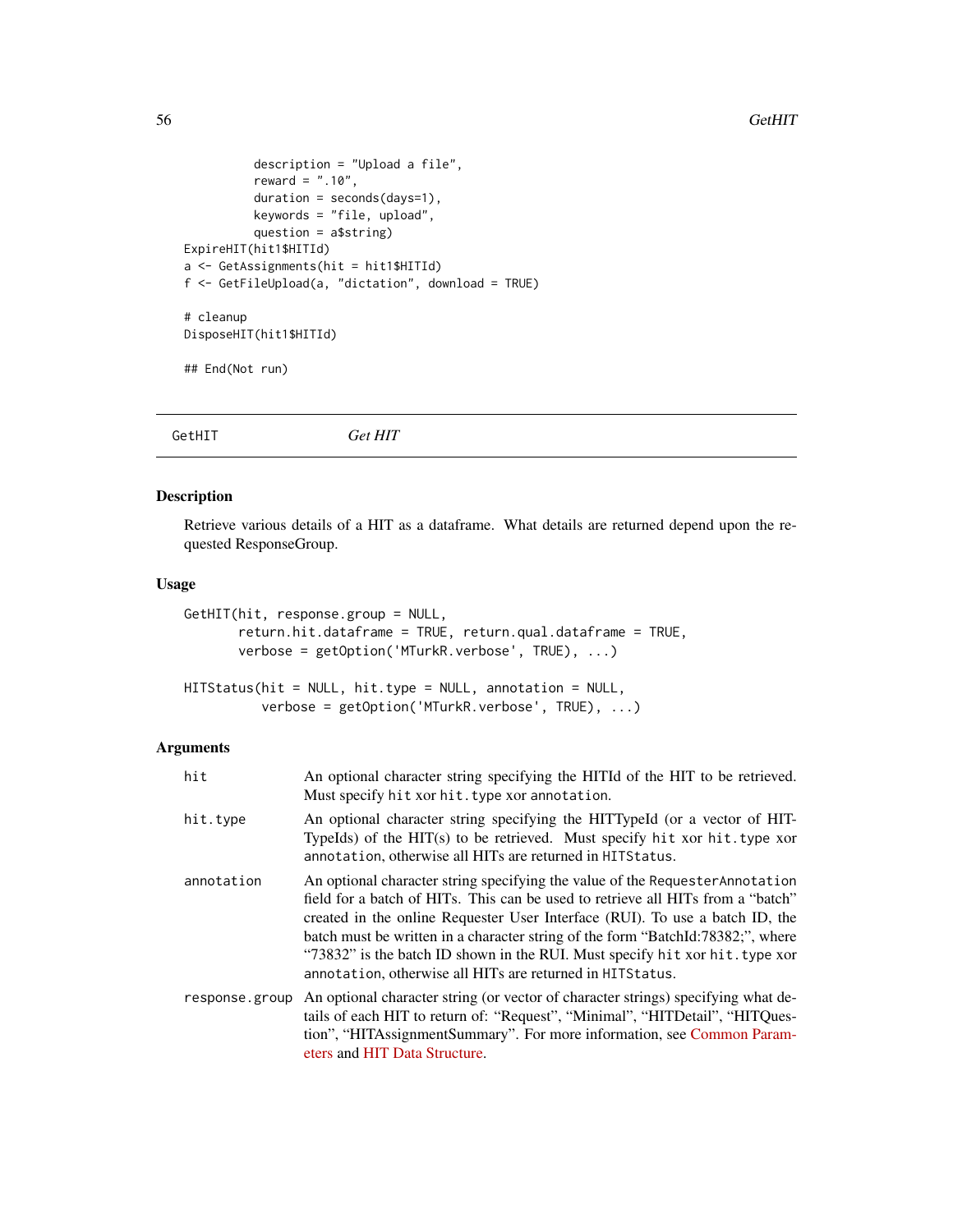```
          description = "Upload a file",
          reward = ".10",
          duration = seconds(days=1),
          keywords = "file, upload",
          question = a$string)
ExpireHIT(hit1$HITId)
a <- GetAssignments(hit = hit1$HITId)
f <- GetFileUpload(a, "dictation", download = TRUE)

# cleanup
DisposeHIT(hit1$HITId)

## End(Not run)
```

---

GetHIT *Get HIT*

---

## Description

Retrieve various details of a HIT as a dataframe. What details are returned depend upon the requested ResponseGroup.

## Usage

```
GetHIT(hit, response.group = NULL,
       return.hit.dataframe = TRUE, return.qual.dataframe = TRUE,
       verbose = getOption('MTurkR.verbose', TRUE), ...)

HITStatus(hit = NULL, hit.type = NULL, annotation = NULL,
          verbose = getOption('MTurkR.verbose', TRUE), ...)
```

## Arguments

| | |
|---|---|
| `hit` | An optional character string specifying the HITId of the HIT to be retrieved. Must specify `hit` xor `hit.type` xor `annotation`. |
| `hit.type` | An optional character string specifying the HITTypeId (or a vector of HITTypeIds) of the HIT(s) to be retrieved. Must specify `hit` xor `hit.type` xor `annotation`, otherwise all HITs are returned in `HITStatus`. |
| `annotation` | An optional character string specifying the value of the `RequesterAnnotation` field for a batch of HITs. This can be used to retrieve all HITs from a "batch" created in the online Requester User Interface (RUI). To use a batch ID, the batch must be written in a character string of the form "BatchId:78382;", where "73832" is the batch ID shown in the RUI. Must specify `hit` xor `hit.type` xor `annotation`, otherwise all HITs are returned in `HITStatus`. |
| `response.group` | An optional character string (or vector of character strings) specifying what details of each HIT to return of: "Request", "Minimal", "HITDetail", "HITQuestion", "HITAssignmentSummary". For more information, see Common Parameters and HIT Data Structure. |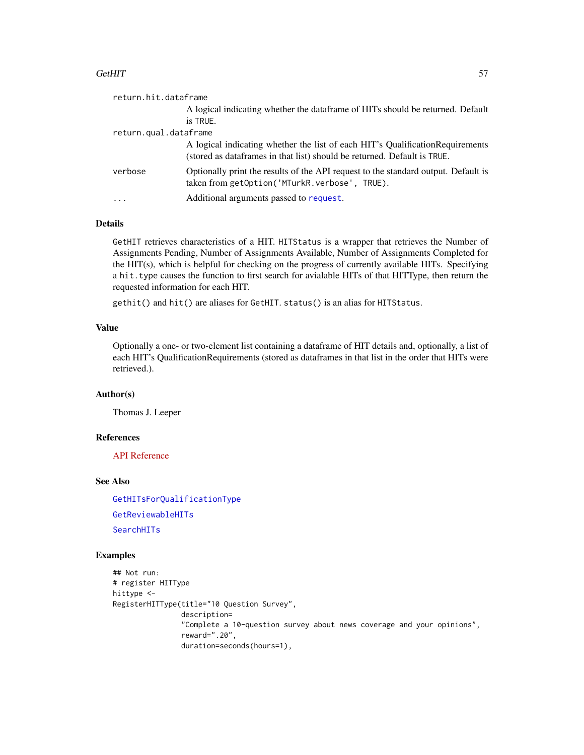return.hit.dataframe
: A logical indicating whether the dataframe of HITs should be returned. Default is TRUE.

return.qual.dataframe
: A logical indicating whether the list of each HIT's QualificationRequirements (stored as dataframes in that list) should be returned. Default is TRUE.

verbose
: Optionally print the results of the API request to the standard output. Default is taken from getOption('MTurkR.verbose', TRUE).

...
: Additional arguments passed to request.

### Details

GetHIT retrieves characteristics of a HIT. HITStatus is a wrapper that retrieves the Number of Assignments Pending, Number of Assignments Available, Number of Assignments Completed for the HIT(s), which is helpful for checking on the progress of currently available HITs. Specifying a hit.type causes the function to first search for avialable HITs of that HITType, then return the requested information for each HIT.

gethit() and hit() are aliases for GetHIT. status() is an alias for HITStatus.

### Value

Optionally a one- or two-element list containing a dataframe of HIT details and, optionally, a list of each HIT's QualificationRequirements (stored as dataframes in that list in the order that HITs were retrieved.).

### Author(s)

Thomas J. Leeper

### References

API Reference

### See Also

GetHITsForQualificationType

GetReviewableHITs

SearchHITs

### Examples

```
## Not run:
# register HITType
hittype <-
RegisterHITType(title="10 Question Survey",
                description=
                "Complete a 10-question survey about news coverage and your opinions",
                reward=".20",
                duration=seconds(hours=1),
```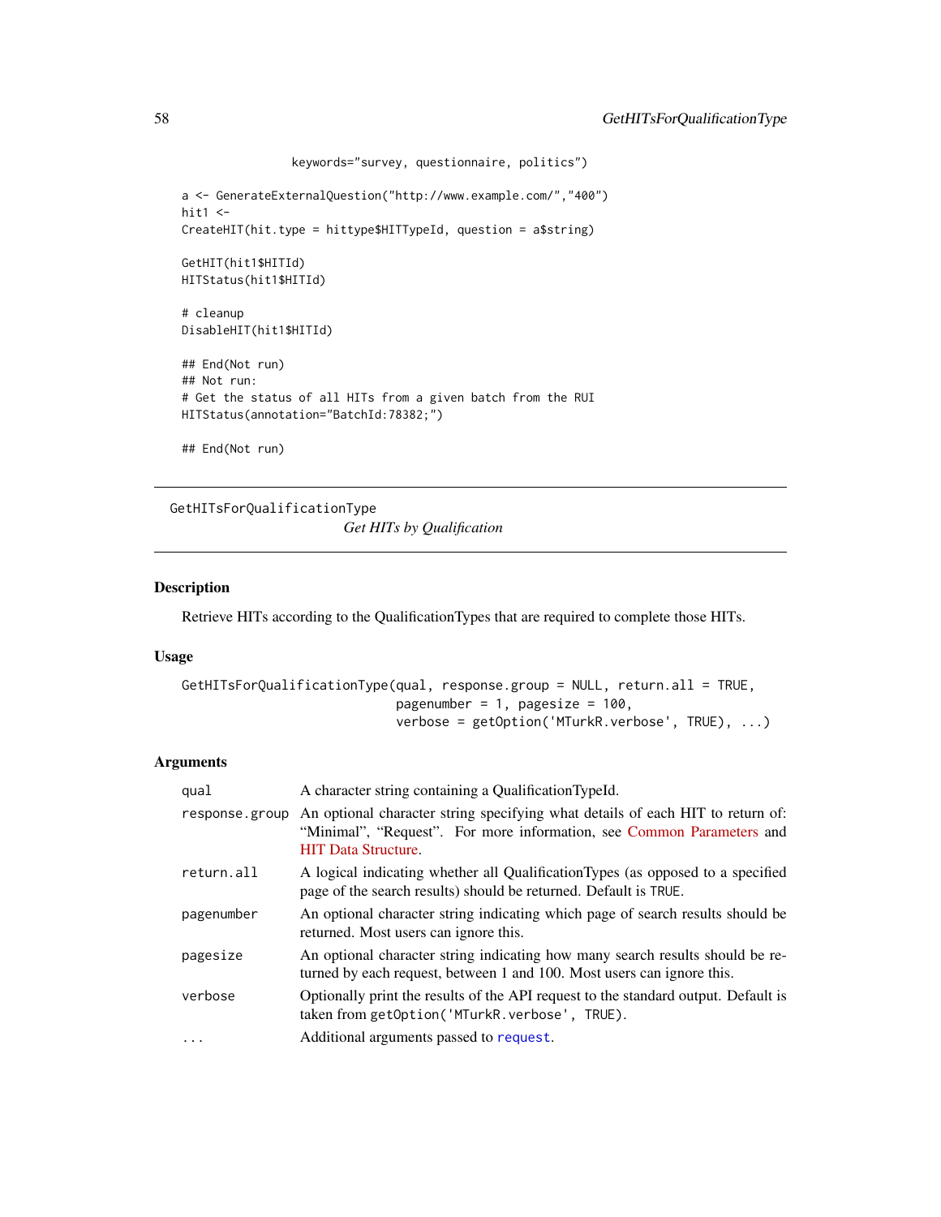```
                keywords="survey, questionnaire, politics")

a <- GenerateExternalQuestion("http://www.example.com/","400")
hit1 <-
CreateHIT(hit.type = hittype$HITTypeId, question = a$string)

GetHIT(hit1$HITId)
HITStatus(hit1$HITId)

# cleanup
DisableHIT(hit1$HITId)

## End(Not run)
## Not run:
# Get the status of all HITs from a given batch from the RUI
HITStatus(annotation="BatchId:78382;")

## End(Not run)
```

---

GetHITsForQualificationType *Get HITs by Qualification*

---

## Description

Retrieve HITs according to the QualificationTypes that are required to complete those HITs.

## Usage

```
GetHITsForQualificationType(qual, response.group = NULL, return.all = TRUE,
                            pagenumber = 1, pagesize = 100,
                            verbose = getOption('MTurkR.verbose', TRUE), ...)
```

## Arguments

| | |
|---|---|
| `qual` | A character string containing a QualificationTypeId. |
| `response.group` | An optional character string specifying what details of each HIT to return of: "Minimal", "Request". For more information, see Common Parameters and HIT Data Structure. |
| `return.all` | A logical indicating whether all QualificationTypes (as opposed to a specified page of the search results) should be returned. Default is `TRUE`. |
| `pagenumber` | An optional character string indicating which page of search results should be returned. Most users can ignore this. |
| `pagesize` | An optional character string indicating how many search results should be returned by each request, between 1 and 100. Most users can ignore this. |
| `verbose` | Optionally print the results of the API request to the standard output. Default is taken from `getOption('MTurkR.verbose', TRUE)`. |
| `...` | Additional arguments passed to `request`. |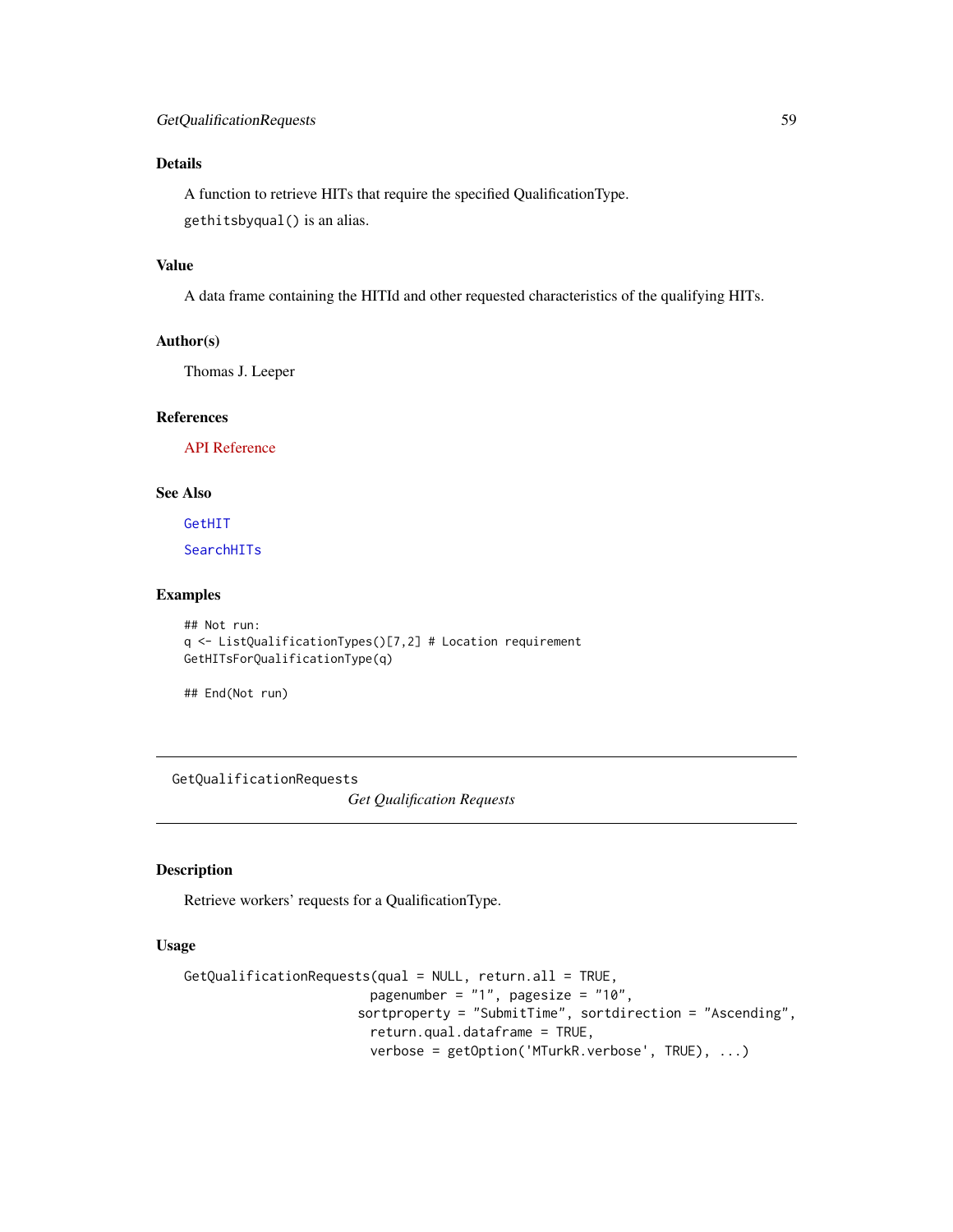### Details

A function to retrieve HITs that require the specified QualificationType.

`gethitsbyqual()` is an alias.

### Value

A data frame containing the HITId and other requested characteristics of the qualifying HITs.

### Author(s)

Thomas J. Leeper

### References

API Reference

### See Also

`GetHIT`

`SearchHITs`

### Examples

```
## Not run:
q <- ListQualificationTypes()[7,2] # Location requirement
GetHITsForQualificationType(q)

## End(Not run)
```

---

## GetQualificationRequests &nbsp;&nbsp;&nbsp;&nbsp; *Get Qualification Requests*

---

### Description

Retrieve workers' requests for a QualificationType.

### Usage

```
GetQualificationRequests(qual = NULL, return.all = TRUE,
                          pagenumber = "1", pagesize = "10",
                         sortproperty = "SubmitTime", sortdirection = "Ascending",
                          return.qual.dataframe = TRUE,
                          verbose = getOption('MTurkR.verbose', TRUE), ...)
```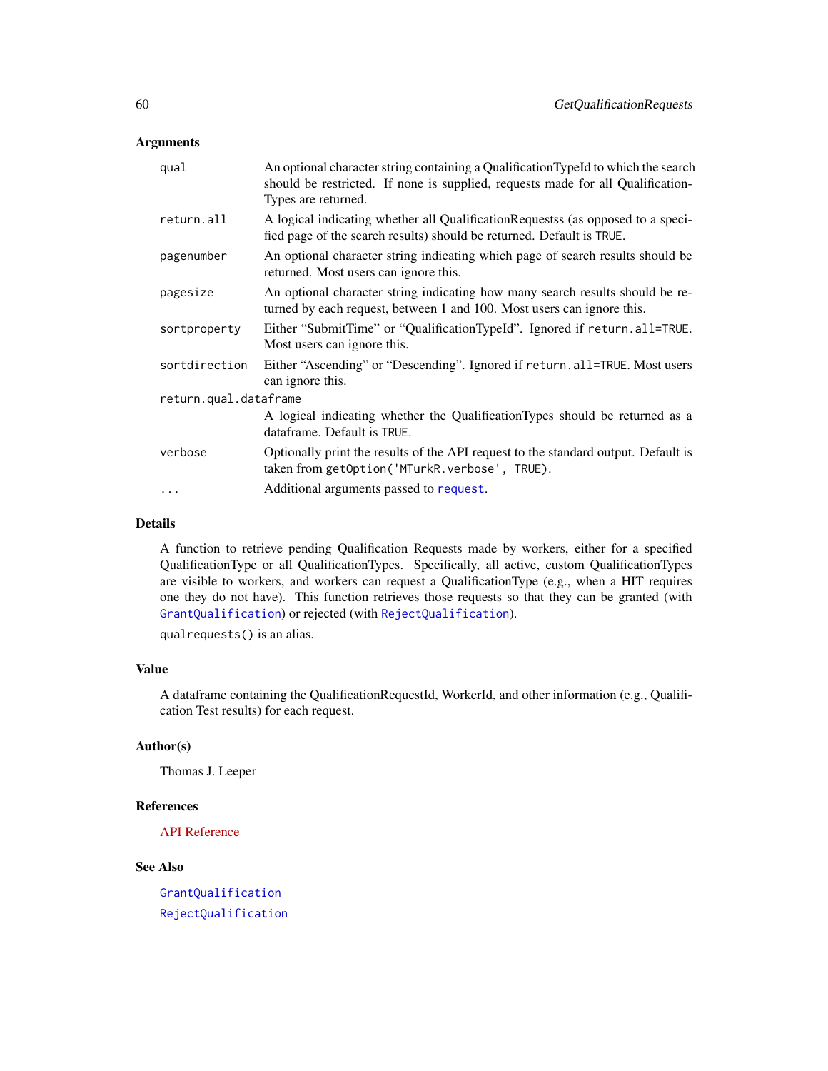### Arguments

- `qual` — An optional character string containing a QualificationTypeId to which the search should be restricted. If none is supplied, requests made for all QualificationTypes are returned.
- `return.all` — A logical indicating whether all QualificationRequestss (as opposed to a specified page of the search results) should be returned. Default is `TRUE`.
- `pagenumber` — An optional character string indicating which page of search results should be returned. Most users can ignore this.
- `pagesize` — An optional character string indicating how many search results should be returned by each request, between 1 and 100. Most users can ignore this.
- `sortproperty` — Either "SubmitTime" or "QualificationTypeId". Ignored if `return.all=TRUE`. Most users can ignore this.
- `sortdirection` — Either "Ascending" or "Descending". Ignored if `return.all=TRUE`. Most users can ignore this.
- `return.qual.dataframe` — A logical indicating whether the QualificationTypes should be returned as a dataframe. Default is `TRUE`.
- `verbose` — Optionally print the results of the API request to the standard output. Default is taken from `getOption('MTurkR.verbose', TRUE)`.
- `...` — Additional arguments passed to `request`.

### Details

A function to retrieve pending Qualification Requests made by workers, either for a specified QualificationType or all QualificationTypes. Specifically, all active, custom QualificationTypes are visible to workers, and workers can request a QualificationType (e.g., when a HIT requires one they do not have). This function retrieves those requests so that they can be granted (with `GrantQualification`) or rejected (with `RejectQualification`).

`qualrequests()` is an alias.

### Value

A dataframe containing the QualificationRequestId, WorkerId, and other information (e.g., Qualification Test results) for each request.

### Author(s)

Thomas J. Leeper

### References

API Reference

### See Also

`GrantQualification`

`RejectQualification`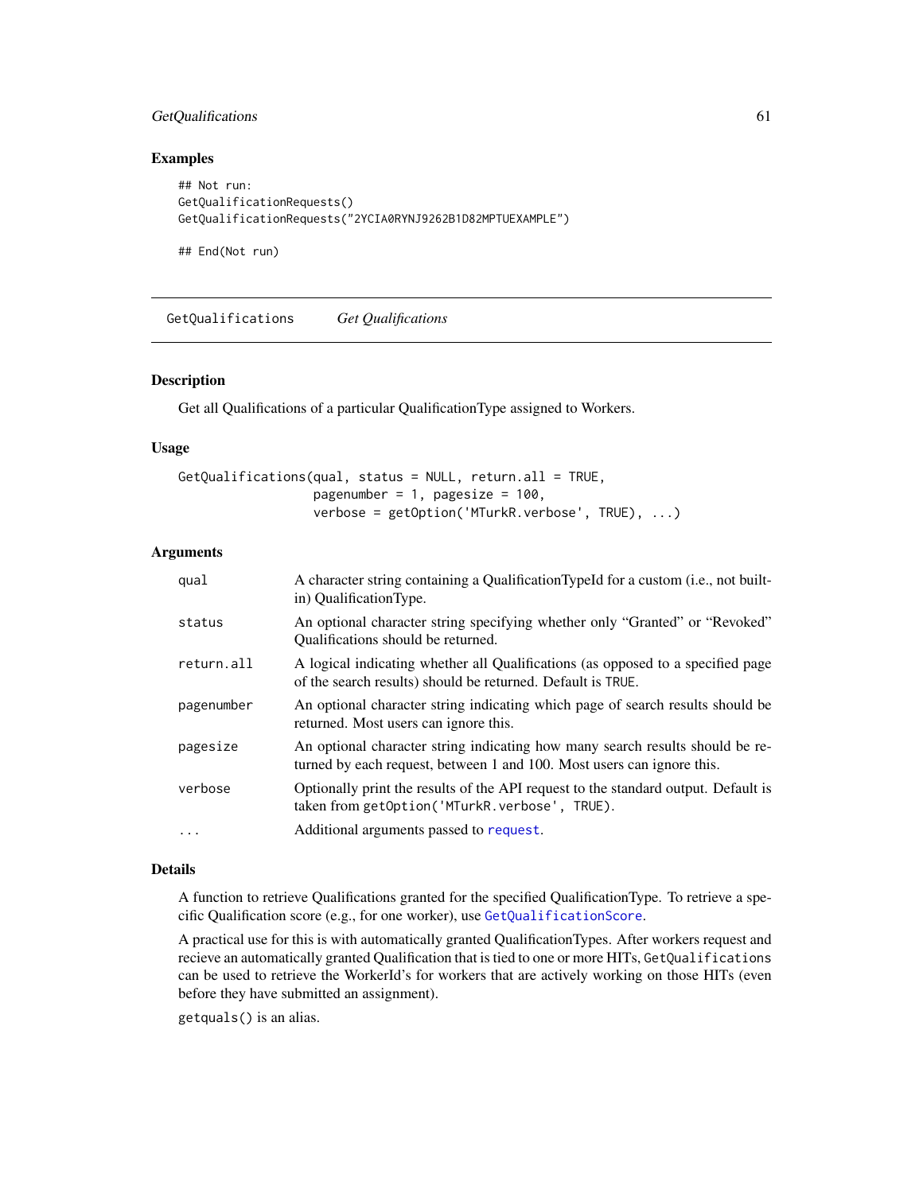## Examples

```
## Not run:
GetQualificationRequests()
GetQualificationRequests("2YCIA0RYNJ9262B1D82MPTUEXAMPLE")

## End(Not run)
```

---

GetQualifications *Get Qualifications*

---

## Description

Get all Qualifications of a particular QualificationType assigned to Workers.

## Usage

```
GetQualifications(qual, status = NULL, return.all = TRUE,
                  pagenumber = 1, pagesize = 100,
                  verbose = getOption('MTurkR.verbose', TRUE), ...)
```

## Arguments

| | |
|---|---|
| `qual` | A character string containing a QualificationTypeId for a custom (i.e., not built-in) QualificationType. |
| `status` | An optional character string specifying whether only "Granted" or "Revoked" Qualifications should be returned. |
| `return.all` | A logical indicating whether all Qualifications (as opposed to a specified page of the search results) should be returned. Default is `TRUE`. |
| `pagenumber` | An optional character string indicating which page of search results should be returned. Most users can ignore this. |
| `pagesize` | An optional character string indicating how many search results should be returned by each request, between 1 and 100. Most users can ignore this. |
| `verbose` | Optionally print the results of the API request to the standard output. Default is taken from `getOption('MTurkR.verbose', TRUE)`. |
| `...` | Additional arguments passed to `request`. |

## Details

A function to retrieve Qualifications granted for the specified QualificationType. To retrieve a specific Qualification score (e.g., for one worker), use `GetQualificationScore`.

A practical use for this is with automatically granted QualificationTypes. After workers request and recieve an automatically granted Qualification that is tied to one or more HITs, `GetQualifications` can be used to retrieve the WorkerId's for workers that are actively working on those HITs (even before they have submitted an assignment).

`getquals()` is an alias.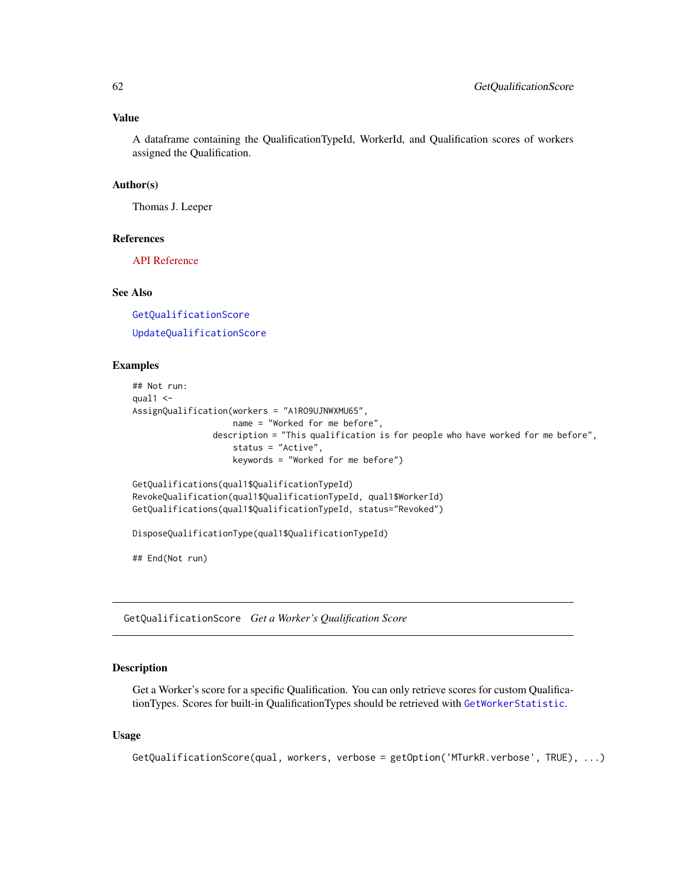### Value

A dataframe containing the QualificationTypeId, WorkerId, and Qualification scores of workers assigned the Qualification.

### Author(s)

Thomas J. Leeper

### References

API Reference

### See Also

GetQualificationScore

UpdateQualificationScore

### Examples

```
## Not run:
qual1 <-
AssignQualification(workers = "A1RO9UJNWXMU65",
                    name = "Worked for me before",
                description = "This qualification is for people who have worked for me before",
                    status = "Active",
                    keywords = "Worked for me before")

GetQualifications(qual1$QualificationTypeId)
RevokeQualification(qual1$QualificationTypeId, qual1$WorkerId)
GetQualifications(qual1$QualificationTypeId, status="Revoked")

DisposeQualificationType(qual1$QualificationTypeId)

## End(Not run)
```

---

## GetQualificationScore *Get a Worker's Qualification Score*

### Description

Get a Worker's score for a specific Qualification. You can only retrieve scores for custom QualificationTypes. Scores for built-in QualificationTypes should be retrieved with GetWorkerStatistic.

### Usage

```
GetQualificationScore(qual, workers, verbose = getOption('MTurkR.verbose', TRUE), ...)
```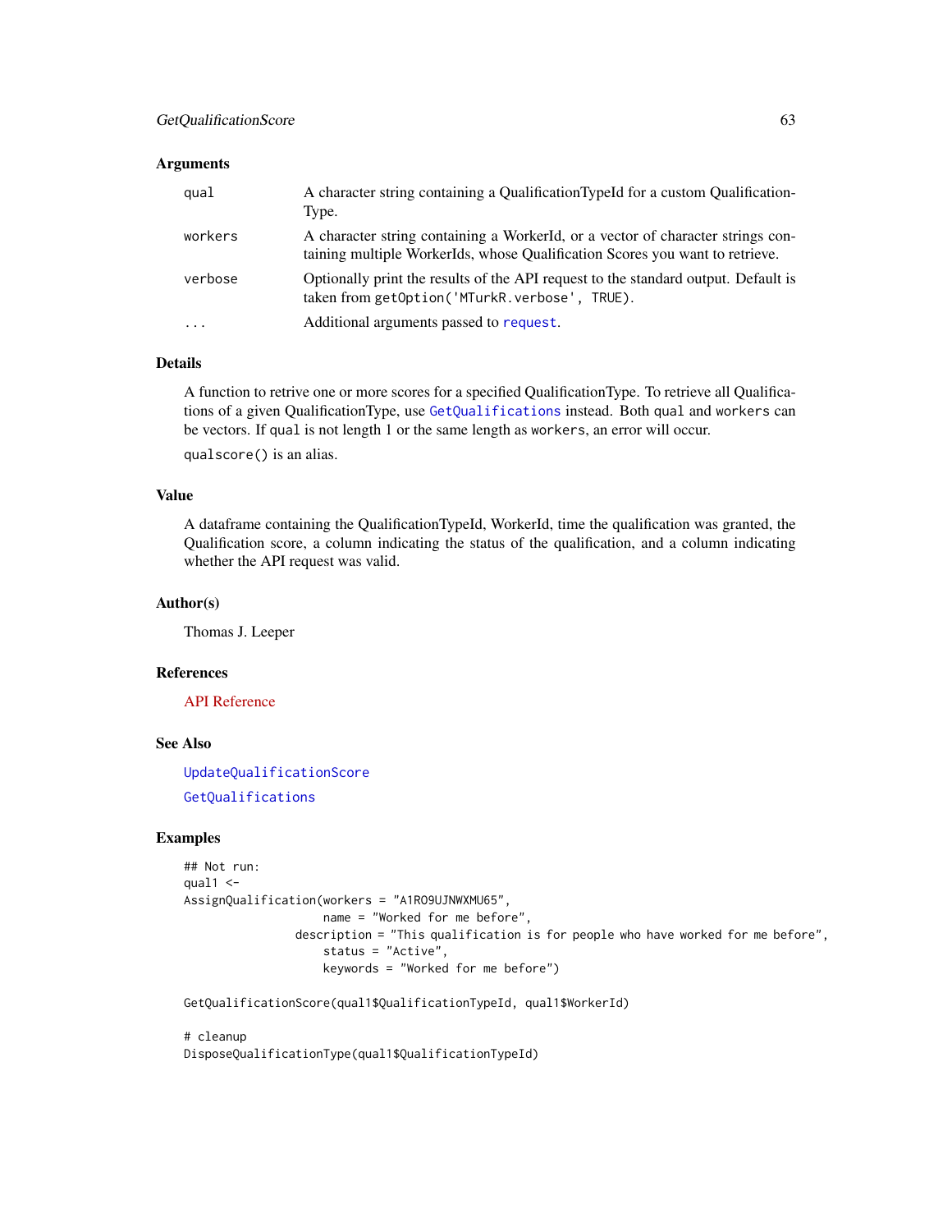### Arguments

| | |
|---|---|
| `qual` | A character string containing a QualificationTypeId for a custom QualificationType. |
| `workers` | A character string containing a WorkerId, or a vector of character strings containing multiple WorkerIds, whose Qualification Scores you want to retrieve. |
| `verbose` | Optionally print the results of the API request to the standard output. Default is taken from `getOption('MTurkR.verbose', TRUE)`. |
| `...` | Additional arguments passed to `request`. |

### Details

A function to retrive one or more scores for a specified QualificationType. To retrieve all Qualifications of a given QualificationType, use `GetQualifications` instead. Both `qual` and `workers` can be vectors. If `qual` is not length 1 or the same length as `workers`, an error will occur.

`qualscore()` is an alias.

### Value

A dataframe containing the QualificationTypeId, WorkerId, time the qualification was granted, the Qualification score, a column indicating the status of the qualification, and a column indicating whether the API request was valid.

### Author(s)

Thomas J. Leeper

### References

API Reference

### See Also

`UpdateQualificationScore`

`GetQualifications`

### Examples

```
## Not run:
qual1 <-
AssignQualification(workers = "A1RO9UJNWXMU65",
                    name = "Worked for me before",
                description = "This qualification is for people who have worked for me before",
                    status = "Active",
                    keywords = "Worked for me before")

GetQualificationScore(qual1$QualificationTypeId, qual1$WorkerId)

# cleanup
DisposeQualificationType(qual1$QualificationTypeId)
```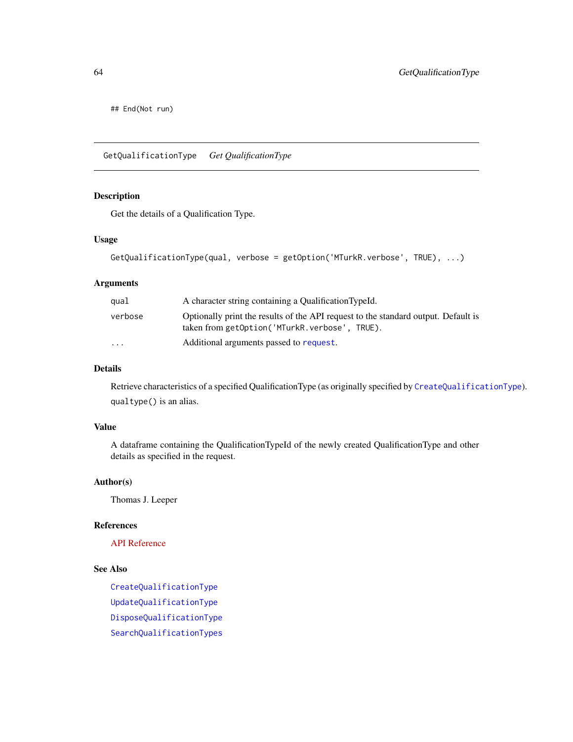```
## End(Not run)
```

---

## GetQualificationType — *Get QualificationType*

---

### Description

Get the details of a Qualification Type.

### Usage

```
GetQualificationType(qual, verbose = getOption('MTurkR.verbose', TRUE), ...)
```

### Arguments

| | |
|---|---|
| `qual` | A character string containing a QualificationTypeId. |
| `verbose` | Optionally print the results of the API request to the standard output. Default is taken from `getOption('MTurkR.verbose', TRUE)`. |
| `...` | Additional arguments passed to `request`. |

### Details

Retrieve characteristics of a specified QualificationType (as originally specified by `CreateQualificationType`).

`qualtype()` is an alias.

### Value

A dataframe containing the QualificationTypeId of the newly created QualificationType and other details as specified in the request.

### Author(s)

Thomas J. Leeper

### References

API Reference

### See Also

`CreateQualificationType`

`UpdateQualificationType`

`DisposeQualificationType`

`SearchQualificationTypes`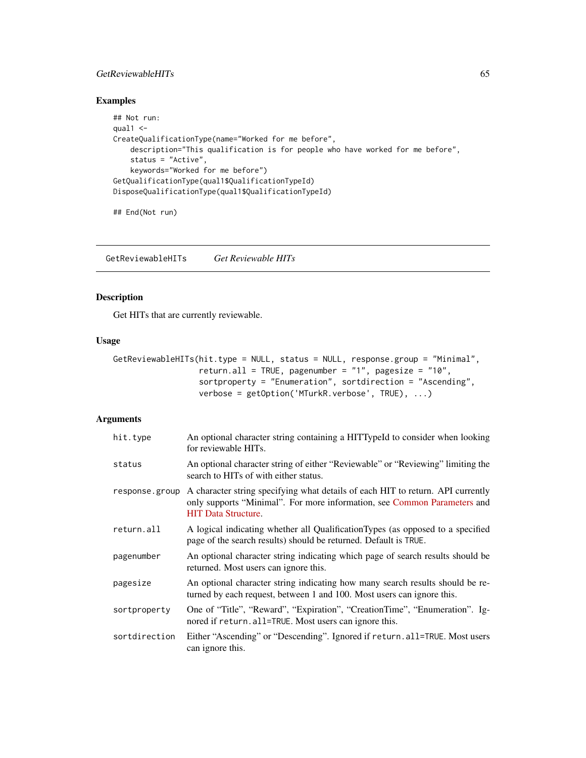## Examples

```
## Not run:
qual1 <-
CreateQualificationType(name="Worked for me before",
    description="This qualification is for people who have worked for me before",
    status = "Active",
    keywords="Worked for me before")
GetQualificationType(qual1$QualificationTypeId)
DisposeQualificationType(qual1$QualificationTypeId)

## End(Not run)
```

---

GetReviewableHITs *Get Reviewable HITs*

---

## Description

Get HITs that are currently reviewable.

## Usage

```
GetReviewableHITs(hit.type = NULL, status = NULL, response.group = "Minimal",
                  return.all = TRUE, pagenumber = "1", pagesize = "10",
                  sortproperty = "Enumeration", sortdirection = "Ascending",
                  verbose = getOption('MTurkR.verbose', TRUE), ...)
```

## Arguments

| | |
|---|---|
| hit.type | An optional character string containing a HITTypeId to consider when looking for reviewable HITs. |
| status | An optional character string of either "Reviewable" or "Reviewing" limiting the search to HITs of with either status. |
| response.group | A character string specifying what details of each HIT to return. API currently only supports "Minimal". For more information, see Common Parameters and HIT Data Structure. |
| return.all | A logical indicating whether all QualificationTypes (as opposed to a specified page of the search results) should be returned. Default is TRUE. |
| pagenumber | An optional character string indicating which page of search results should be returned. Most users can ignore this. |
| pagesize | An optional character string indicating how many search results should be returned by each request, between 1 and 100. Most users can ignore this. |
| sortproperty | One of "Title", "Reward", "Expiration", "CreationTime", "Enumeration". Ignored if return.all=TRUE. Most users can ignore this. |
| sortdirection | Either "Ascending" or "Descending". Ignored if return.all=TRUE. Most users can ignore this. |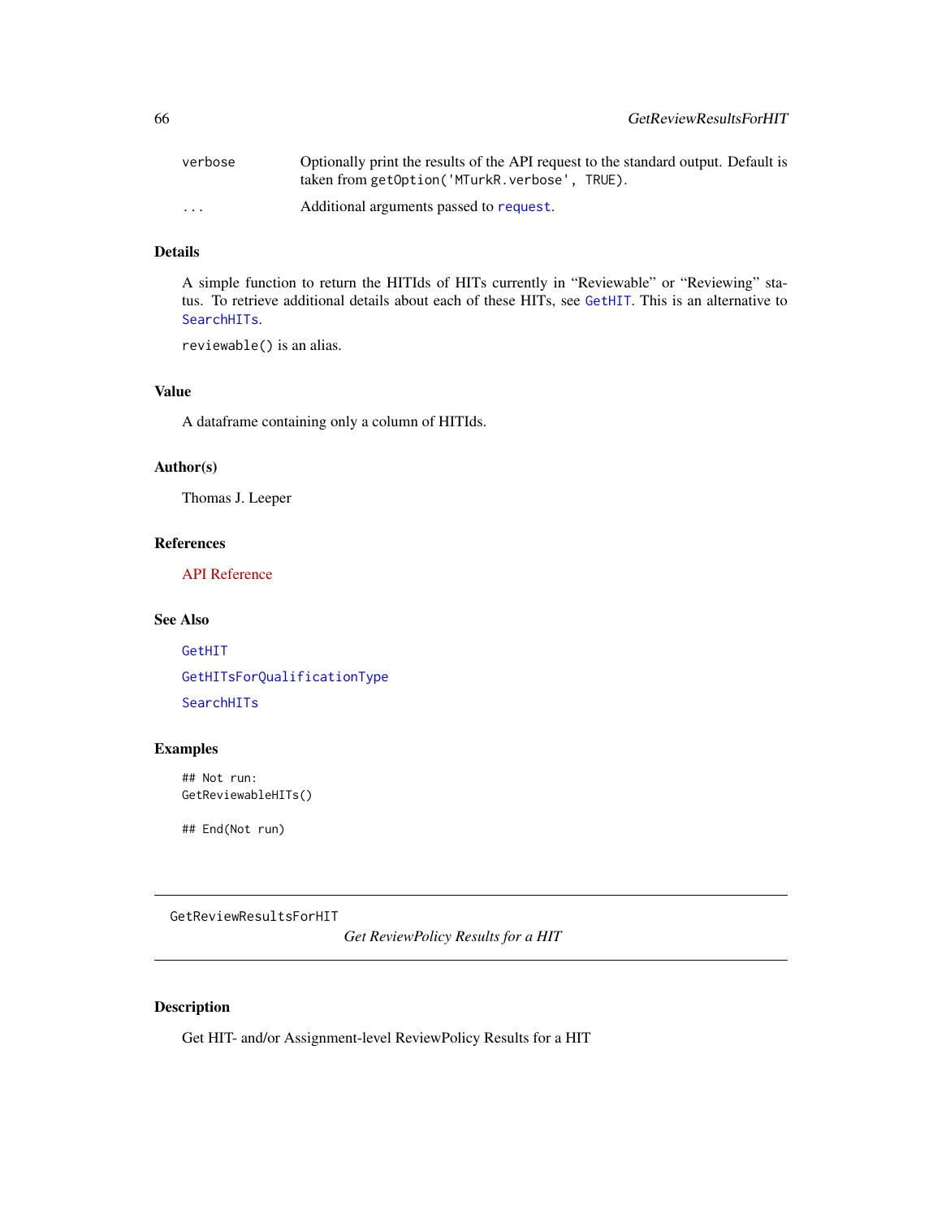| | |
|---|---|
| verbose | Optionally print the results of the API request to the standard output. Default is taken from `getOption('MTurkR.verbose', TRUE)`. |
| ... | Additional arguments passed to `request`. |

### Details

A simple function to return the HITIds of HITs currently in "Reviewable" or "Reviewing" status. To retrieve additional details about each of these HITs, see `GetHIT`. This is an alternative to `SearchHITs`.

`reviewable()` is an alias.

### Value

A dataframe containing only a column of HITIds.

### Author(s)

Thomas J. Leeper

### References

API Reference

### See Also

`GetHIT`

`GetHITsForQualificationType`

`SearchHITs`

### Examples

```
## Not run:
GetReviewableHITs()

## End(Not run)
```

---

## GetReviewResultsForHIT

*Get ReviewPolicy Results for a HIT*

---

### Description

Get HIT- and/or Assignment-level ReviewPolicy Results for a HIT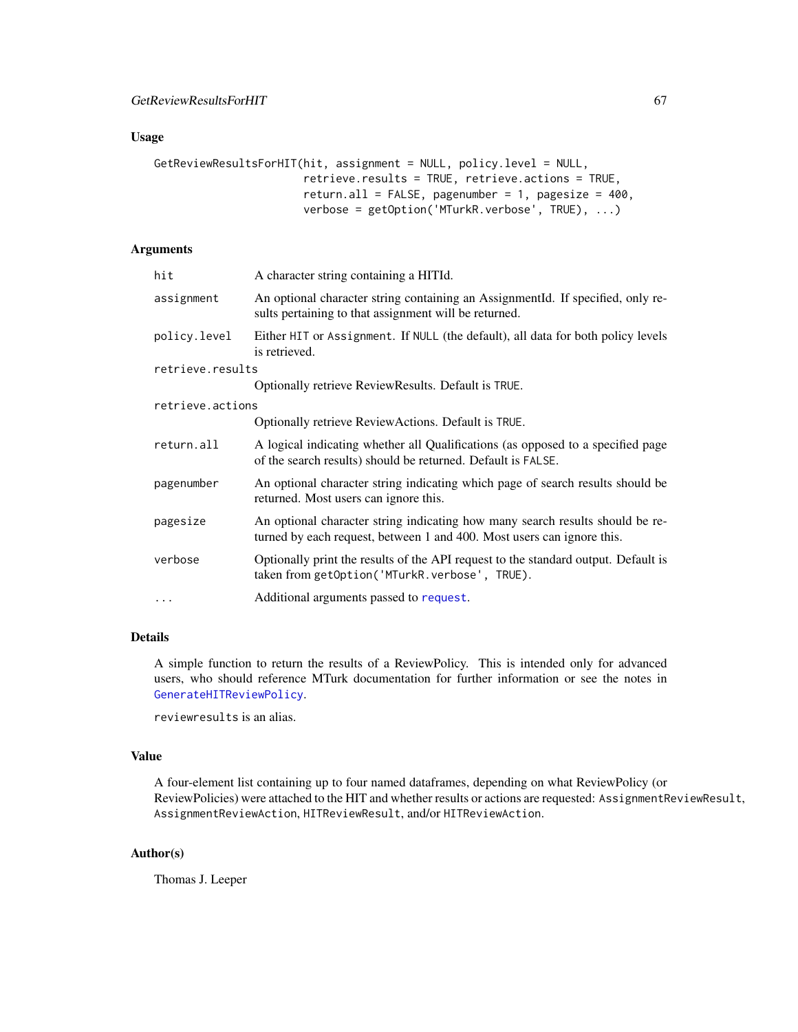## Usage

```
GetReviewResultsForHIT(hit, assignment = NULL, policy.level = NULL,
                       retrieve.results = TRUE, retrieve.actions = TRUE,
                       return.all = FALSE, pagenumber = 1, pagesize = 400,
                       verbose = getOption('MTurkR.verbose', TRUE), ...)
```

## Arguments

| | |
|---|---|
| `hit` | A character string containing a HITId. |
| `assignment` | An optional character string containing an AssignmentId. If specified, only results pertaining to that assignment will be returned. |
| `policy.level` | Either `HIT` or `Assignment`. If `NULL` (the default), all data for both policy levels is retrieved. |
| `retrieve.results` | Optionally retrieve ReviewResults. Default is `TRUE`. |
| `retrieve.actions` | Optionally retrieve ReviewActions. Default is `TRUE`. |
| `return.all` | A logical indicating whether all Qualifications (as opposed to a specified page of the search results) should be returned. Default is `FALSE`. |
| `pagenumber` | An optional character string indicating which page of search results should be returned. Most users can ignore this. |
| `pagesize` | An optional character string indicating how many search results should be returned by each request, between 1 and 400. Most users can ignore this. |
| `verbose` | Optionally print the results of the API request to the standard output. Default is taken from `getOption('MTurkR.verbose', TRUE)`. |
| `...` | Additional arguments passed to `request`. |

## Details

A simple function to return the results of a ReviewPolicy. This is intended only for advanced users, who should reference MTurk documentation for further information or see the notes in `GenerateHITReviewPolicy`.

`reviewresults` is an alias.

## Value

A four-element list containing up to four named dataframes, depending on what ReviewPolicy (or ReviewPolicies) were attached to the HIT and whether results or actions are requested: `AssignmentReviewResult`, `AssignmentReviewAction`, `HITReviewResult`, and/or `HITReviewAction`.

## Author(s)

Thomas J. Leeper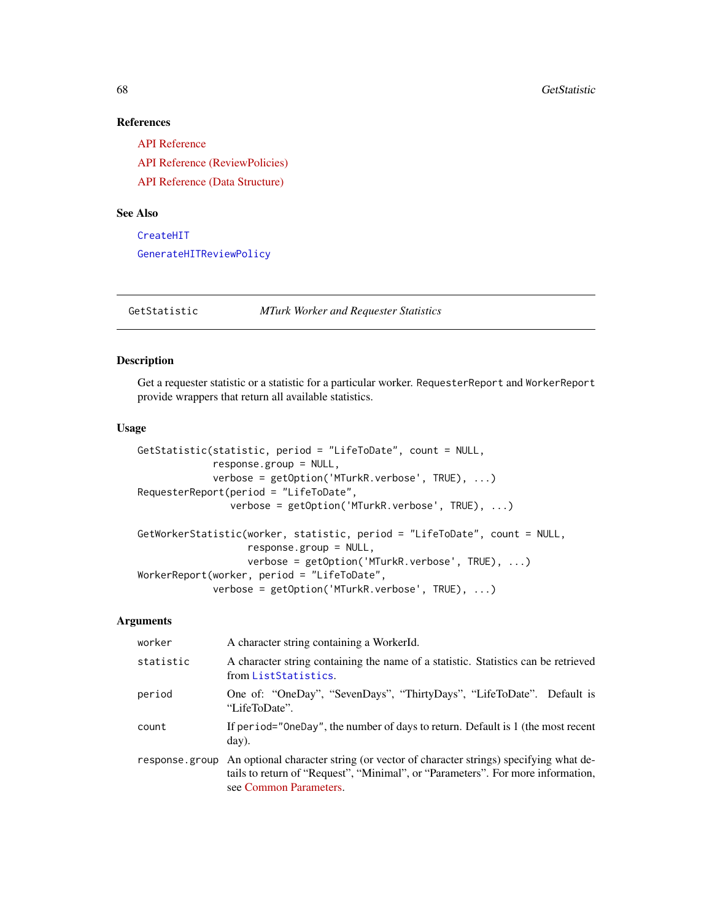### References

API Reference

API Reference (ReviewPolicies)

API Reference (Data Structure)

### See Also

`CreateHIT`

`GenerateHITReviewPolicy`

---

## GetStatistic — *MTurk Worker and Requester Statistics*

### Description

Get a requester statistic or a statistic for a particular worker. `RequesterReport` and `WorkerReport` provide wrappers that return all available statistics.

### Usage

```
GetStatistic(statistic, period = "LifeToDate", count = NULL,
             response.group = NULL,
             verbose = getOption('MTurkR.verbose', TRUE), ...)
RequesterReport(period = "LifeToDate",
                verbose = getOption('MTurkR.verbose', TRUE), ...)

GetWorkerStatistic(worker, statistic, period = "LifeToDate", count = NULL,
                   response.group = NULL,
                   verbose = getOption('MTurkR.verbose', TRUE), ...)
WorkerReport(worker, period = "LifeToDate",
             verbose = getOption('MTurkR.verbose', TRUE), ...)
```

### Arguments

| | |
|---|---|
| `worker` | A character string containing a WorkerId. |
| `statistic` | A character string containing the name of a statistic. Statistics can be retrieved from `ListStatistics`. |
| `period` | One of: “OneDay”, “SevenDays”, “ThirtyDays”, “LifeToDate”. Default is “LifeToDate”. |
| `count` | If `period="OneDay"`, the number of days to return. Default is 1 (the most recent day). |
| `response.group` | An optional character string (or vector of character strings) specifying what details to return of “Request”, “Minimal”, or “Parameters”. For more information, see Common Parameters. |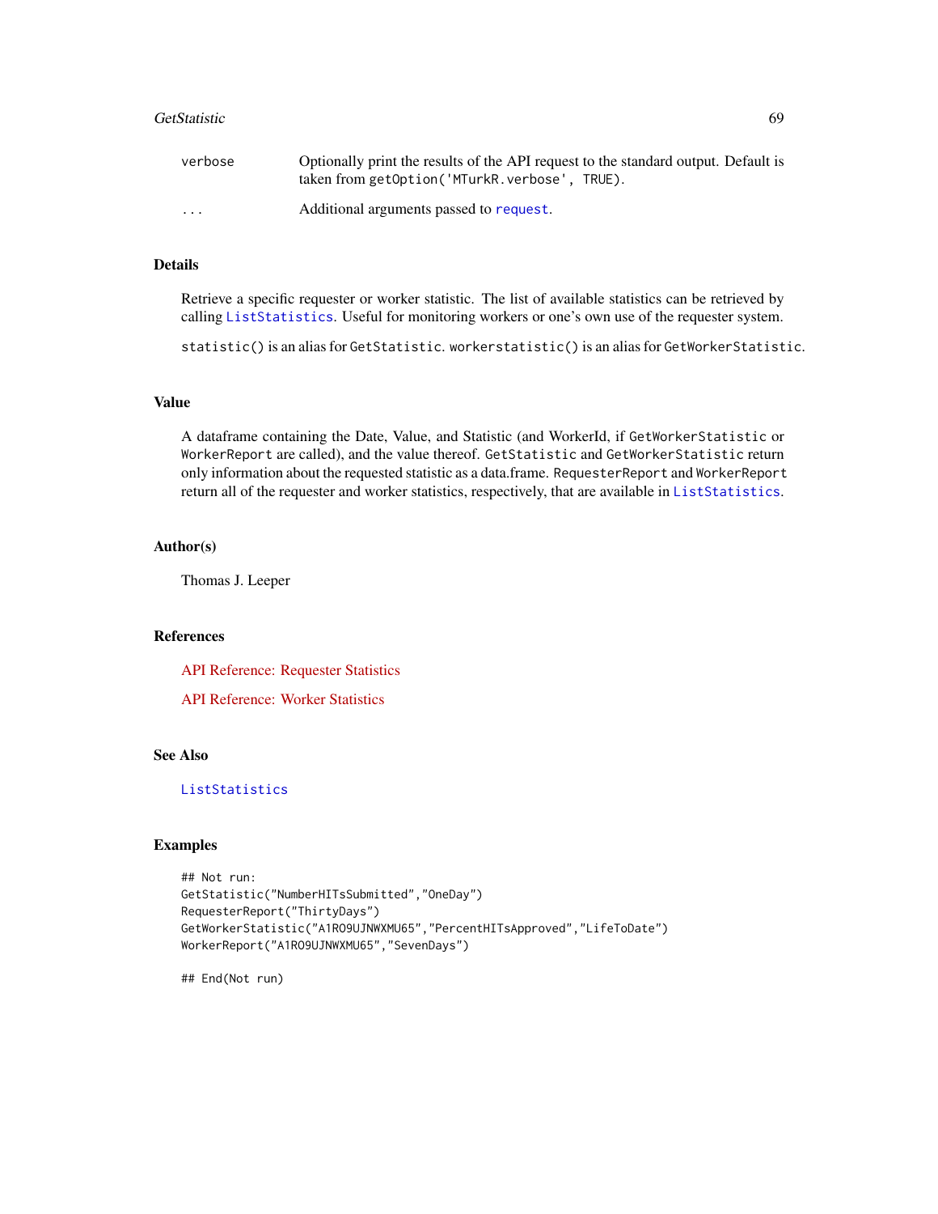| | |
|---|---|
| verbose | Optionally print the results of the API request to the standard output. Default is taken from `getOption('MTurkR.verbose', TRUE)`. |
| ... | Additional arguments passed to `request`. |

## Details

Retrieve a specific requester or worker statistic. The list of available statistics can be retrieved by calling `ListStatistics`. Useful for monitoring workers or one's own use of the requester system.

`statistic()` is an alias for `GetStatistic`. `workerstatistic()` is an alias for `GetWorkerStatistic`.

## Value

A dataframe containing the Date, Value, and Statistic (and WorkerId, if `GetWorkerStatistic` or `WorkerReport` are called), and the value thereof. `GetStatistic` and `GetWorkerStatistic` return only information about the requested statistic as a data.frame. `RequesterReport` and `WorkerReport` return all of the requester and worker statistics, respectively, that are available in `ListStatistics`.

## Author(s)

Thomas J. Leeper

## References

API Reference: Requester Statistics

API Reference: Worker Statistics

## See Also

`ListStatistics`

## Examples

```
## Not run:
GetStatistic("NumberHITsSubmitted","OneDay")
RequesterReport("ThirtyDays")
GetWorkerStatistic("A1RO9UJNWXMU65","PercentHITsApproved","LifeToDate")
WorkerReport("A1RO9UJNWXMU65","SevenDays")

## End(Not run)
```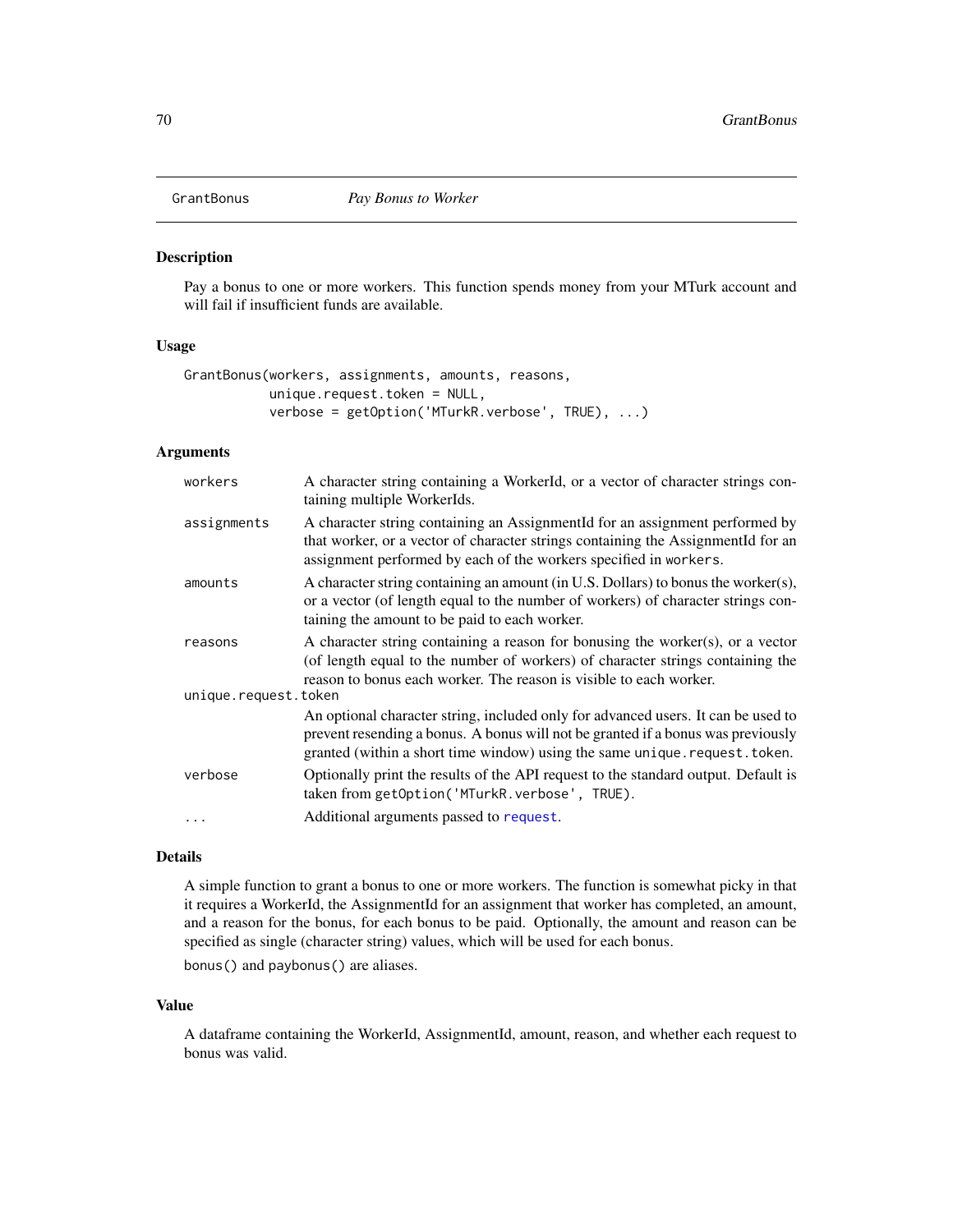# GrantBonus *Pay Bonus to Worker*

## Description

Pay a bonus to one or more workers. This function spends money from your MTurk account and will fail if insufficient funds are available.

## Usage

```
GrantBonus(workers, assignments, amounts, reasons,
           unique.request.token = NULL,
           verbose = getOption('MTurkR.verbose', TRUE), ...)
```

## Arguments

| | |
|---|---|
| `workers` | A character string containing a WorkerId, or a vector of character strings containing multiple WorkerIds. |
| `assignments` | A character string containing an AssignmentId for an assignment performed by that worker, or a vector of character strings containing the AssignmentId for an assignment performed by each of the workers specified in `workers`. |
| `amounts` | A character string containing an amount (in U.S. Dollars) to bonus the worker(s), or a vector (of length equal to the number of workers) of character strings containing the amount to be paid to each worker. |
| `reasons` | A character string containing a reason for bonusing the worker(s), or a vector (of length equal to the number of workers) of character strings containing the reason to bonus each worker. The reason is visible to each worker. |
| `unique.request.token` | An optional character string, included only for advanced users. It can be used to prevent resending a bonus. A bonus will not be granted if a bonus was previously granted (within a short time window) using the same `unique.request.token`. |
| `verbose` | Optionally print the results of the API request to the standard output. Default is taken from `getOption('MTurkR.verbose', TRUE)`. |
| `...` | Additional arguments passed to `request`. |

## Details

A simple function to grant a bonus to one or more workers. The function is somewhat picky in that it requires a WorkerId, the AssignmentId for an assignment that worker has completed, an amount, and a reason for the bonus, for each bonus to be paid. Optionally, the amount and reason can be specified as single (character string) values, which will be used for each bonus.

`bonus()` and `paybonus()` are aliases.

## Value

A dataframe containing the WorkerId, AssignmentId, amount, reason, and whether each request to bonus was valid.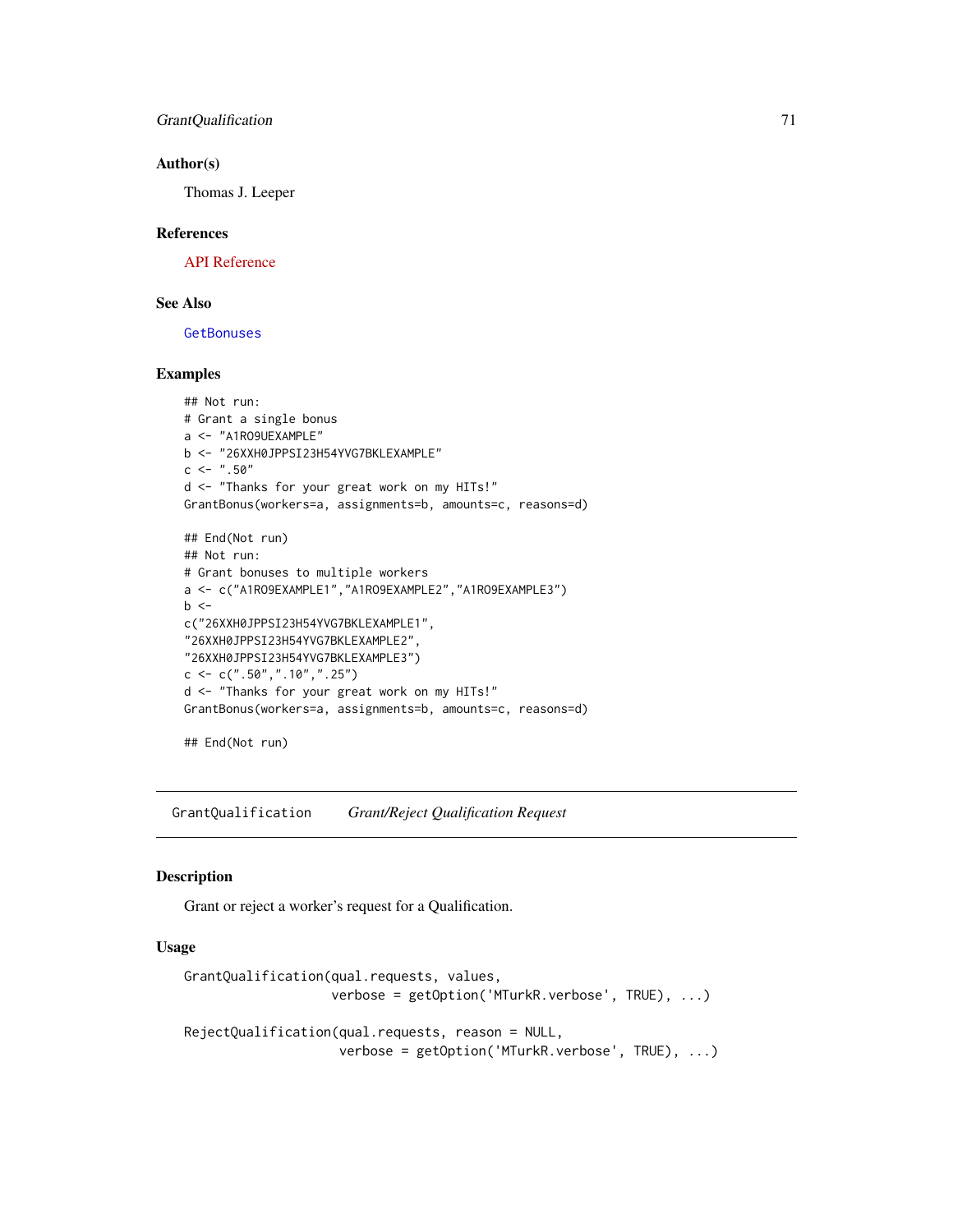### Author(s)

Thomas J. Leeper

### References

API Reference

### See Also

GetBonuses

### Examples

```
## Not run:
# Grant a single bonus
a <- "A1RO9UEXAMPLE"
b <- "26XXH0JPPSI23H54YVG7BKLEXAMPLE"
c <- ".50"
d <- "Thanks for your great work on my HITs!"
GrantBonus(workers=a, assignments=b, amounts=c, reasons=d)

## End(Not run)
## Not run:
# Grant bonuses to multiple workers
a <- c("A1RO9EXAMPLE1","A1RO9EXAMPLE2","A1RO9EXAMPLE3")
b <-
c("26XXH0JPPSI23H54YVG7BKLEXAMPLE1",
"26XXH0JPPSI23H54YVG7BKLEXAMPLE2",
"26XXH0JPPSI23H54YVG7BKLEXAMPLE3")
c <- c(".50",".10",".25")
d <- "Thanks for your great work on my HITs!"
GrantBonus(workers=a, assignments=b, amounts=c, reasons=d)

## End(Not run)
```

---

## GrantQualification    *Grant/Reject Qualification Request*

---

### Description

Grant or reject a worker's request for a Qualification.

### Usage

```
GrantQualification(qual.requests, values,
                   verbose = getOption('MTurkR.verbose', TRUE), ...)

RejectQualification(qual.requests, reason = NULL,
                    verbose = getOption('MTurkR.verbose', TRUE), ...)
```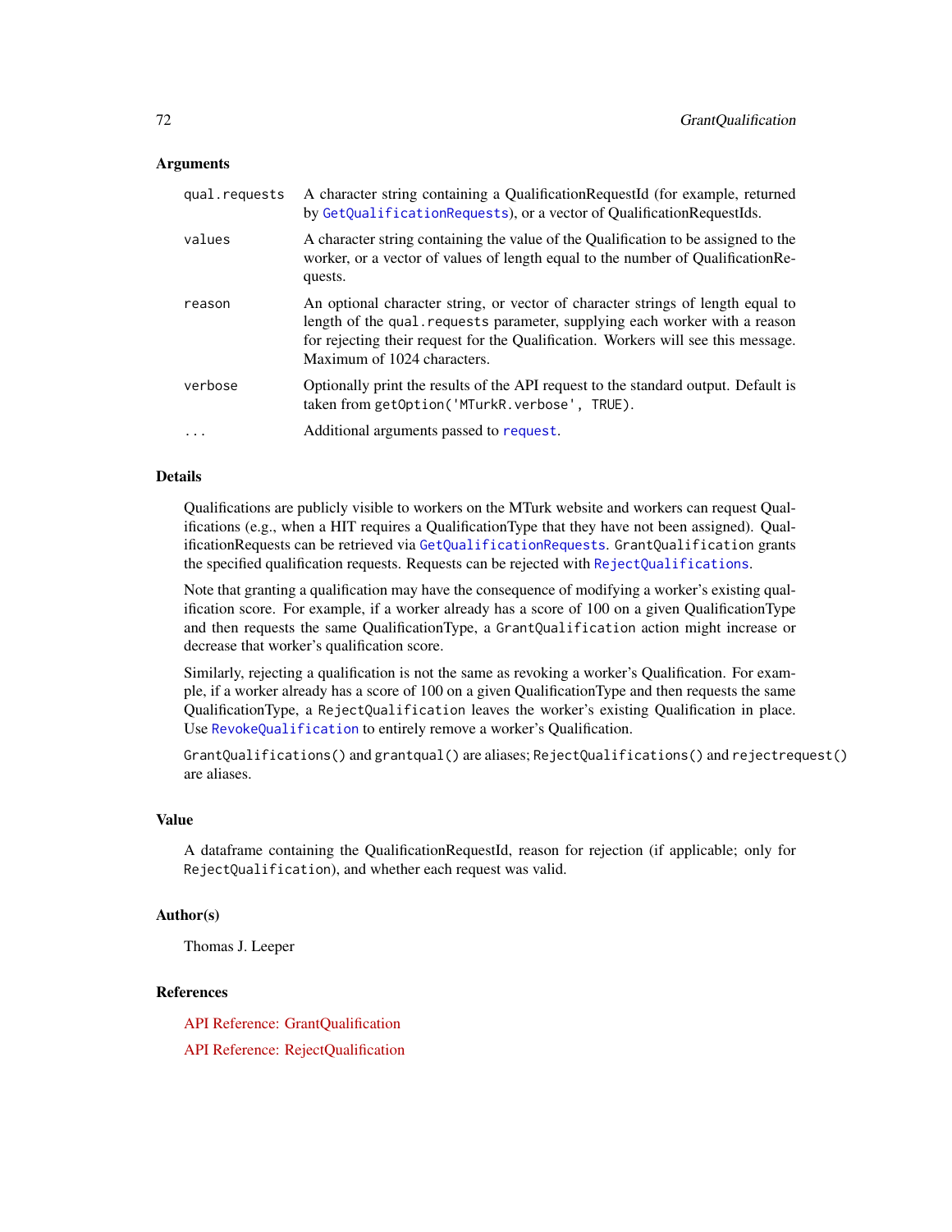### Arguments

| | |
|---|---|
| `qual.requests` | A character string containing a QualificationRequestId (for example, returned by `GetQualificationRequests`), or a vector of QualificationRequestIds. |
| `values` | A character string containing the value of the Qualification to be assigned to the worker, or a vector of values of length equal to the number of QualificationRequests. |
| `reason` | An optional character string, or vector of character strings of length equal to length of the `qual.requests` parameter, supplying each worker with a reason for rejecting their request for the Qualification. Workers will see this message. Maximum of 1024 characters. |
| `verbose` | Optionally print the results of the API request to the standard output. Default is taken from `getOption('MTurkR.verbose', TRUE)`. |
| `...` | Additional arguments passed to `request`. |

### Details

Qualifications are publicly visible to workers on the MTurk website and workers can request Qualifications (e.g., when a HIT requires a QualificationType that they have not been assigned). QualificationRequests can be retrieved via `GetQualificationRequests`. `GrantQualification` grants the specified qualification requests. Requests can be rejected with `RejectQualifications`.

Note that granting a qualification may have the consequence of modifying a worker's existing qualification score. For example, if a worker already has a score of 100 on a given QualificationType and then requests the same QualificationType, a `GrantQualification` action might increase or decrease that worker's qualification score.

Similarly, rejecting a qualification is not the same as revoking a worker's Qualification. For example, if a worker already has a score of 100 on a given QualificationType and then requests the same QualificationType, a `RejectQualification` leaves the worker's existing Qualification in place. Use `RevokeQualification` to entirely remove a worker's Qualification.

`GrantQualifications()` and `grantqual()` are aliases; `RejectQualifications()` and `rejectrequest()` are aliases.

### Value

A dataframe containing the QualificationRequestId, reason for rejection (if applicable; only for `RejectQualification`), and whether each request was valid.

### Author(s)

Thomas J. Leeper

### References

API Reference: GrantQualification

API Reference: RejectQualification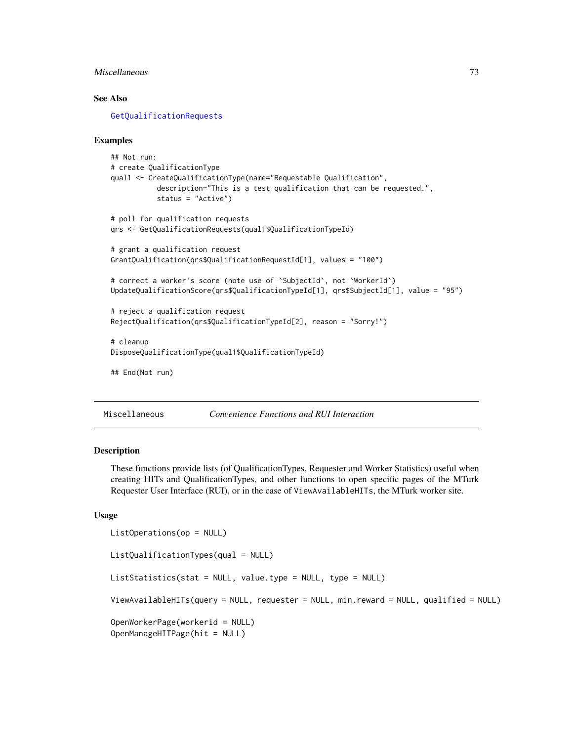### See Also

GetQualificationRequests

### Examples

```
## Not run:
# create QualificationType
qual1 <- CreateQualificationType(name="Requestable Qualification",
           description="This is a test qualification that can be requested.",
           status = "Active")

# poll for qualification requests
qrs <- GetQualificationRequests(qual1$QualificationTypeId)

# grant a qualification request
GrantQualification(qrs$QualificationRequestId[1], values = "100")

# correct a worker's score (note use of `SubjectId`, not `WorkerId`)
UpdateQualificationScore(qrs$QualificationTypeId[1], qrs$SubjectId[1], value = "95")

# reject a qualification request
RejectQualification(qrs$QualificationTypeId[2], reason = "Sorry!")

# cleanup
DisposeQualificationType(qual1$QualificationTypeId)

## End(Not run)
```

---

## Miscellaneous    *Convenience Functions and RUI Interaction*

---

### Description

These functions provide lists (of QualificationTypes, Requester and Worker Statistics) useful when creating HITs and QualificationTypes, and other functions to open specific pages of the MTurk Requester User Interface (RUI), or in the case of `ViewAvailableHITs`, the MTurk worker site.

### Usage

```
ListOperations(op = NULL)

ListQualificationTypes(qual = NULL)

ListStatistics(stat = NULL, value.type = NULL, type = NULL)

ViewAvailableHITs(query = NULL, requester = NULL, min.reward = NULL, qualified = NULL)

OpenWorkerPage(workerid = NULL)
OpenManageHITPage(hit = NULL)
```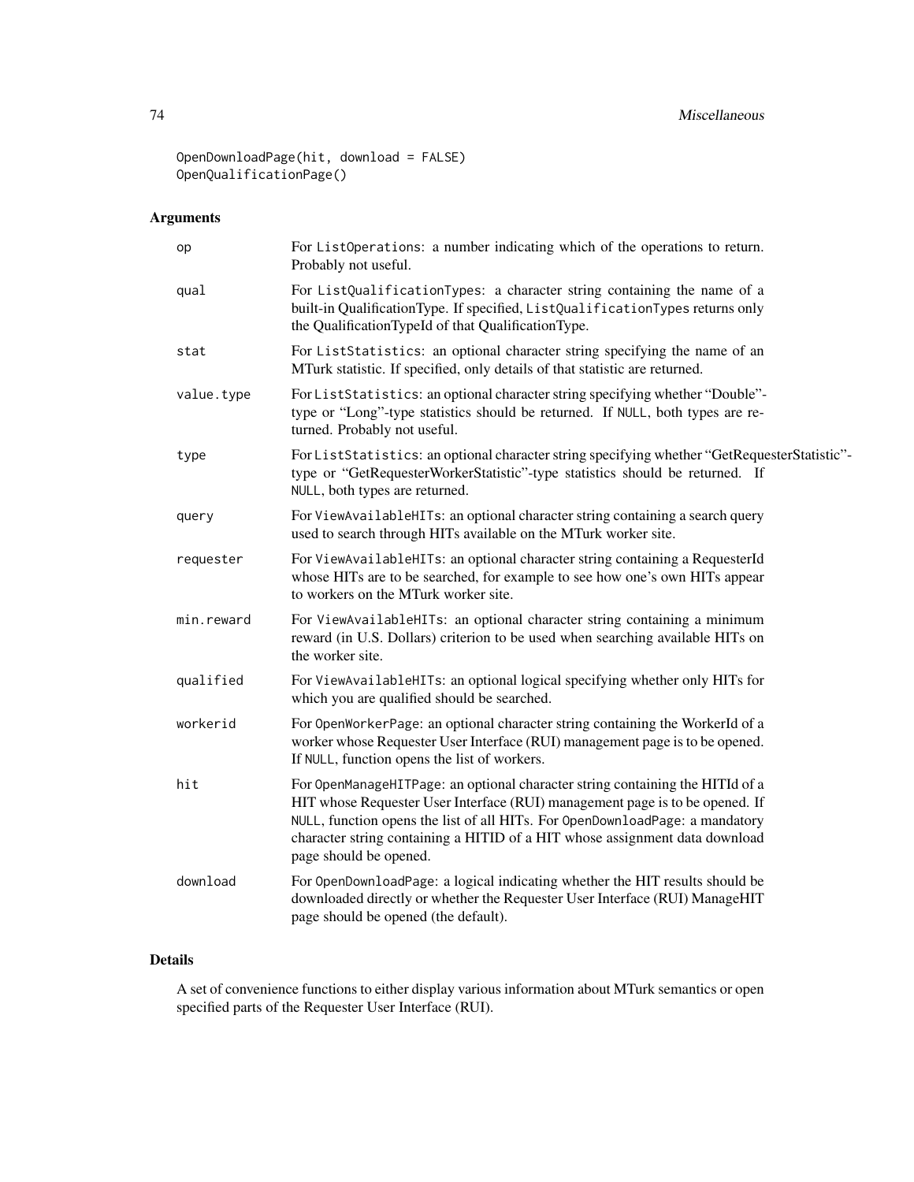```
OpenDownloadPage(hit, download = FALSE)
OpenQualificationPage()
```

## Arguments

| | |
|---|---|
| op | For ListOperations: a number indicating which of the operations to return. Probably not useful. |
| qual | For ListQualificationTypes: a character string containing the name of a built-in QualificationType. If specified, ListQualificationTypes returns only the QualificationTypeId of that QualificationType. |
| stat | For ListStatistics: an optional character string specifying the name of an MTurk statistic. If specified, only details of that statistic are returned. |
| value.type | For ListStatistics: an optional character string specifying whether "Double"-type or "Long"-type statistics should be returned. If NULL, both types are returned. Probably not useful. |
| type | For ListStatistics: an optional character string specifying whether "GetRequesterStatistic"-type or "GetRequesterWorkerStatistic"-type statistics should be returned. If NULL, both types are returned. |
| query | For ViewAvailableHITs: an optional character string containing a search query used to search through HITs available on the MTurk worker site. |
| requester | For ViewAvailableHITs: an optional character string containing a RequesterId whose HITs are to be searched, for example to see how one's own HITs appear to workers on the MTurk worker site. |
| min.reward | For ViewAvailableHITs: an optional character string containing a minimum reward (in U.S. Dollars) criterion to be used when searching available HITs on the worker site. |
| qualified | For ViewAvailableHITs: an optional logical specifying whether only HITs for which you are qualified should be searched. |
| workerid | For OpenWorkerPage: an optional character string containing the WorkerId of a worker whose Requester User Interface (RUI) management page is to be opened. If NULL, function opens the list of workers. |
| hit | For OpenManageHITPage: an optional character string containing the HITId of a HIT whose Requester User Interface (RUI) management page is to be opened. If NULL, function opens the list of all HITs. For OpenDownloadPage: a mandatory character string containing a HITID of a HIT whose assignment data download page should be opened. |
| download | For OpenDownloadPage: a logical indicating whether the HIT results should be downloaded directly or whether the Requester User Interface (RUI) ManageHIT page should be opened (the default). |

## Details

A set of convenience functions to either display various information about MTurk semantics or open specified parts of the Requester User Interface (RUI).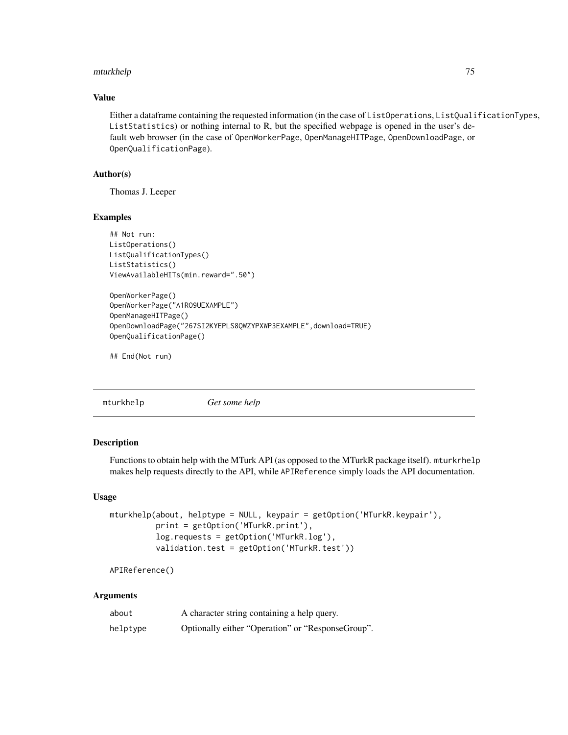### Value

Either a dataframe containing the requested information (in the case of `ListOperations`, `ListQualificationTypes`, `ListStatistics`) or nothing internal to R, but the specified webpage is opened in the user's default web browser (in the case of `OpenWorkerPage`, `OpenManageHITPage`, `OpenDownloadPage`, or `OpenQualificationPage`).

### Author(s)

Thomas J. Leeper

### Examples

```
## Not run:
ListOperations()
ListQualificationTypes()
ListStatistics()
ViewAvailableHITs(min.reward=".50")

OpenWorkerPage()
OpenWorkerPage("A1RO9UEXAMPLE")
OpenManageHITPage()
OpenDownloadPage("267SI2KYEPLS8QWZYPXWP3EXAMPLE",download=TRUE)
OpenQualificationPage()

## End(Not run)
```

---

## mturkhelp — *Get some help*

---

### Description

Functions to obtain help with the MTurk API (as opposed to the MTurkR package itself). `mturkrhelp` makes help requests directly to the API, while `APIReference` simply loads the API documentation.

### Usage

```
mturkhelp(about, helptype = NULL, keypair = getOption('MTurkR.keypair'),
          print = getOption('MTurkR.print'),
          log.requests = getOption('MTurkR.log'),
          validation.test = getOption('MTurkR.test'))

APIReference()
```

### Arguments

| | |
|---|---|
| `about` | A character string containing a help query. |
| `helptype` | Optionally either "Operation" or "ResponseGroup". |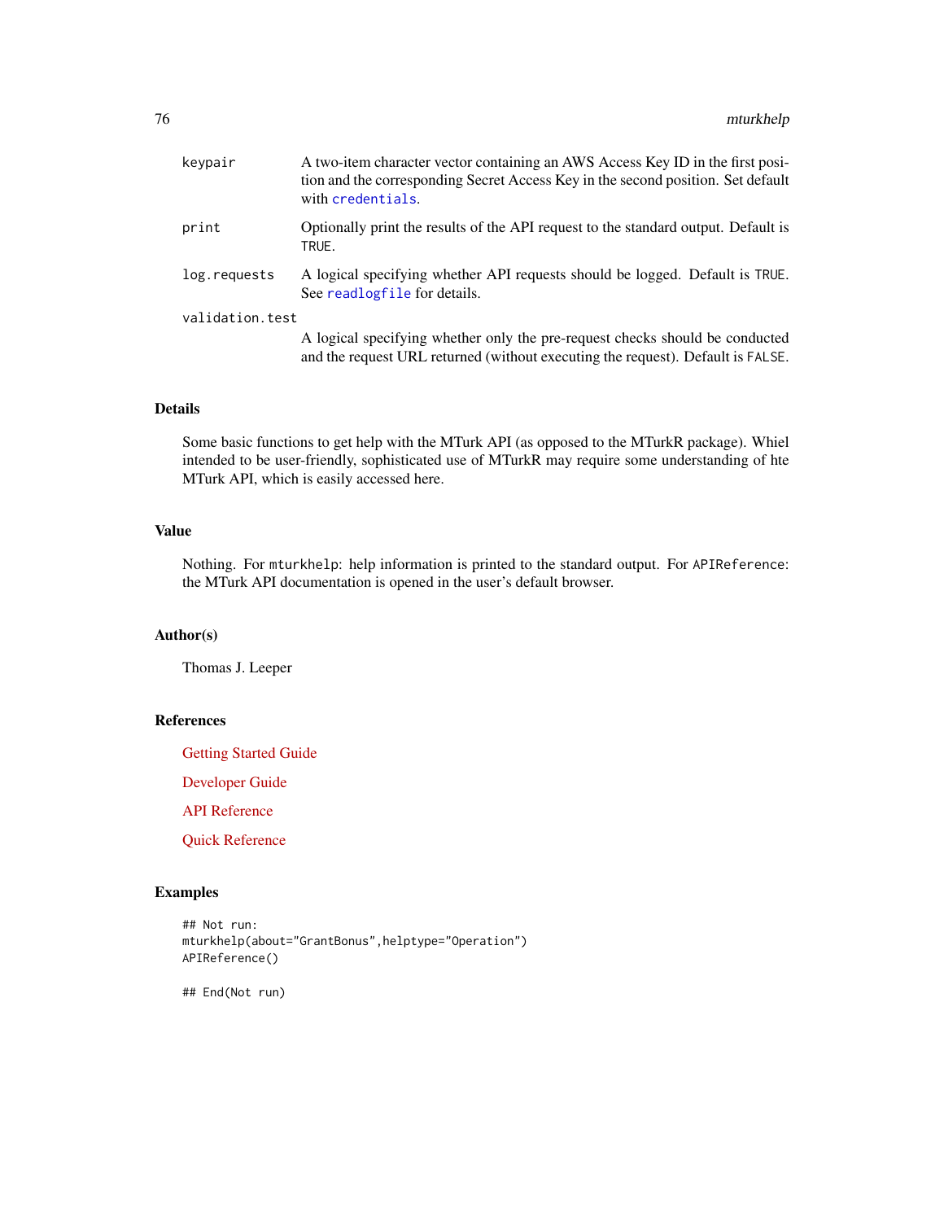keypair
: A two-item character vector containing an AWS Access Key ID in the first position and the corresponding Secret Access Key in the second position. Set default with `credentials`.

print
: Optionally print the results of the API request to the standard output. Default is `TRUE`.

log.requests
: A logical specifying whether API requests should be logged. Default is `TRUE`. See `readlogfile` for details.

validation.test
: A logical specifying whether only the pre-request checks should be conducted and the request URL returned (without executing the request). Default is `FALSE`.

### Details

Some basic functions to get help with the MTurk API (as opposed to the MTurkR package). Whiel intended to be user-friendly, sophisticated use of MTurkR may require some understanding of hte MTurk API, which is easily accessed here.

### Value

Nothing. For `mturkhelp`: help information is printed to the standard output. For `APIReference`: the MTurk API documentation is opened in the user's default browser.

### Author(s)

Thomas J. Leeper

### References

Getting Started Guide

Developer Guide

API Reference

Quick Reference

### Examples

```
## Not run:
mturkhelp(about="GrantBonus",helptype="Operation")
APIReference()

## End(Not run)
```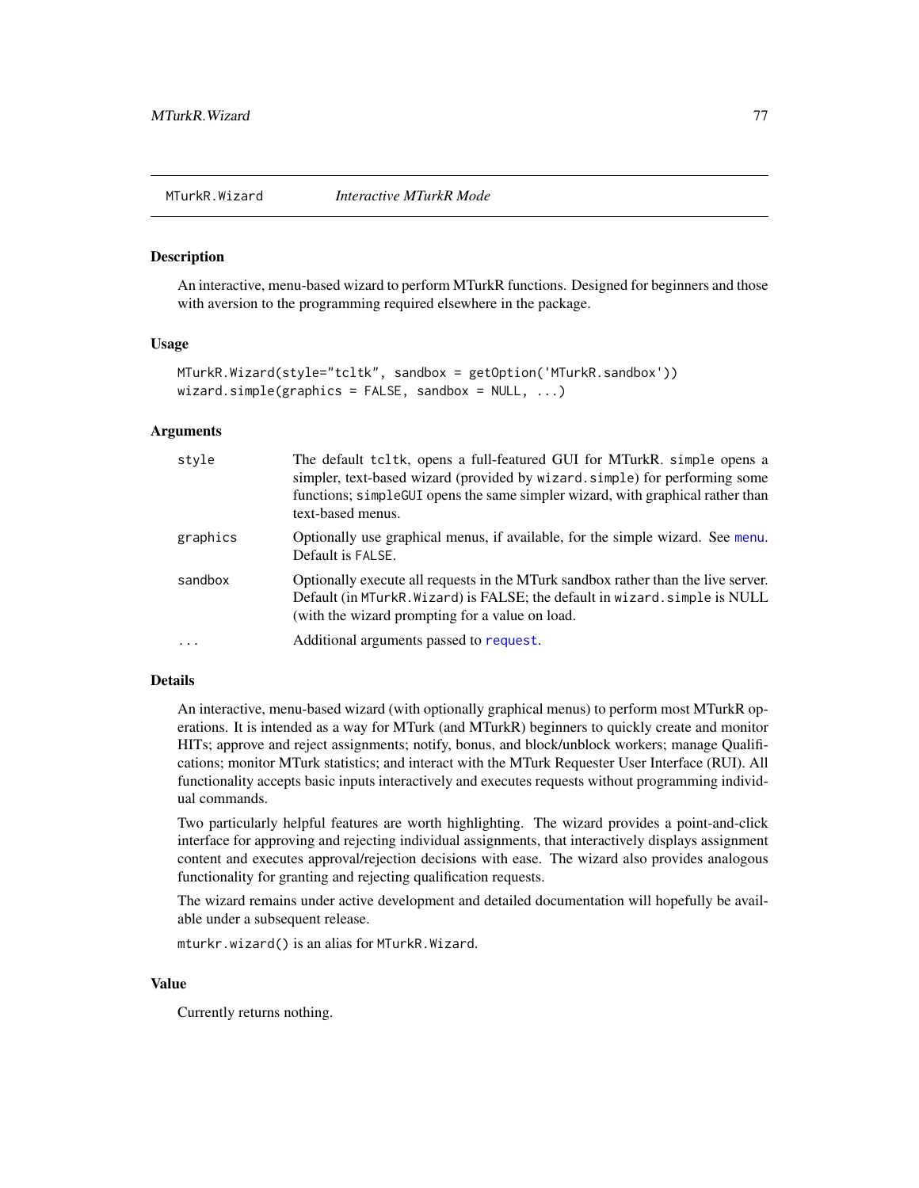## MTurkR.Wizard *Interactive MTurkR Mode*

### Description

An interactive, menu-based wizard to perform MTurkR functions. Designed for beginners and those with aversion to the programming required elsewhere in the package.

### Usage

```
MTurkR.Wizard(style="tcltk", sandbox = getOption('MTurkR.sandbox'))
wizard.simple(graphics = FALSE, sandbox = NULL, ...)
```

### Arguments

| | |
|---|---|
| `style` | The default `tcltk`, opens a full-featured GUI for MTurkR. `simple` opens a simpler, text-based wizard (provided by `wizard.simple`) for performing some functions; `simpleGUI` opens the same simpler wizard, with graphical rather than text-based menus. |
| `graphics` | Optionally use graphical menus, if available, for the simple wizard. See `menu`. Default is `FALSE`. |
| `sandbox` | Optionally execute all requests in the MTurk sandbox rather than the live server. Default (in `MTurkR.Wizard`) is FALSE; the default in `wizard.simple` is NULL (with the wizard prompting for a value on load. |
| `...` | Additional arguments passed to `request`. |

### Details

An interactive, menu-based wizard (with optionally graphical menus) to perform most MTurkR operations. It is intended as a way for MTurk (and MTurkR) beginners to quickly create and monitor HITs; approve and reject assignments; notify, bonus, and block/unblock workers; manage Qualifications; monitor MTurk statistics; and interact with the MTurk Requester User Interface (RUI). All functionality accepts basic inputs interactively and executes requests without programming individual commands.

Two particularly helpful features are worth highlighting. The wizard provides a point-and-click interface for approving and rejecting individual assignments, that interactively displays assignment content and executes approval/rejection decisions with ease. The wizard also provides analogous functionality for granting and rejecting qualification requests.

The wizard remains under active development and detailed documentation will hopefully be available under a subsequent release.

`mturkr.wizard()` is an alias for `MTurkR.Wizard`.

### Value

Currently returns nothing.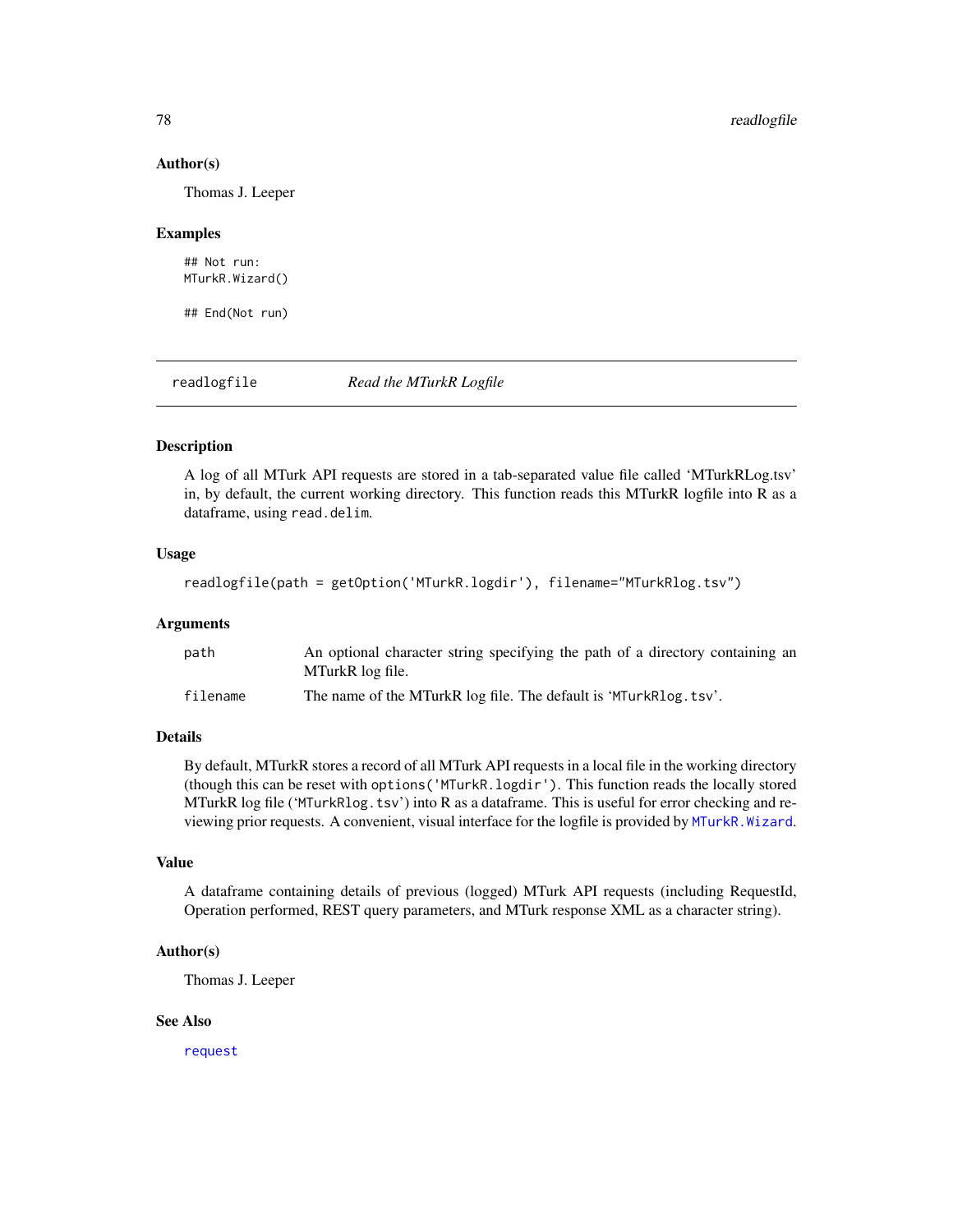### Author(s)

Thomas J. Leeper

### Examples

```
## Not run:
MTurkR.Wizard()

## End(Not run)
```

---

## readlogfile *Read the MTurkR Logfile*

---

### Description

A log of all MTurk API requests are stored in a tab-separated value file called 'MTurkRLog.tsv' in, by default, the current working directory. This function reads this MTurkR logfile into R as a dataframe, using `read.delim`.

### Usage

```
readlogfile(path = getOption('MTurkR.logdir'), filename="MTurkRlog.tsv")
```

### Arguments

| | |
|---|---|
| `path` | An optional character string specifying the path of a directory containing an MTurkR log file. |
| `filename` | The name of the MTurkR log file. The default is '`MTurkRlog.tsv`'. |

### Details

By default, MTurkR stores a record of all MTurk API requests in a local file in the working directory (though this can be reset with `options('MTurkR.logdir')`. This function reads the locally stored MTurkR log file ('`MTurkRlog.tsv`') into R as a dataframe. This is useful for error checking and reviewing prior requests. A convenient, visual interface for the logfile is provided by `MTurkR.Wizard`.

### Value

A dataframe containing details of previous (logged) MTurk API requests (including RequestId, Operation performed, REST query parameters, and MTurk response XML as a character string).

### Author(s)

Thomas J. Leeper

### See Also

`request`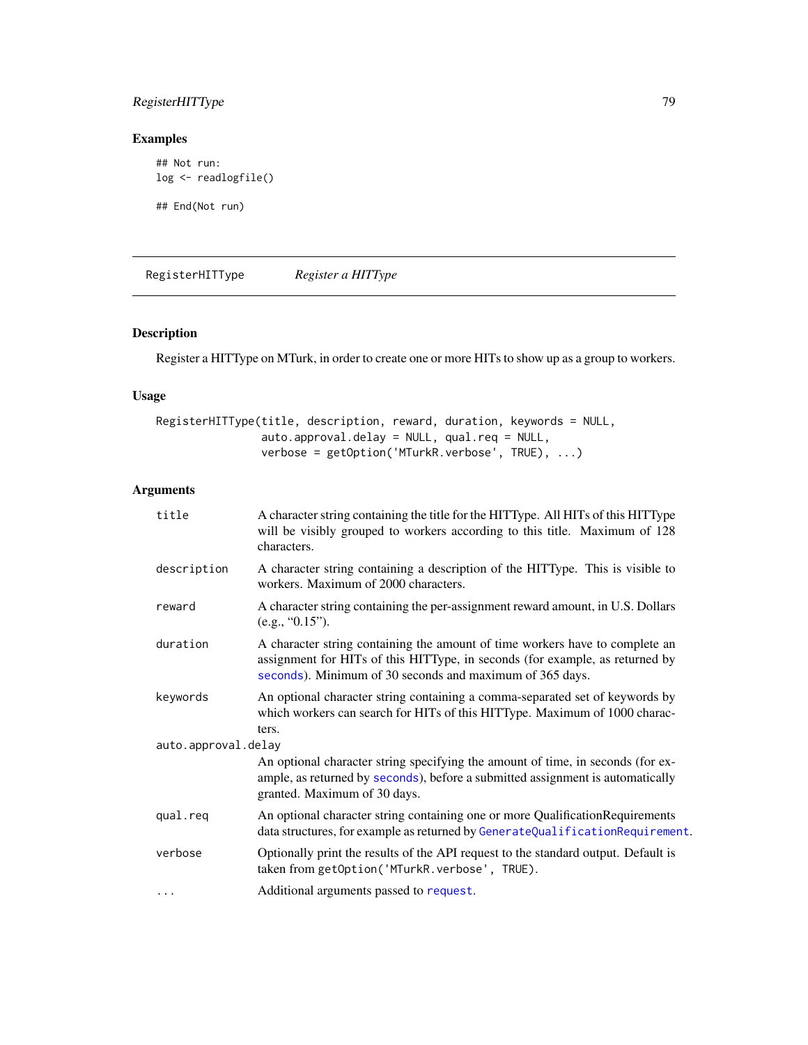## Examples

```
## Not run:
log <- readlogfile()

## End(Not run)
```

---

RegisterHITType        *Register a HITType*

---

## Description

Register a HITType on MTurk, in order to create one or more HITs to show up as a group to workers.

## Usage

```
RegisterHITType(title, description, reward, duration, keywords = NULL,
                auto.approval.delay = NULL, qual.req = NULL,
                verbose = getOption('MTurkR.verbose', TRUE), ...)
```

## Arguments

| | |
|---|---|
| `title` | A character string containing the title for the HITType. All HITs of this HITType will be visibly grouped to workers according to this title. Maximum of 128 characters. |
| `description` | A character string containing a description of the HITType. This is visible to workers. Maximum of 2000 characters. |
| `reward` | A character string containing the per-assignment reward amount, in U.S. Dollars (e.g., "0.15"). |
| `duration` | A character string containing the amount of time workers have to complete an assignment for HITs of this HITType, in seconds (for example, as returned by `seconds`). Minimum of 30 seconds and maximum of 365 days. |
| `keywords` | An optional character string containing a comma-separated set of keywords by which workers can search for HITs of this HITType. Maximum of 1000 characters. |
| `auto.approval.delay` | An optional character string specifying the amount of time, in seconds (for example, as returned by `seconds`), before a submitted assignment is automatically granted. Maximum of 30 days. |
| `qual.req` | An optional character string containing one or more QualificationRequirements data structures, for example as returned by `GenerateQualificationRequirement`. |
| `verbose` | Optionally print the results of the API request to the standard output. Default is taken from `getOption('MTurkR.verbose', TRUE)`. |
| `...` | Additional arguments passed to `request`. |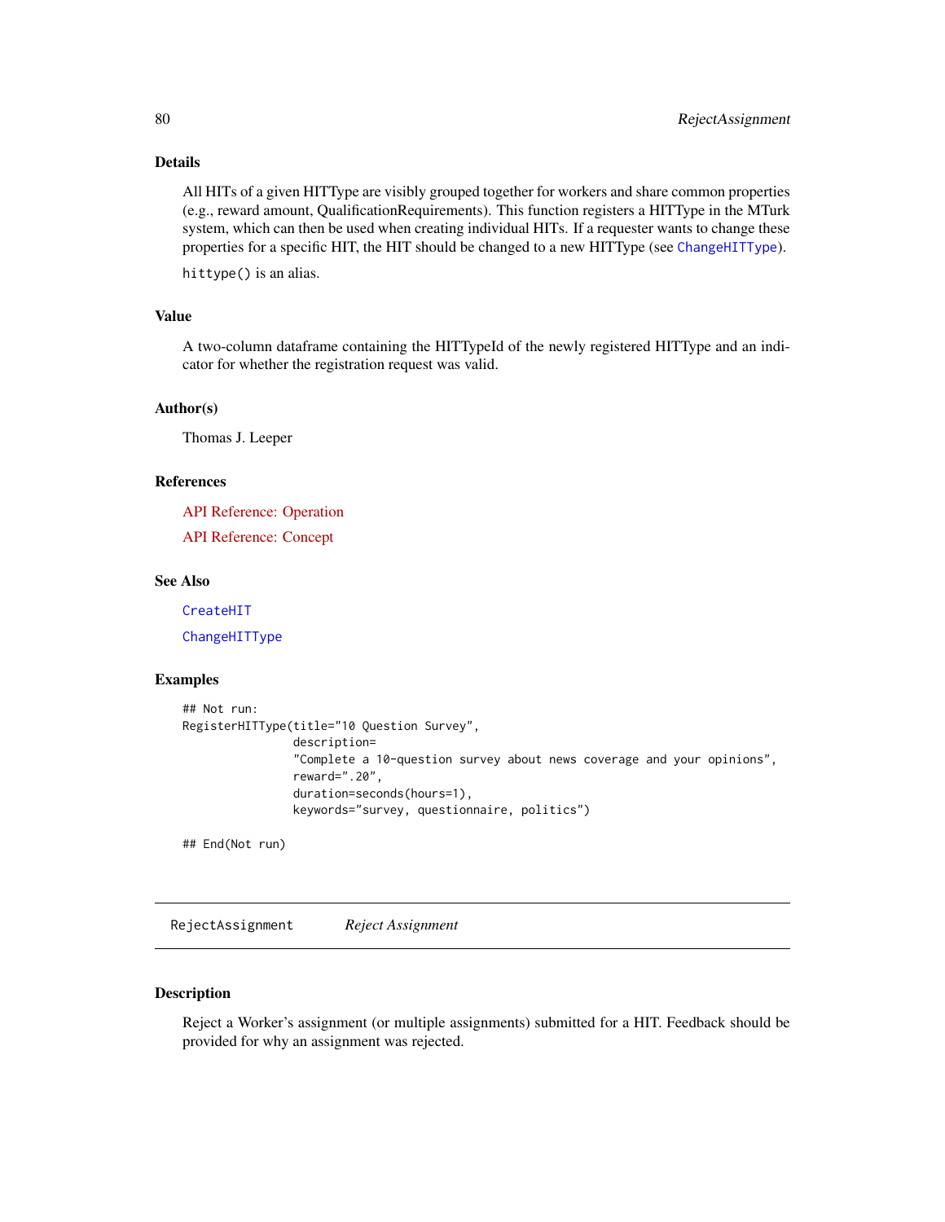### Details

All HITs of a given HITType are visibly grouped together for workers and share common properties (e.g., reward amount, QualificationRequirements). This function registers a HITType in the MTurk system, which can then be used when creating individual HITs. If a requester wants to change these properties for a specific HIT, the HIT should be changed to a new HITType (see `ChangeHITType`).

`hittype()` is an alias.

### Value

A two-column dataframe containing the HITTypeId of the newly registered HITType and an indicator for whether the registration request was valid.

### Author(s)

Thomas J. Leeper

### References

API Reference: Operation

API Reference: Concept

### See Also

`CreateHIT`

`ChangeHITType`

### Examples

```
## Not run:
RegisterHITType(title="10 Question Survey",
                description=
                "Complete a 10-question survey about news coverage and your opinions",
                reward=".20",
                duration=seconds(hours=1),
                keywords="survey, questionnaire, politics")

## End(Not run)
```

---

## RejectAssignment *Reject Assignment*

### Description

Reject a Worker's assignment (or multiple assignments) submitted for a HIT. Feedback should be provided for why an assignment was rejected.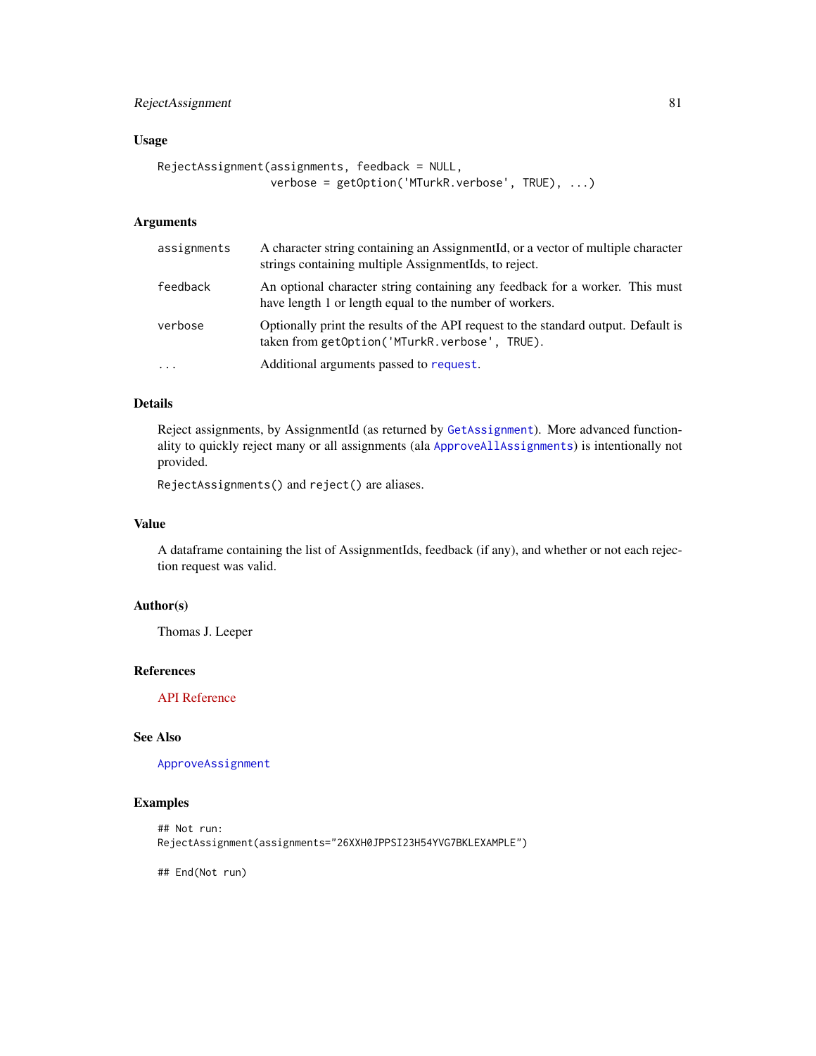### Usage

```
RejectAssignment(assignments, feedback = NULL,
                 verbose = getOption('MTurkR.verbose', TRUE), ...)
```

### Arguments

| | |
|---|---|
| `assignments` | A character string containing an AssignmentId, or a vector of multiple character strings containing multiple AssignmentIds, to reject. |
| `feedback` | An optional character string containing any feedback for a worker. This must have length 1 or length equal to the number of workers. |
| `verbose` | Optionally print the results of the API request to the standard output. Default is taken from `getOption('MTurkR.verbose', TRUE)`. |
| `...` | Additional arguments passed to `request`. |

### Details

Reject assignments, by AssignmentId (as returned by `GetAssignment`). More advanced functionality to quickly reject many or all assignments (ala `ApproveAllAssignments`) is intentionally not provided.

`RejectAssignments()` and `reject()` are aliases.

### Value

A dataframe containing the list of AssignmentIds, feedback (if any), and whether or not each rejection request was valid.

### Author(s)

Thomas J. Leeper

### References

API Reference

### See Also

`ApproveAssignment`

### Examples

```
## Not run:
RejectAssignment(assignments="26XXH0JPPSI23H54YVG7BKLEXAMPLE")

## End(Not run)
```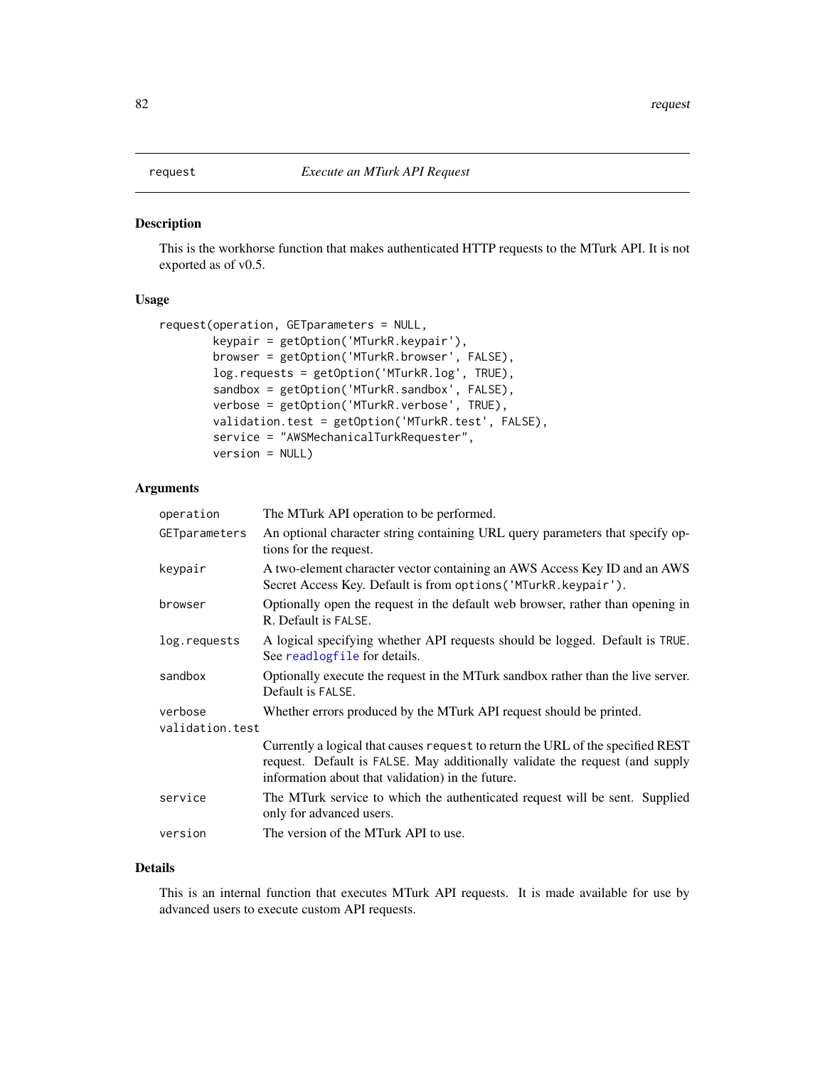# request — *Execute an MTurk API Request*

## Description

This is the workhorse function that makes authenticated HTTP requests to the MTurk API. It is not exported as of v0.5.

## Usage

```
request(operation, GETparameters = NULL,
        keypair = getOption('MTurkR.keypair'),
        browser = getOption('MTurkR.browser', FALSE),
        log.requests = getOption('MTurkR.log', TRUE),
        sandbox = getOption('MTurkR.sandbox', FALSE),
        verbose = getOption('MTurkR.verbose', TRUE),
        validation.test = getOption('MTurkR.test', FALSE),
        service = "AWSMechanicalTurkRequester",
        version = NULL)
```

## Arguments

| | |
|---|---|
| `operation` | The MTurk API operation to be performed. |
| `GETparameters` | An optional character string containing URL query parameters that specify options for the request. |
| `keypair` | A two-element character vector containing an AWS Access Key ID and an AWS Secret Access Key. Default is from `options('MTurkR.keypair')`. |
| `browser` | Optionally open the request in the default web browser, rather than opening in R. Default is `FALSE`. |
| `log.requests` | A logical specifying whether API requests should be logged. Default is `TRUE`. See `readlogfile` for details. |
| `sandbox` | Optionally execute the request in the MTurk sandbox rather than the live server. Default is `FALSE`. |
| `verbose` | Whether errors produced by the MTurk API request should be printed. |
| `validation.test` | Currently a logical that causes `request` to return the URL of the specified REST request. Default is `FALSE`. May additionally validate the request (and supply information about that validation) in the future. |
| `service` | The MTurk service to which the authenticated request will be sent. Supplied only for advanced users. |
| `version` | The version of the MTurk API to use. |

## Details

This is an internal function that executes MTurk API requests. It is made available for use by advanced users to execute custom API requests.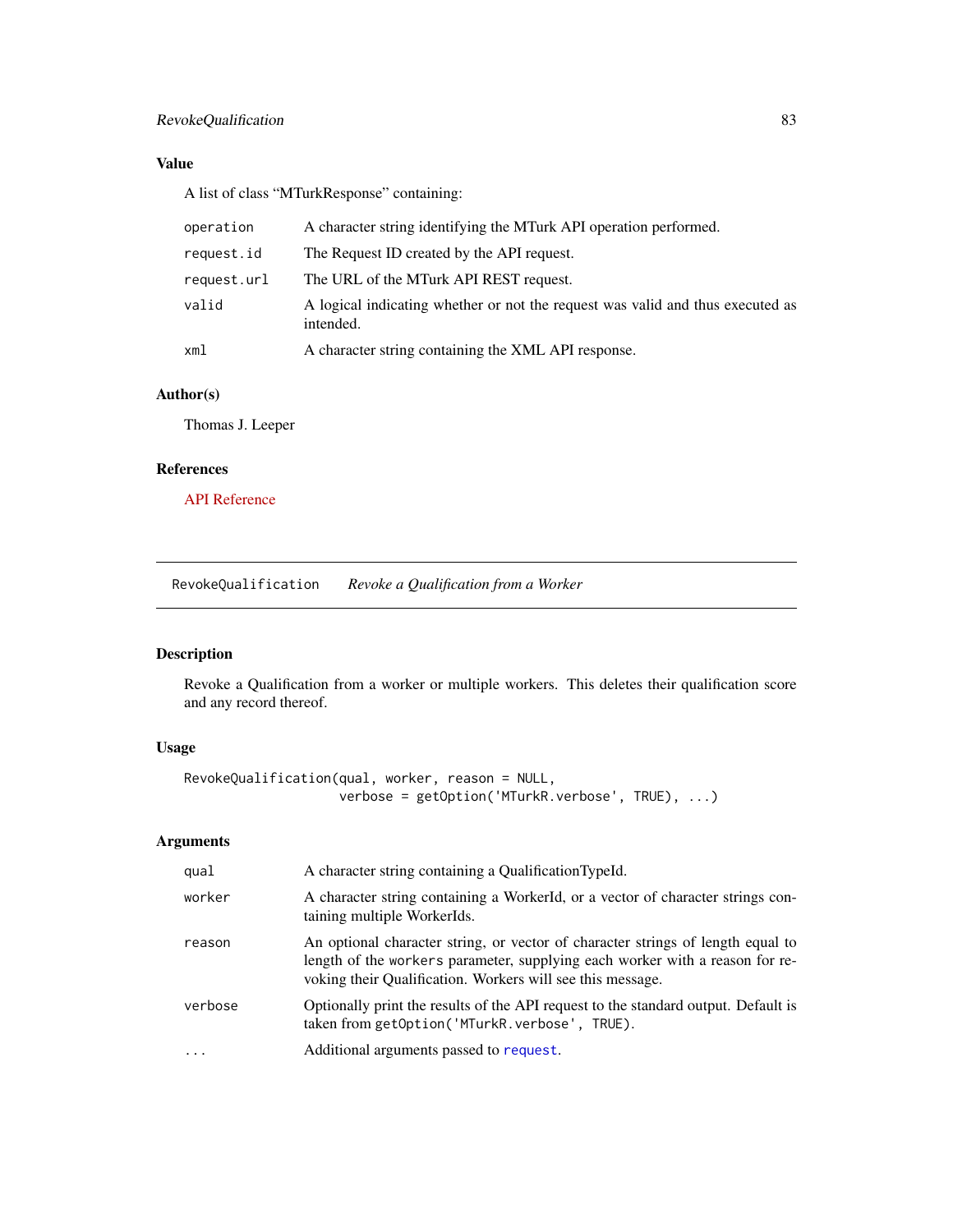## Value

A list of class "MTurkResponse" containing:

| | |
|---|---|
| `operation` | A character string identifying the MTurk API operation performed. |
| `request.id` | The Request ID created by the API request. |
| `request.url` | The URL of the MTurk API REST request. |
| `valid` | A logical indicating whether or not the request was valid and thus executed as intended. |
| `xml` | A character string containing the XML API response. |

## Author(s)

Thomas J. Leeper

## References

API Reference

---

# RevokeQualification *Revoke a Qualification from a Worker*

## Description

Revoke a Qualification from a worker or multiple workers. This deletes their qualification score and any record thereof.

## Usage

```
RevokeQualification(qual, worker, reason = NULL,
                    verbose = getOption('MTurkR.verbose', TRUE), ...)
```

## Arguments

| | |
|---|---|
| `qual` | A character string containing a QualificationTypeId. |
| `worker` | A character string containing a WorkerId, or a vector of character strings containing multiple WorkerIds. |
| `reason` | An optional character string, or vector of character strings of length equal to length of the `workers` parameter, supplying each worker with a reason for revoking their Qualification. Workers will see this message. |
| `verbose` | Optionally print the results of the API request to the standard output. Default is taken from `getOption('MTurkR.verbose', TRUE)`. |
| `...` | Additional arguments passed to `request`. |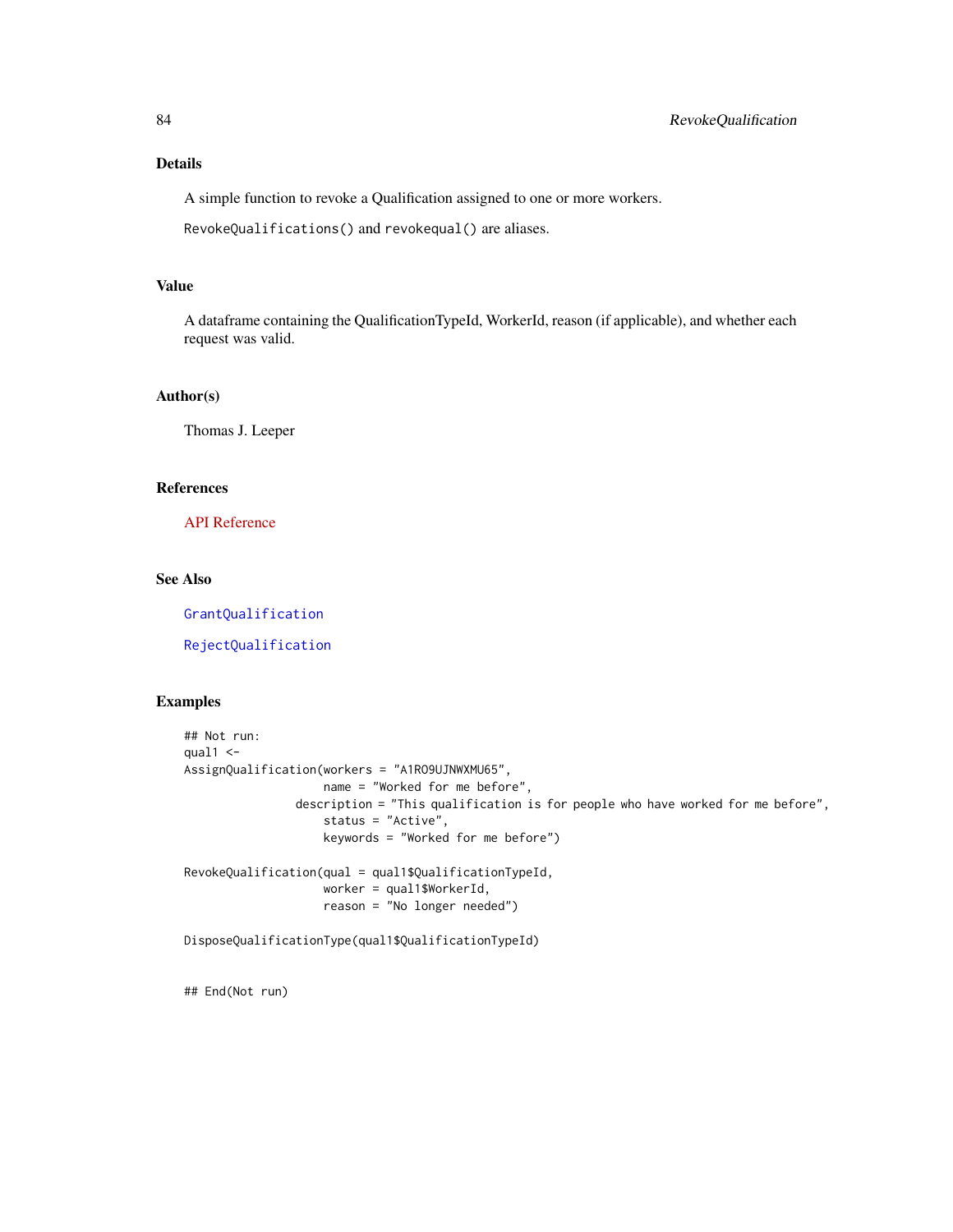## Details

A simple function to revoke a Qualification assigned to one or more workers.

`RevokeQualifications()` and `revokequal()` are aliases.

## Value

A dataframe containing the QualificationTypeId, WorkerId, reason (if applicable), and whether each request was valid.

## Author(s)

Thomas J. Leeper

## References

API Reference

## See Also

`GrantQualification`

`RejectQualification`

## Examples

```
## Not run:
qual1 <-
AssignQualification(workers = "A1RO9UJNWXMU65",
                    name = "Worked for me before",
                description = "This qualification is for people who have worked for me before",
                    status = "Active",
                    keywords = "Worked for me before")

RevokeQualification(qual = qual1$QualificationTypeId,
                    worker = qual1$WorkerId,
                    reason = "No longer needed")

DisposeQualificationType(qual1$QualificationTypeId)


## End(Not run)
```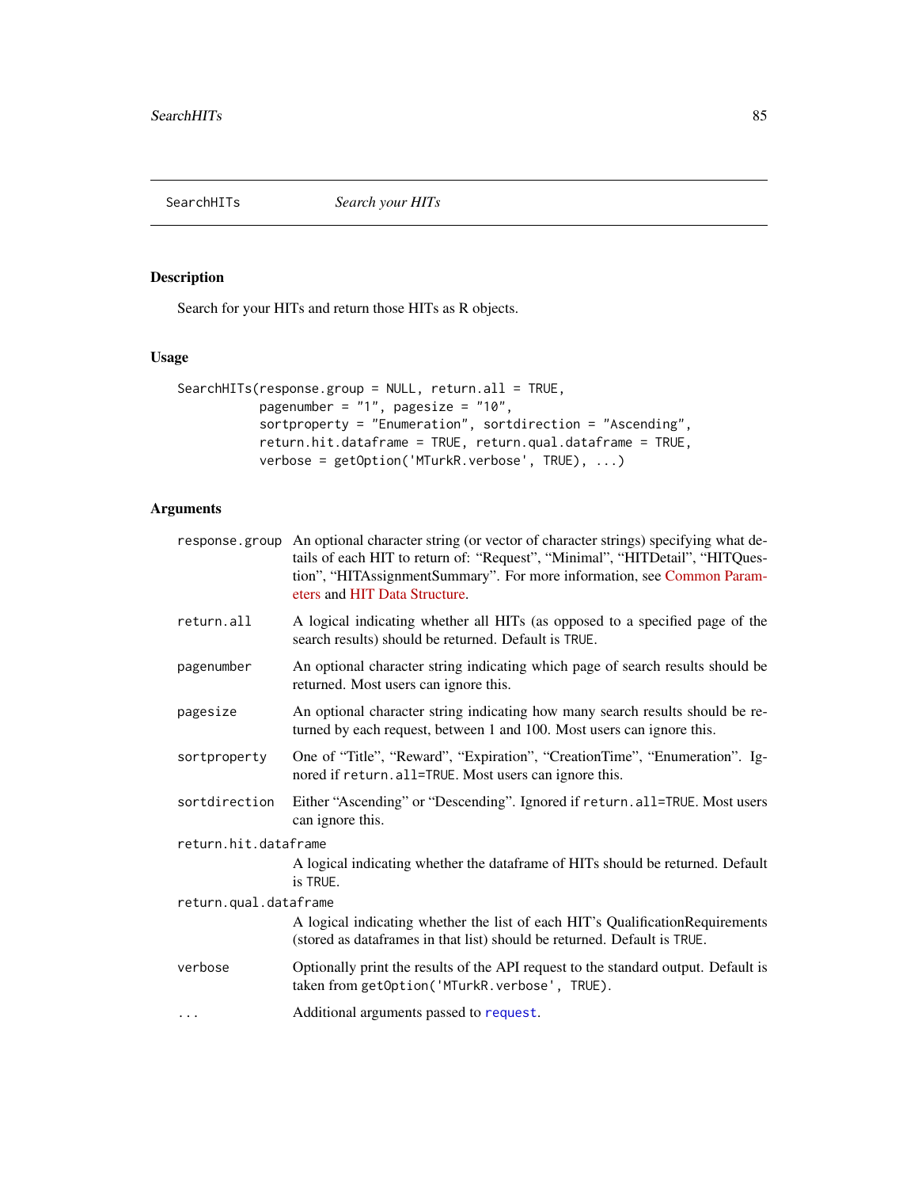SearchHITs *Search your HITs*

### Description

Search for your HITs and return those HITs as R objects.

### Usage

```
SearchHITs(response.group = NULL, return.all = TRUE,
           pagenumber = "1", pagesize = "10",
           sortproperty = "Enumeration", sortdirection = "Ascending",
           return.hit.dataframe = TRUE, return.qual.dataframe = TRUE,
           verbose = getOption('MTurkR.verbose', TRUE), ...)
```

### Arguments

- `response.group` An optional character string (or vector of character strings) specifying what details of each HIT to return of: "Request", "Minimal", "HITDetail", "HITQuestion", "HITAssignmentSummary". For more information, see Common Parameters and HIT Data Structure.
- `return.all` A logical indicating whether all HITs (as opposed to a specified page of the search results) should be returned. Default is `TRUE`.
- `pagenumber` An optional character string indicating which page of search results should be returned. Most users can ignore this.
- `pagesize` An optional character string indicating how many search results should be returned by each request, between 1 and 100. Most users can ignore this.
- `sortproperty` One of "Title", "Reward", "Expiration", "CreationTime", "Enumeration". Ignored if `return.all=TRUE`. Most users can ignore this.
- `sortdirection` Either "Ascending" or "Descending". Ignored if `return.all=TRUE`. Most users can ignore this.
- `return.hit.dataframe` A logical indicating whether the dataframe of HITs should be returned. Default is `TRUE`.
- `return.qual.dataframe` A logical indicating whether the list of each HIT's QualificationRequirements (stored as dataframes in that list) should be returned. Default is `TRUE`.
- `verbose` Optionally print the results of the API request to the standard output. Default is taken from `getOption('MTurkR.verbose', TRUE)`.
- `...` Additional arguments passed to `request`.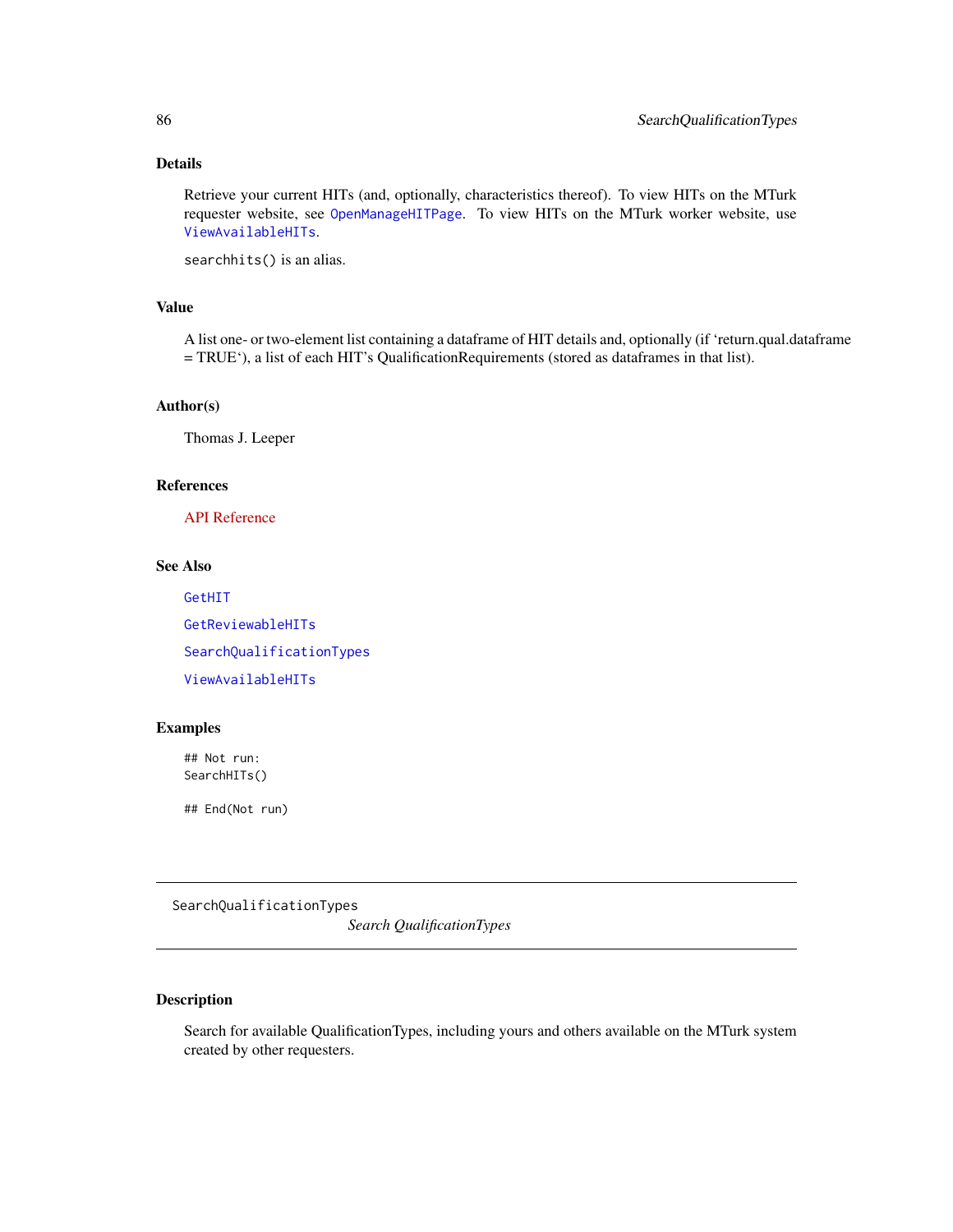### Details

Retrieve your current HITs (and, optionally, characteristics thereof). To view HITs on the MTurk requester website, see `OpenManageHITPage`. To view HITs on the MTurk worker website, use `ViewAvailableHITs`.

`searchhits()` is an alias.

### Value

A list one- or two-element list containing a dataframe of HIT details and, optionally (if 'return.qual.dataframe = TRUE'), a list of each HIT's QualificationRequirements (stored as dataframes in that list).

### Author(s)

Thomas J. Leeper

### References

API Reference

### See Also

`GetHIT`

`GetReviewableHITs`

`SearchQualificationTypes`

`ViewAvailableHITs`

### Examples

```
## Not run:
SearchHITs()

## End(Not run)
```

---

## SearchQualificationTypes &nbsp;&nbsp;&nbsp; *Search QualificationTypes*

---

### Description

Search for available QualificationTypes, including yours and others available on the MTurk system created by other requesters.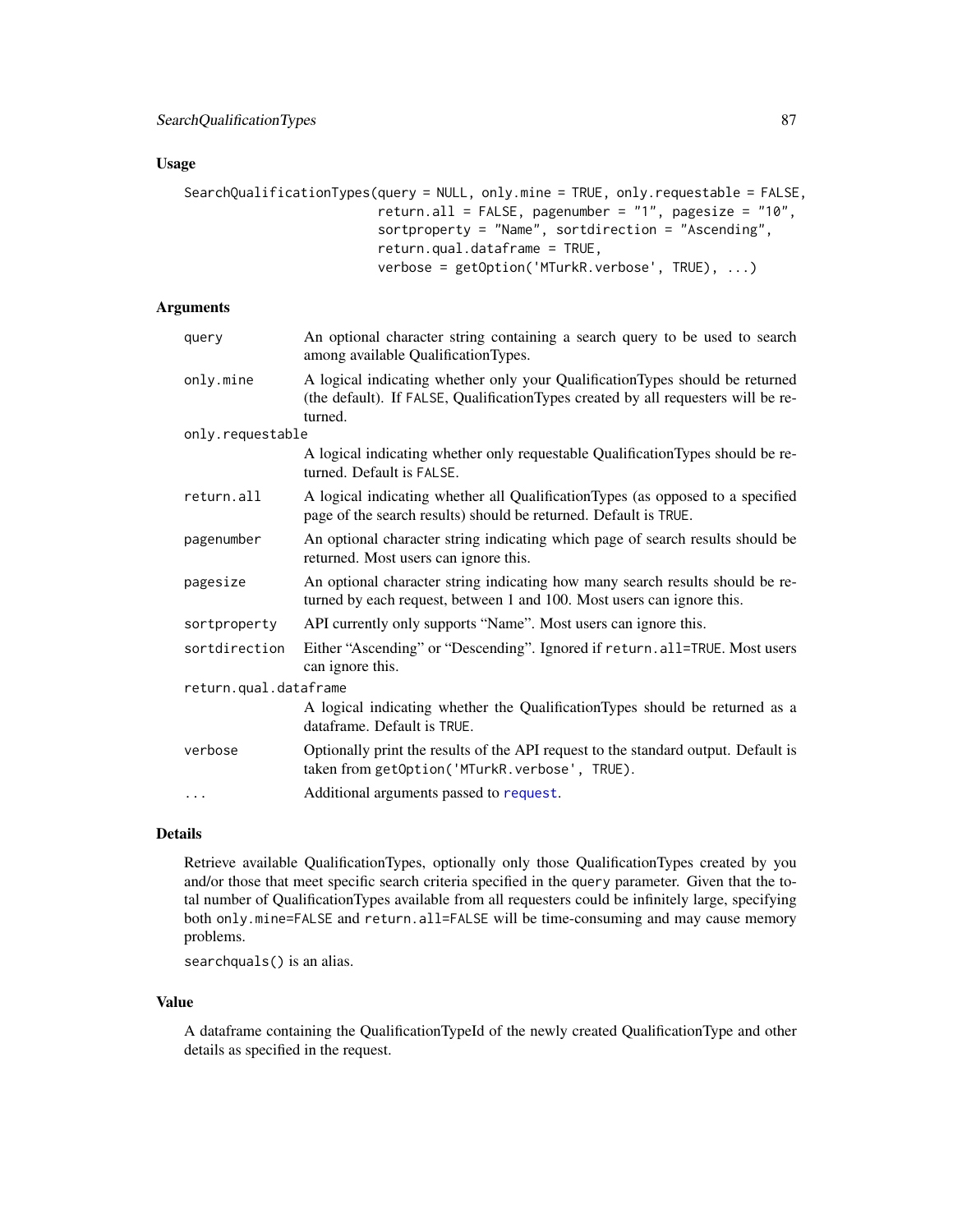## Usage

```
SearchQualificationTypes(query = NULL, only.mine = TRUE, only.requestable = FALSE,
                         return.all = FALSE, pagenumber = "1", pagesize = "10",
                         sortproperty = "Name", sortdirection = "Ascending",
                         return.qual.dataframe = TRUE,
                         verbose = getOption('MTurkR.verbose', TRUE), ...)
```

## Arguments

| Argument | Description |
| --- | --- |
| `query` | An optional character string containing a search query to be used to search among available QualificationTypes. |
| `only.mine` | A logical indicating whether only your QualificationTypes should be returned (the default). If `FALSE`, QualificationTypes created by all requesters will be returned. |
| `only.requestable` | A logical indicating whether only requestable QualificationTypes should be returned. Default is `FALSE`. |
| `return.all` | A logical indicating whether all QualificationTypes (as opposed to a specified page of the search results) should be returned. Default is `TRUE`. |
| `pagenumber` | An optional character string indicating which page of search results should be returned. Most users can ignore this. |
| `pagesize` | An optional character string indicating how many search results should be returned by each request, between 1 and 100. Most users can ignore this. |
| `sortproperty` | API currently only supports "Name". Most users can ignore this. |
| `sortdirection` | Either "Ascending" or "Descending". Ignored if `return.all=TRUE`. Most users can ignore this. |
| `return.qual.dataframe` | A logical indicating whether the QualificationTypes should be returned as a dataframe. Default is `TRUE`. |
| `verbose` | Optionally print the results of the API request to the standard output. Default is taken from `getOption('MTurkR.verbose', TRUE)`. |
| `...` | Additional arguments passed to `request`. |

## Details

Retrieve available QualificationTypes, optionally only those QualificationTypes created by you and/or those that meet specific search criteria specified in the `query` parameter. Given that the total number of QualificationTypes available from all requesters could be infinitely large, specifying both `only.mine=FALSE` and `return.all=FALSE` will be time-consuming and may cause memory problems.

`searchquals()` is an alias.

## Value

A dataframe containing the QualificationTypeId of the newly created QualificationType and other details as specified in the request.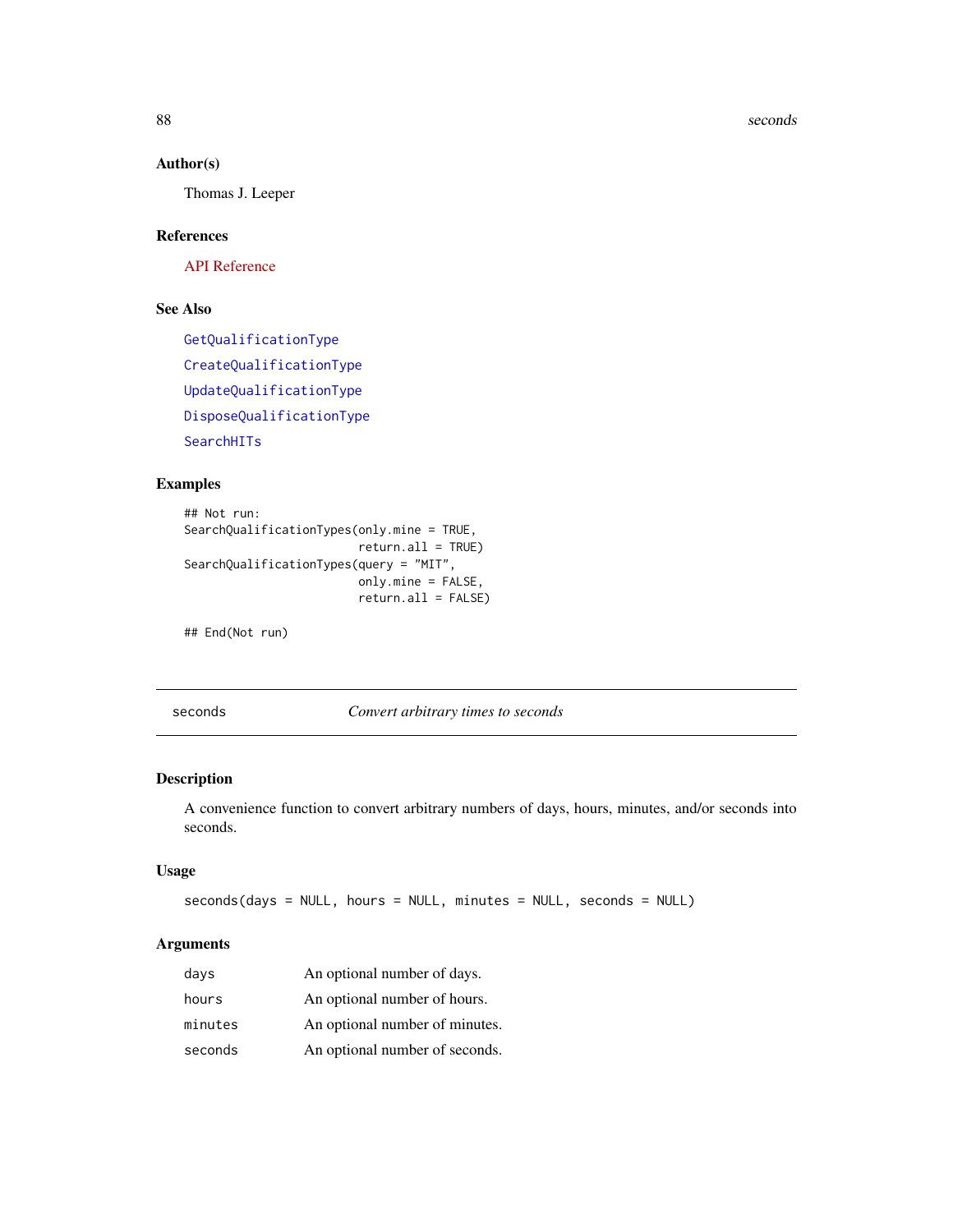### Author(s)

Thomas J. Leeper

### References

API Reference

### See Also

GetQualificationType

CreateQualificationType

UpdateQualificationType

DisposeQualificationType

SearchHITs

### Examples

```
## Not run:
SearchQualificationTypes(only.mine = TRUE,
                         return.all = TRUE)
SearchQualificationTypes(query = "MIT",
                         only.mine = FALSE,
                         return.all = FALSE)

## End(Not run)
```

---

## seconds — *Convert arbitrary times to seconds*

---

### Description

A convenience function to convert arbitrary numbers of days, hours, minutes, and/or seconds into seconds.

### Usage

```
seconds(days = NULL, hours = NULL, minutes = NULL, seconds = NULL)
```

### Arguments

| | |
|---|---|
| days | An optional number of days. |
| hours | An optional number of hours. |
| minutes | An optional number of minutes. |
| seconds | An optional number of seconds. |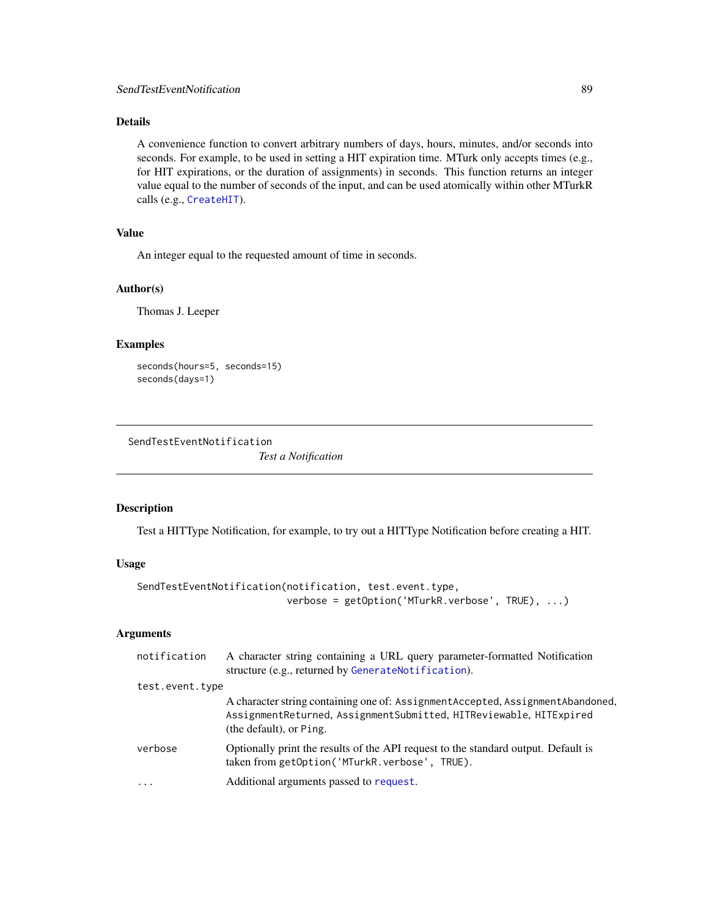### Details

A convenience function to convert arbitrary numbers of days, hours, minutes, and/or seconds into seconds. For example, to be used in setting a HIT expiration time. MTurk only accepts times (e.g., for HIT expirations, or the duration of assignments) in seconds. This function returns an integer value equal to the number of seconds of the input, and can be used atomically within other MTurkR calls (e.g., `CreateHIT`).

### Value

An integer equal to the requested amount of time in seconds.

### Author(s)

Thomas J. Leeper

### Examples

```
seconds(hours=5, seconds=15)
seconds(days=1)
```

---

## SendTestEventNotification — *Test a Notification*

### Description

Test a HITType Notification, for example, to try out a HITType Notification before creating a HIT.

### Usage

```
SendTestEventNotification(notification, test.event.type,
                          verbose = getOption('MTurkR.verbose', TRUE), ...)
```

### Arguments

| | |
|---|---|
| `notification` | A character string containing a URL query parameter-formatted Notification structure (e.g., returned by `GenerateNotification`). |
| `test.event.type` | A character string containing one of: `AssignmentAccepted`, `AssignmentAbandoned`, `AssignmentReturned`, `AssignmentSubmitted`, `HITReviewable`, `HITExpired` (the default), or `Ping`. |
| `verbose` | Optionally print the results of the API request to the standard output. Default is taken from `getOption('MTurkR.verbose', TRUE)`. |
| `...` | Additional arguments passed to `request`. |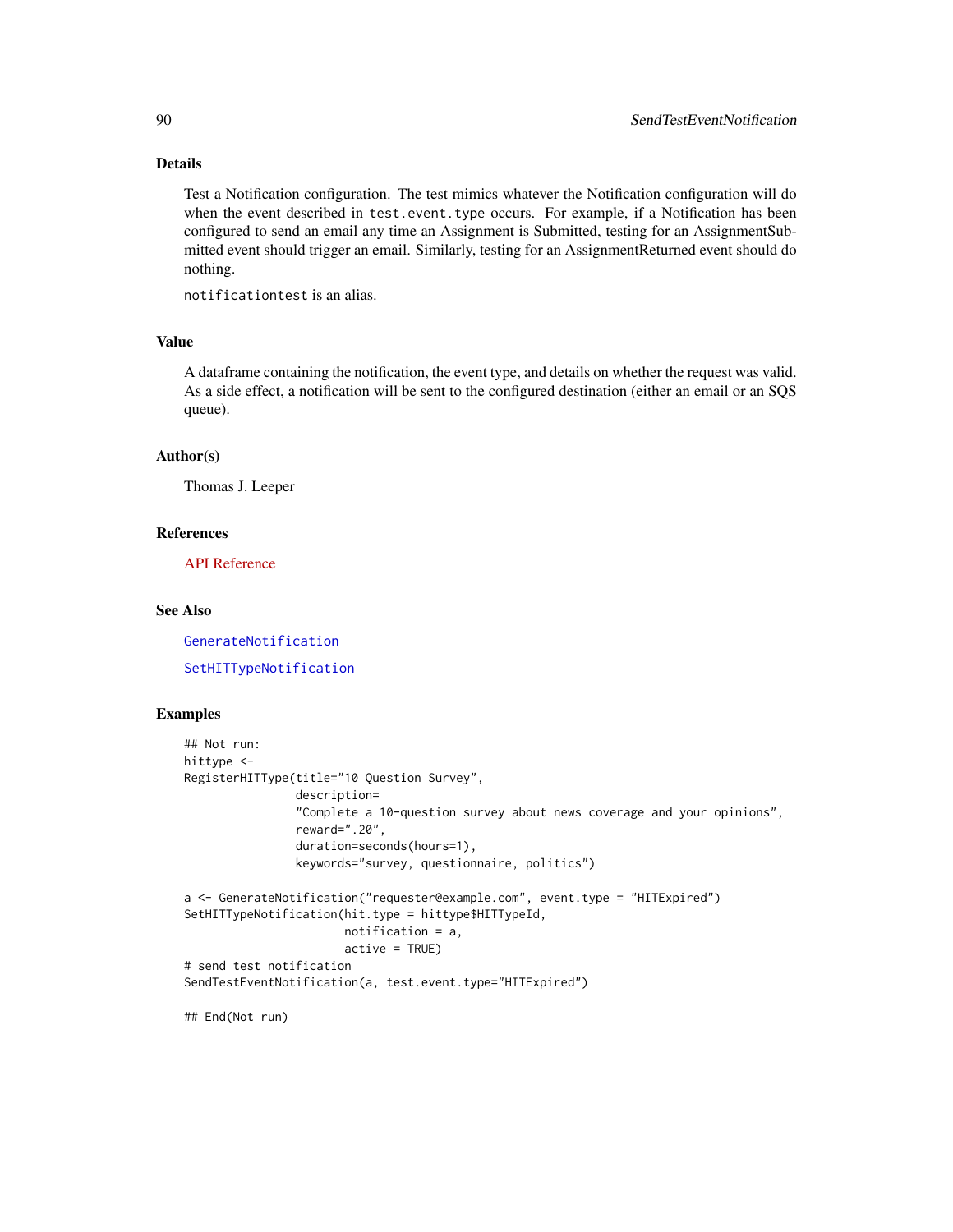### Details

Test a Notification configuration. The test mimics whatever the Notification configuration will do when the event described in `test.event.type` occurs. For example, if a Notification has been configured to send an email any time an Assignment is Submitted, testing for an AssignmentSubmitted event should trigger an email. Similarly, testing for an AssignmentReturned event should do nothing.

`notificationtest` is an alias.

### Value

A dataframe containing the notification, the event type, and details on whether the request was valid. As a side effect, a notification will be sent to the configured destination (either an email or an SQS queue).

### Author(s)

Thomas J. Leeper

### References

API Reference

### See Also

`GenerateNotification`

`SetHITTypeNotification`

### Examples

```
## Not run:
hittype <-
RegisterHITType(title="10 Question Survey",
                description=
                "Complete a 10-question survey about news coverage and your opinions",
                reward=".20",
                duration=seconds(hours=1),
                keywords="survey, questionnaire, politics")

a <- GenerateNotification("requester@example.com", event.type = "HITExpired")
SetHITTypeNotification(hit.type = hittype$HITTypeId,
                       notification = a,
                       active = TRUE)
# send test notification
SendTestEventNotification(a, test.event.type="HITExpired")

## End(Not run)
```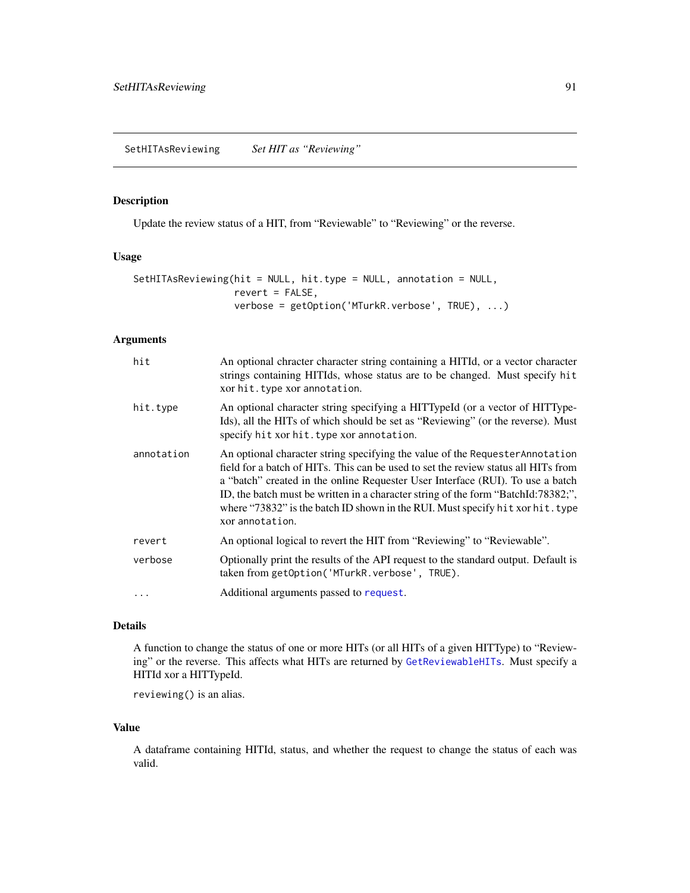## SetHITAsReviewing *Set HIT as "Reviewing"*

### Description

Update the review status of a HIT, from "Reviewable" to "Reviewing" or the reverse.

### Usage

```
SetHITAsReviewing(hit = NULL, hit.type = NULL, annotation = NULL,
                  revert = FALSE,
                  verbose = getOption('MTurkR.verbose', TRUE), ...)
```

### Arguments

| | |
|---|---|
| `hit` | An optional chracter character string containing a HITId, or a vector character strings containing HITIds, whose status are to be changed. Must specify `hit` xor `hit.type` xor `annotation`. |
| `hit.type` | An optional character string specifying a HITTypeId (or a vector of HITTypeIds), all the HITs of which should be set as "Reviewing" (or the reverse). Must specify `hit` xor `hit.type` xor `annotation`. |
| `annotation` | An optional character string specifying the value of the `RequesterAnnotation` field for a batch of HITs. This can be used to set the review status all HITs from a "batch" created in the online Requester User Interface (RUI). To use a batch ID, the batch must be written in a character string of the form "BatchId:78382;", where "73832" is the batch ID shown in the RUI. Must specify `hit` xor `hit.type` xor `annotation`. |
| `revert` | An optional logical to revert the HIT from "Reviewing" to "Reviewable". |
| `verbose` | Optionally print the results of the API request to the standard output. Default is taken from `getOption('MTurkR.verbose', TRUE)`. |
| `...` | Additional arguments passed to `request`. |

### Details

A function to change the status of one or more HITs (or all HITs of a given HITType) to "Reviewing" or the reverse. This affects what HITs are returned by `GetReviewableHITs`. Must specify a HITId xor a HITTypeId.

`reviewing()` is an alias.

### Value

A dataframe containing HITId, status, and whether the request to change the status of each was valid.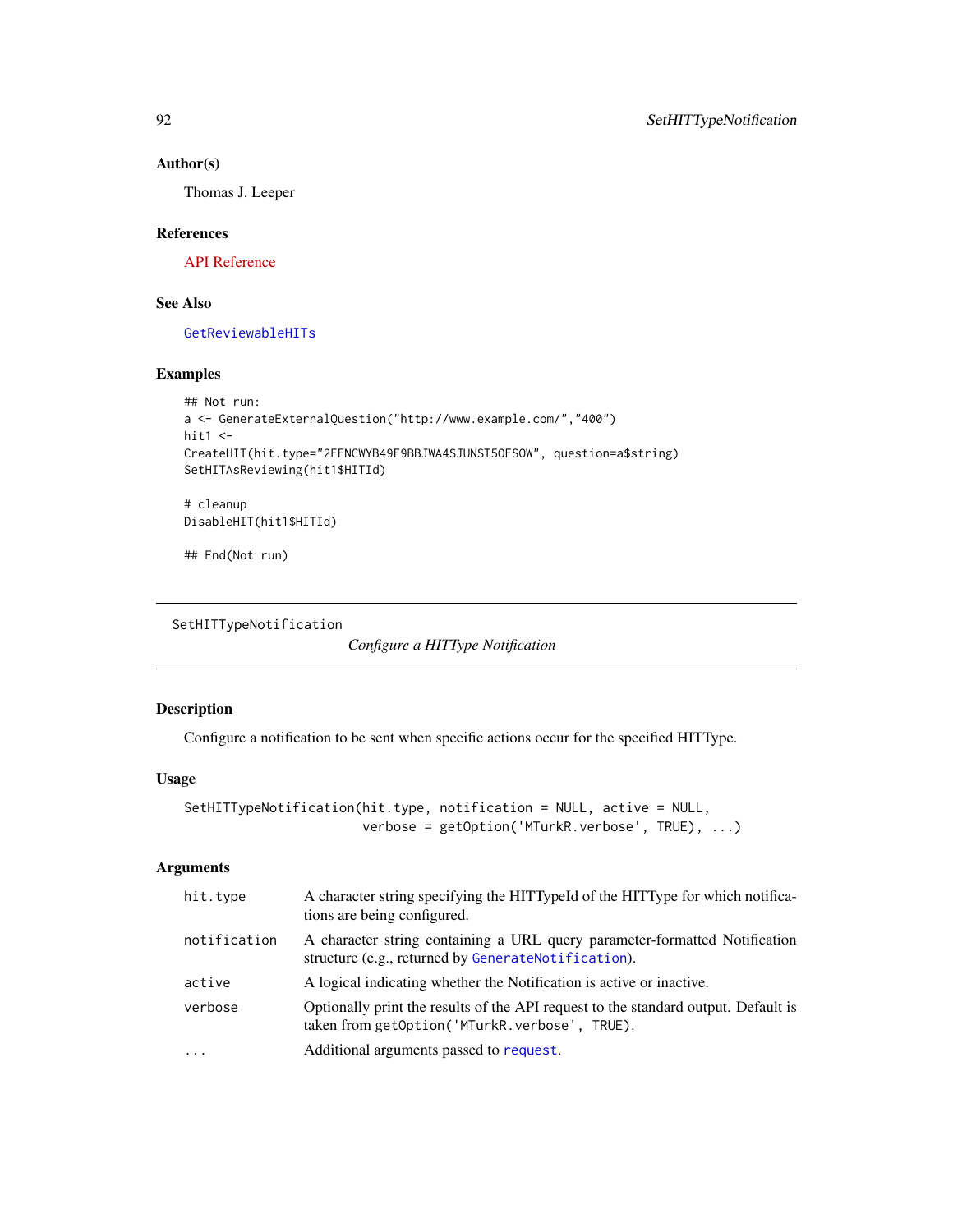### Author(s)

Thomas J. Leeper

### References

API Reference

### See Also

`GetReviewableHITs`

### Examples

```
## Not run:
a <- GenerateExternalQuestion("http://www.example.com/","400")
hit1 <-
CreateHIT(hit.type="2FFNCWYB49F9BBJWA4SJUNST5OFSOW", question=a$string)
SetHITAsReviewing(hit1$HITId)

# cleanup
DisableHIT(hit1$HITId)

## End(Not run)
```

---

## SetHITTypeNotification — *Configure a HITType Notification*

### Description

Configure a notification to be sent when specific actions occur for the specified HITType.

### Usage

```
SetHITTypeNotification(hit.type, notification = NULL, active = NULL,
                        verbose = getOption('MTurkR.verbose', TRUE), ...)
```

### Arguments

| | |
|---|---|
| `hit.type` | A character string specifying the HITTypeId of the HITType for which notifications are being configured. |
| `notification` | A character string containing a URL query parameter-formatted Notification structure (e.g., returned by `GenerateNotification`). |
| `active` | A logical indicating whether the Notification is active or inactive. |
| `verbose` | Optionally print the results of the API request to the standard output. Default is taken from `getOption('MTurkR.verbose', TRUE)`. |
| `...` | Additional arguments passed to `request`. |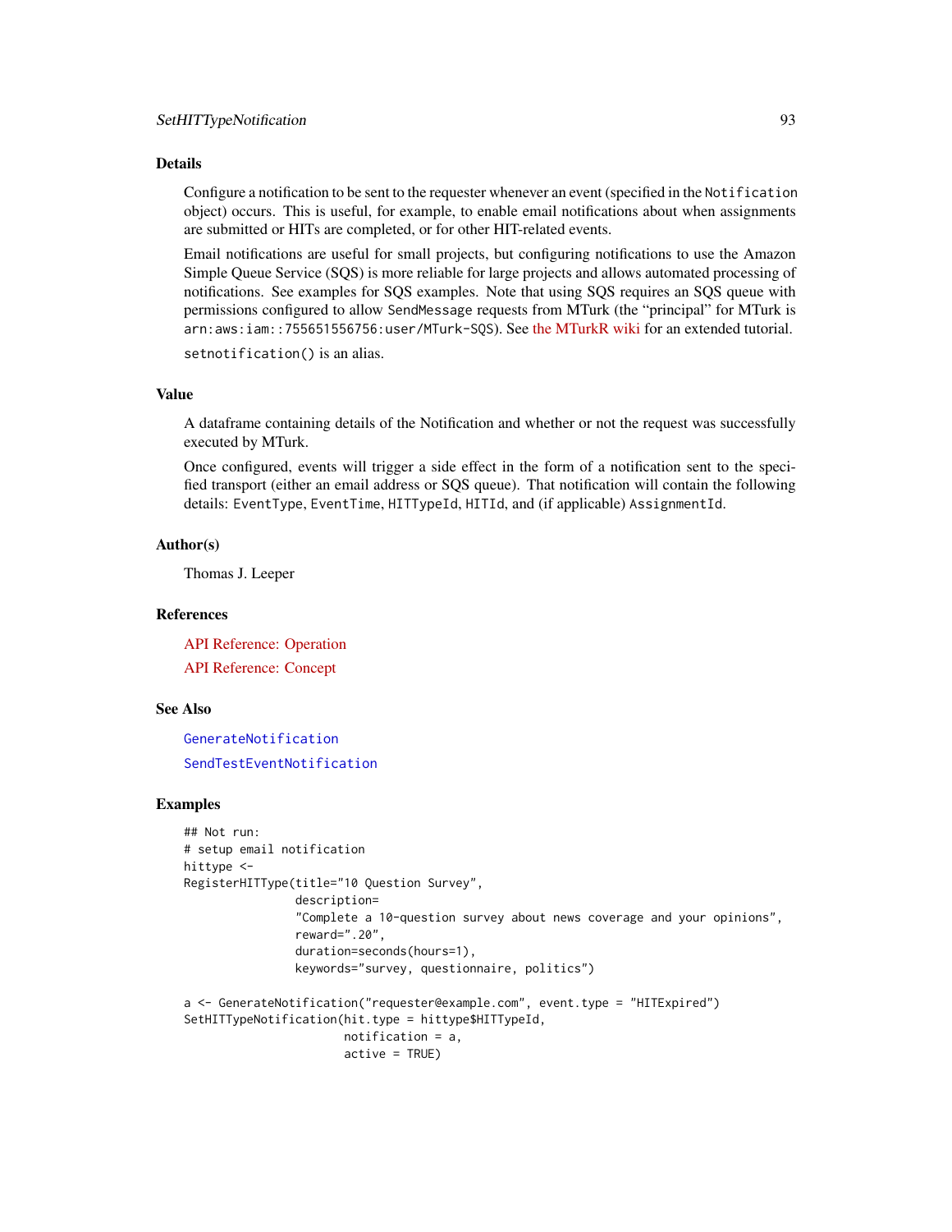### Details

Configure a notification to be sent to the requester whenever an event (specified in the `Notification` object) occurs. This is useful, for example, to enable email notifications about when assignments are submitted or HITs are completed, or for other HIT-related events.

Email notifications are useful for small projects, but configuring notifications to use the Amazon Simple Queue Service (SQS) is more reliable for large projects and allows automated processing of notifications. See examples for SQS examples. Note that using SQS requires an SQS queue with permissions configured to allow `SendMessage` requests from MTurk (the "principal" for MTurk is `arn:aws:iam::755651556756:user/MTurk-SQS`). See the MTurkR wiki for an extended tutorial.

`setnotification()` is an alias.

### Value

A dataframe containing details of the Notification and whether or not the request was successfully executed by MTurk.

Once configured, events will trigger a side effect in the form of a notification sent to the specified transport (either an email address or SQS queue). That notification will contain the following details: `EventType`, `EventTime`, `HITTypeId`, `HITId`, and (if applicable) `AssignmentId`.

### Author(s)

Thomas J. Leeper

### References

API Reference: Operation

API Reference: Concept

### See Also

`GenerateNotification`

`SendTestEventNotification`

### Examples

```
## Not run:
# setup email notification
hittype <-
RegisterHITType(title="10 Question Survey",
                description=
                "Complete a 10-question survey about news coverage and your opinions",
                reward=".20",
                duration=seconds(hours=1),
                keywords="survey, questionnaire, politics")

a <- GenerateNotification("requester@example.com", event.type = "HITExpired")
SetHITTypeNotification(hit.type = hittype$HITTypeId,
                       notification = a,
                       active = TRUE)
```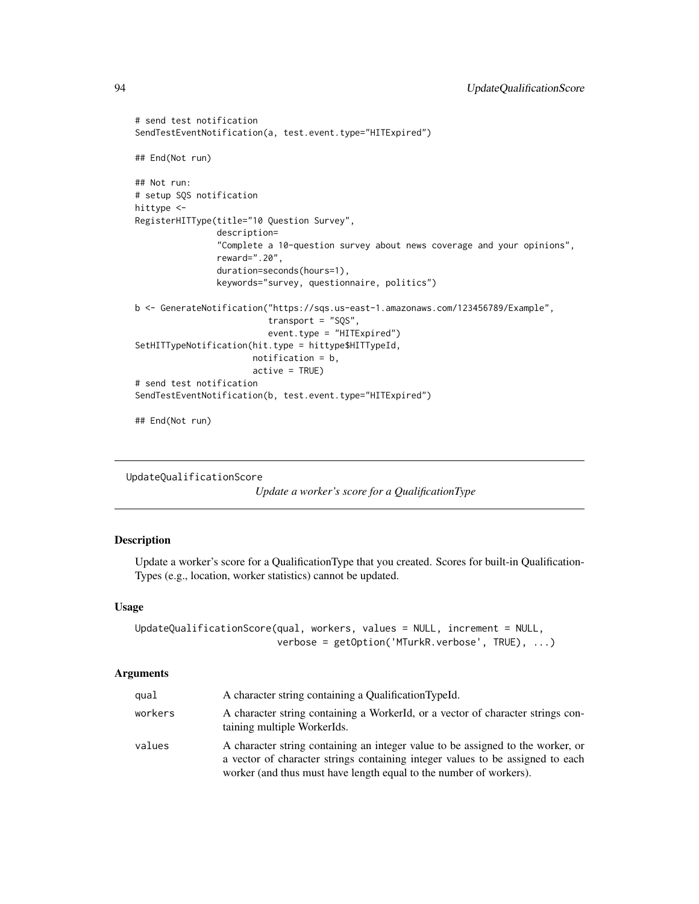```
# send test notification
SendTestEventNotification(a, test.event.type="HITExpired")

## End(Not run)

## Not run:
# setup SQS notification
hittype <-
RegisterHITType(title="10 Question Survey",
                description=
                "Complete a 10-question survey about news coverage and your opinions",
                reward=".20",
                duration=seconds(hours=1),
                keywords="survey, questionnaire, politics")

b <- GenerateNotification("https://sqs.us-east-1.amazonaws.com/123456789/Example",
                          transport = "SQS",
                          event.type = "HITExpired")
SetHITTypeNotification(hit.type = hittype$HITTypeId,
                       notification = b,
                       active = TRUE)
# send test notification
SendTestEventNotification(b, test.event.type="HITExpired")

## End(Not run)
```

## UpdateQualificationScore

*Update a worker's score for a QualificationType*

### Description

Update a worker's score for a QualificationType that you created. Scores for built-in QualificationTypes (e.g., location, worker statistics) cannot be updated.

### Usage

```
UpdateQualificationScore(qual, workers, values = NULL, increment = NULL,
                         verbose = getOption('MTurkR.verbose', TRUE), ...)
```

### Arguments

| | |
|---|---|
| `qual` | A character string containing a QualificationTypeId. |
| `workers` | A character string containing a WorkerId, or a vector of character strings containing multiple WorkerIds. |
| `values` | A character string containing an integer value to be assigned to the worker, or a vector of character strings containing integer values to be assigned to each worker (and thus must have length equal to the number of workers). |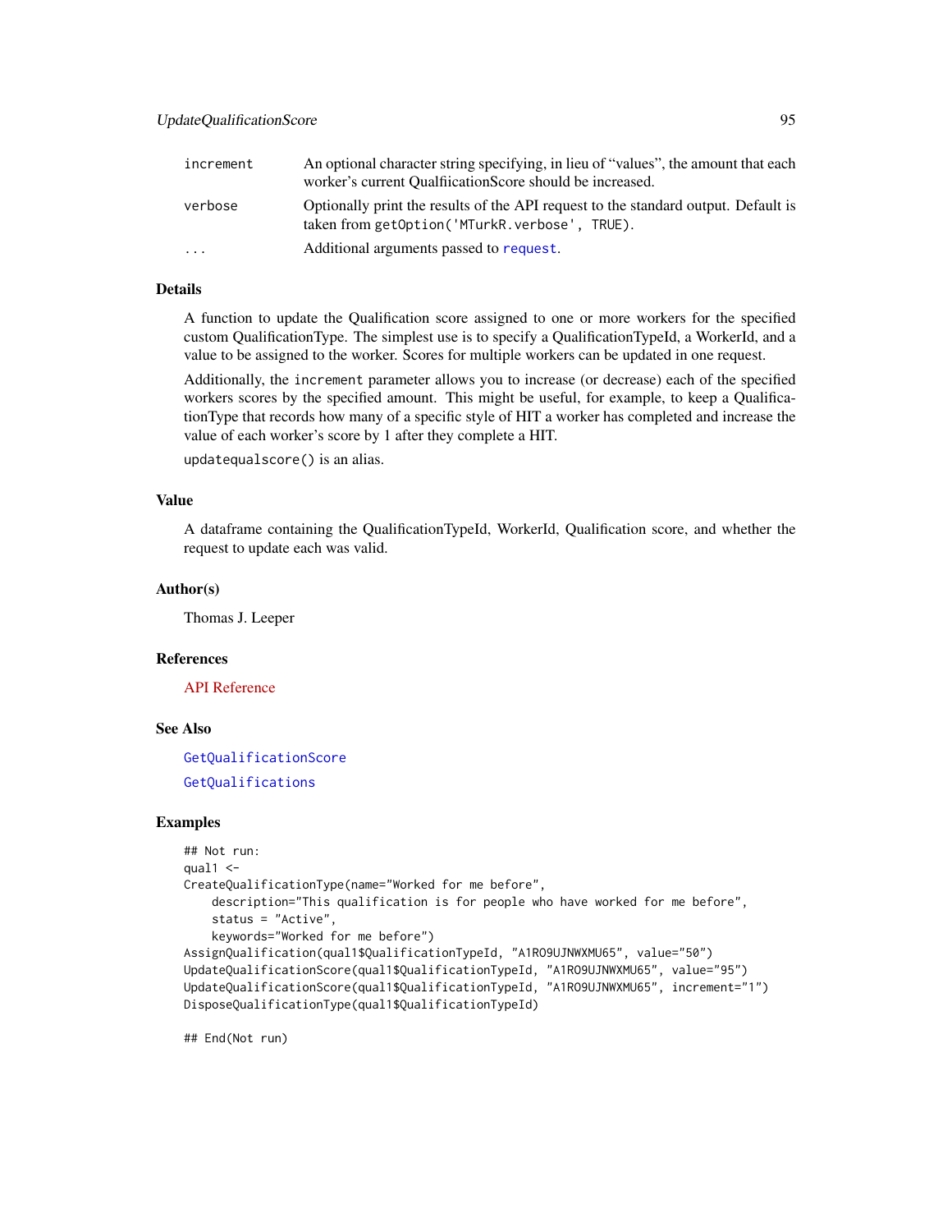| | |
|---|---|
| increment | An optional character string specifying, in lieu of "values", the amount that each worker's current QualficationScore should be increased. |
| verbose | Optionally print the results of the API request to the standard output. Default is taken from `getOption('MTurkR.verbose', TRUE)`. |
| ... | Additional arguments passed to `request`. |

## Details

A function to update the Qualification score assigned to one or more workers for the specified custom QualificationType. The simplest use is to specify a QualificationTypeId, a WorkerId, and a value to be assigned to the worker. Scores for multiple workers can be updated in one request.

Additionally, the `increment` parameter allows you to increase (or decrease) each of the specified workers scores by the specified amount. This might be useful, for example, to keep a QualificationType that records how many of a specific style of HIT a worker has completed and increase the value of each worker's score by 1 after they complete a HIT.

`updatequalscore()` is an alias.

## Value

A dataframe containing the QualificationTypeId, WorkerId, Qualification score, and whether the request to update each was valid.

## Author(s)

Thomas J. Leeper

## References

API Reference

## See Also

`GetQualificationScore`

`GetQualifications`

## Examples

```
## Not run:
qual1 <-
CreateQualificationType(name="Worked for me before",
    description="This qualification is for people who have worked for me before",
    status = "Active",
    keywords="Worked for me before")
AssignQualification(qual1$QualificationTypeId, "A1RO9UJNWXMU65", value="50")
UpdateQualificationScore(qual1$QualificationTypeId, "A1RO9UJNWXMU65", value="95")
UpdateQualificationScore(qual1$QualificationTypeId, "A1RO9UJNWXMU65", increment="1")
DisposeQualificationType(qual1$QualificationTypeId)

## End(Not run)
```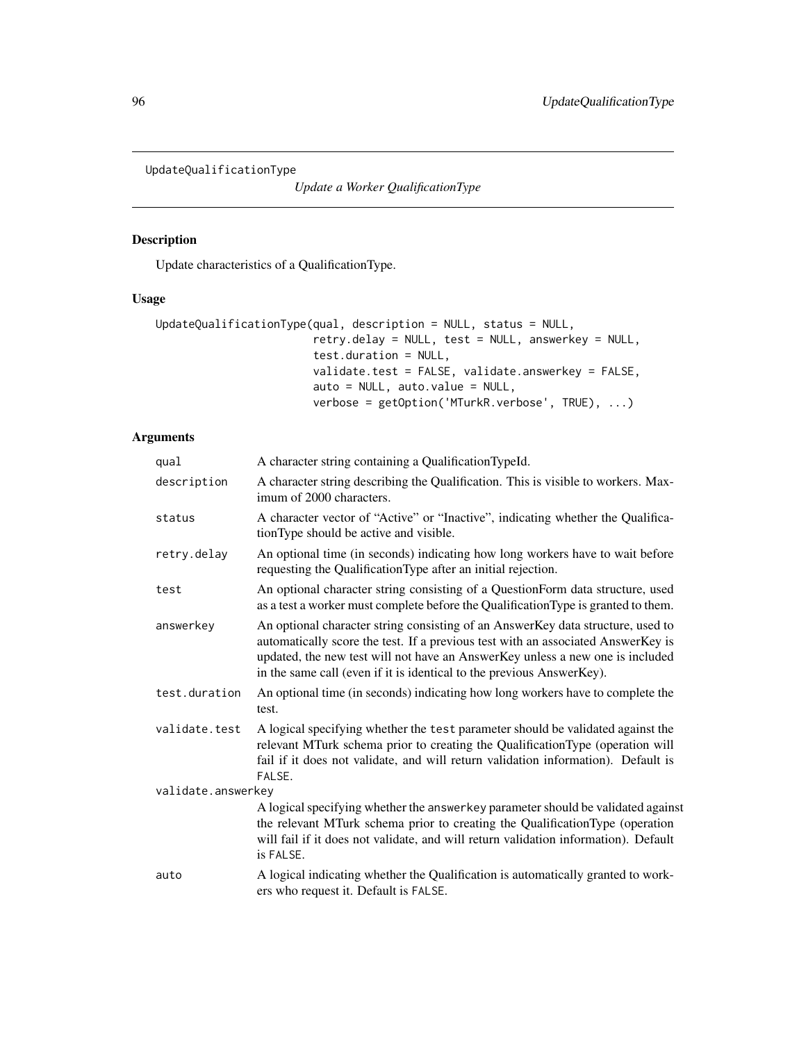UpdateQualificationType

*Update a Worker QualificationType*

## Description

Update characteristics of a QualificationType.

## Usage

```
UpdateQualificationType(qual, description = NULL, status = NULL,
                        retry.delay = NULL, test = NULL, answerkey = NULL,
                        test.duration = NULL,
                        validate.test = FALSE, validate.answerkey = FALSE,
                        auto = NULL, auto.value = NULL,
                        verbose = getOption('MTurkR.verbose', TRUE), ...)
```

## Arguments

| | |
|---|---|
| `qual` | A character string containing a QualificationTypeId. |
| `description` | A character string describing the Qualification. This is visible to workers. Maximum of 2000 characters. |
| `status` | A character vector of "Active" or "Inactive", indicating whether the QualificationType should be active and visible. |
| `retry.delay` | An optional time (in seconds) indicating how long workers have to wait before requesting the QualificationType after an initial rejection. |
| `test` | An optional character string consisting of a QuestionForm data structure, used as a test a worker must complete before the QualificationType is granted to them. |
| `answerkey` | An optional character string consisting of an AnswerKey data structure, used to automatically score the test. If a previous test with an associated AnswerKey is updated, the new test will not have an AnswerKey unless a new one is included in the same call (even if it is identical to the previous AnswerKey). |
| `test.duration` | An optional time (in seconds) indicating how long workers have to complete the test. |
| `validate.test` | A logical specifying whether the `test` parameter should be validated against the relevant MTurk schema prior to creating the QualificationType (operation will fail if it does not validate, and will return validation information). Default is `FALSE`. |
| `validate.answerkey` | A logical specifying whether the `answerkey` parameter should be validated against the relevant MTurk schema prior to creating the QualificationType (operation will fail if it does not validate, and will return validation information). Default is `FALSE`. |
| `auto` | A logical indicating whether the Qualification is automatically granted to workers who request it. Default is `FALSE`. |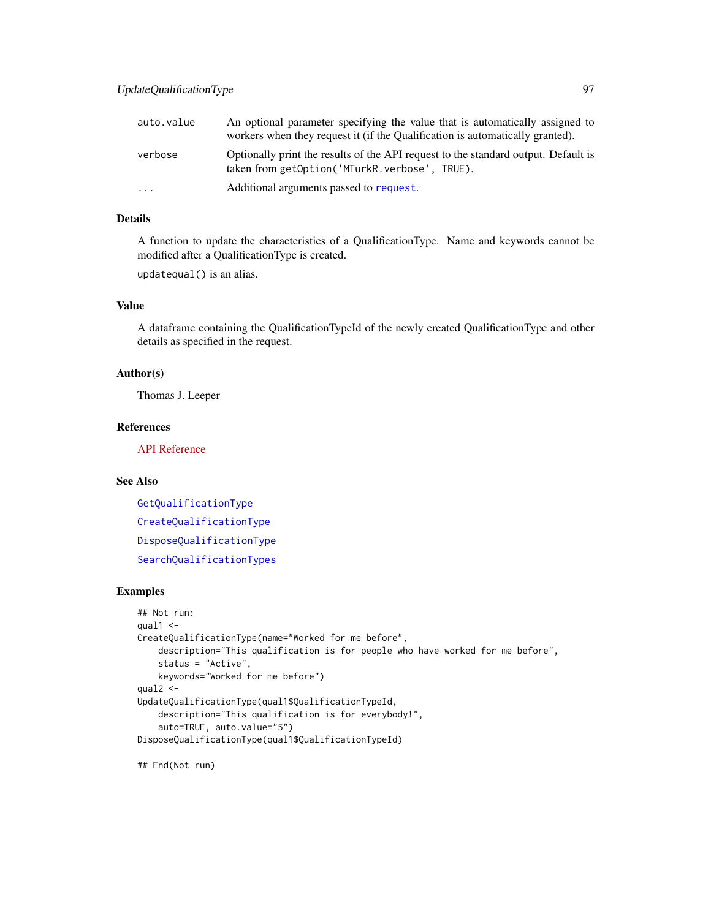| | |
|---|---|
| `auto.value` | An optional parameter specifying the value that is automatically assigned to workers when they request it (if the Qualification is automatically granted). |
| `verbose` | Optionally print the results of the API request to the standard output. Default is taken from `getOption('MTurkR.verbose', TRUE)`. |
| `...` | Additional arguments passed to `request`. |

### Details

A function to update the characteristics of a QualificationType. Name and keywords cannot be modified after a QualificationType is created.

`updatequal()` is an alias.

### Value

A dataframe containing the QualificationTypeId of the newly created QualificationType and other details as specified in the request.

### Author(s)

Thomas J. Leeper

### References

API Reference

### See Also

`GetQualificationType`

`CreateQualificationType`

`DisposeQualificationType`

`SearchQualificationTypes`

### Examples

```
## Not run:
qual1 <-
CreateQualificationType(name="Worked for me before",
    description="This qualification is for people who have worked for me before",
    status = "Active",
    keywords="Worked for me before")
qual2 <-
UpdateQualificationType(qual1$QualificationTypeId,
    description="This qualification is for everybody!",
    auto=TRUE, auto.value="5")
DisposeQualificationType(qual1$QualificationTypeId)

## End(Not run)
```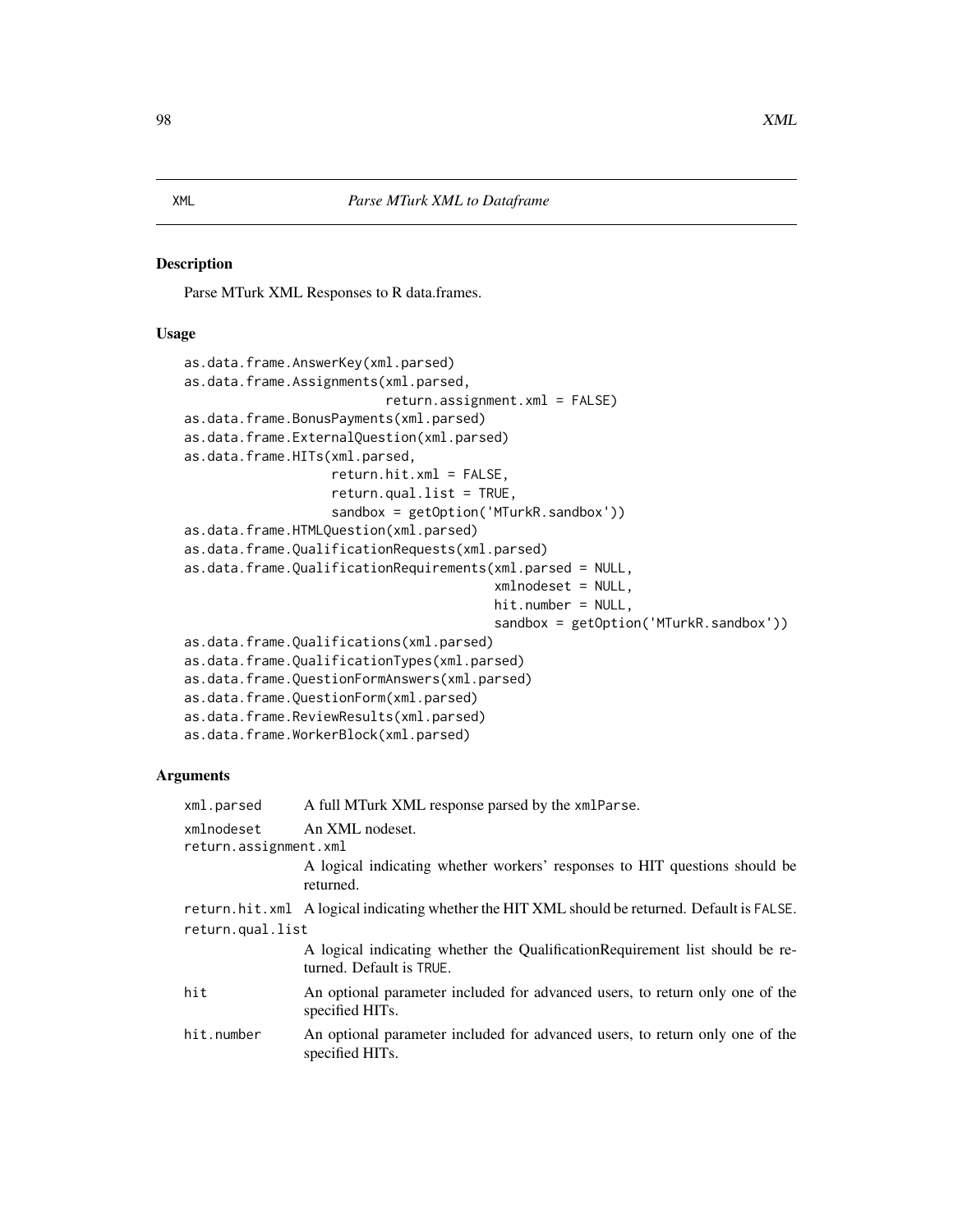# XML — *Parse MTurk XML to Dataframe*

## Description

Parse MTurk XML Responses to R data.frames.

## Usage

```
as.data.frame.AnswerKey(xml.parsed)
as.data.frame.Assignments(xml.parsed,
                          return.assignment.xml = FALSE)
as.data.frame.BonusPayments(xml.parsed)
as.data.frame.ExternalQuestion(xml.parsed)
as.data.frame.HITs(xml.parsed,
                   return.hit.xml = FALSE,
                   return.qual.list = TRUE,
                   sandbox = getOption('MTurkR.sandbox'))
as.data.frame.HTMLQuestion(xml.parsed)
as.data.frame.QualificationRequests(xml.parsed)
as.data.frame.QualificationRequirements(xml.parsed = NULL,
                                        xmlnodeset = NULL,
                                        hit.number = NULL,
                                        sandbox = getOption('MTurkR.sandbox'))
as.data.frame.Qualifications(xml.parsed)
as.data.frame.QualificationTypes(xml.parsed)
as.data.frame.QuestionFormAnswers(xml.parsed)
as.data.frame.QuestionForm(xml.parsed)
as.data.frame.ReviewResults(xml.parsed)
as.data.frame.WorkerBlock(xml.parsed)
```

## Arguments

| | |
|---|---|
| `xml.parsed` | A full MTurk XML response parsed by the `xmlParse`. |
| `xmlnodeset` | An XML nodeset. |
| `return.assignment.xml` | A logical indicating whether workers' responses to HIT questions should be returned. |
| `return.hit.xml` | A logical indicating whether the HIT XML should be returned. Default is `FALSE`. |
| `return.qual.list` | A logical indicating whether the QualificationRequirement list should be returned. Default is `TRUE`. |
| `hit` | An optional parameter included for advanced users, to return only one of the specified HITs. |
| `hit.number` | An optional parameter included for advanced users, to return only one of the specified HITs. |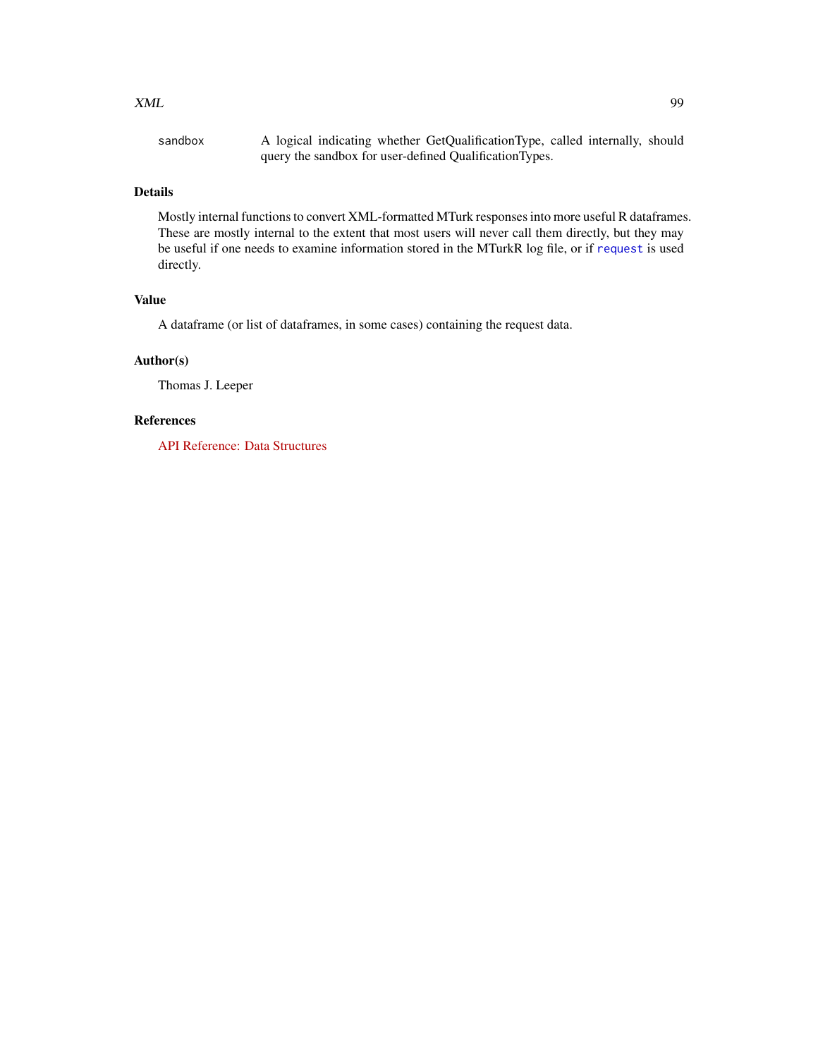`sandbox` A logical indicating whether GetQualificationType, called internally, should query the sandbox for user-defined QualificationTypes.

## Details

Mostly internal functions to convert XML-formatted MTurk responses into more useful R dataframes. These are mostly internal to the extent that most users will never call them directly, but they may be useful if one needs to examine information stored in the MTurkR log file, or if `request` is used directly.

## Value

A dataframe (or list of dataframes, in some cases) containing the request data.

## Author(s)

Thomas J. Leeper

## References

API Reference: Data Structures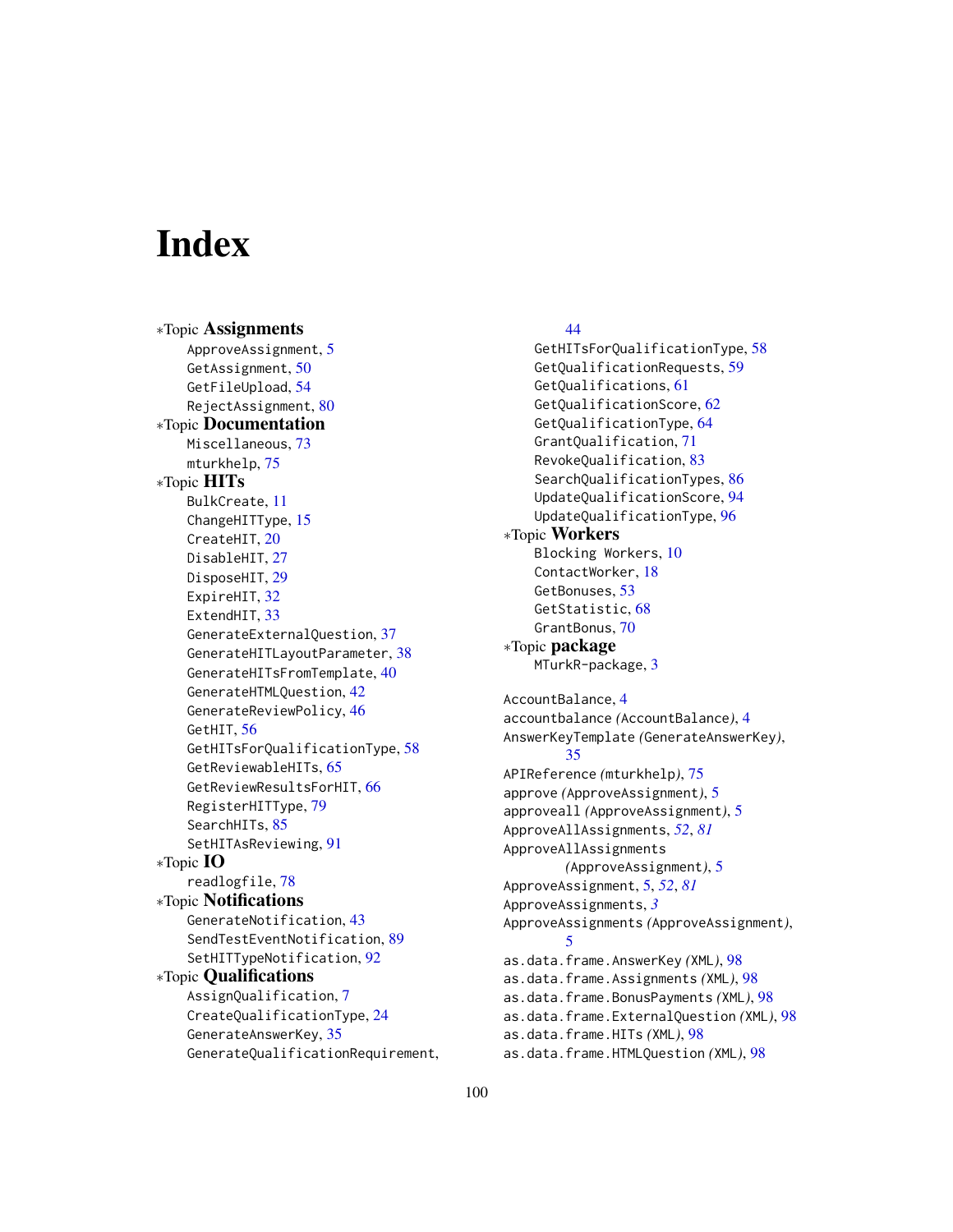# Index

∗Topic **Assignments**
- ApproveAssignment, 5
- GetAssignment, 50
- GetFileUpload, 54
- RejectAssignment, 80

∗Topic **Documentation**
- Miscellaneous, 73
- mturkhelp, 75

∗Topic **HITs**
- BulkCreate, 11
- ChangeHITType, 15
- CreateHIT, 20
- DisableHIT, 27
- DisposeHIT, 29
- ExpireHIT, 32
- ExtendHIT, 33
- GenerateExternalQuestion, 37
- GenerateHITLayoutParameter, 38
- GenerateHITsFromTemplate, 40
- GenerateHTMLQuestion, 42
- GenerateReviewPolicy, 46
- GetHIT, 56
- GetHITsForQualificationType, 58
- GetReviewableHITs, 65
- GetReviewResultsForHIT, 66
- RegisterHITType, 79
- SearchHITs, 85
- SetHITAsReviewing, 91

∗Topic **IO**
- readlogfile, 78

∗Topic **Notifications**
- GenerateNotification, 43
- SendTestEventNotification, 89
- SetHITTypeNotification, 92

∗Topic **Qualifications**
- AssignQualification, 7
- CreateQualificationType, 24
- GenerateAnswerKey, 35
- GenerateQualificationRequirement, 44
- GetHITsForQualificationType, 58
- GetQualificationRequests, 59
- GetQualifications, 61
- GetQualificationScore, 62
- GetQualificationType, 64
- GrantQualification, 71
- RevokeQualification, 83
- SearchQualificationTypes, 86
- UpdateQualificationScore, 94
- UpdateQualificationType, 96

∗Topic **Workers**
- Blocking Workers, 10
- ContactWorker, 18
- GetBonuses, 53
- GetStatistic, 68
- GrantBonus, 70

∗Topic **package**
- MTurkR-package, 3

AccountBalance, 4
accountbalance *(AccountBalance)*, 4
AnswerKeyTemplate *(GenerateAnswerKey)*, 35
APIReference *(mturkhelp)*, 75
approve *(ApproveAssignment)*, 5
approveall *(ApproveAssignment)*, 5
ApproveAllAssignments, *52*, *81*
ApproveAllAssignments *(ApproveAssignment)*, 5
ApproveAssignment, 5, *52*, *81*
ApproveAssignments, *3*
ApproveAssignments *(ApproveAssignment)*, 5
as.data.frame.AnswerKey *(XML)*, 98
as.data.frame.Assignments *(XML)*, 98
as.data.frame.BonusPayments *(XML)*, 98
as.data.frame.ExternalQuestion *(XML)*, 98
as.data.frame.HITs *(XML)*, 98
as.data.frame.HTMLQuestion *(XML)*, 98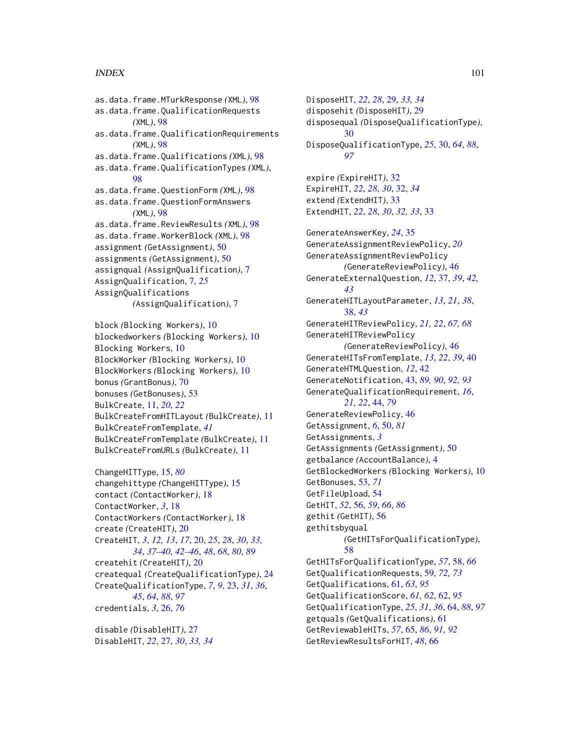as.data.frame.MTurkResponse *(XML)*, 98
as.data.frame.QualificationRequests *(XML)*, 98
as.data.frame.QualificationRequirements *(XML)*, 98
as.data.frame.Qualifications *(XML)*, 98
as.data.frame.QualificationTypes *(XML)*, 98
as.data.frame.QuestionForm *(XML)*, 98
as.data.frame.QuestionFormAnswers *(XML)*, 98
as.data.frame.ReviewResults *(XML)*, 98
as.data.frame.WorkerBlock *(XML)*, 98
assignment *(GetAssignment)*, 50
assignments *(GetAssignment)*, 50
assignqual *(AssignQualification)*, 7
AssignQualification, 7, *25*
AssignQualifications *(AssignQualification)*, 7

block *(Blocking Workers)*, 10
blockedworkers *(Blocking Workers)*, 10
Blocking Workers, 10
BlockWorker *(Blocking Workers)*, 10
BlockWorkers *(Blocking Workers)*, 10
bonus *(GrantBonus)*, 70
bonuses *(GetBonuses)*, 53
BulkCreate, 11, *20*, *22*
BulkCreateFromHITLayout *(BulkCreate)*, 11
BulkCreateFromTemplate, *41*
BulkCreateFromTemplate *(BulkCreate)*, 11
BulkCreateFromURLs *(BulkCreate)*, 11

ChangeHITType, 15, *80*
changehittype *(ChangeHITType)*, 15
contact *(ContactWorker)*, 18
ContactWorker, *3*, 18
ContactWorkers *(ContactWorker)*, 18
create *(CreateHIT)*, 20
CreateHIT, *3*, *12*, *13*, *17*, 20, *25*, *28*, *30*, *33*, *34*, *37–40*, *42–46*, *48*, *68*, *80*, *89*
createhit *(CreateHIT)*, 20
createqual *(CreateQualificationType)*, 24
CreateQualificationType, *7*, *9*, 23, *31*, *36*, *45*, *64*, *88*, *97*
credentials, *3*, 26, *76*

disable *(DisableHIT)*, 27
DisableHIT, *22*, 27, *30*, *33*, *34*
DisposeHIT, *22*, *28*, 29, *33*, *34*
disposehit *(DisposeHIT)*, 29
disposequal *(DisposeQualificationType)*, 30
DisposeQualificationType, *25*, 30, *64*, *88*, *97*

expire *(ExpireHIT)*, 32
ExpireHIT, *22*, *28*, *30*, 32, *34*
extend *(ExtendHIT)*, 33
ExtendHIT, *22*, *28*, *30*, *32*, *33*, 33

GenerateAnswerKey, *24*, 35
GenerateAssignmentReviewPolicy, *20*
GenerateAssignmentReviewPolicy *(GenerateReviewPolicy)*, 46
GenerateExternalQuestion, *12*, 37, *39*, *42*, *43*
GenerateHITLayoutParameter, *13*, *21*, *38*, 38, *43*
GenerateHITReviewPolicy, *21*, *22*, *67*, *68*
GenerateHITReviewPolicy *(GenerateReviewPolicy)*, 46
GenerateHITsFromTemplate, *13*, *22*, *39*, 40
GenerateHTMLQuestion, *12*, 42
GenerateNotification, 43, *89*, *90*, *92*, *93*
GenerateQualificationRequirement, *16*, *21*, *22*, 44, *79*
GenerateReviewPolicy, 46
GetAssignment, *6*, 50, *81*
GetAssignments, *3*
GetAssignments *(GetAssignment)*, 50
getbalance *(AccountBalance)*, 4
GetBlockedWorkers *(Blocking Workers)*, 10
GetBonuses, 53, *71*
GetFileUpload, 54
GetHIT, *52*, 56, *59*, *66*, *86*
gethit *(GetHIT)*, 56
gethitsbyqual *(GetHITsForQualificationType)*, 58
GetHITsForQualificationType, *57*, 58, *66*
GetQualificationRequests, 59, *72*, *73*
GetQualifications, 61, *63*, *95*
GetQualificationScore, *61*, *62*, 62, *95*
GetQualificationType, *25*, *31*, *36*, 64, *88*, *97*
getquals *(GetQualifications)*, 61
GetReviewableHITs, *57*, 65, *86*, *91*, *92*
GetReviewResultsForHIT, *48*, 66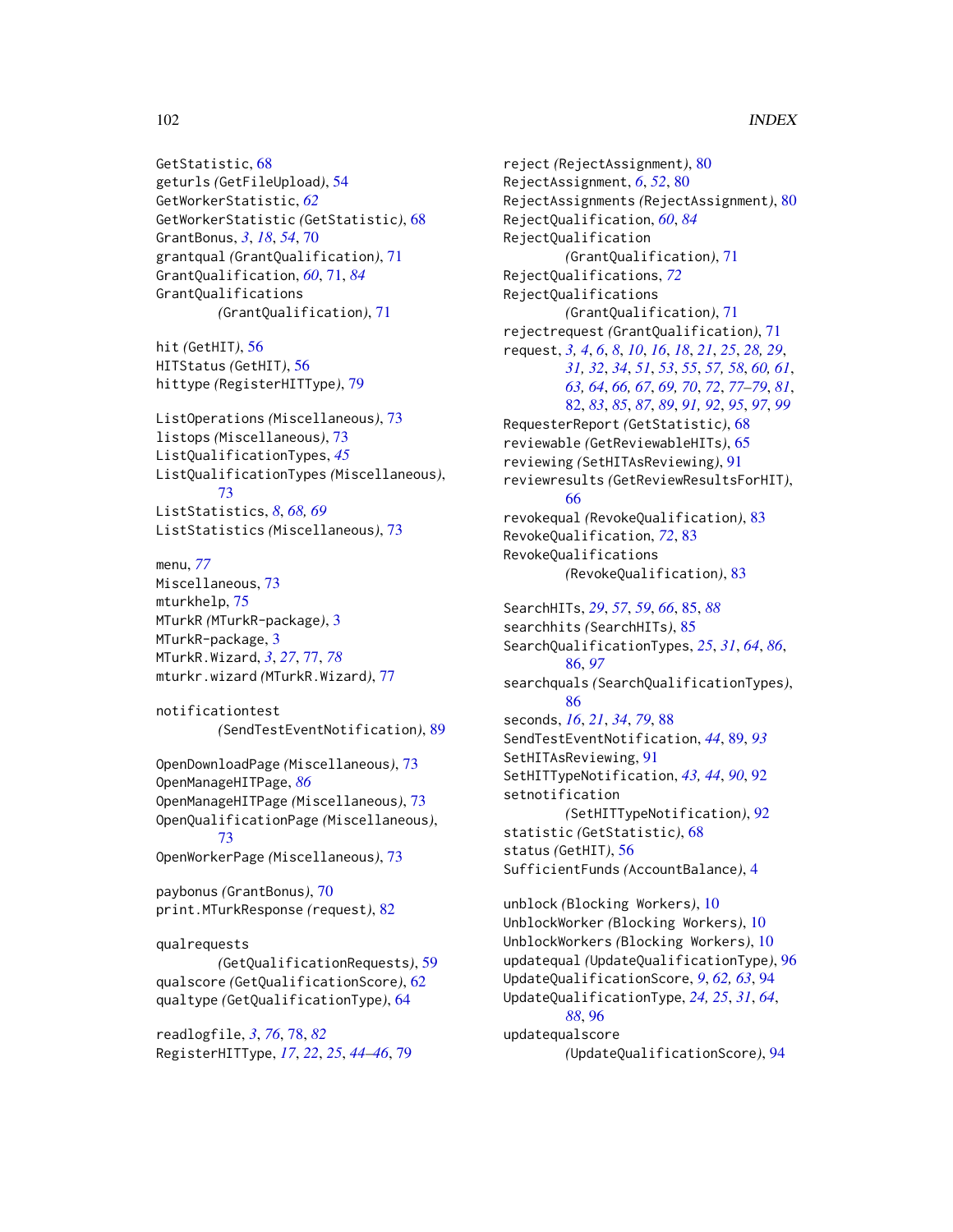GetStatistic, 68
geturls *(GetFileUpload)*, 54
GetWorkerStatistic, *62*
GetWorkerStatistic *(GetStatistic)*, 68
GrantBonus, *3*, *18*, *54*, 70
grantqual *(GrantQualification)*, 71
GrantQualification, *60*, 71, *84*
GrantQualifications
*(GrantQualification)*, 71

hit *(GetHIT)*, 56
HITStatus *(GetHIT)*, 56
hittype *(RegisterHITType)*, 79

ListOperations *(Miscellaneous)*, 73
listops *(Miscellaneous)*, 73
ListQualificationTypes, *45*
ListQualificationTypes *(Miscellaneous)*, 73
ListStatistics, *8*, *68, 69*
ListStatistics *(Miscellaneous)*, 73

menu, *77*
Miscellaneous, 73
mturkhelp, 75
MTurkR *(MTurkR-package)*, 3
MTurkR-package, 3
MTurkR.Wizard, *3*, *27*, 77, *78*
mturkr.wizard *(MTurkR.Wizard)*, 77

notificationtest
*(SendTestEventNotification)*, 89

OpenDownloadPage *(Miscellaneous)*, 73
OpenManageHITPage, *86*
OpenManageHITPage *(Miscellaneous)*, 73
OpenQualificationPage *(Miscellaneous)*, 73
OpenWorkerPage *(Miscellaneous)*, 73

paybonus *(GrantBonus)*, 70
print.MTurkResponse *(request)*, 82

qualrequests
*(GetQualificationRequests)*, 59
qualscore *(GetQualificationScore)*, 62
qualtype *(GetQualificationType)*, 64

readlogfile, *3*, *76*, 78, *82*
RegisterHITType, *17*, *22*, *25*, *44–46*, 79

reject *(RejectAssignment)*, 80
RejectAssignment, *6*, *52*, 80
RejectAssignments *(RejectAssignment)*, 80
RejectQualification, *60*, *84*
RejectQualification
*(GrantQualification)*, 71
RejectQualifications, *72*
RejectQualifications
*(GrantQualification)*, 71
rejectrequest *(GrantQualification)*, 71
request, *3, 4*, *6*, *8*, *10*, *16*, *18*, *21*, *25*, *28, 29*, *31, 32*, *34*, *51*, *53*, *55*, *57, 58*, *60, 61*, *63, 64*, *66, 67*, *69, 70*, *72*, *77–79*, *81*, 82, *83*, *85*, *87*, *89*, *91, 92*, *95*, *97*, *99*
RequesterReport *(GetStatistic)*, 68
reviewable *(GetReviewableHITs)*, 65
reviewing *(SetHITAsReviewing)*, 91
reviewresults *(GetReviewResultsForHIT)*, 66
revokequal *(RevokeQualification)*, 83
RevokeQualification, *72*, 83
RevokeQualifications
*(RevokeQualification)*, 83

SearchHITs, *29*, *57*, *59*, *66*, 85, *88*
searchhits *(SearchHITs)*, 85
SearchQualificationTypes, *25*, *31*, *64*, *86*, 86, *97*
searchquals *(SearchQualificationTypes)*, 86
seconds, *16*, *21*, *34*, *79*, 88
SendTestEventNotification, *44*, 89, *93*
SetHITAsReviewing, 91
SetHITTypeNotification, *43, 44*, *90*, 92
setnotification
*(SetHITTypeNotification)*, 92
statistic *(GetStatistic)*, 68
status *(GetHIT)*, 56
SufficientFunds *(AccountBalance)*, 4

unblock *(Blocking Workers)*, 10
UnblockWorker *(Blocking Workers)*, 10
UnblockWorkers *(Blocking Workers)*, 10
updatequal *(UpdateQualificationType)*, 96
UpdateQualificationScore, *9*, *62, 63*, 94
UpdateQualificationType, *24, 25*, *31*, *64*, *88*, 96
updatequalscore
*(UpdateQualificationScore)*, 94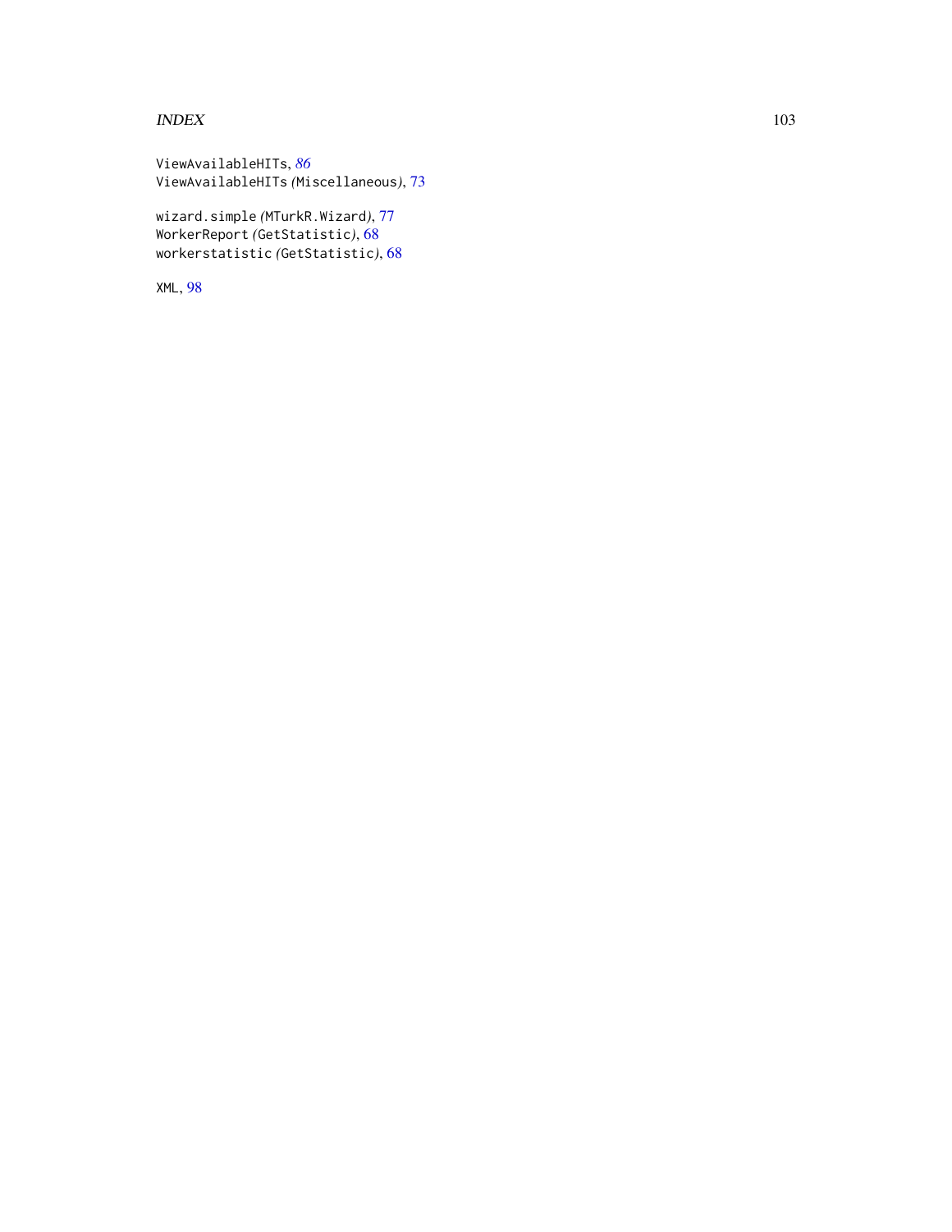ViewAvailableHITs, *86*
ViewAvailableHITs *(*Miscellaneous*)*, 73

wizard.simple *(*MTurkR.Wizard*)*, 77
WorkerReport *(*GetStatistic*)*, 68
workerstatistic *(*GetStatistic*)*, 68

XML, 98